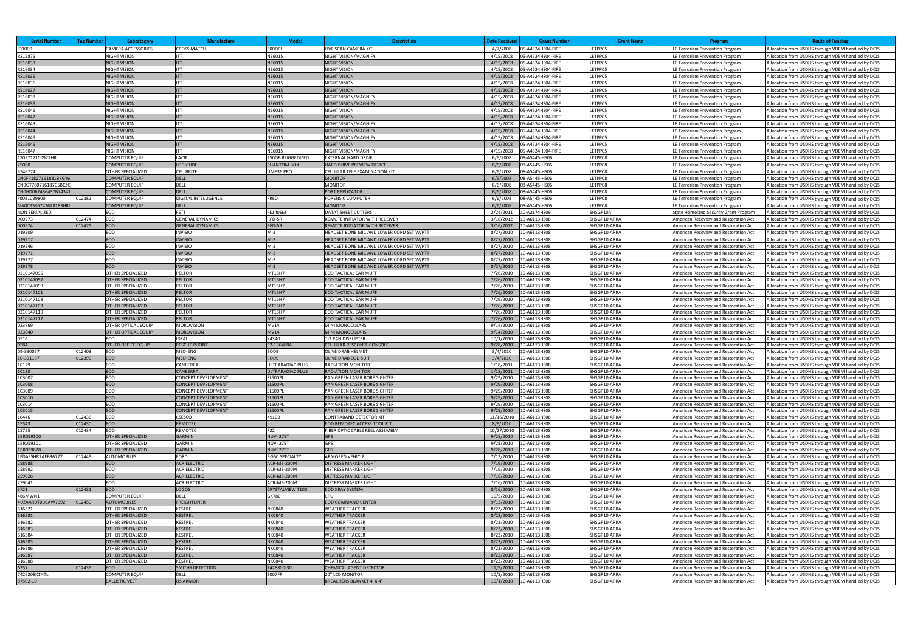| Serial Number | Tag Number | Subcategory | Manufacture | Model | Description | Date Received | Grant Number | Grant Name | Program | Route of Funding |
|---|---|---|---|---|---|---|---|---|---|---|
| ID1000 | | CAMERA ACCESSORIES | CROSS MATCH | 500DPI | LIVE SCAN CAMERA KIT | 4/7/2008 | 05-A4524HS04-FIRE | LETPP05 | LE Terrorism Prevention Program | Allocation from USDHS through VDEM handled by DCJS |
| RS15875 | | NIGHT VISION | ITT | NE6015 | NIGHT VISION/MAGNIFY | 4/15/2008 | 05-A4524HS04-FIRE | LETPP05 | LE Terrorism Prevention Program | Allocation from USDHS through VDEM handled by DCJS |
| RS16033 | | NIGHT VISION | ITT | NE6015 | NIGHT VISION | 4/15/2008 | 05-A4524HS04-FIRE | LETPP05 | LE Terrorism Prevention Program | Allocation from USDHS through VDEM handled by DCJS |
| RS16034 | | NIGHT VISION | ITT | NE6015 | NIGHT VISION | 4/15/2008 | 05-A4524HS04-FIRE | LETPP05 | LE Terrorism Prevention Program | Allocation from USDHS through VDEM handled by DCJS |
| RS16035 | | NIGHT VISION | ITT | NE6015 | NIGHT VISION | 4/15/2008 | 05-A4524HS04-FIRE | LETPP05 | LE Terrorism Prevention Program | Allocation from USDHS through VDEM handled by DCJS |
| RS16036 | | NIGHT VISION | ITT | NE6015 | NIGHT VISION | 4/15/2008 | 05-A4524HS04-FIRE | LETPP05 | LE Terrorism Prevention Program | Allocation from USDHS through VDEM handled by DCJS |
| RS16037 | | NIGHT VISION | ITT | NE6015 | NIGHT VISION | 4/15/2008 | 05-A4524HS04-FIRE | LETPP05 | LE Terrorism Prevention Program | Allocation from USDHS through VDEM handled by DCJS |
| RS16038 | | NIGHT VISION | ITT | NE6015 | NIGHT VISION/MAGNIFY | 4/15/2008 | 05-A4524HS04-FIRE | LETPP05 | LE Terrorism Prevention Program | Allocation from USDHS through VDEM handled by DCJS |
| RS16039 | | NIGHT VISION | ITT | NE6015 | NIGHT VISION/MAGNIFY | 4/15/2008 | 05-A4524HS04-FIRE | LETPP05 | LE Terrorism Prevention Program | Allocation from USDHS through VDEM handled by DCJS |
| RS16041 | | NIGHT VISION | ITT | NE6015 | NIGHT VISION | 4/15/2008 | 05-A4524HS04-FIRE | LETPP05 | LE Terrorism Prevention Program | Allocation from USDHS through VDEM handled by DCJS |
| RS16042 | | NIGHT VISION | ITT | NE6015 | NIGHT VISION | 4/15/2008 | 05-A4524HS04-FIRE | LETPP05 | LE Terrorism Prevention Program | Allocation from USDHS through VDEM handled by DCJS |
| RS16043 | | NIGHT VISION | ITT | NE6015 | NIGHT VISION/MAGNIFY | 4/15/2008 | 05-A4524HS04-FIRE | LETPP05 | LE Terrorism Prevention Program | Allocation from USDHS through VDEM handled by DCJS |
| RS16044 | | NIGHT VISION | ITT | NE6015 | NIGHT VISION/MAGNIFY | 4/15/2008 | 05-A4524HS04-FIRE | LETPP05 | LE Terrorism Prevention Program | Allocation from USDHS through VDEM handled by DCJS |
| RS16045 | | NIGHT VISION | ITT | NE6015 | NIGHT VISION/MAGNIFY | 4/15/2008 | 05-A4524HS04-FIRE | LETPP05 | LE Terrorism Prevention Program | Allocation from USDHS through VDEM handled by DCJS |
| RS16046 | | NIGHT VISION | ITT | NE6015 | NIGHT VISION | 4/15/2008 | 05-A4524HS04-FIRE | LETPP05 | LE Terrorism Prevention Program | Allocation from USDHS through VDEM handled by DCJS |
| RS16047 | | NIGHT VISION | ITT | NE6015 | NIGHT VISION/MAGNIFY | 4/15/2008 | 05-A4524HS04-FIRE | LETPP05 | LE Terrorism Prevention Program | Allocation from USDHS through VDEM handled by DCJS |
| 1203712100922HR | | COMPUTER EQUIP | LACIE | 250GB RUGGEDIZED | EXTERNAL HARD DRIVE | 6/6/2008 | 08-A5445-HS06 | LETPP08 | LE Terrorism Prevention Program | Allocation from USDHS through VDEM handled by DCJS |
| 25080 | | COMPUTER EQUIP | LOGICUBE | PHANTOM BOX | HARD DRIVE PREVIEW DEVICE | 6/6/2008 | 08-A5445-HS06 | LETPP08 | LE Terrorism Prevention Program | Allocation from USDHS through VDEM handled by DCJS |
| 5546774 | | OTHER SPECIALIZED | CELLBRITE | UME36 PRO | CELLULAR TELE EXAMINATION KIT | 6/6/2008 | 08-A5445-HS06 | LETPP08 | LE Terrorism Prevention Program | Allocation from USDHS through VDEM handled by DCJS |
| CN0FP182716188BRGY6 | | COMPUTER EQUIP | DELL | | MONITOR | 6/6/2008 | 08-A5445-HS06 | LETPP08 | LE Terrorism Prevention Program | Allocation from USDHS through VDEM handled by DCJS |
| CN0GT780716187C5BCZC | | COMPUTER EQUIP | DELL | | MONITOR | 6/6/2008 | 08-A5445-HS06 | LETPP08 | LE Terrorism Prevention Program | Allocation from USDHS through VDEM handled by DCJS |
| CN0HD062486437B74341 | | COMPUTER EQUIP | DELL | | PORT REPLICATOR | 6/6/2008 | 08-A5445-HS06 | LETPP08 | LE Terrorism Prevention Program | Allocation from USDHS through VDEM handled by DCJS |
| F0081029800 | 012382 | COMPUTER EQUIP | DIGITAL INTELLIGENCE | FRED | FORENSIC COMPUTER | 6/6/2008 | 08-A5445-HS06 | LETPP08 | LE Terrorism Prevention Program | Allocation from USDHS through VDEM handled by DCJS |
| MX0C95367426281P3HRL | | COMPUTER EQUIP | DELL | | MONITOR | 6/6/2008 | 08-A5445-HS06 | LETPP08 | LE Terrorism Prevention Program | Allocation from USDHS through VDEM handled by DCJS |
| NON SERIALIZED | | EOD | FETT | FE140SM | DATAT SHEET CUTTERS | 2/24/2011 | 10-A2174HS09 | SHSGP10A | State Homeland Security Grant Program | Allocation from USDHS through VDEM handled by DCJS |
| 000573 | 012474 | EOD | GENERAL DYNAMICS | RFD-5R | REMOTE INITIATOR WITH RECEIVER | 3/16/2012 | 10-A6113HS08 | SHSGP10-ARRA | American Recovery and Restoration Act | Allocation from USDHS through VDEM handled by DCJS |
| 000574 | 012475 | EOD | GENERAL DYNAMICS | RFD-5R | REMOTE INITIATOR WITH RECEIVER | 3/16/2012 | 10-A6113HS08 | SHSGP10-ARRA | American Recovery and Restoration Act | Allocation from USDHS through VDEM handled by DCJS |
| 019209 | | EOD | INVISIO | M-3 | HEADSET BONE MIC AND LOWER CORD SET W/PTT | 8/27/2010 | 10-A6113HS08 | SHSGP10-ARRA | American Recovery and Restoration Act | Allocation from USDHS through VDEM handled by DCJS |
| 019217 | | EOD | INVISIO | M-3 | HEADSET BONE MIC AND LOWER CORD SET W/PTT | 8/27/2010 | 10-A6113HS08 | SHSGP10-ARRA | American Recovery and Restoration Act | Allocation from USDHS through VDEM handled by DCJS |
| 019246 | | EOD | INVISIO | M-3 | HEADSET BONE MIC AND LOWER CORD SET W/PTT | 8/27/2010 | 10-A6113HS08 | SHSGP10-ARRA | American Recovery and Restoration Act | Allocation from USDHS through VDEM handled by DCJS |
| 019271 | | EOD | INVISIO | M-3 | HEADSET BONE MIC AND LOWER CORD SET W/PTT | 8/27/2010 | 10-A6113HS08 | SHSGP10-ARRA | American Recovery and Restoration Act | Allocation from USDHS through VDEM handled by DCJS |
| 019277 | | EOD | INVISIO | M-3 | HEADSET BONE MIC AND LOWER CORD SET W/PTT | 8/27/2010 | 10-A6113HS08 | SHSGP10-ARRA | American Recovery and Restoration Act | Allocation from USDHS through VDEM handled by DCJS |
| 019278 | | EOD | INVISIO | M-3 | HEADSET BONE MIC AND LOWER CORD SET W/PTT | 8/27/2010 | 10-A6113HS08 | SHSGP10-ARRA | American Recovery and Restoration Act | Allocation from USDHS through VDEM handled by DCJS |
| 0210147095 | | OTHER SPECIALIZED | PELTOR | MT15H7 | EOD TACTICAL EAR MUFF | 7/26/2010 | 10-A6113HS08 | SHSGP10-ARRA | American Recovery and Restoration Act | Allocation from USDHS through VDEM handled by DCJS |
| 0210147097 | | OTHER SPECIALIZED | PELTOR | MT15H7 | EOD TACTICAL EAR MUFF | 7/26/2010 | 10-A6113HS08 | SHSGP10-ARRA | American Recovery and Restoration Act | Allocation from USDHS through VDEM handled by DCJS |
| 0210147099 | | OTHER SPECIALIZED | PELTOR | MT15H7 | EOD TACTICAL EAR MUFF | 7/26/2010 | 10-A6113HS08 | SHSGP10-ARRA | American Recovery and Restoration Act | Allocation from USDHS through VDEM handled by DCJS |
| 0210147101 | | OTHER SPECIALIZED | PELTOR | MT15H7 | EOD TACTICAL EAR MUFF | 7/26/2010 | 10-A6113HS08 | SHSGP10-ARRA | American Recovery and Restoration Act | Allocation from USDHS through VDEM handled by DCJS |
| 0210147103 | | OTHER SPECIALIZED | PELTOR | MT15H7 | EOD TACTICAL EAR MUFF | 7/26/2010 | 10-A6113HS08 | SHSGP10-ARRA | American Recovery and Restoration Act | Allocation from USDHS through VDEM handled by DCJS |
| 0210147108 | | OTHER SPECIALIZED | PELTOR | MT15H7 | EOD TACTICAL EAR MUFF | 7/26/2010 | 10-A6113HS08 | SHSGP10-ARRA | American Recovery and Restoration Act | Allocation from USDHS through VDEM handled by DCJS |
| 0210147110 | | OTHER SPECIALIZED | PELTOR | MT15H7 | EOD TACTICAL EAR MUFF | 7/26/2010 | 10-A6113HS08 | SHSGP10-ARRA | American Recovery and Restoration Act | Allocation from USDHS through VDEM handled by DCJS |
| 0210147112 | | OTHER SPECIALIZED | PELTOR | MT15H7 | EOD TACTICAL EAR MUFF | 7/26/2010 | 10-A6113HS08 | SHSGP10-ARRA | American Recovery and Restoration Act | Allocation from USDHS through VDEM handled by DCJS |
| 023769 | | OTHER OPTICAL EQUIP | MOROVISION | MV14 | MINI MONOCULARS | 9/14/2010 | 10-A6113HS08 | SHSGP10-ARRA | American Recovery and Restoration Act | Allocation from USDHS through VDEM handled by DCJS |
| 023840 | | OTHER OPTICAL EQUIP | MOROVISION | MV14 | MINI MONOCULARS | 9/14/2010 | 10-A6113HS08 | SHSGP10-ARRA | American Recovery and Restoration Act | Allocation from USDHS through VDEM handled by DCJS |
| 0516 | | EOD | IDEAL | K4340 | T-3 PAN DISRUPTER | 10/1/2010 | 10-A6113HS08 | SHSGP10-ARRA | American Recovery and Restoration Act | Allocation from USDHS through VDEM handled by DCJS |
| 0584 | | OTHER OFFICE EQUIP | RESCUE PHONE | 52-1864804 | CELLULAR RESPONSE CONSOLE | 9/28/2010 | 10-A6113HS08 | SHSGP10-ARRA | American Recovery and Restoration Act | Allocation from USDHS through VDEM handled by DCJS |
| 09-390077 | 012403 | EOD | MED-ENG | EOD9 | OLIVE DRAB HELMET | 3/4/2010 | 10-A6113HS08 | SHSGP10-ARRA | American Recovery and Restoration Act | Allocation from USDHS through VDEM handled by DCJS |
| 10-391167 | 012399 | EOD | MED-ENG | EOD9 | OLIVE DRAB EOD SUIT | 3/4/2010 | 10-A6113HS08 | SHSGP10-ARRA | American Recovery and Restoration Act | Allocation from USDHS through VDEM handled by DCJS |
| 10129 | | EOD | CANBERRA | ULTRARADIAC PLUS | RADIATION MONITOR | 1/18/2011 | 10-A6113HS08 | SHSGP10-ARRA | American Recovery and Restoration Act | Allocation from USDHS through VDEM handled by DCJS |
| 10130 | | EOD | CANBERRA | ULTRARADIAC PLUS | RADIATION MONITOR | 1/18/2011 | 10-A6113HS08 | SHSGP10-ARRA | American Recovery and Restoration Act | Allocation from USDHS through VDEM handled by DCJS |
| 103007 | | EOD | CONCEPT DEVELOPMENT | SL600PL | PAN GREEN LASER BORE SIGHTER | 9/29/2010 | 10-A6113HS08 | SHSGP10-ARRA | American Recovery and Restoration Act | Allocation from USDHS through VDEM handled by DCJS |
| 103008 | | EOD | CONCEPT DEVELOPMENT | SL600PL | PAN GREEN LASER BORE SIGHTER | 9/29/2010 | 10-A6113HS08 | SHSGP10-ARRA | American Recovery and Restoration Act | Allocation from USDHS through VDEM handled by DCJS |
| 103009 | | EOD | CONCEPT DEVELOPMENT | SL600PL | PAN GREEN LASER BORE SIGHTER | 9/29/2010 | 10-A6113HS08 | SHSGP10-ARRA | American Recovery and Restoration Act | Allocation from USDHS through VDEM handled by DCJS |
| 103010 | | EOD | CONCEPT DEVELOPMENT | SL600PL | PAN GREEN LASER BORE SIGHTER | 9/29/2010 | 10-A6113HS08 | SHSGP10-ARRA | American Recovery and Restoration Act | Allocation from USDHS through VDEM handled by DCJS |
| 103014 | | EOD | CONCEPT DEVELOPMENT | SL600PL | PAN GREEN LASER BORE SIGHTER | 9/29/2010 | 10-A6113HS08 | SHSGP10-ARRA | American Recovery and Restoration Act | Allocation from USDHS through VDEM handled by DCJS |
| 103015 | | EOD | CONCEPT DEVELOPMENT | SL600PL | PAN GREEN LASER BORE SIGHTER | 9/29/2010 | 10-A6113HS08 | SHSGP10-ARRA | American Recovery and Restoration Act | Allocation from USDHS through VDEM handled by DCJS |
| 10446 | 012436 | EOD | CSESCO | K910B | CONTRABAND DETECTOR KIT | 11/16/2010 | 10-A6113HS08 | SHSGP10-ARRA | American Recovery and Restoration Act | Allocation from USDHS through VDEM handled by DCJS |
| 15543 | 012430 | EOD | REMOTEC | | EOD REMOTEC ACCESS TOOL KIT | 8/9/2010 | 10-A6113HS08 | SHSGP10-ARRA | American Recovery and Restoration Act | Allocation from USDHS through VDEM handled by DCJS |
| 15755 | 012434 | EOD | REMOTEC | P22 | FIBER OPTIC CABLE REEL ASSEMBLY | 10/27/2010 | 10-A6113HS08 | SHSGP10-ARRA | American Recovery and Restoration Act | Allocation from USDHS through VDEM handled by DCJS |
| 1BR059100 | | OTHER SPECIALIZED | GARMIN | NUVI 275T | GPS | 9/28/2010 | 10-A6113HS08 | SHSGP10-ARRA | American Recovery and Restoration Act | Allocation from USDHS through VDEM handled by DCJS |
| 1BR059101 | | OTHER SPECIALIZED | GARMIN | NUVI 275T | GPS | 9/28/2010 | 10-A6113HS08 | SHSGP10-ARRA | American Recovery and Restoration Act | Allocation from USDHS through VDEM handled by DCJS |
| 1BR059628 | | OTHER SPECIALIZED | GARMIN | NUVI 275T | GPS | 9/28/2010 | 10-A6113HS08 | SHSGP10-ARRA | American Recovery and Restoration Act | Allocation from USDHS through VDEM handled by DCJS |
| 1FDAF5HR2AEB36777 | 012449 | AUTOMOBILES | FORD | F-550 SPECIALTY | ARMORED VEHICLE | 7/13/2010 | 10-A6113HS08 | SHSGP10-ARRA | American Recovery and Restoration Act | Allocation from USDHS through VDEM handled by DCJS |
| 258988 | | EOD | ACR ELECTRIC | ACR-MS-200M | DISTRESS MARKER LIGHT | 7/16/2010 | 10-A6113HS08 | SHSGP10-ARRA | American Recovery and Restoration Act | Allocation from USDHS through VDEM handled by DCJS |
| 258992 | | EOD | ACR ELECTRIC | ACR-MS-200M | DISTRESS MARKER LIGHT | 7/16/2010 | 10-A6113HS08 | SHSGP10-ARRA | American Recovery and Restoration Act | Allocation from USDHS through VDEM handled by DCJS |
| 259026 | | EOD | ACR ELECTRIC | ACR-MS-200M | DISTRESS MARKER LIGHT | 7/16/2010 | 10-A6113HS08 | SHSGP10-ARRA | American Recovery and Restoration Act | Allocation from USDHS through VDEM handled by DCJS |
| 259041 | | EOD | ACR ELECTRIC | ACR-MS-200M | DISTRESS MARKER LIGHT | 7/16/2010 | 10-A6113HS08 | SHSGP10-ARRA | American Recovery and Restoration Act | Allocation from USDHS through VDEM handled by DCJS |
| 3721 | 012431 | EOD | LOGOS | CRYSTALVIEW T100 | EOD XRAY SYSTEM | 8/16/2010 | 10-A6113HS08 | SHSGP10-ARRA | American Recovery and Restoration Act | Allocation from USDHS through VDEM handled by DCJS |
| 486MWN1 | | COMPUTER EQUIP | DELL | GX780 | CPU | 10/5/2010 | 10-A6113HS08 | SHSGP10-ARRA | American Recovery and Restoration Act | Allocation from USDHS through VDEM handled by DCJS |
| 4UZAARDT0BCAW7692 | 012450 | AUTOMOBILES | FREIGHTLINER | | EOD COMMAND CENTER | 9/13/2010 | 10-A6113HS08 | SHSGP10-ARRA | American Recovery and Restoration Act | Allocation from USDHS through VDEM handled by DCJS |
| 616571 | | OTHER SPECIALIZED | KESTREL | NK0840 | WEATHER TRACKER | 8/23/2010 | 10-A6113HS08 | SHSGP10-ARRA | American Recovery and Restoration Act | Allocation from USDHS through VDEM handled by DCJS |
| 616581 | | OTHER SPECIALIZED | KESTREL | NK0840 | WEATHER TRACKER | 8/23/2010 | 10-A6113HS08 | SHSGP10-ARRA | American Recovery and Restoration Act | Allocation from USDHS through VDEM handled by DCJS |
| 616582 | | OTHER SPECIALIZED | KESTREL | NK0840 | WEATHER TRACKER | 8/23/2010 | 10-A6113HS08 | SHSGP10-ARRA | American Recovery and Restoration Act | Allocation from USDHS through VDEM handled by DCJS |
| 616583 | | OTHER SPECIALIZED | KESTREL | NK0840 | WEATHER TRACKER | 8/23/2010 | 10-A6113HS08 | SHSGP10-ARRA | American Recovery and Restoration Act | Allocation from USDHS through VDEM handled by DCJS |
| 616584 | | OTHER SPECIALIZED | KESTREL | NK0840 | WEATHER TRACKER | 8/23/2010 | 10-A6113HS08 | SHSGP10-ARRA | American Recovery and Restoration Act | Allocation from USDHS through VDEM handled by DCJS |
| 616585 | | OTHER SPECIALIZED | KESTREL | NK0840 | WEATHER TRACKER | 8/23/2010 | 10-A6113HS08 | SHSGP10-ARRA | American Recovery and Restoration Act | Allocation from USDHS through VDEM handled by DCJS |
| 616586 | | OTHER SPECIALIZED | KESTREL | NK0840 | WEATHER TRACKER | 8/23/2010 | 10-A6113HS08 | SHSGP10-ARRA | American Recovery and Restoration Act | Allocation from USDHS through VDEM handled by DCJS |
| 616587 | | OTHER SPECIALIZED | KESTREL | NK0840 | WEATHER TRACKER | 8/23/2010 | 10-A6113HS08 | SHSGP10-ARRA | American Recovery and Restoration Act | Allocation from USDHS through VDEM handled by DCJS |
| 616588 | | OTHER SPECIALIZED | KESTREL | NK0840 | WEATHER TRACKER | 8/23/2010 | 10-A6113HS08 | SHSGP10-ARRA | American Recovery and Restoration Act | Allocation from USDHS through VDEM handled by DCJS |
| 6357 | 012435 | EOD | SMITHS DETECTION | 2428800-30 | CHEMICAL AGENT DETECTOR | 11/9/2010 | 10-A6113HS08 | SHSGP10-ARRA | American Recovery and Restoration Act | Allocation from USDHS through VDEM handled by DCJS |
| 7426208K1NTL | | COMPUTER EQUIP | DELL | 2007FP | 20" LCD MONITOR | 10/5/2010 | 10-A6113HS08 | SHSGP10-ARRA | American Recovery and Restoration Act | Allocation from USDHS through VDEM handled by DCJS |
| 87502-10 | | BALLISTIC VEST | US ARMOR | | BREACHERS BLANKET 4' X 4' | 10/1/2010 | 10-A6113HS08 | SHSGP10-ARRA | American Recovery and Restoration Act | Allocation from USDHS through VDEM handled by DCJS |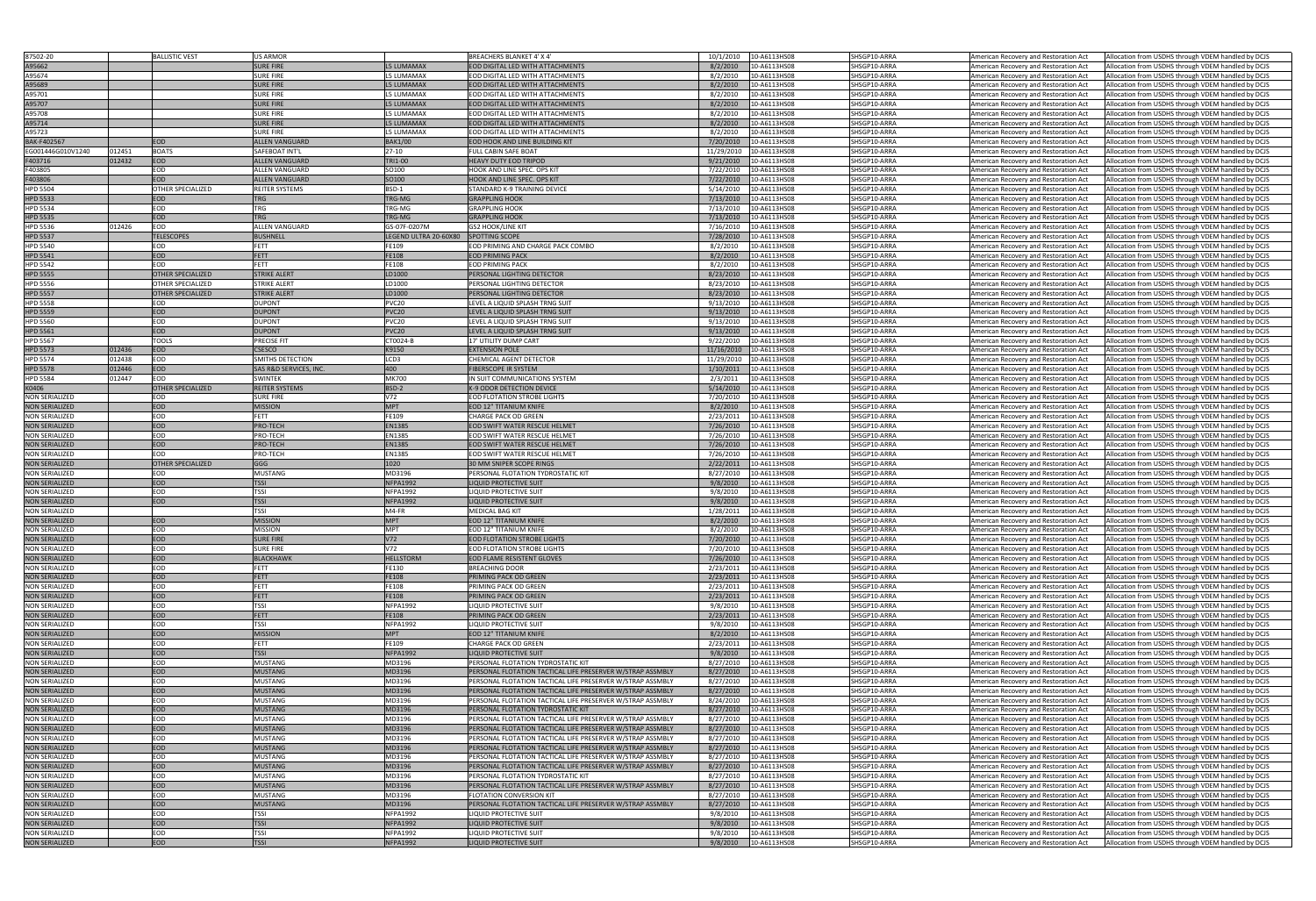| | | | | | | | | | | | |
|---|---|---|---|---|---|---|---|---|---|---|---|
| 87502-20 | | BALLISTIC VEST | US ARMOR | | BREACHERS BLANKET 4' X 4' | 10/1/2010 | 10-A6113HS08 | SHSGP10-ARRA | American Recovery and Restoration Act | Allocation from USDHS through VDEM handled by DCJS |
| A95662 | | | SURE FIRE | L5 LUMAMAX | EOD DIGITAL LED WITH ATTACHMENTS | 8/2/2010 | 10-A6113HS08 | SHSGP10-ARRA | American Recovery and Restoration Act | Allocation from USDHS through VDEM handled by DCJS |
| A95674 | | | SURE FIRE | L5 LUMAMAX | EOD DIGITAL LED WITH ATTACHMENTS | 8/2/2010 | 10-A6113HS08 | SHSGP10-ARRA | American Recovery and Restoration Act | Allocation from USDHS through VDEM handled by DCJS |
| A95689 | | | SURE FIRE | L5 LUMAMAX | EOD DIGITAL LED WITH ATTACHMENTS | 8/2/2010 | 10-A6113HS08 | SHSGP10-ARRA | American Recovery and Restoration Act | Allocation from USDHS through VDEM handled by DCJS |
| A95701 | | | SURE FIRE | L5 LUMAMAX | EOD DIGITAL LED WITH ATTACHMENTS | 8/2/2010 | 10-A6113HS08 | SHSGP10-ARRA | American Recovery and Restoration Act | Allocation from USDHS through VDEM handled by DCJS |
| A95707 | | | SURE FIRE | L5 LUMAMAX | EOD DIGITAL LED WITH ATTACHMENTS | 8/2/2010 | 10-A6113HS08 | SHSGP10-ARRA | American Recovery and Restoration Act | Allocation from USDHS through VDEM handled by DCJS |
| A95708 | | | SURE FIRE | L5 LUMAMAX | EOD DIGITAL LED WITH ATTACHMENTS | 8/2/2010 | 10-A6113HS08 | SHSGP10-ARRA | American Recovery and Restoration Act | Allocation from USDHS through VDEM handled by DCJS |
| A95714 | | | SURE FIRE | L5 LUMAMAX | EOD DIGITAL LED WITH ATTACHMENTS | 8/2/2010 | 10-A6113HS08 | SHSGP10-ARRA | American Recovery and Restoration Act | Allocation from USDHS through VDEM handled by DCJS |
| A95723 | | | SURE FIRE | L5 LUMAMAX | EOD DIGITAL LED WITH ATTACHMENTS | 8/2/2010 | 10-A6113HS08 | SHSGP10-ARRA | American Recovery and Restoration Act | Allocation from USDHS through VDEM handled by DCJS |
| BAK-F402567 | | EOD | ALLEN VANGUARD | BAK1/00 | EOD HOOK AND LINE BUILDING KIT | 7/20/2010 | 10-A6113HS08 | SHSGP10-ARRA | American Recovery and Restoration Act | Allocation from USDHS through VDEM handled by DCJS |
| EG001446G010V1240 | 012451 | BOATS | SAFEBOAT INT'L | 27-10 | FULL CABIN SAFE BOAT | 11/29/2010 | 10-A6113HS08 | SHSGP10-ARRA | American Recovery and Restoration Act | Allocation from USDHS through VDEM handled by DCJS |
| F403716 | 012432 | EOD | ALLEN VANGUARD | TRI1-00 | HEAVY DUTY EOD TRIPOD | 9/21/2010 | 10-A6113HS08 | SHSGP10-ARRA | American Recovery and Restoration Act | Allocation from USDHS through VDEM handled by DCJS |
| F403805 | | EOD | ALLEN VANGUARD | SO100 | HOOK AND LINE SPEC. OPS KIT | 7/22/2010 | 10-A6113HS08 | SHSGP10-ARRA | American Recovery and Restoration Act | Allocation from USDHS through VDEM handled by DCJS |
| F403806 | | EOD | ALLEN VANGUARD | SO100 | HOOK AND LINE SPEC. OPS KIT | 7/22/2010 | 10-A6113HS08 | SHSGP10-ARRA | American Recovery and Restoration Act | Allocation from USDHS through VDEM handled by DCJS |
| HPD 5504 | | OTHER SPECIALIZED | REITER SYSTEMS | BSD-1 | STANDARD K-9 TRAINING DEVICE | 5/14/2010 | 10-A6113HS08 | SHSGP10-ARRA | American Recovery and Restoration Act | Allocation from USDHS through VDEM handled by DCJS |
| HPD 5533 | | EOD | TRG | TRG-MG | GRAPPLING HOOK | 7/13/2010 | 10-A6113HS08 | SHSGP10-ARRA | American Recovery and Restoration Act | Allocation from USDHS through VDEM handled by DCJS |
| HPD 5534 | | EOD | TRG | TRG-MG | GRAPPLING HOOK | 7/13/2010 | 10-A6113HS08 | SHSGP10-ARRA | American Recovery and Restoration Act | Allocation from USDHS through VDEM handled by DCJS |
| HPD 5535 | | EOD | TRG | TRG-MG | GRAPPLING HOOK | 7/13/2010 | 10-A6113HS08 | SHSGP10-ARRA | American Recovery and Restoration Act | Allocation from USDHS through VDEM handled by DCJS |
| HPD 5536 | 012426 | EOD | ALLEN VANGUARD | GS-07F-0207M | GS2 HOOK/LINE KIT | 7/16/2010 | 10-A6113HS08 | SHSGP10-ARRA | American Recovery and Restoration Act | Allocation from USDHS through VDEM handled by DCJS |
| HPD 5537 | | TELESCOPES | BUSHNELL | LEGEND ULTRA 20-60X80 | SPOTTING SCOPE | 7/28/2010 | 10-A6113HS08 | SHSGP10-ARRA | American Recovery and Restoration Act | Allocation from USDHS through VDEM handled by DCJS |
| HPD 5540 | | EOD | FETT | FE109 | EOD PRIMING AND CHARGE PACK COMBO | 8/2/2010 | 10-A6113HS08 | SHSGP10-ARRA | American Recovery and Restoration Act | Allocation from USDHS through VDEM handled by DCJS |
| HPD 5541 | | EOD | FETT | FE108 | EOD PRIMING PACK | 8/2/2010 | 10-A6113HS08 | SHSGP10-ARRA | American Recovery and Restoration Act | Allocation from USDHS through VDEM handled by DCJS |
| HPD 5542 | | EOD | FETT | FE108 | EOD PRIMING PACK | 8/2/2010 | 10-A6113HS08 | SHSGP10-ARRA | American Recovery and Restoration Act | Allocation from USDHS through VDEM handled by DCJS |
| HPD 5555 | | OTHER SPECIALIZED | STRIKE ALERT | LD1000 | PERSONAL LIGHTING DETECTOR | 8/23/2010 | 10-A6113HS08 | SHSGP10-ARRA | American Recovery and Restoration Act | Allocation from USDHS through VDEM handled by DCJS |
| HPD 5556 | | OTHER SPECIALIZED | STRIKE ALERT | LD1000 | PERSONAL LIGHTING DETECTOR | 8/23/2010 | 10-A6113HS08 | SHSGP10-ARRA | American Recovery and Restoration Act | Allocation from USDHS through VDEM handled by DCJS |
| HPD 5557 | | OTHER SPECIALIZED | STRIKE ALERT | LD1000 | PERSONAL LIGHTING DETECTOR | 8/23/2010 | 10-A6113HS08 | SHSGP10-ARRA | American Recovery and Restoration Act | Allocation from USDHS through VDEM handled by DCJS |
| HPD 5558 | | EOD | DUPONT | PVC20 | LEVEL A LIQUID SPLASH TRNG SUIT | 9/13/2010 | 10-A6113HS08 | SHSGP10-ARRA | American Recovery and Restoration Act | Allocation from USDHS through VDEM handled by DCJS |
| HPD 5559 | | EOD | DUPONT | PVC20 | LEVEL A LIQUID SPLASH TRNG SUIT | 9/13/2010 | 10-A6113HS08 | SHSGP10-ARRA | American Recovery and Restoration Act | Allocation from USDHS through VDEM handled by DCJS |
| HPD 5560 | | EOD | DUPONT | PVC20 | LEVEL A LIQUID SPLASH TRNG SUIT | 9/13/2010 | 10-A6113HS08 | SHSGP10-ARRA | American Recovery and Restoration Act | Allocation from USDHS through VDEM handled by DCJS |
| HPD 5561 | | EOD | DUPONT | PVC20 | LEVEL A LIQUID SPLASH TRNG SUIT | 9/13/2010 | 10-A6113HS08 | SHSGP10-ARRA | American Recovery and Restoration Act | Allocation from USDHS through VDEM handled by DCJS |
| HPD 5567 | | TOOLS | PRECISE FIT | CT0024-B | 17' UTILITY DUMP CART | 9/22/2010 | 10-A6113HS08 | SHSGP10-ARRA | American Recovery and Restoration Act | Allocation from USDHS through VDEM handled by DCJS |
| HPD 5573 | 012436 | EOD | CSESCO | K9150 | EXTENSION POLE | 11/16/2010 | 10-A6113HS08 | SHSGP10-ARRA | American Recovery and Restoration Act | Allocation from USDHS through VDEM handled by DCJS |
| HPD 5574 | 012438 | EOD | SMITHS DETECTION | LCD3 | CHEMICAL AGENT DETECTOR | 11/29/2010 | 10-A6113HS08 | SHSGP10-ARRA | American Recovery and Restoration Act | Allocation from USDHS through VDEM handled by DCJS |
| HPD 5578 | 012446 | EOD | SAS R&D SERVICES, INC. | 400 | FIBERSCOPE IR SYSTEM | 1/10/2011 | 10-A6113HS08 | SHSGP10-ARRA | American Recovery and Restoration Act | Allocation from USDHS through VDEM handled by DCJS |
| HPD 5584 | 012447 | EOD | SWINTEK | MK700 | IN SUIT COMMUNICATIONS SYSTEM | 2/3/2011 | 10-A6113HS08 | SHSGP10-ARRA | American Recovery and Restoration Act | Allocation from USDHS through VDEM handled by DCJS |
| K0406 | | OTHER SPECIALIZED | REITER SYSTEMS | BSD-2 | K-9 ODOR DETECTION DEVICE | 5/14/2010 | 10-A6113HS08 | SHSGP10-ARRA | American Recovery and Restoration Act | Allocation from USDHS through VDEM handled by DCJS |
| NON SERIALIZED | | EOD | SURE FIRE | V72 | EOD FLOTATION STROBE LIGHTS | 7/20/2010 | 10-A6113HS08 | SHSGP10-ARRA | American Recovery and Restoration Act | Allocation from USDHS through VDEM handled by DCJS |
| NON SERIALIZED | | EOD | MISSION | MPT | EOD 12" TITANIUM KNIFE | 8/2/2010 | 10-A6113HS08 | SHSGP10-ARRA | American Recovery and Restoration Act | Allocation from USDHS through VDEM handled by DCJS |
| NON SERIALIZED | | EOD | FETT | FE109 | CHARGE PACK OD GREEN | 2/23/2011 | 10-A6113HS08 | SHSGP10-ARRA | American Recovery and Restoration Act | Allocation from USDHS through VDEM handled by DCJS |
| NON SERIALIZED | | EOD | PRO-TECH | EN1385 | EOD SWIFT WATER RESCUE HELMET | 7/26/2010 | 10-A6113HS08 | SHSGP10-ARRA | American Recovery and Restoration Act | Allocation from USDHS through VDEM handled by DCJS |
| NON SERIALIZED | | EOD | PRO-TECH | EN1385 | EOD SWIFT WATER RESCUE HELMET | 7/26/2010 | 10-A6113HS08 | SHSGP10-ARRA | American Recovery and Restoration Act | Allocation from USDHS through VDEM handled by DCJS |
| NON SERIALIZED | | EOD | PRO-TECH | EN1385 | EOD SWIFT WATER RESCUE HELMET | 7/26/2010 | 10-A6113HS08 | SHSGP10-ARRA | American Recovery and Restoration Act | Allocation from USDHS through VDEM handled by DCJS |
| NON SERIALIZED | | EOD | PRO-TECH | EN1385 | EOD SWIFT WATER RESCUE HELMET | 7/26/2010 | 10-A6113HS08 | SHSGP10-ARRA | American Recovery and Restoration Act | Allocation from USDHS through VDEM handled by DCJS |
| NON SERIALIZED | | OTHER SPECIALIZED | GGG | 1020 | 30 MM SNIPER SCOPE RINGS | 2/22/2011 | 10-A6113HS08 | SHSGP10-ARRA | American Recovery and Restoration Act | Allocation from USDHS through VDEM handled by DCJS |
| NON SERIALIZED | | EOD | MUSTANG | MD3196 | PERSONAL FLOTATION TYDROSTATIC KIT | 8/27/2010 | 10-A6113HS08 | SHSGP10-ARRA | American Recovery and Restoration Act | Allocation from USDHS through VDEM handled by DCJS |
| NON SERIALIZED | | EOD | TSSI | NFPA1992 | LIQUID PROTECTIVE SUIT | 9/8/2010 | 10-A6113HS08 | SHSGP10-ARRA | American Recovery and Restoration Act | Allocation from USDHS through VDEM handled by DCJS |
| NON SERIALIZED | | EOD | TSSI | NFPA1992 | LIQUID PROTECTIVE SUIT | 9/8/2010 | 10-A6113HS08 | SHSGP10-ARRA | American Recovery and Restoration Act | Allocation from USDHS through VDEM handled by DCJS |
| NON SERIALIZED | | EOD | TSSI | NFPA1992 | LIQUID PROTECTIVE SUIT | 9/8/2010 | 10-A6113HS08 | SHSGP10-ARRA | American Recovery and Restoration Act | Allocation from USDHS through VDEM handled by DCJS |
| NON SERIALIZED | | | TSSI | M4-FR | MEDICAL BAG KIT | 1/28/2011 | 10-A6113HS08 | SHSGP10-ARRA | American Recovery and Restoration Act | Allocation from USDHS through VDEM handled by DCJS |
| NON SERIALIZED | | EOD | MISSION | MPT | EOD 12" TITANIUM KNIFE | 8/2/2010 | 10-A6113HS08 | SHSGP10-ARRA | American Recovery and Restoration Act | Allocation from USDHS through VDEM handled by DCJS |
| NON SERIALIZED | | EOD | MISSION | MPT | EOD 12" TITANIUM KNIFE | 8/2/2010 | 10-A6113HS08 | SHSGP10-ARRA | American Recovery and Restoration Act | Allocation from USDHS through VDEM handled by DCJS |
| NON SERIALIZED | | EOD | SURE FIRE | V72 | EOD FLOTATION STROBE LIGHTS | 7/20/2010 | 10-A6113HS08 | SHSGP10-ARRA | American Recovery and Restoration Act | Allocation from USDHS through VDEM handled by DCJS |
| NON SERIALIZED | | EOD | SURE FIRE | V72 | EOD FLOTATION STROBE LIGHTS | 7/20/2010 | 10-A6113HS08 | SHSGP10-ARRA | American Recovery and Restoration Act | Allocation from USDHS through VDEM handled by DCJS |
| NON SERIALIZED | | EOD | BLACKHAWK | HELLSTORM | EOD FLAME RESISTENT GLOVES | 7/26/2010 | 10-A6113HS08 | SHSGP10-ARRA | American Recovery and Restoration Act | Allocation from USDHS through VDEM handled by DCJS |
| NON SERIALIZED | | EOD | FETT | FE130 | BREACHING DOOR | 2/23/2011 | 10-A6113HS08 | SHSGP10-ARRA | American Recovery and Restoration Act | Allocation from USDHS through VDEM handled by DCJS |
| NON SERIALIZED | | EOD | FETT | FE108 | PRIMING PACK OD GREEN | 2/23/2011 | 10-A6113HS08 | SHSGP10-ARRA | American Recovery and Restoration Act | Allocation from USDHS through VDEM handled by DCJS |
| NON SERIALIZED | | EOD | FETT | FE108 | PRIMING PACK OD GREEN | 2/23/2011 | 10-A6113HS08 | SHSGP10-ARRA | American Recovery and Restoration Act | Allocation from USDHS through VDEM handled by DCJS |
| NON SERIALIZED | | EOD | FETT | FE108 | PRIMING PACK OD GREEN | 2/23/2011 | 10-A6113HS08 | SHSGP10-ARRA | American Recovery and Restoration Act | Allocation from USDHS through VDEM handled by DCJS |
| NON SERIALIZED | | EOD | TSSI | NFPA1992 | LIQUID PROTECTIVE SUIT | 9/8/2010 | 10-A6113HS08 | SHSGP10-ARRA | American Recovery and Restoration Act | Allocation from USDHS through VDEM handled by DCJS |
| NON SERIALIZED | | EOD | FETT | FE108 | PRIMING PACK OD GREEN | 2/23/2011 | 10-A6113HS08 | SHSGP10-ARRA | American Recovery and Restoration Act | Allocation from USDHS through VDEM handled by DCJS |
| NON SERIALIZED | | EOD | TSSI | NFPA1992 | LIQUID PROTECTIVE SUIT | 9/8/2010 | 10-A6113HS08 | SHSGP10-ARRA | American Recovery and Restoration Act | Allocation from USDHS through VDEM handled by DCJS |
| NON SERIALIZED | | EOD | MISSION | MPT | EOD 12" TITANIUM KNIFE | 8/2/2010 | 10-A6113HS08 | SHSGP10-ARRA | American Recovery and Restoration Act | Allocation from USDHS through VDEM handled by DCJS |
| NON SERIALIZED | | EOD | FETT | FE109 | CHARGE PACK OD GREEN | 2/23/2011 | 10-A6113HS08 | SHSGP10-ARRA | American Recovery and Restoration Act | Allocation from USDHS through VDEM handled by DCJS |
| NON SERIALIZED | | EOD | TSSI | NFPA1992 | LIQUID PROTECTIVE SUIT | 9/8/2010 | 10-A6113HS08 | SHSGP10-ARRA | American Recovery and Restoration Act | Allocation from USDHS through VDEM handled by DCJS |
| NON SERIALIZED | | EOD | MUSTANG | MD3196 | PERSONAL FLOTATION TYDROSTATIC KIT | 8/27/2010 | 10-A6113HS08 | SHSGP10-ARRA | American Recovery and Restoration Act | Allocation from USDHS through VDEM handled by DCJS |
| NON SERIALIZED | | EOD | MUSTANG | MD3196 | PERSONAL FLOTATION TACTICAL LIFE PRESERVER W/STRAP ASSMBLY | 8/27/2010 | 10-A6113HS08 | SHSGP10-ARRA | American Recovery and Restoration Act | Allocation from USDHS through VDEM handled by DCJS |
| NON SERIALIZED | | EOD | MUSTANG | MD3196 | PERSONAL FLOTATION TACTICAL LIFE PRESERVER W/STRAP ASSMBLY | 8/27/2010 | 10-A6113HS08 | SHSGP10-ARRA | American Recovery and Restoration Act | Allocation from USDHS through VDEM handled by DCJS |
| NON SERIALIZED | | EOD | MUSTANG | MD3196 | PERSONAL FLOTATION TACTICAL LIFE PRESERVER W/STRAP ASSMBLY | 8/27/2010 | 10-A6113HS08 | SHSGP10-ARRA | American Recovery and Restoration Act | Allocation from USDHS through VDEM handled by DCJS |
| NON SERIALIZED | | EOD | MUSTANG | MD3196 | PERSONAL FLOTATION TACTICAL LIFE PRESERVER W/STRAP ASSMBLY | 8/24/2010 | 10-A6113HS08 | SHSGP10-ARRA | American Recovery and Restoration Act | Allocation from USDHS through VDEM handled by DCJS |
| NON SERIALIZED | | EOD | MUSTANG | MD3196 | PERSONAL FLOTATION TYDROSTATIC KIT | 8/27/2010 | 10-A6113HS08 | SHSGP10-ARRA | American Recovery and Restoration Act | Allocation from USDHS through VDEM handled by DCJS |
| NON SERIALIZED | | EOD | MUSTANG | MD3196 | PERSONAL FLOTATION TACTICAL LIFE PRESERVER W/STRAP ASSMBLY | 8/27/2010 | 10-A6113HS08 | SHSGP10-ARRA | American Recovery and Restoration Act | Allocation from USDHS through VDEM handled by DCJS |
| NON SERIALIZED | | EOD | MUSTANG | MD3196 | PERSONAL FLOTATION TACTICAL LIFE PRESERVER W/STRAP ASSMBLY | 8/27/2010 | 10-A6113HS08 | SHSGP10-ARRA | American Recovery and Restoration Act | Allocation from USDHS through VDEM handled by DCJS |
| NON SERIALIZED | | EOD | MUSTANG | MD3196 | PERSONAL FLOTATION TACTICAL LIFE PRESERVER W/STRAP ASSMBLY | 8/27/2010 | 10-A6113HS08 | SHSGP10-ARRA | American Recovery and Restoration Act | Allocation from USDHS through VDEM handled by DCJS |
| NON SERIALIZED | | EOD | MUSTANG | MD3196 | PERSONAL FLOTATION TACTICAL LIFE PRESERVER W/STRAP ASSMBLY | 8/27/2010 | 10-A6113HS08 | SHSGP10-ARRA | American Recovery and Restoration Act | Allocation from USDHS through VDEM handled by DCJS |
| NON SERIALIZED | | EOD | MUSTANG | MD3196 | PERSONAL FLOTATION TACTICAL LIFE PRESERVER W/STRAP ASSMBLY | 8/27/2010 | 10-A6113HS08 | SHSGP10-ARRA | American Recovery and Restoration Act | Allocation from USDHS through VDEM handled by DCJS |
| NON SERIALIZED | | EOD | MUSTANG | MD3196 | PERSONAL FLOTATION TACTICAL LIFE PRESERVER W/STRAP ASSMBLY | 8/27/2010 | 10-A6113HS08 | SHSGP10-ARRA | American Recovery and Restoration Act | Allocation from USDHS through VDEM handled by DCJS |
| NON SERIALIZED | | EOD | MUSTANG | MD3196 | PERSONAL FLOTATION TYDROSTATIC KIT | 8/27/2010 | 10-A6113HS08 | SHSGP10-ARRA | American Recovery and Restoration Act | Allocation from USDHS through VDEM handled by DCJS |
| NON SERIALIZED | | EOD | MUSTANG | MD3196 | PERSONAL FLOTATION TACTICAL LIFE PRESERVER W/STRAP ASSMBLY | 8/27/2010 | 10-A6113HS08 | SHSGP10-ARRA | American Recovery and Restoration Act | Allocation from USDHS through VDEM handled by DCJS |
| NON SERIALIZED | | EOD | MUSTANG | MD3196 | FLOTATION CONVERSION KIT | 8/27/2010 | 10-A6113HS08 | SHSGP10-ARRA | American Recovery and Restoration Act | Allocation from USDHS through VDEM handled by DCJS |
| NON SERIALIZED | | EOD | MUSTANG | MD3196 | PERSONAL FLOTATION TACTICAL LIFE PRESERVER W/STRAP ASSMBLY | 8/27/2010 | 10-A6113HS08 | SHSGP10-ARRA | American Recovery and Restoration Act | Allocation from USDHS through VDEM handled by DCJS |
| NON SERIALIZED | | EOD | TSSI | NFPA1992 | LIQUID PROTECTIVE SUIT | 9/8/2010 | 10-A6113HS08 | SHSGP10-ARRA | American Recovery and Restoration Act | Allocation from USDHS through VDEM handled by DCJS |
| NON SERIALIZED | | EOD | TSSI | NFPA1992 | LIQUID PROTECTIVE SUIT | 9/8/2010 | 10-A6113HS08 | SHSGP10-ARRA | American Recovery and Restoration Act | Allocation from USDHS through VDEM handled by DCJS |
| NON SERIALIZED | | EOD | TSSI | NFPA1992 | LIQUID PROTECTIVE SUIT | 9/8/2010 | 10-A6113HS08 | SHSGP10-ARRA | American Recovery and Restoration Act | Allocation from USDHS through VDEM handled by DCJS |
| NON SERIALIZED | | EOD | TSSI | NFPA1992 | LIQUID PROTECTIVE SUIT | 9/8/2010 | 10-A6113HS08 | SHSGP10-ARRA | American Recovery and Restoration Act | Allocation from USDHS through VDEM handled by DCJS |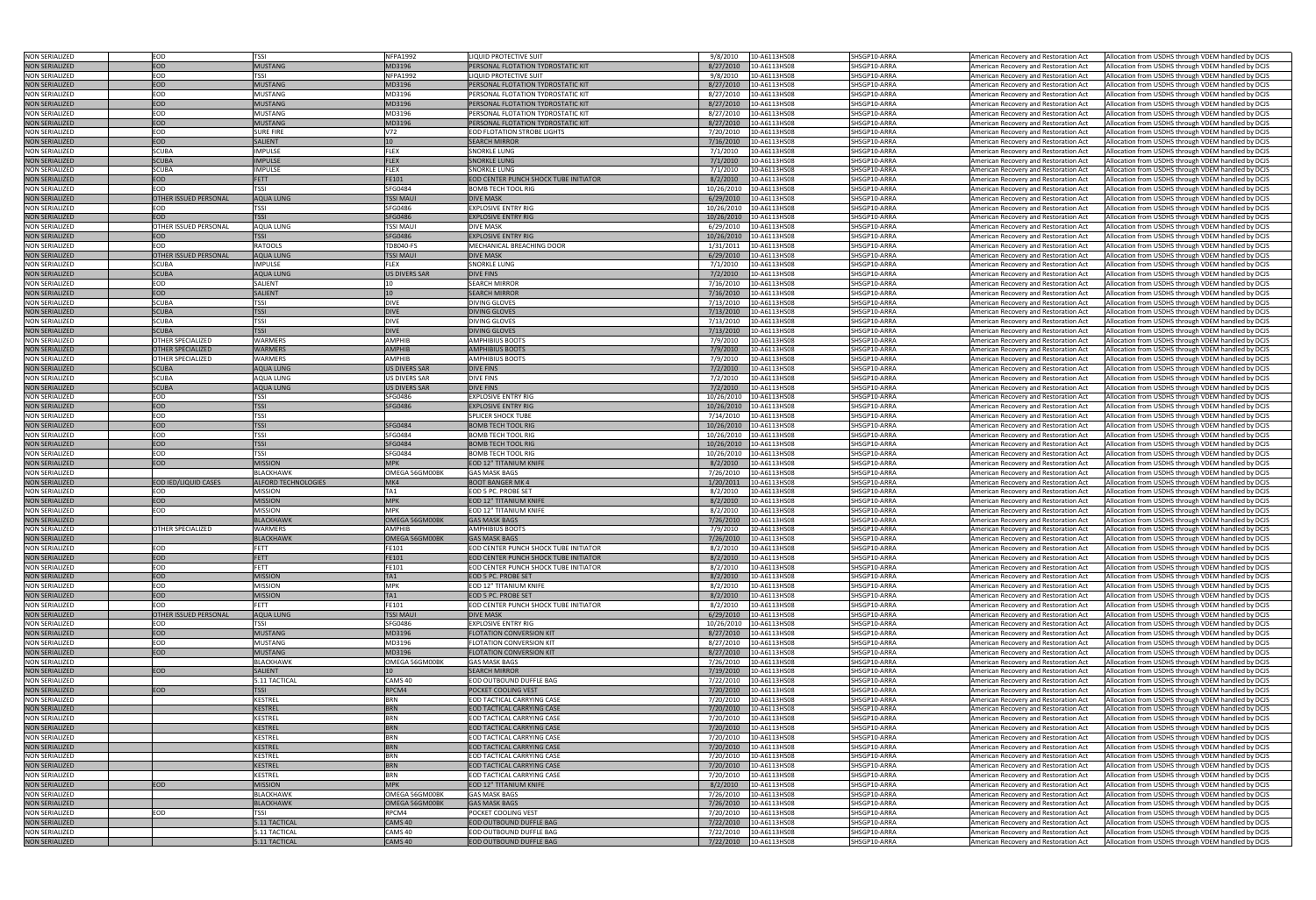| | | | | | | | | | |
|---|---|---|---|---|---|---|---|---|---|
| NON SERIALIZED | EOD | TSSI | NFPA1992 | LIQUID PROTECTIVE SUIT | 9/8/2010 | 10-A6113HS08 | SHSGP10-ARRA | American Recovery and Restoration Act | Allocation from USDHS through VDEM handled by DCJS |
| NON SERIALIZED | EOD | MUSTANG | MD3196 | PERSONAL FLOTATION TYDROSTATIC KIT | 8/27/2010 | 10-A6113HS08 | SHSGP10-ARRA | American Recovery and Restoration Act | Allocation from USDHS through VDEM handled by DCJS |
| NON SERIALIZED | EOD | TSSI | NFPA1992 | LIQUID PROTECTIVE SUIT | 9/8/2010 | 10-A6113HS08 | SHSGP10-ARRA | American Recovery and Restoration Act | Allocation from USDHS through VDEM handled by DCJS |
| NON SERIALIZED | EOD | MUSTANG | MD3196 | PERSONAL FLOTATION TYDROSTATIC KIT | 8/27/2010 | 10-A6113HS08 | SHSGP10-ARRA | American Recovery and Restoration Act | Allocation from USDHS through VDEM handled by DCJS |
| NON SERIALIZED | EOD | MUSTANG | MD3196 | PERSONAL FLOTATION TYDROSTATIC KIT | 8/27/2010 | 10-A6113HS08 | SHSGP10-ARRA | American Recovery and Restoration Act | Allocation from USDHS through VDEM handled by DCJS |
| NON SERIALIZED | EOD | MUSTANG | MD3196 | PERSONAL FLOTATION TYDROSTATIC KIT | 8/27/2010 | 10-A6113HS08 | SHSGP10-ARRA | American Recovery and Restoration Act | Allocation from USDHS through VDEM handled by DCJS |
| NON SERIALIZED | EOD | MUSTANG | MD3196 | PERSONAL FLOTATION TYDROSTATIC KIT | 8/27/2010 | 10-A6113HS08 | SHSGP10-ARRA | American Recovery and Restoration Act | Allocation from USDHS through VDEM handled by DCJS |
| NON SERIALIZED | EOD | MUSTANG | MD3196 | PERSONAL FLOTATION TYDROSTATIC KIT | 8/27/2010 | 10-A6113HS08 | SHSGP10-ARRA | American Recovery and Restoration Act | Allocation from USDHS through VDEM handled by DCJS |
| NON SERIALIZED | EOD | SURE FIRE | V72 | EOD FLOTATION STROBE LIGHTS | 7/20/2010 | 10-A6113HS08 | SHSGP10-ARRA | American Recovery and Restoration Act | Allocation from USDHS through VDEM handled by DCJS |
| NON SERIALIZED | EOD | SALIENT | 10 | SEARCH MIRROR | 7/16/2010 | 10-A6113HS08 | SHSGP10-ARRA | American Recovery and Restoration Act | Allocation from USDHS through VDEM handled by DCJS |
| NON SERIALIZED | SCUBA | IMPULSE | FLEX | SNORKLE LUNG | 7/1/2010 | 10-A6113HS08 | SHSGP10-ARRA | American Recovery and Restoration Act | Allocation from USDHS through VDEM handled by DCJS |
| NON SERIALIZED | SCUBA | IMPULSE | FLEX | SNORKLE LUNG | 7/1/2010 | 10-A6113HS08 | SHSGP10-ARRA | American Recovery and Restoration Act | Allocation from USDHS through VDEM handled by DCJS |
| NON SERIALIZED | SCUBA | IMPULSE | FLEX | SNORKLE LUNG | 7/1/2010 | 10-A6113HS08 | SHSGP10-ARRA | American Recovery and Restoration Act | Allocation from USDHS through VDEM handled by DCJS |
| NON SERIALIZED | EOD | FETT | FE101 | EOD CENTER PUNCH SHOCK TUBE INITIATOR | 8/2/2010 | 10-A6113HS08 | SHSGP10-ARRA | American Recovery and Restoration Act | Allocation from USDHS through VDEM handled by DCJS |
| NON SERIALIZED | EOD | TSSI | SFG0484 | BOMB TECH TOOL RIG | 10/26/2010 | 10-A6113HS08 | SHSGP10-ARRA | American Recovery and Restoration Act | Allocation from USDHS through VDEM handled by DCJS |
| NON SERIALIZED | OTHER ISSUED PERSONAL | AQUA LUNG | TSSI MAUI | DIVE MASK | 6/29/2010 | 10-A6113HS08 | SHSGP10-ARRA | American Recovery and Restoration Act | Allocation from USDHS through VDEM handled by DCJS |
| NON SERIALIZED | EOD | TSSI | SFG0486 | EXPLOSIVE ENTRY RIG | 10/26/2010 | 10-A6113HS08 | SHSGP10-ARRA | American Recovery and Restoration Act | Allocation from USDHS through VDEM handled by DCJS |
| NON SERIALIZED | EOD | TSSI | SFG0486 | EXPLOSIVE ENTRY RIG | 10/26/2010 | 10-A6113HS08 | SHSGP10-ARRA | American Recovery and Restoration Act | Allocation from USDHS through VDEM handled by DCJS |
| NON SERIALIZED | OTHER ISSUED PERSONAL | AQUA LUNG | TSSI MAUI | DIVE MASK | 6/29/2010 | 10-A6113HS08 | SHSGP10-ARRA | American Recovery and Restoration Act | Allocation from USDHS through VDEM handled by DCJS |
| NON SERIALIZED | EOD | TSSI | SFG0486 | EXPLOSIVE ENTRY RIG | 10/26/2010 | 10-A6113HS08 | SHSGP10-ARRA | American Recovery and Restoration Act | Allocation from USDHS through VDEM handled by DCJS |
| NON SERIALIZED | EOD | RATOOLS | TD8040-FS | MECHANICAL BREACHING DOOR | 1/31/2011 | 10-A6113HS08 | SHSGP10-ARRA | American Recovery and Restoration Act | Allocation from USDHS through VDEM handled by DCJS |
| NON SERIALIZED | OTHER ISSUED PERSONAL | AQUA LUNG | TSSI MAUI | DIVE MASK | 6/29/2010 | 10-A6113HS08 | SHSGP10-ARRA | American Recovery and Restoration Act | Allocation from USDHS through VDEM handled by DCJS |
| NON SERIALIZED | SCUBA | IMPULSE | FLEX | SNORKLE LUNG | 7/1/2010 | 10-A6113HS08 | SHSGP10-ARRA | American Recovery and Restoration Act | Allocation from USDHS through VDEM handled by DCJS |
| NON SERIALIZED | SCUBA | AQUA LUNG | US DIVERS SAR | DIVE FINS | 7/2/2010 | 10-A6113HS08 | SHSGP10-ARRA | American Recovery and Restoration Act | Allocation from USDHS through VDEM handled by DCJS |
| NON SERIALIZED | EOD | SALIENT | 10 | SEARCH MIRROR | 7/16/2010 | 10-A6113HS08 | SHSGP10-ARRA | American Recovery and Restoration Act | Allocation from USDHS through VDEM handled by DCJS |
| NON SERIALIZED | EOD | SALIENT | 10 | SEARCH MIRROR | 7/16/2010 | 10-A6113HS08 | SHSGP10-ARRA | American Recovery and Restoration Act | Allocation from USDHS through VDEM handled by DCJS |
| NON SERIALIZED | SCUBA | TSSI | DIVE | DIVING GLOVES | 7/13/2010 | 10-A6113HS08 | SHSGP10-ARRA | American Recovery and Restoration Act | Allocation from USDHS through VDEM handled by DCJS |
| NON SERIALIZED | SCUBA | TSSI | DIVE | DIVING GLOVES | 7/13/2010 | 10-A6113HS08 | SHSGP10-ARRA | American Recovery and Restoration Act | Allocation from USDHS through VDEM handled by DCJS |
| NON SERIALIZED | SCUBA | TSSI | DIVE | DIVING GLOVES | 7/13/2010 | 10-A6113HS08 | SHSGP10-ARRA | American Recovery and Restoration Act | Allocation from USDHS through VDEM handled by DCJS |
| NON SERIALIZED | SCUBA | TSSI | DIVE | DIVING GLOVES | 7/13/2010 | 10-A6113HS08 | SHSGP10-ARRA | American Recovery and Restoration Act | Allocation from USDHS through VDEM handled by DCJS |
| NON SERIALIZED | OTHER SPECIALIZED | WARMERS | AMPHIB | AMPHIBIUS BOOTS | 7/9/2010 | 10-A6113HS08 | SHSGP10-ARRA | American Recovery and Restoration Act | Allocation from USDHS through VDEM handled by DCJS |
| NON SERIALIZED | OTHER SPECIALIZED | WARMERS | AMPHIB | AMPHIBIUS BOOTS | 7/9/2010 | 10-A6113HS08 | SHSGP10-ARRA | American Recovery and Restoration Act | Allocation from USDHS through VDEM handled by DCJS |
| NON SERIALIZED | OTHER SPECIALIZED | WARMERS | AMPHIB | AMPHIBIUS BOOTS | 7/9/2010 | 10-A6113HS08 | SHSGP10-ARRA | American Recovery and Restoration Act | Allocation from USDHS through VDEM handled by DCJS |
| NON SERIALIZED | SCUBA | AQUA LUNG | US DIVERS SAR | DIVE FINS | 7/2/2010 | 10-A6113HS08 | SHSGP10-ARRA | American Recovery and Restoration Act | Allocation from USDHS through VDEM handled by DCJS |
| NON SERIALIZED | SCUBA | AQUA LUNG | US DIVERS SAR | DIVE FINS | 7/2/2010 | 10-A6113HS08 | SHSGP10-ARRA | American Recovery and Restoration Act | Allocation from USDHS through VDEM handled by DCJS |
| NON SERIALIZED | SCUBA | AQUA LUNG | US DIVERS SAR | DIVE FINS | 7/2/2010 | 10-A6113HS08 | SHSGP10-ARRA | American Recovery and Restoration Act | Allocation from USDHS through VDEM handled by DCJS |
| NON SERIALIZED | EOD | TSSI | SFG0486 | EXPLOSIVE ENTRY RIG | 10/26/2010 | 10-A6113HS08 | SHSGP10-ARRA | American Recovery and Restoration Act | Allocation from USDHS through VDEM handled by DCJS |
| NON SERIALIZED | EOD | TSSI | SFG0486 | EXPLOSIVE ENTRY RIG | 10/26/2010 | 10-A6113HS08 | SHSGP10-ARRA | American Recovery and Restoration Act | Allocation from USDHS through VDEM handled by DCJS |
| NON SERIALIZED | EOD | TSSI | | SPLICER SHOCK TUBE | 7/14/2010 | 10-A6113HS08 | SHSGP10-ARRA | American Recovery and Restoration Act | Allocation from USDHS through VDEM handled by DCJS |
| NON SERIALIZED | EOD | TSSI | SFG0484 | BOMB TECH TOOL RIG | 10/26/2010 | 10-A6113HS08 | SHSGP10-ARRA | American Recovery and Restoration Act | Allocation from USDHS through VDEM handled by DCJS |
| NON SERIALIZED | EOD | TSSI | SFG0484 | BOMB TECH TOOL RIG | 10/26/2010 | 10-A6113HS08 | SHSGP10-ARRA | American Recovery and Restoration Act | Allocation from USDHS through VDEM handled by DCJS |
| NON SERIALIZED | EOD | TSSI | SFG0484 | BOMB TECH TOOL RIG | 10/26/2010 | 10-A6113HS08 | SHSGP10-ARRA | American Recovery and Restoration Act | Allocation from USDHS through VDEM handled by DCJS |
| NON SERIALIZED | EOD | TSSI | SFG0484 | BOMB TECH TOOL RIG | 10/26/2010 | 10-A6113HS08 | SHSGP10-ARRA | American Recovery and Restoration Act | Allocation from USDHS through VDEM handled by DCJS |
| NON SERIALIZED | EOD | MISSION | MPK | EOD 12" TITANIUM KNIFE | 8/2/2010 | 10-A6113HS08 | SHSGP10-ARRA | American Recovery and Restoration Act | Allocation from USDHS through VDEM handled by DCJS |
| NON SERIALIZED | | BLACKHAWK | OMEGA 56GM00BK | GAS MASK BAGS | 7/26/2010 | 10-A6113HS08 | SHSGP10-ARRA | American Recovery and Restoration Act | Allocation from USDHS through VDEM handled by DCJS |
| NON SERIALIZED | EOD IED/LIQUID CASES | ALFORD TECHNOLOGIES | MK4 | BOOT BANGER MK 4 | 1/20/2011 | 10-A6113HS08 | SHSGP10-ARRA | American Recovery and Restoration Act | Allocation from USDHS through VDEM handled by DCJS |
| NON SERIALIZED | EOD | MISSION | TA1 | EOD 5 PC. PROBE SET | 8/2/2010 | 10-A6113HS08 | SHSGP10-ARRA | American Recovery and Restoration Act | Allocation from USDHS through VDEM handled by DCJS |
| NON SERIALIZED | EOD | MISSION | MPK | EOD 12" TITANIUM KNIFE | 8/2/2010 | 10-A6113HS08 | SHSGP10-ARRA | American Recovery and Restoration Act | Allocation from USDHS through VDEM handled by DCJS |
| NON SERIALIZED | EOD | MISSION | MPK | EOD 12" TITANIUM KNIFE | 8/2/2010 | 10-A6113HS08 | SHSGP10-ARRA | American Recovery and Restoration Act | Allocation from USDHS through VDEM handled by DCJS |
| NON SERIALIZED | | BLACKHAWK | OMEGA 56GM00BK | GAS MASK BAGS | 7/26/2010 | 10-A6113HS08 | SHSGP10-ARRA | American Recovery and Restoration Act | Allocation from USDHS through VDEM handled by DCJS |
| NON SERIALIZED | OTHER SPECIALIZED | WARMERS | AMPHIB | AMPHIBIUS BOOTS | 7/9/2010 | 10-A6113HS08 | SHSGP10-ARRA | American Recovery and Restoration Act | Allocation from USDHS through VDEM handled by DCJS |
| NON SERIALIZED | | BLACKHAWK | OMEGA 56GM00BK | GAS MASK BAGS | 7/26/2010 | 10-A6113HS08 | SHSGP10-ARRA | American Recovery and Restoration Act | Allocation from USDHS through VDEM handled by DCJS |
| NON SERIALIZED | EOD | FETT | FE101 | EOD CENTER PUNCH SHOCK TUBE INITIATOR | 8/2/2010 | 10-A6113HS08 | SHSGP10-ARRA | American Recovery and Restoration Act | Allocation from USDHS through VDEM handled by DCJS |
| NON SERIALIZED | EOD | FETT | FE101 | EOD CENTER PUNCH SHOCK TUBE INITIATOR | 8/2/2010 | 10-A6113HS08 | SHSGP10-ARRA | American Recovery and Restoration Act | Allocation from USDHS through VDEM handled by DCJS |
| NON SERIALIZED | EOD | FETT | FE101 | EOD CENTER PUNCH SHOCK TUBE INITIATOR | 8/2/2010 | 10-A6113HS08 | SHSGP10-ARRA | American Recovery and Restoration Act | Allocation from USDHS through VDEM handled by DCJS |
| NON SERIALIZED | EOD | MISSION | TA1 | EOD 5 PC. PROBE SET | 8/2/2010 | 10-A6113HS08 | SHSGP10-ARRA | American Recovery and Restoration Act | Allocation from USDHS through VDEM handled by DCJS |
| NON SERIALIZED | EOD | MISSION | MPK | EOD 12" TITANIUM KNIFE | 8/2/2010 | 10-A6113HS08 | SHSGP10-ARRA | American Recovery and Restoration Act | Allocation from USDHS through VDEM handled by DCJS |
| NON SERIALIZED | EOD | MISSION | TA1 | EOD 5 PC. PROBE SET | 8/2/2010 | 10-A6113HS08 | SHSGP10-ARRA | American Recovery and Restoration Act | Allocation from USDHS through VDEM handled by DCJS |
| NON SERIALIZED | EOD | FETT | FE101 | EOD CENTER PUNCH SHOCK TUBE INITIATOR | 8/2/2010 | 10-A6113HS08 | SHSGP10-ARRA | American Recovery and Restoration Act | Allocation from USDHS through VDEM handled by DCJS |
| NON SERIALIZED | OTHER ISSUED PERSONAL | AQUA LUNG | TSSI MAUI | DIVE MASK | 6/29/2010 | 10-A6113HS08 | SHSGP10-ARRA | American Recovery and Restoration Act | Allocation from USDHS through VDEM handled by DCJS |
| NON SERIALIZED | EOD | TSSI | SFG0486 | EXPLOSIVE ENTRY RIG | 10/26/2010 | 10-A6113HS08 | SHSGP10-ARRA | American Recovery and Restoration Act | Allocation from USDHS through VDEM handled by DCJS |
| NON SERIALIZED | EOD | MUSTANG | MD3196 | FLOTATION CONVERSION KIT | 8/27/2010 | 10-A6113HS08 | SHSGP10-ARRA | American Recovery and Restoration Act | Allocation from USDHS through VDEM handled by DCJS |
| NON SERIALIZED | EOD | MUSTANG | MD3196 | FLOTATION CONVERSION KIT | 8/27/2010 | 10-A6113HS08 | SHSGP10-ARRA | American Recovery and Restoration Act | Allocation from USDHS through VDEM handled by DCJS |
| NON SERIALIZED | EOD | MUSTANG | MD3196 | FLOTATION CONVERSION KIT | 8/27/2010 | 10-A6113HS08 | SHSGP10-ARRA | American Recovery and Restoration Act | Allocation from USDHS through VDEM handled by DCJS |
| NON SERIALIZED | | BLACKHAWK | OMEGA 56GM00BK | GAS MASK BAGS | 7/26/2010 | 10-A6113HS08 | SHSGP10-ARRA | American Recovery and Restoration Act | Allocation from USDHS through VDEM handled by DCJS |
| NON SERIALIZED | EOD | SALIENT | 10 | SEARCH MIRROR | 7/19/2010 | 10-A6113HS08 | SHSGP10-ARRA | American Recovery and Restoration Act | Allocation from USDHS through VDEM handled by DCJS |
| NON SERIALIZED | | 5.11 TACTICAL | CAMS 40 | EOD OUTBOUND DUFFLE BAG | 7/22/2010 | 10-A6113HS08 | SHSGP10-ARRA | American Recovery and Restoration Act | Allocation from USDHS through VDEM handled by DCJS |
| NON SERIALIZED | EOD | TSSI | RPCM4 | POCKET COOLING VEST | 7/20/2010 | 10-A6113HS08 | SHSGP10-ARRA | American Recovery and Restoration Act | Allocation from USDHS through VDEM handled by DCJS |
| NON SERIALIZED | | KESTREL | BRN | EOD TACTICAL CARRYING CASE | 7/20/2010 | 10-A6113HS08 | SHSGP10-ARRA | American Recovery and Restoration Act | Allocation from USDHS through VDEM handled by DCJS |
| NON SERIALIZED | | KESTREL | BRN | EOD TACTICAL CARRYING CASE | 7/20/2010 | 10-A6113HS08 | SHSGP10-ARRA | American Recovery and Restoration Act | Allocation from USDHS through VDEM handled by DCJS |
| NON SERIALIZED | | KESTREL | BRN | EOD TACTICAL CARRYING CASE | 7/20/2010 | 10-A6113HS08 | SHSGP10-ARRA | American Recovery and Restoration Act | Allocation from USDHS through VDEM handled by DCJS |
| NON SERIALIZED | | KESTREL | BRN | EOD TACTICAL CARRYING CASE | 7/20/2010 | 10-A6113HS08 | SHSGP10-ARRA | American Recovery and Restoration Act | Allocation from USDHS through VDEM handled by DCJS |
| NON SERIALIZED | | KESTREL | BRN | EOD TACTICAL CARRYING CASE | 7/20/2010 | 10-A6113HS08 | SHSGP10-ARRA | American Recovery and Restoration Act | Allocation from USDHS through VDEM handled by DCJS |
| NON SERIALIZED | | KESTREL | BRN | EOD TACTICAL CARRYING CASE | 7/20/2010 | 10-A6113HS08 | SHSGP10-ARRA | American Recovery and Restoration Act | Allocation from USDHS through VDEM handled by DCJS |
| NON SERIALIZED | | KESTREL | BRN | EOD TACTICAL CARRYING CASE | 7/20/2010 | 10-A6113HS08 | SHSGP10-ARRA | American Recovery and Restoration Act | Allocation from USDHS through VDEM handled by DCJS |
| NON SERIALIZED | | KESTREL | BRN | EOD TACTICAL CARRYING CASE | 7/20/2010 | 10-A6113HS08 | SHSGP10-ARRA | American Recovery and Restoration Act | Allocation from USDHS through VDEM handled by DCJS |
| NON SERIALIZED | | KESTREL | BRN | EOD TACTICAL CARRYING CASE | 7/20/2010 | 10-A6113HS08 | SHSGP10-ARRA | American Recovery and Restoration Act | Allocation from USDHS through VDEM handled by DCJS |
| NON SERIALIZED | EOD | MISSION | MPK | EOD 12" TITANIUM KNIFE | 8/2/2010 | 10-A6113HS08 | SHSGP10-ARRA | American Recovery and Restoration Act | Allocation from USDHS through VDEM handled by DCJS |
| NON SERIALIZED | | BLACKHAWK | OMEGA 56GM00BK | GAS MASK BAGS | 7/26/2010 | 10-A6113HS08 | SHSGP10-ARRA | American Recovery and Restoration Act | Allocation from USDHS through VDEM handled by DCJS |
| NON SERIALIZED | | BLACKHAWK | OMEGA 56GM00BK | GAS MASK BAGS | 7/26/2010 | 10-A6113HS08 | SHSGP10-ARRA | American Recovery and Restoration Act | Allocation from USDHS through VDEM handled by DCJS |
| NON SERIALIZED | EOD | TSSI | RPCM4 | POCKET COOLING VEST | 7/20/2010 | 10-A6113HS08 | SHSGP10-ARRA | American Recovery and Restoration Act | Allocation from USDHS through VDEM handled by DCJS |
| NON SERIALIZED | | 5.11 TACTICAL | CAMS 40 | EOD OUTBOUND DUFFLE BAG | 7/22/2010 | 10-A6113HS08 | SHSGP10-ARRA | American Recovery and Restoration Act | Allocation from USDHS through VDEM handled by DCJS |
| NON SERIALIZED | | 5.11 TACTICAL | CAMS 40 | EOD OUTBOUND DUFFLE BAG | 7/22/2010 | 10-A6113HS08 | SHSGP10-ARRA | American Recovery and Restoration Act | Allocation from USDHS through VDEM handled by DCJS |
| NON SERIALIZED | | 5.11 TACTICAL | CAMS 40 | EOD OUTBOUND DUFFLE BAG | 7/22/2010 | 10-A6113HS08 | SHSGP10-ARRA | American Recovery and Restoration Act | Allocation from USDHS through VDEM handled by DCJS |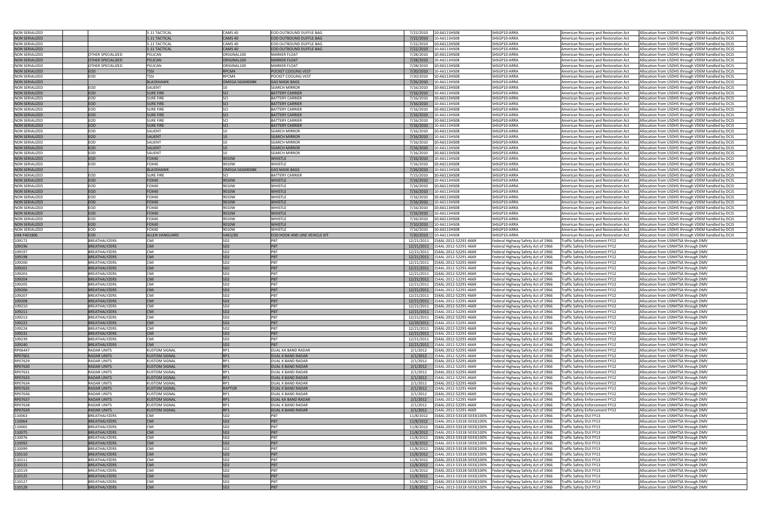| | | | | | | | | | | |
|---|---|---|---|---|---|---|---|---|---|---|
| NON SERIALIZED | | 5.11 TACTICAL | CAMS 40 | EOD OUTBOUND DUFFLE BAG | 7/22/2010 | 10-A6113HS08 | SHSGP10-ARRA | American Recovery and Restoration Act | Allocation from USDHS through VDEM handled by DCJS |
| NON SERIALIZED | | 5.11 TACTICAL | CAMS 40 | EOD OUTBOUND DUFFLE BAG | 7/22/2010 | 10-A6113HS08 | SHSGP10-ARRA | American Recovery and Restoration Act | Allocation from USDHS through VDEM handled by DCJS |
| NON SERIALIZED | | 5.11 TACTICAL | CAMS 40 | EOD OUTBOUND DUFFLE BAG | 7/22/2010 | 10-A6113HS08 | SHSGP10-ARRA | American Recovery and Restoration Act | Allocation from USDHS through VDEM handled by DCJS |
| NON SERIALIZED | | 5.11 TACTICAL | CAMS 40 | EOD OUTBOUND DUFFLE BAG | 7/22/2010 | 10-A6113HS08 | SHSGP10-ARRA | American Recovery and Restoration Act | Allocation from USDHS through VDEM handled by DCJS |
| NON SERIALIZED | OTHER SPECIALIZED | PELICAN | ORIGINAL100 | MARKER FLOAT | 7/28/2010 | 10-A6113HS08 | SHSGP10-ARRA | American Recovery and Restoration Act | Allocation from USDHS through VDEM handled by DCJS |
| NON SERIALIZED | OTHER SPECIALIZED | PELICAN | ORIGINAL100 | MARKER FLOAT | 7/28/2010 | 10-A6113HS08 | SHSGP10-ARRA | American Recovery and Restoration Act | Allocation from USDHS through VDEM handled by DCJS |
| NON SERIALIZED | OTHER SPECIALIZED | PELICAN | ORIGINAL100 | MARKER FLOAT | 7/28/2010 | 10-A6113HS08 | SHSGP10-ARRA | American Recovery and Restoration Act | Allocation from USDHS through VDEM handled by DCJS |
| NON SERIALIZED | EOD | TSSI | RPCM4 | POCKET COOLING VEST | 7/20/2010 | 10-A6113HS08 | SHSGP10-ARRA | American Recovery and Restoration Act | Allocation from USDHS through VDEM handled by DCJS |
| NON SERIALIZED | EOD | TSSI | RPCM4 | POCKET COOLING VEST | 7/20/2010 | 10-A6113HS08 | SHSGP10-ARRA | American Recovery and Restoration Act | Allocation from USDHS through VDEM handled by DCJS |
| NON SERIALIZED | | BLACKHAWK | OMEGA 56GM00BK | GAS MASK BAGS | 7/26/2010 | 10-A6113HS08 | SHSGP10-ARRA | American Recovery and Restoration Act | Allocation from USDHS through VDEM handled by DCJS |
| NON SERIALIZED | EOD | SALIENT | 10 | SEARCH MIRROR | 7/16/2010 | 10-A6113HS08 | SHSGP10-ARRA | American Recovery and Restoration Act | Allocation from USDHS through VDEM handled by DCJS |
| NON SERIALIZED | EOD | SURE FIRE | SCI | BATTERY CARRIER | 7/16/2010 | 10-A6113HS08 | SHSGP10-ARRA | American Recovery and Restoration Act | Allocation from USDHS through VDEM handled by DCJS |
| NON SERIALIZED | EOD | SURE FIRE | SCI | BATTERY CARRIER | 7/16/2010 | 10-A6113HS08 | SHSGP10-ARRA | American Recovery and Restoration Act | Allocation from USDHS through VDEM handled by DCJS |
| NON SERIALIZED | EOD | SURE FIRE | SCI | BATTERY CARRIER | 7/16/2010 | 10-A6113HS08 | SHSGP10-ARRA | American Recovery and Restoration Act | Allocation from USDHS through VDEM handled by DCJS |
| NON SERIALIZED | EOD | SURE FIRE | SCI | BATTERY CARRIER | 7/16/2010 | 10-A6113HS08 | SHSGP10-ARRA | American Recovery and Restoration Act | Allocation from USDHS through VDEM handled by DCJS |
| NON SERIALIZED | EOD | SURE FIRE | SCI | BATTERY CARRIER | 7/16/2010 | 10-A6113HS08 | SHSGP10-ARRA | American Recovery and Restoration Act | Allocation from USDHS through VDEM handled by DCJS |
| NON SERIALIZED | EOD | SURE FIRE | SCI | BATTERY CARRIER | 7/16/2010 | 10-A6113HS08 | SHSGP10-ARRA | American Recovery and Restoration Act | Allocation from USDHS through VDEM handled by DCJS |
| NON SERIALIZED | EOD | SURE FIRE | SCI | BATTERY CARRIER | 7/16/2010 | 10-A6113HS08 | SHSGP10-ARRA | American Recovery and Restoration Act | Allocation from USDHS through VDEM handled by DCJS |
| NON SERIALIZED | EOD | SALIENT | 10 | SEARCH MIRROR | 7/16/2010 | 10-A6113HS08 | SHSGP10-ARRA | American Recovery and Restoration Act | Allocation from USDHS through VDEM handled by DCJS |
| NON SERIALIZED | EOD | SALIENT | 10 | SEARCH MIRROR | 7/16/2010 | 10-A6113HS08 | SHSGP10-ARRA | American Recovery and Restoration Act | Allocation from USDHS through VDEM handled by DCJS |
| NON SERIALIZED | EOD | SALIENT | 10 | SEARCH MIRROR | 7/16/2010 | 10-A6113HS08 | SHSGP10-ARRA | American Recovery and Restoration Act | Allocation from USDHS through VDEM handled by DCJS |
| NON SERIALIZED | EOD | SALIENT | 10 | SEARCH MIRROR | 7/16/2010 | 10-A6113HS08 | SHSGP10-ARRA | American Recovery and Restoration Act | Allocation from USDHS through VDEM handled by DCJS |
| NON SERIALIZED | EOD | SALIENT | 10 | SEARCH MIRROR | 7/16/2010 | 10-A6113HS08 | SHSGP10-ARRA | American Recovery and Restoration Act | Allocation from USDHS through VDEM handled by DCJS |
| NON SERIALIZED | EOD | FOX40 | 9010W | WHISTLE | 7/16/2010 | 10-A6113HS08 | SHSGP10-ARRA | American Recovery and Restoration Act | Allocation from USDHS through VDEM handled by DCJS |
| NON SERIALIZED | EOD | FOX40 | 9010W | WHISTLE | 7/16/2010 | 10-A6113HS08 | SHSGP10-ARRA | American Recovery and Restoration Act | Allocation from USDHS through VDEM handled by DCJS |
| NON SERIALIZED | | BLACKHAWK | OMEGA 56GM00BK | GAS MASK BAGS | 7/26/2010 | 10-A6113HS08 | SHSGP10-ARRA | American Recovery and Restoration Act | Allocation from USDHS through VDEM handled by DCJS |
| NON SERIALIZED | EOD | SURE FIRE | SCI | BATTERY CARRIER | 7/15/2010 | 10-A6113HS08 | SHSGP10-ARRA | American Recovery and Restoration Act | Allocation from USDHS through VDEM handled by DCJS |
| NON SERIALIZED | EOD | FOX40 | 9010W | WHISTLE | 7/16/2010 | 10-A6113HS08 | SHSGP10-ARRA | American Recovery and Restoration Act | Allocation from USDHS through VDEM handled by DCJS |
| NON SERIALIZED | EOD | FOX40 | 9010W | WHISTLE | 7/16/2010 | 10-A6113HS08 | SHSGP10-ARRA | American Recovery and Restoration Act | Allocation from USDHS through VDEM handled by DCJS |
| NON SERIALIZED | EOD | FOX40 | 9010W | WHISTLE | 7/16/2010 | 10-A6113HS08 | SHSGP10-ARRA | American Recovery and Restoration Act | Allocation from USDHS through VDEM handled by DCJS |
| NON SERIALIZED | EOD | FOX40 | 9010W | WHISTLE | 7/16/2010 | 10-A6113HS08 | SHSGP10-ARRA | American Recovery and Restoration Act | Allocation from USDHS through VDEM handled by DCJS |
| NON SERIALIZED | EOD | FOX40 | 9010W | WHISTLE | 7/16/2010 | 10-A6113HS08 | SHSGP10-ARRA | American Recovery and Restoration Act | Allocation from USDHS through VDEM handled by DCJS |
| NON SERIALIZED | EOD | FOX40 | 9010W | WHISTLE | 7/16/2010 | 10-A6113HS08 | SHSGP10-ARRA | American Recovery and Restoration Act | Allocation from USDHS through VDEM handled by DCJS |
| NON SERIALIZED | EOD | FOX40 | 9010W | WHISTLE | 7/16/2010 | 10-A6113HS08 | SHSGP10-ARRA | American Recovery and Restoration Act | Allocation from USDHS through VDEM handled by DCJS |
| NON SERIALIZED | EOD | FOX40 | 9010W | WHISTLE | 7/16/2010 | 10-A6113HS08 | SHSGP10-ARRA | American Recovery and Restoration Act | Allocation from USDHS through VDEM handled by DCJS |
| NON SERIALIZED | EOD | FOX40 | 9010W | WHISTLE | 7/10/2010 | 10-A6113HS08 | SHSGP10-ARRA | American Recovery and Restoration Act | Allocation from USDHS through VDEM handled by DCJS |
| NON SERIALIZED | EOD | FOX40 | 9010W | WHISTLE | 7/16/2010 | 10-A6113HS08 | SHSGP10-ARRA | American Recovery and Restoration Act | Allocation from USDHS through VDEM handled by DCJS |
| VAK-F401806 | EOD | ALLEN VANGUARD | VAK1/00 | EOD HOOK AND LINE VEHICLE KIT | 7/20/2010 | 10-A6113HS08 | SHSGP10-ARRA | American Recovery and Restoration Act | Allocation from USDHS through VDEM handled by DCJS |
| 109172 | BREATHALYZERS | CMI | SD2 | PBT | 12/21/2011 | 154AL-2012-52291-4669 | Federal Highway Safety Act of 1966 | Traffic Safety Enforcement FY12 | Allocation from USNHTSA through DMV |
| 109196 | BREATHALYZERS | CMI | SD2 | PBT | 12/21/2011 | 154AL-2012-52291-4669 | Federal Highway Safety Act of 1966 | Traffic Safety Enforcement FY12 | Allocation from USNHTSA through DMV |
| 109197 | BREATHALYZERS | CMI | SD2 | PBT | 12/21/2011 | 154AL-2012-52291-4669 | Federal Highway Safety Act of 1966 | Traffic Safety Enforcement FY12 | Allocation from USNHTSA through DMV |
| 109198 | BREATHALYZERS | CMI | SD2 | PBT | 12/21/2011 | 154AL-2012-52291-4669 | Federal Highway Safety Act of 1966 | Traffic Safety Enforcement FY12 | Allocation from USNHTSA through DMV |
| 109200 | BREATHALYZERS | CMI | SD2 | PBT | 12/21/2011 | 154AL-2012-52291-4669 | Federal Highway Safety Act of 1966 | Traffic Safety Enforcement FY12 | Allocation from USNHTSA through DMV |
| 109201 | BREATHALYZERS | CMI | SD2 | PBT | 12/21/2011 | 154AL-2012-52291-4669 | Federal Highway Safety Act of 1966 | Traffic Safety Enforcement FY12 | Allocation from USNHTSA through DMV |
| 109203 | BREATHALYZERS | CMI | SD2 | PBT | 12/21/2011 | 154AL-2012-52291-4669 | Federal Highway Safety Act of 1966 | Traffic Safety Enforcement FY12 | Allocation from USNHTSA through DMV |
| 109204 | BREATHALYZERS | CMI | SD2 | PBT | 12/21/2011 | 154AL-2012-52291-4669 | Federal Highway Safety Act of 1966 | Traffic Safety Enforcement FY12 | Allocation from USNHTSA through DMV |
| 109205 | BREATHALYZERS | CMI | SD2 | PBT | 12/21/2011 | 154AL-2012-52291-4669 | Federal Highway Safety Act of 1966 | Traffic Safety Enforcement FY12 | Allocation from USNHTSA through DMV |
| 109206 | BREATHALYZERS | CMI | SD2 | PBT | 12/21/2011 | 154AL-2012-52291-4669 | Federal Highway Safety Act of 1966 | Traffic Safety Enforcement FY12 | Allocation from USNHTSA through DMV |
| 109207 | BREATHALYZERS | CMI | SD2 | PBT | 12/21/2011 | 154AL-2012-52291-4669 | Federal Highway Safety Act of 1966 | Traffic Safety Enforcement FY12 | Allocation from USNHTSA through DMV |
| 109208 | BREATHALYZERS | CMI | SD2 | PBT | 12/21/2011 | 154AL-2012-52291-4669 | Federal Highway Safety Act of 1966 | Traffic Safety Enforcement FY12 | Allocation from USNHTSA through DMV |
| 109210 | BREATHALYZERS | CMI | SD2 | PBT | 12/21/2011 | 154AL-2012-52291-4669 | Federal Highway Safety Act of 1966 | Traffic Safety Enforcement FY12 | Allocation from USNHTSA through DMV |
| 109211 | BREATHALYZERS | CMI | SD2 | PBT | 12/21/2011 | 154AL-2012-52291-4669 | Federal Highway Safety Act of 1966 | Traffic Safety Enforcement FY12 | Allocation from USNHTSA through DMV |
| 109213 | BREATHALYZERS | CMI | SD2 | PBT | 12/21/2011 | 154AL-2012-52291-4669 | Federal Highway Safety Act of 1966 | Traffic Safety Enforcement FY12 | Allocation from USNHTSA through DMV |
| 109222 | BREATHALYZERS | CMI | SD2 | PBT | 12/20/2011 | 154AL-2012-52291-4669 | Federal Highway Safety Act of 1966 | Traffic Safety Enforcement FY12 | Allocation from USNHTSA through DMV |
| 109224 | BREATHALYZERS | CMI | SD2 | PBT | 12/21/2011 | 154AL-2012-52291-4669 | Federal Highway Safety Act of 1966 | Traffic Safety Enforcement FY12 | Allocation from USNHTSA through DMV |
| 109231 | BREATHALYZERS | CMI | SD2 | PBT | 12/21/2011 | 154AL-2012-52291-4669 | Federal Highway Safety Act of 1966 | Traffic Safety Enforcement FY12 | Allocation from USNHTSA through DMV |
| 109239 | BREATHALYZERS | CMI | SD2 | PBT | 12/21/2011 | 154AL-2012-52291-4669 | Federal Highway Safety Act of 1966 | Traffic Safety Enforcement FY12 | Allocation from USNHTSA through DMV |
| 109240 | BREATHALYZERS | CMI | SD2 | PBT | 12/21/2011 | 154AL-2012-52291-4669 | Federal Highway Safety Act of 1966 | Traffic Safety Enforcement FY12 | Allocation from USNHTSA through DMV |
| RP06447 | RADAR UNITS | KUSTOM SIGNAL | RP1 | DUAL KA BAND RADAR | 2/1/2012 | 154AL-2012-52291-4669 | Federal Highway Safety Act of 1966 | Traffic Safety Enforcement FY12 | Allocation from USNHTSA through DMV |
| RP07601 | RADAR UNITS | KUSTOM SIGNAL | RP1 | DUAL K BAND RADAR | 2/1/2012 | 154AL-2012-52291-4669 | Federal Highway Safety Act of 1966 | Traffic Safety Enforcement FY12 | Allocation from USNHTSA through DMV |
| RP07629 | RADAR UNITS | KUSTOM SIGNAL | RP1 | DUAL K BAND RADAR | 2/1/2012 | 154AL-2012-52291-4669 | Federal Highway Safety Act of 1966 | Traffic Safety Enforcement FY12 | Allocation from USNHTSA through DMV |
| RP07630 | RADAR UNITS | KUSTOM SIGNAL | RP1 | DUAL K BAND RADAR | 2/1/2012 | 154AL-2012-52291-4669 | Federal Highway Safety Act of 1966 | Traffic Safety Enforcement FY12 | Allocation from USNHTSA through DMV |
| RP07631 | RADAR UNITS | KUSTOM SIGNAL | RP1 | DUAL K BAND RADAR | 2/1/2012 | 154AL-2012-52291-4669 | Federal Highway Safety Act of 1966 | Traffic Safety Enforcement FY12 | Allocation from USNHTSA through DMV |
| RP07633 | RADAR UNITS | KUSTOM SIGNAL | RP1 | DUAL K BAND RADAR | 2/1/2012 | 154AL-2012-52291-4669 | Federal Highway Safety Act of 1966 | Traffic Safety Enforcement FY12 | Allocation from USNHTSA through DMV |
| RP07634 | RADAR UNITS | KUSTOM SIGNAL | RP1 | DUAL K BAND RADAR | 2/1/2012 | 154AL-2012-52291-4669 | Federal Highway Safety Act of 1966 | Traffic Safety Enforcement FY12 | Allocation from USNHTSA through DMV |
| RP07635 | RADAR UNITS | KUSTOM SIGNAL | RAPTOR | DUAL K BAND RADAR | 2/1/2012 | 154AL-2012-52291-4669 | Federal Highway Safety Act of 1966 | Traffic Safety Enforcement FY12 | Allocation from USNHTSA through DMV |
| RP07636 | RADAR UNITS | KUSTOM SIGNAL | RP1 | DUAL K BAND RADAR | 2/1/2012 | 154AL-2012-52291-4669 | Federal Highway Safety Act of 1966 | Traffic Safety Enforcement FY12 | Allocation from USNHTSA through DMV |
| RP07637 | RADAR UNITS | KUSTOM SIGNAL | RP1 | DUAL KA BAND RADAR | 2/1/2012 | 154AL-2012-52291-4669 | Federal Highway Safety Act of 1966 | Traffic Safety Enforcement FY12 | Allocation from USNHTSA through DMV |
| RP07638 | RADAR UNITS | KUSTOM SIGNAL | RP1 | DUAL K BAND RADAR | 2/1/2012 | 154AL-2012-52291-4669 | Federal Highway Safety Act of 1966 | Traffic Safety Enforcement FY12 | Allocation from USNHTSA through DMV |
| RP07639 | RADAR UNITS | KUSTOM SIGNAL | RP1 | DUAL K BAND RADAR | 2/1/2012 | 154AL-2012-52291-4669 | Federal Highway Safety Act of 1966 | Traffic Safety Enforcement FY12 | Allocation from USNHTSA through DMV |
| 110063 | BREATHALYZERS | CMI | SD2 | PBT | 11/8/2012 | 154AL-2013-53318-5033(100% | Federal Highway Safety Act of 1966 | Traffic Safety DUI FY13 | Allocation from USNHTSA through DMV |
| 110064 | BREATHALYZERS | CMI | SD2 | PBT | 11/8/2012 | 154AL-2013-53318-5033(100% | Federal Highway Safety Act of 1966 | Traffic Safety DUI FY13 | Allocation from USNHTSA through DMV |
| 110065 | BREATHALYZERS | CMI | SD2 | PBT | 11/8/2012 | 154AL-2013-53318-5033(100% | Federal Highway Safety Act of 1966 | Traffic Safety DUI FY13 | Allocation from USNHTSA through DMV |
| 110075 | BREATHALYZERS | CMI | SD2 | PBT | 11/8/2012 | 154AL-2013-53318-5033(100% | Federal Highway Safety Act of 1966 | Traffic Safety DUI FY13 | Allocation from USNHTSA through DMV |
| 110076 | BREATHALYZERS | CMI | SD2 | PBT | 11/8/2012 | 154AL-2013-53318-5033(100% | Federal Highway Safety Act of 1966 | Traffic Safety DUI FY13 | Allocation from USNHTSA through DMV |
| 110092 | BREATHALYZERS | CMI | SD2 | PBT | 11/8/2012 | 154AL-2013-53318-5033(100% | Federal Highway Safety Act of 1966 | Traffic Safety DUI FY13 | Allocation from USNHTSA through DMV |
| 110099 | BREATHALYZERS | CMI | SD2 | PBT | 11/8/2012 | 154AL-2013-53318-5033(100% | Federal Highway Safety Act of 1966 | Traffic Safety DUI FY13 | Allocation from USNHTSA through DMV |
| 110110 | BREATHALYZERS | CMI | SD2 | PBT | 11/8/2012 | 154AL-2013-53318-5033(100% | Federal Highway Safety Act of 1966 | Traffic Safety DUI FY13 | Allocation from USNHTSA through DMV |
| 110111 | BREATHALYZERS | CMI | SD2 | PBT | 11/8/2012 | 154AL-2013-53318-5033(100% | Federal Highway Safety Act of 1966 | Traffic Safety DUI FY13 | Allocation from USNHTSA through DMV |
| 110115 | BREATHALYZERS | CMI | SD2 | PBT | 11/8/2012 | 154AL-2013-53318-5033(100% | Federal Highway Safety Act of 1966 | Traffic Safety DUI FY13 | Allocation from USNHTSA through DMV |
| 110119 | BREATHALYZERS | CMI | SD2 | PBT | 11/8/2012 | 154AL-2013-53318-5033(100% | Federal Highway Safety Act of 1966 | Traffic Safety DUI FY13 | Allocation from USNHTSA through DMV |
| 110125 | BREATHALYZERS | CMI | SD2 | PBT | 11/8/2012 | 154AL-2013-53318-5033(100% | Federal Highway Safety Act of 1966 | Traffic Safety DUI FY13 | Allocation from USNHTSA through DMV |
| 110127 | BREATHALYZERS | CMI | SD2 | PBT | 11/8/2012 | 154AL-2013-53318-5033(100% | Federal Highway Safety Act of 1966 | Traffic Safety DUI FY13 | Allocation from USNHTSA through DMV |
| 110128 | BREATHALYZERS | CMI | SD2 | PBT | 11/8/2012 | 154AL-2013-53318-5033(100% | Federal Highway Safety Act of 1966 | Traffic Safety DUI FY13 | Allocation from USNHTSA through DMV |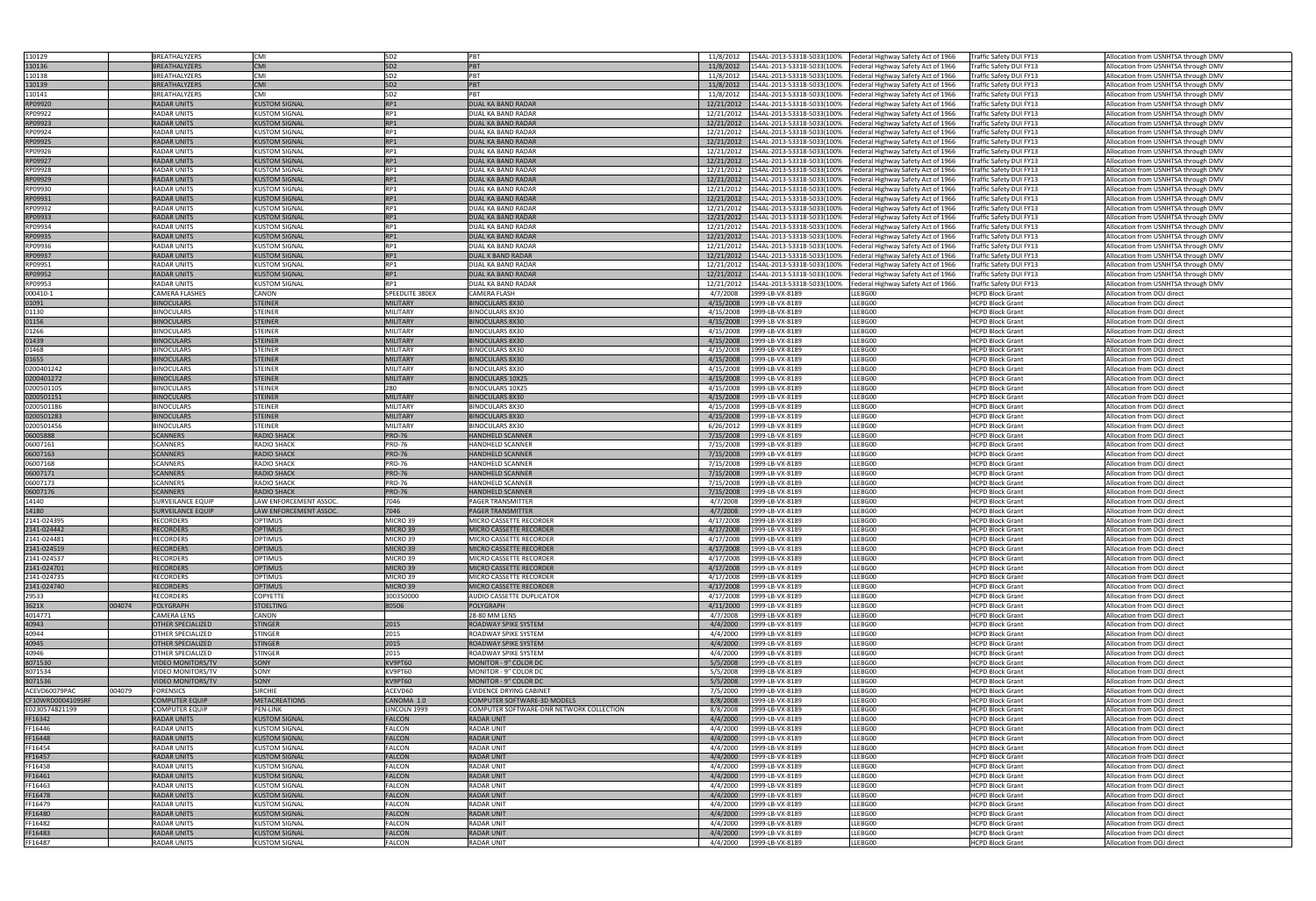| | | | | | | | | | | | |
|---|---|---|---|---|---|---|---|---|---|---|---|
| 110129 | | BREATHALYZERS | CMI | SD2 | PBT | 11/8/2012 | 154AL-2013-53318-5033(100% | Federal Highway Safety Act of 1966 | Traffic Safety DUI FY13 | Allocation from USNHTSA through DMV |
| 110136 | | BREATHALYZERS | CMI | SD2 | PBT | 11/8/2012 | 154AL-2013-53318-5033(100% | Federal Highway Safety Act of 1966 | Traffic Safety DUI FY13 | Allocation from USNHTSA through DMV |
| 110138 | | BREATHALYZERS | CMI | SD2 | PBT | 11/8/2012 | 154AL-2013-53318-5033(100% | Federal Highway Safety Act of 1966 | Traffic Safety DUI FY13 | Allocation from USNHTSA through DMV |
| 110139 | | BREATHALYZERS | CMI | SD2 | PBT | 11/8/2012 | 154AL-2013-53318-5033(100% | Federal Highway Safety Act of 1966 | Traffic Safety DUI FY13 | Allocation from USNHTSA through DMV |
| 110141 | | BREATHALYZERS | CMI | SD2 | PBT | 11/8/2012 | 154AL-2013-53318-5033(100% | Federal Highway Safety Act of 1966 | Traffic Safety DUI FY13 | Allocation from USNHTSA through DMV |
| RP09920 | | RADAR UNITS | KUSTOM SIGNAL | RP1 | DUAL KA BAND RADAR | 12/21/2012 | 154AL-2013-53318-5033(100% | Federal Highway Safety Act of 1966 | Traffic Safety DUI FY13 | Allocation from USNHTSA through DMV |
| RP09922 | | RADAR UNITS | KUSTOM SIGNAL | RP1 | DUAL KA BAND RADAR | 12/21/2012 | 154AL-2013-53318-5033(100% | Federal Highway Safety Act of 1966 | Traffic Safety DUI FY13 | Allocation from USNHTSA through DMV |
| RP09923 | | RADAR UNITS | KUSTOM SIGNAL | RP1 | DUAL KA BAND RADAR | 12/21/2012 | 154AL-2013-53318-5033(100% | Federal Highway Safety Act of 1966 | Traffic Safety DUI FY13 | Allocation from USNHTSA through DMV |
| RP09924 | | RADAR UNITS | KUSTOM SIGNAL | RP1 | DUAL KA BAND RADAR | 12/21/2012 | 154AL-2013-53318-5033(100% | Federal Highway Safety Act of 1966 | Traffic Safety DUI FY13 | Allocation from USNHTSA through DMV |
| RP09925 | | RADAR UNITS | KUSTOM SIGNAL | RP1 | DUAL KA BAND RADAR | 12/21/2012 | 154AL-2013-53318-5033(100% | Federal Highway Safety Act of 1966 | Traffic Safety DUI FY13 | Allocation from USNHTSA through DMV |
| RP09926 | | RADAR UNITS | KUSTOM SIGNAL | RP1 | DUAL KA BAND RADAR | 12/21/2012 | 154AL-2013-53318-5033(100% | Federal Highway Safety Act of 1966 | Traffic Safety DUI FY13 | Allocation from USNHTSA through DMV |
| RP09927 | | RADAR UNITS | KUSTOM SIGNAL | RP1 | DUAL KA BAND RADAR | 12/21/2012 | 154AL-2013-53318-5033(100% | Federal Highway Safety Act of 1966 | Traffic Safety DUI FY13 | Allocation from USNHTSA through DMV |
| RP09928 | | RADAR UNITS | KUSTOM SIGNAL | RP1 | DUAL KA BAND RADAR | 12/21/2012 | 154AL-2013-53318-5033(100% | Federal Highway Safety Act of 1966 | Traffic Safety DUI FY13 | Allocation from USNHTSA through DMV |
| RP09929 | | RADAR UNITS | KUSTOM SIGNAL | RP1 | DUAL KA BAND RADAR | 12/21/2012 | 154AL-2013-53318-5033(100% | Federal Highway Safety Act of 1966 | Traffic Safety DUI FY13 | Allocation from USNHTSA through DMV |
| RP09930 | | RADAR UNITS | KUSTOM SIGNAL | RP1 | DUAL KA BAND RADAR | 12/21/2012 | 154AL-2013-53318-5033(100% | Federal Highway Safety Act of 1966 | Traffic Safety DUI FY13 | Allocation from USNHTSA through DMV |
| RP09931 | | RADAR UNITS | KUSTOM SIGNAL | RP1 | DUAL KA BAND RADAR | 12/21/2012 | 154AL-2013-53318-5033(100% | Federal Highway Safety Act of 1966 | Traffic Safety DUI FY13 | Allocation from USNHTSA through DMV |
| RP09932 | | RADAR UNITS | KUSTOM SIGNAL | RP1 | DUAL KA BAND RADAR | 12/21/2012 | 154AL-2013-53318-5033(100% | Federal Highway Safety Act of 1966 | Traffic Safety DUI FY13 | Allocation from USNHTSA through DMV |
| RP09933 | | RADAR UNITS | KUSTOM SIGNAL | RP1 | DUAL KA BAND RADAR | 12/21/2012 | 154AL-2013-53318-5033(100% | Federal Highway Safety Act of 1966 | Traffic Safety DUI FY13 | Allocation from USNHTSA through DMV |
| RP09934 | | RADAR UNITS | KUSTOM SIGNAL | RP1 | DUAL KA BAND RADAR | 12/21/2012 | 154AL-2013-53318-5033(100% | Federal Highway Safety Act of 1966 | Traffic Safety DUI FY13 | Allocation from USNHTSA through DMV |
| RP09935 | | RADAR UNITS | KUSTOM SIGNAL | RP1 | DUAL KA BAND RADAR | 12/21/2012 | 154AL-2013-53318-5033(100% | Federal Highway Safety Act of 1966 | Traffic Safety DUI FY13 | Allocation from USNHTSA through DMV |
| RP09936 | | RADAR UNITS | KUSTOM SIGNAL | RP1 | DUAL KA BAND RADAR | 12/21/2012 | 154AL-2013-53318-5033(100% | Federal Highway Safety Act of 1966 | Traffic Safety DUI FY13 | Allocation from USNHTSA through DMV |
| RP09937 | | RADAR UNITS | KUSTOM SIGNAL | RP1 | DUAL K BAND RADAR | 12/21/2012 | 154AL-2013-53318-5033(100% | Federal Highway Safety Act of 1966 | Traffic Safety DUI FY13 | Allocation from USNHTSA through DMV |
| RP09951 | | RADAR UNITS | KUSTOM SIGNAL | RP1 | DUAL KA BAND RADAR | 12/21/2012 | 154AL-2013-53318-5033(100% | Federal Highway Safety Act of 1966 | Traffic Safety DUI FY13 | Allocation from USNHTSA through DMV |
| RP09952 | | RADAR UNITS | KUSTOM SIGNAL | RP1 | DUAL KA BAND RADAR | 12/21/2012 | 154AL-2013-53318-5033(100% | Federal Highway Safety Act of 1966 | Traffic Safety DUI FY13 | Allocation from USNHTSA through DMV |
| RP09953 | | RADAR UNITS | KUSTOM SIGNAL | RP1 | DUAL KA BAND RADAR | 12/21/2012 | 154AL-2013-53318-5033(100% | Federal Highway Safety Act of 1966 | Traffic Safety DUI FY13 | Allocation from USNHTSA through DMV |
| 000410-1 | | CAMERA FLASHES | CANON | SPEEDLITE 380EX | CAMERA FLASH | 4/7/2008 | 1999-LB-VX-8189 | LLEBG00 | HCPD Block Grant | Allocation from DOJ direct |
| 01091 | | BINOCULARS | STEINER | MILITARY | BINOCULARS 8X30 | 4/15/2008 | 1999-LB-VX-8189 | LLEBG00 | HCPD Block Grant | Allocation from DOJ direct |
| 01130 | | BINOCULARS | STEINER | MILITARY | BINOCULARS 8X30 | 4/15/2008 | 1999-LB-VX-8189 | LLEBG00 | HCPD Block Grant | Allocation from DOJ direct |
| 01156 | | BINOCULARS | STEINER | MILITARY | BINOCULARS 8X30 | 4/15/2008 | 1999-LB-VX-8189 | LLEBG00 | HCPD Block Grant | Allocation from DOJ direct |
| 01266 | | BINOCULARS | STEINER | MILITARY | BINOCULARS 8X30 | 4/15/2008 | 1999-LB-VX-8189 | LLEBG00 | HCPD Block Grant | Allocation from DOJ direct |
| 01439 | | BINOCULARS | STEINER | MILITARY | BINOCULARS 8X30 | 4/15/2008 | 1999-LB-VX-8189 | LLEBG00 | HCPD Block Grant | Allocation from DOJ direct |
| 01468 | | BINOCULARS | STEINER | MILITARY | BINOCULARS 8X30 | 4/15/2008 | 1999-LB-VX-8189 | LLEBG00 | HCPD Block Grant | Allocation from DOJ direct |
| 01655 | | BINOCULARS | STEINER | MILITARY | BINOCULARS 8X30 | 4/15/2008 | 1999-LB-VX-8189 | LLEBG00 | HCPD Block Grant | Allocation from DOJ direct |
| 0200401242 | | BINOCULARS | STEINER | MILITARY | BINOCULARS 8X30 | 4/15/2008 | 1999-LB-VX-8189 | LLEBG00 | HCPD Block Grant | Allocation from DOJ direct |
| 0200401272 | | BINOCULARS | STEINER | MILITARY | BINOCULARS 10X25 | 4/15/2008 | 1999-LB-VX-8189 | LLEBG00 | HCPD Block Grant | Allocation from DOJ direct |
| 0200501105 | | BINOCULARS | STEINER | 280 | BINOCULARS 10X25 | 4/15/2008 | 1999-LB-VX-8189 | LLEBG00 | HCPD Block Grant | Allocation from DOJ direct |
| 0200501151 | | BINOCULARS | STEINER | MILITARY | BINOCULARS 8X30 | 4/15/2008 | 1999-LB-VX-8189 | LLEBG00 | HCPD Block Grant | Allocation from DOJ direct |
| 0200501186 | | BINOCULARS | STEINER | MILITARY | BINOCULARS 8X30 | 4/15/2008 | 1999-LB-VX-8189 | LLEBG00 | HCPD Block Grant | Allocation from DOJ direct |
| 0200501283 | | BINOCULARS | STEINER | MILITARY | BINOCULARS 8X30 | 4/15/2008 | 1999-LB-VX-8189 | LLEBG00 | HCPD Block Grant | Allocation from DOJ direct |
| 0200501456 | | BINOCULARS | STEINER | MILITARY | BINOCULARS 8X30 | 6/26/2012 | 1999-LB-VX-8189 | LLEBG00 | HCPD Block Grant | Allocation from DOJ direct |
| 06005888 | | SCANNERS | RADIO SHACK | PRO-76 | HANDHELD SCANNER | 7/15/2008 | 1999-LB-VX-8189 | LLEBG00 | HCPD Block Grant | Allocation from DOJ direct |
| 06007161 | | SCANNERS | RADIO SHACK | PRO-76 | HANDHELD SCANNER | 7/15/2008 | 1999-LB-VX-8189 | LLEBG00 | HCPD Block Grant | Allocation from DOJ direct |
| 06007163 | | SCANNERS | RADIO SHACK | PRO-76 | HANDHELD SCANNER | 7/15/2008 | 1999-LB-VX-8189 | LLEBG00 | HCPD Block Grant | Allocation from DOJ direct |
| 06007168 | | SCANNERS | RADIO SHACK | PRO-76 | HANDHELD SCANNER | 7/15/2008 | 1999-LB-VX-8189 | LLEBG00 | HCPD Block Grant | Allocation from DOJ direct |
| 06007171 | | SCANNERS | RADIO SHACK | PRO-76 | HANDHELD SCANNER | 7/15/2008 | 1999-LB-VX-8189 | LLEBG00 | HCPD Block Grant | Allocation from DOJ direct |
| 06007173 | | SCANNERS | RADIO SHACK | PRO-76 | HANDHELD SCANNER | 7/15/2008 | 1999-LB-VX-8189 | LLEBG00 | HCPD Block Grant | Allocation from DOJ direct |
| 06007176 | | SCANNERS | RADIO SHACK | PRO-76 | HANDHELD SCANNER | 7/15/2008 | 1999-LB-VX-8189 | LLEBG00 | HCPD Block Grant | Allocation from DOJ direct |
| 14140 | | SURVEILANCE EQUIP | LAW ENFORCEMENT ASSOC. | 7046 | PAGER TRANSMITTER | 4/7/2008 | 1999-LB-VX-8189 | LLEBG00 | HCPD Block Grant | Allocation from DOJ direct |
| 14180 | | SURVEILANCE EQUIP | LAW ENFORCEMENT ASSOC. | 7046 | PAGER TRANSMITTER | 4/7/2008 | 1999-LB-VX-8189 | LLEBG00 | HCPD Block Grant | Allocation from DOJ direct |
| 2141-024395 | | RECORDERS | OPTIMUS | MICRO 39 | MICRO CASSETTE RECORDER | 4/17/2008 | 1999-LB-VX-8189 | LLEBG00 | HCPD Block Grant | Allocation from DOJ direct |
| 2141-024442 | | RECORDERS | OPTIMUS | MICRO 39 | MICRO CASSETTE RECORDER | 4/17/2008 | 1999-LB-VX-8189 | LLEBG00 | HCPD Block Grant | Allocation from DOJ direct |
| 2141-024481 | | RECORDERS | OPTIMUS | MICRO 39 | MICRO CASSETTE RECORDER | 4/17/2008 | 1999-LB-VX-8189 | LLEBG00 | HCPD Block Grant | Allocation from DOJ direct |
| 2141-024519 | | RECORDERS | OPTIMUS | MICRO 39 | MICRO CASSETTE RECORDER | 4/17/2008 | 1999-LB-VX-8189 | LLEBG00 | HCPD Block Grant | Allocation from DOJ direct |
| 2141-024537 | | RECORDERS | OPTIMUS | MICRO 39 | MICRO CASSETTE RECORDER | 4/17/2008 | 1999-LB-VX-8189 | LLEBG00 | HCPD Block Grant | Allocation from DOJ direct |
| 2141-024701 | | RECORDERS | OPTIMUS | MICRO 39 | MICRO CASSETTE RECORDER | 4/17/2008 | 1999-LB-VX-8189 | LLEBG00 | HCPD Block Grant | Allocation from DOJ direct |
| 2141-024735 | | RECORDERS | OPTIMUS | MICRO 39 | MICRO CASSETTE RECORDER | 4/17/2008 | 1999-LB-VX-8189 | LLEBG00 | HCPD Block Grant | Allocation from DOJ direct |
| 2141-024740 | | RECORDERS | OPTIMUS | MICRO 39 | MICRO CASSETTE RECORDER | 4/17/2008 | 1999-LB-VX-8189 | LLEBG00 | HCPD Block Grant | Allocation from DOJ direct |
| 29533 | | RECORDERS | COPYETTE | 300350000 | AUDIO CASSETTE DUPLICATOR | 4/17/2008 | 1999-LB-VX-8189 | LLEBG00 | HCPD Block Grant | Allocation from DOJ direct |
| 3621X | 004074 | POLYGRAPH | STOELTING | 80506 | POLYGRAPH | 4/11/2000 | 1999-LB-VX-8189 | LLEBG00 | HCPD Block Grant | Allocation from DOJ direct |
| 4014771 | | CAMERA LENS | CANON | | 28-80 MM LENS | 4/7/2008 | 1999-LB-VX-8189 | LLEBG00 | HCPD Block Grant | Allocation from DOJ direct |
| 40943 | | OTHER SPECIALIZED | STINGER | 2015 | ROADWAY SPIKE SYSTEM | 4/4/2000 | 1999-LB-VX-8189 | LLEBG00 | HCPD Block Grant | Allocation from DOJ direct |
| 40944 | | OTHER SPECIALIZED | STINGER | 2015 | ROADWAY SPIKE SYSTEM | 4/4/2000 | 1999-LB-VX-8189 | LLEBG00 | HCPD Block Grant | Allocation from DOJ direct |
| 40945 | | OTHER SPECIALIZED | STINGER | 2015 | ROADWAY SPIKE SYSTEM | 4/4/2000 | 1999-LB-VX-8189 | LLEBG00 | HCPD Block Grant | Allocation from DOJ direct |
| 40946 | | OTHER SPECIALIZED | STINGER | 2015 | ROADWAY SPIKE SYSTEM | 4/4/2000 | 1999-LB-VX-8189 | LLEBG00 | HCPD Block Grant | Allocation from DOJ direct |
| 8071530 | | VIDEO MONITORS/TV | SONY | KV9PT60 | MONITOR - 9" COLOR DC | 5/5/2008 | 1999-LB-VX-8189 | LLEBG00 | HCPD Block Grant | Allocation from DOJ direct |
| 8071534 | | VIDEO MONITORS/TV | SONY | KV9PT60 | MONITOR - 9" COLOR DC | 5/5/2008 | 1999-LB-VX-8189 | LLEBG00 | HCPD Block Grant | Allocation from DOJ direct |
| 8071536 | | VIDEO MONITORS/TV | SONY | KV9PT60 | MONITOR - 9" COLOR DC | 5/5/2008 | 1999-LB-VX-8189 | LLEBG00 | HCPD Block Grant | Allocation from DOJ direct |
| ACEVD60079PAC | 004079 | FORENSICS | SIRCHIE | ACEVD60 | EVIDENCE DRYING CABINET | 7/5/2000 | 1999-LB-VX-8189 | LLEBG00 | HCPD Block Grant | Allocation from DOJ direct |
| CF10WRD0004109SRF | | COMPUTER EQUIP | METACREATIONS | CANOMA 1.0 | COMPUTER SOFTWARE-3D MODELS | 8/8/2008 | 1999-LB-VX-8189 | LLEBG00 | HCPD Block Grant | Allocation from DOJ direct |
| E0230574821199 | | COMPUTER EQUIP | PEN-LINK | LINCOLN 1999 | COMPUTER SOFTWARE-DNR NETWORK COLLECTION | 8/8/2008 | 1999-LB-VX-8189 | LLEBG00 | HCPD Block Grant | Allocation from DOJ direct |
| FF16342 | | RADAR UNITS | KUSTOM SIGNAL | FALCON | RADAR UNIT | 4/4/2000 | 1999-LB-VX-8189 | LLEBG00 | HCPD Block Grant | Allocation from DOJ direct |
| FF16446 | | RADAR UNITS | KUSTOM SIGNAL | FALCON | RADAR UNIT | 4/4/2000 | 1999-LB-VX-8189 | LLEBG00 | HCPD Block Grant | Allocation from DOJ direct |
| FF16448 | | RADAR UNITS | KUSTOM SIGNAL | FALCON | RADAR UNIT | 4/4/2000 | 1999-LB-VX-8189 | LLEBG00 | HCPD Block Grant | Allocation from DOJ direct |
| FF16454 | | RADAR UNITS | KUSTOM SIGNAL | FALCON | RADAR UNIT | 4/4/2000 | 1999-LB-VX-8189 | LLEBG00 | HCPD Block Grant | Allocation from DOJ direct |
| FF16457 | | RADAR UNITS | KUSTOM SIGNAL | FALCON | RADAR UNIT | 4/4/2000 | 1999-LB-VX-8189 | LLEBG00 | HCPD Block Grant | Allocation from DOJ direct |
| FF16458 | | RADAR UNITS | KUSTOM SIGNAL | FALCON | RADAR UNIT | 4/4/2000 | 1999-LB-VX-8189 | LLEBG00 | HCPD Block Grant | Allocation from DOJ direct |
| FF16461 | | RADAR UNITS | KUSTOM SIGNAL | FALCON | RADAR UNIT | 4/4/2000 | 1999-LB-VX-8189 | LLEBG00 | HCPD Block Grant | Allocation from DOJ direct |
| FF16463 | | RADAR UNITS | KUSTOM SIGNAL | FALCON | RADAR UNIT | 4/4/2000 | 1999-LB-VX-8189 | LLEBG00 | HCPD Block Grant | Allocation from DOJ direct |
| FF16478 | | RADAR UNITS | KUSTOM SIGNAL | FALCON | RADAR UNIT | 4/4/2000 | 1999-LB-VX-8189 | LLEBG00 | HCPD Block Grant | Allocation from DOJ direct |
| FF16479 | | RADAR UNITS | KUSTOM SIGNAL | FALCON | RADAR UNIT | 4/4/2000 | 1999-LB-VX-8189 | LLEBG00 | HCPD Block Grant | Allocation from DOJ direct |
| FF16480 | | RADAR UNITS | KUSTOM SIGNAL | FALCON | RADAR UNIT | 4/4/2000 | 1999-LB-VX-8189 | LLEBG00 | HCPD Block Grant | Allocation from DOJ direct |
| FF16482 | | RADAR UNITS | KUSTOM SIGNAL | FALCON | RADAR UNIT | 4/4/2000 | 1999-LB-VX-8189 | LLEBG00 | HCPD Block Grant | Allocation from DOJ direct |
| FF16483 | | RADAR UNITS | KUSTOM SIGNAL | FALCON | RADAR UNIT | 4/4/2000 | 1999-LB-VX-8189 | LLEBG00 | HCPD Block Grant | Allocation from DOJ direct |
| FF16487 | | RADAR UNITS | KUSTOM SIGNAL | FALCON | RADAR UNIT | 4/4/2000 | 1999-LB-VX-8189 | LLEBG00 | HCPD Block Grant | Allocation from DOJ direct |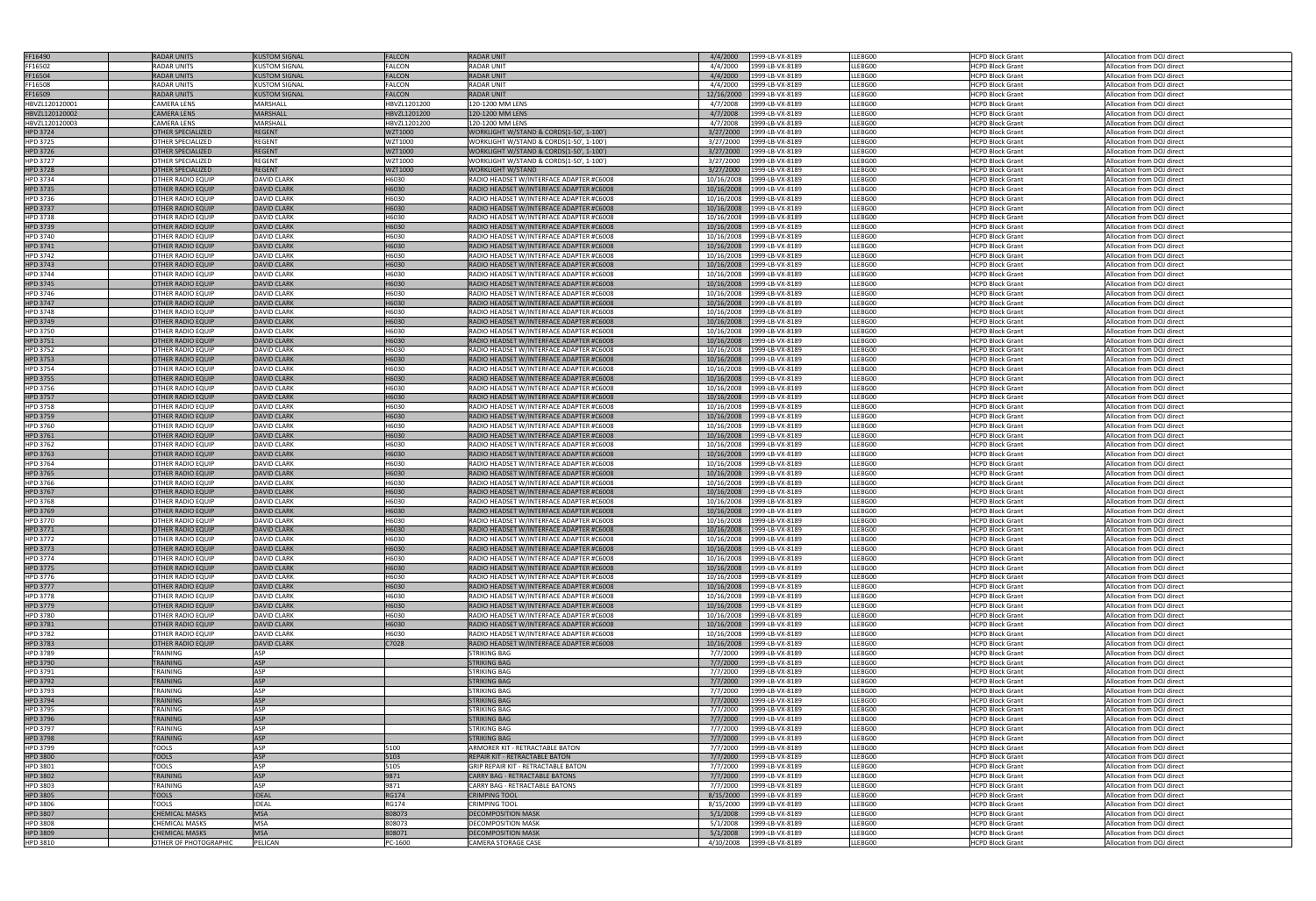| | | | | | | | | | |
|---|---|---|---|---|---|---|---|---|---|
| FF16490 | RADAR UNITS | KUSTOM SIGNAL | FALCON | RADAR UNIT | 4/4/2000 | 1999-LB-VX-8189 | LLEBG00 | HCPD Block Grant | Allocation from DOJ direct |
| FF16502 | RADAR UNITS | KUSTOM SIGNAL | FALCON | RADAR UNIT | 4/4/2000 | 1999-LB-VX-8189 | LLEBG00 | HCPD Block Grant | Allocation from DOJ direct |
| FF16504 | RADAR UNITS | KUSTOM SIGNAL | FALCON | RADAR UNIT | 4/4/2000 | 1999-LB-VX-8189 | LLEBG00 | HCPD Block Grant | Allocation from DOJ direct |
| FF16508 | RADAR UNITS | KUSTOM SIGNAL | FALCON | RADAR UNIT | 4/4/2000 | 1999-LB-VX-8189 | LLEBG00 | HCPD Block Grant | Allocation from DOJ direct |
| FF16509 | RADAR UNITS | KUSTOM SIGNAL | FALCON | RADAR UNIT | 12/16/2000 | 1999-LB-VX-8189 | LLEBG00 | HCPD Block Grant | Allocation from DOJ direct |
| HBVZL120120001 | CAMERA LENS | MARSHALL | HBVZL1201200 | 120-1200 MM LENS | 4/7/2008 | 1999-LB-VX-8189 | LLEBG00 | HCPD Block Grant | Allocation from DOJ direct |
| HBVZL120120002 | CAMERA LENS | MARSHALL | HBVZL1201200 | 120-1200 MM LENS | 4/7/2008 | 1999-LB-VX-8189 | LLEBG00 | HCPD Block Grant | Allocation from DOJ direct |
| HBVZL120120003 | CAMERA LENS | MARSHALL | HBVZL1201200 | 120-1200 MM LENS | 4/7/2008 | 1999-LB-VX-8189 | LLEBG00 | HCPD Block Grant | Allocation from DOJ direct |
| HPD 3724 | OTHER SPECIALIZED | REGENT | WZT1000 | WORKLIGHT W/STAND & CORDS(1-50', 1-100') | 3/27/2000 | 1999-LB-VX-8189 | LLEBG00 | HCPD Block Grant | Allocation from DOJ direct |
| HPD 3725 | OTHER SPECIALIZED | REGENT | WZT1000 | WORKLIGHT W/STAND & CORDS(1-50', 1-100') | 3/27/2000 | 1999-LB-VX-8189 | LLEBG00 | HCPD Block Grant | Allocation from DOJ direct |
| HPD 3726 | OTHER SPECIALIZED | REGENT | WZT1000 | WORKLIGHT W/STAND & CORDS(1-50', 1-100') | 3/27/2000 | 1999-LB-VX-8189 | LLEBG00 | HCPD Block Grant | Allocation from DOJ direct |
| HPD 3727 | OTHER SPECIALIZED | REGENT | WZT1000 | WORKLIGHT W/STAND & CORDS(1-50', 1-100') | 3/27/2000 | 1999-LB-VX-8189 | LLEBG00 | HCPD Block Grant | Allocation from DOJ direct |
| HPD 3728 | OTHER SPECIALIZED | REGENT | WZT1000 | WORKLIGHT W/STAND | 3/27/2000 | 1999-LB-VX-8189 | LLEBG00 | HCPD Block Grant | Allocation from DOJ direct |
| HPD 3734 | OTHER RADIO EQUIP | DAVID CLARK | H6030 | RADIO HEADSET W/INTERFACE ADAPTER #C6008 | 10/16/2008 | 1999-LB-VX-8189 | LLEBG00 | HCPD Block Grant | Allocation from DOJ direct |
| HPD 3735 | OTHER RADIO EQUIP | DAVID CLARK | H6030 | RADIO HEADSET W/INTERFACE ADAPTER #C6008 | 10/16/2008 | 1999-LB-VX-8189 | LLEBG00 | HCPD Block Grant | Allocation from DOJ direct |
| HPD 3736 | OTHER RADIO EQUIP | DAVID CLARK | H6030 | RADIO HEADSET W/INTERFACE ADAPTER #C6008 | 10/16/2008 | 1999-LB-VX-8189 | LLEBG00 | HCPD Block Grant | Allocation from DOJ direct |
| HPD 3737 | OTHER RADIO EQUIP | DAVID CLARK | H6030 | RADIO HEADSET W/INTERFACE ADAPTER #C6008 | 10/16/2008 | 1999-LB-VX-8189 | LLEBG00 | HCPD Block Grant | Allocation from DOJ direct |
| HPD 3738 | OTHER RADIO EQUIP | DAVID CLARK | H6030 | RADIO HEADSET W/INTERFACE ADAPTER #C6008 | 10/16/2008 | 1999-LB-VX-8189 | LLEBG00 | HCPD Block Grant | Allocation from DOJ direct |
| HPD 3739 | OTHER RADIO EQUIP | DAVID CLARK | H6030 | RADIO HEADSET W/INTERFACE ADAPTER #C6008 | 10/16/2008 | 1999-LB-VX-8189 | LLEBG00 | HCPD Block Grant | Allocation from DOJ direct |
| HPD 3740 | OTHER RADIO EQUIP | DAVID CLARK | H6030 | RADIO HEADSET W/INTERFACE ADAPTER #C6008 | 10/16/2008 | 1999-LB-VX-8189 | LLEBG00 | HCPD Block Grant | Allocation from DOJ direct |
| HPD 3741 | OTHER RADIO EQUIP | DAVID CLARK | H6030 | RADIO HEADSET W/INTERFACE ADAPTER #C6008 | 10/16/2008 | 1999-LB-VX-8189 | LLEBG00 | HCPD Block Grant | Allocation from DOJ direct |
| HPD 3742 | OTHER RADIO EQUIP | DAVID CLARK | H6030 | RADIO HEADSET W/INTERFACE ADAPTER #C6008 | 10/16/2008 | 1999-LB-VX-8189 | LLEBG00 | HCPD Block Grant | Allocation from DOJ direct |
| HPD 3743 | OTHER RADIO EQUIP | DAVID CLARK | H6030 | RADIO HEADSET W/INTERFACE ADAPTER #C6008 | 10/16/2008 | 1999-LB-VX-8189 | LLEBG00 | HCPD Block Grant | Allocation from DOJ direct |
| HPD 3744 | OTHER RADIO EQUIP | DAVID CLARK | H6030 | RADIO HEADSET W/INTERFACE ADAPTER #C6008 | 10/16/2008 | 1999-LB-VX-8189 | LLEBG00 | HCPD Block Grant | Allocation from DOJ direct |
| HPD 3745 | OTHER RADIO EQUIP | DAVID CLARK | H6030 | RADIO HEADSET W/INTERFACE ADAPTER #C6008 | 10/16/2008 | 1999-LB-VX-8189 | LLEBG00 | HCPD Block Grant | Allocation from DOJ direct |
| HPD 3746 | OTHER RADIO EQUIP | DAVID CLARK | H6030 | RADIO HEADSET W/INTERFACE ADAPTER #C6008 | 10/16/2008 | 1999-LB-VX-8189 | LLEBG00 | HCPD Block Grant | Allocation from DOJ direct |
| HPD 3747 | OTHER RADIO EQUIP | DAVID CLARK | H6030 | RADIO HEADSET W/INTERFACE ADAPTER #C6008 | 10/16/2008 | 1999-LB-VX-8189 | LLEBG00 | HCPD Block Grant | Allocation from DOJ direct |
| HPD 3748 | OTHER RADIO EQUIP | DAVID CLARK | H6030 | RADIO HEADSET W/INTERFACE ADAPTER #C6008 | 10/16/2008 | 1999-LB-VX-8189 | LLEBG00 | HCPD Block Grant | Allocation from DOJ direct |
| HPD 3749 | OTHER RADIO EQUIP | DAVID CLARK | H6030 | RADIO HEADSET W/INTERFACE ADAPTER #C6008 | 10/16/2008 | 1999-LB-VX-8189 | LLEBG00 | HCPD Block Grant | Allocation from DOJ direct |
| HPD 3750 | OTHER RADIO EQUIP | DAVID CLARK | H6030 | RADIO HEADSET W/INTERFACE ADAPTER #C6008 | 10/16/2008 | 1999-LB-VX-8189 | LLEBG00 | HCPD Block Grant | Allocation from DOJ direct |
| HPD 3751 | OTHER RADIO EQUIP | DAVID CLARK | H6030 | RADIO HEADSET W/INTERFACE ADAPTER #C6008 | 10/16/2008 | 1999-LB-VX-8189 | LLEBG00 | HCPD Block Grant | Allocation from DOJ direct |
| HPD 3752 | OTHER RADIO EQUIP | DAVID CLARK | H6030 | RADIO HEADSET W/INTERFACE ADAPTER #C6008 | 10/16/2008 | 1999-LB-VX-8189 | LLEBG00 | HCPD Block Grant | Allocation from DOJ direct |
| HPD 3753 | OTHER RADIO EQUIP | DAVID CLARK | H6030 | RADIO HEADSET W/INTERFACE ADAPTER #C6008 | 10/16/2008 | 1999-LB-VX-8189 | LLEBG00 | HCPD Block Grant | Allocation from DOJ direct |
| HPD 3754 | OTHER RADIO EQUIP | DAVID CLARK | H6030 | RADIO HEADSET W/INTERFACE ADAPTER #C6008 | 10/16/2008 | 1999-LB-VX-8189 | LLEBG00 | HCPD Block Grant | Allocation from DOJ direct |
| HPD 3755 | OTHER RADIO EQUIP | DAVID CLARK | H6030 | RADIO HEADSET W/INTERFACE ADAPTER #C6008 | 10/16/2008 | 1999-LB-VX-8189 | LLEBG00 | HCPD Block Grant | Allocation from DOJ direct |
| HPD 3756 | OTHER RADIO EQUIP | DAVID CLARK | H6030 | RADIO HEADSET W/INTERFACE ADAPTER #C6008 | 10/16/2008 | 1999-LB-VX-8189 | LLEBG00 | HCPD Block Grant | Allocation from DOJ direct |
| HPD 3757 | OTHER RADIO EQUIP | DAVID CLARK | H6030 | RADIO HEADSET W/INTERFACE ADAPTER #C6008 | 10/16/2008 | 1999-LB-VX-8189 | LLEBG00 | HCPD Block Grant | Allocation from DOJ direct |
| HPD 3758 | OTHER RADIO EQUIP | DAVID CLARK | H6030 | RADIO HEADSET W/INTERFACE ADAPTER #C6008 | 10/16/2008 | 1999-LB-VX-8189 | LLEBG00 | HCPD Block Grant | Allocation from DOJ direct |
| HPD 3759 | OTHER RADIO EQUIP | DAVID CLARK | H6030 | RADIO HEADSET W/INTERFACE ADAPTER #C6008 | 10/16/2008 | 1999-LB-VX-8189 | LLEBG00 | HCPD Block Grant | Allocation from DOJ direct |
| HPD 3760 | OTHER RADIO EQUIP | DAVID CLARK | H6030 | RADIO HEADSET W/INTERFACE ADAPTER #C6008 | 10/16/2008 | 1999-LB-VX-8189 | LLEBG00 | HCPD Block Grant | Allocation from DOJ direct |
| HPD 3761 | OTHER RADIO EQUIP | DAVID CLARK | H6030 | RADIO HEADSET W/INTERFACE ADAPTER #C6008 | 10/16/2008 | 1999-LB-VX-8189 | LLEBG00 | HCPD Block Grant | Allocation from DOJ direct |
| HPD 3762 | OTHER RADIO EQUIP | DAVID CLARK | H6030 | RADIO HEADSET W/INTERFACE ADAPTER #C6008 | 10/16/2008 | 1999-LB-VX-8189 | LLEBG00 | HCPD Block Grant | Allocation from DOJ direct |
| HPD 3763 | OTHER RADIO EQUIP | DAVID CLARK | H6030 | RADIO HEADSET W/INTERFACE ADAPTER #C6008 | 10/16/2008 | 1999-LB-VX-8189 | LLEBG00 | HCPD Block Grant | Allocation from DOJ direct |
| HPD 3764 | OTHER RADIO EQUIP | DAVID CLARK | H6030 | RADIO HEADSET W/INTERFACE ADAPTER #C6008 | 10/16/2008 | 1999-LB-VX-8189 | LLEBG00 | HCPD Block Grant | Allocation from DOJ direct |
| HPD 3765 | OTHER RADIO EQUIP | DAVID CLARK | H6030 | RADIO HEADSET W/INTERFACE ADAPTER #C6008 | 10/16/2008 | 1999-LB-VX-8189 | LLEBG00 | HCPD Block Grant | Allocation from DOJ direct |
| HPD 3766 | OTHER RADIO EQUIP | DAVID CLARK | H6030 | RADIO HEADSET W/INTERFACE ADAPTER #C6008 | 10/16/2008 | 1999-LB-VX-8189 | LLEBG00 | HCPD Block Grant | Allocation from DOJ direct |
| HPD 3767 | OTHER RADIO EQUIP | DAVID CLARK | H6030 | RADIO HEADSET W/INTERFACE ADAPTER #C6008 | 10/16/2008 | 1999-LB-VX-8189 | LLEBG00 | HCPD Block Grant | Allocation from DOJ direct |
| HPD 3768 | OTHER RADIO EQUIP | DAVID CLARK | H6030 | RADIO HEADSET W/INTERFACE ADAPTER #C6008 | 10/16/2008 | 1999-LB-VX-8189 | LLEBG00 | HCPD Block Grant | Allocation from DOJ direct |
| HPD 3769 | OTHER RADIO EQUIP | DAVID CLARK | H6030 | RADIO HEADSET W/INTERFACE ADAPTER #C6008 | 10/16/2008 | 1999-LB-VX-8189 | LLEBG00 | HCPD Block Grant | Allocation from DOJ direct |
| HPD 3770 | OTHER RADIO EQUIP | DAVID CLARK | H6030 | RADIO HEADSET W/INTERFACE ADAPTER #C6008 | 10/16/2008 | 1999-LB-VX-8189 | LLEBG00 | HCPD Block Grant | Allocation from DOJ direct |
| HPD 3771 | OTHER RADIO EQUIP | DAVID CLARK | H6030 | RADIO HEADSET W/INTERFACE ADAPTER #C6008 | 10/16/2008 | 1999-LB-VX-8189 | LLEBG00 | HCPD Block Grant | Allocation from DOJ direct |
| HPD 3772 | OTHER RADIO EQUIP | DAVID CLARK | H6030 | RADIO HEADSET W/INTERFACE ADAPTER #C6008 | 10/16/2008 | 1999-LB-VX-8189 | LLEBG00 | HCPD Block Grant | Allocation from DOJ direct |
| HPD 3773 | OTHER RADIO EQUIP | DAVID CLARK | H6030 | RADIO HEADSET W/INTERFACE ADAPTER #C6008 | 10/16/2008 | 1999-LB-VX-8189 | LLEBG00 | HCPD Block Grant | Allocation from DOJ direct |
| HPD 3774 | OTHER RADIO EQUIP | DAVID CLARK | H6030 | RADIO HEADSET W/INTERFACE ADAPTER #C6008 | 10/16/2008 | 1999-LB-VX-8189 | LLEBG00 | HCPD Block Grant | Allocation from DOJ direct |
| HPD 3775 | OTHER RADIO EQUIP | DAVID CLARK | H6030 | RADIO HEADSET W/INTERFACE ADAPTER #C6008 | 10/16/2008 | 1999-LB-VX-8189 | LLEBG00 | HCPD Block Grant | Allocation from DOJ direct |
| HPD 3776 | OTHER RADIO EQUIP | DAVID CLARK | H6030 | RADIO HEADSET W/INTERFACE ADAPTER #C6008 | 10/16/2008 | 1999-LB-VX-8189 | LLEBG00 | HCPD Block Grant | Allocation from DOJ direct |
| HPD 3777 | OTHER RADIO EQUIP | DAVID CLARK | H6030 | RADIO HEADSET W/INTERFACE ADAPTER #C6008 | 10/16/2008 | 1999-LB-VX-8189 | LLEBG00 | HCPD Block Grant | Allocation from DOJ direct |
| HPD 3778 | OTHER RADIO EQUIP | DAVID CLARK | H6030 | RADIO HEADSET W/INTERFACE ADAPTER #C6008 | 10/16/2008 | 1999-LB-VX-8189 | LLEBG00 | HCPD Block Grant | Allocation from DOJ direct |
| HPD 3779 | OTHER RADIO EQUIP | DAVID CLARK | H6030 | RADIO HEADSET W/INTERFACE ADAPTER #C6008 | 10/16/2008 | 1999-LB-VX-8189 | LLEBG00 | HCPD Block Grant | Allocation from DOJ direct |
| HPD 3780 | OTHER RADIO EQUIP | DAVID CLARK | H6030 | RADIO HEADSET W/INTERFACE ADAPTER #C6008 | 10/16/2008 | 1999-LB-VX-8189 | LLEBG00 | HCPD Block Grant | Allocation from DOJ direct |
| HPD 3781 | OTHER RADIO EQUIP | DAVID CLARK | H6030 | RADIO HEADSET W/INTERFACE ADAPTER #C6008 | 10/16/2008 | 1999-LB-VX-8189 | LLEBG00 | HCPD Block Grant | Allocation from DOJ direct |
| HPD 3782 | OTHER RADIO EQUIP | DAVID CLARK | H6030 | RADIO HEADSET W/INTERFACE ADAPTER #C6008 | 10/16/2008 | 1999-LB-VX-8189 | LLEBG00 | HCPD Block Grant | Allocation from DOJ direct |
| HPD 3783 | OTHER RADIO EQUIP | DAVID CLARK | C7028 | RADIO HEADSET W/INTERFACE ADAPTER #C6008 | 10/16/2008 | 1999-LB-VX-8189 | LLEBG00 | HCPD Block Grant | Allocation from DOJ direct |
| HPD 3789 | TRAINING | ASP | | STRIKING BAG | 7/7/2000 | 1999-LB-VX-8189 | LLEBG00 | HCPD Block Grant | Allocation from DOJ direct |
| HPD 3790 | TRAINING | ASP | | STRIKING BAG | 7/7/2000 | 1999-LB-VX-8189 | LLEBG00 | HCPD Block Grant | Allocation from DOJ direct |
| HPD 3791 | TRAINING | ASP | | STRIKING BAG | 7/7/2000 | 1999-LB-VX-8189 | LLEBG00 | HCPD Block Grant | Allocation from DOJ direct |
| HPD 3792 | TRAINING | ASP | | STRIKING BAG | 7/7/2000 | 1999-LB-VX-8189 | LLEBG00 | HCPD Block Grant | Allocation from DOJ direct |
| HPD 3793 | TRAINING | ASP | | STRIKING BAG | 7/7/2000 | 1999-LB-VX-8189 | LLEBG00 | HCPD Block Grant | Allocation from DOJ direct |
| HPD 3794 | TRAINING | ASP | | STRIKING BAG | 7/7/2000 | 1999-LB-VX-8189 | LLEBG00 | HCPD Block Grant | Allocation from DOJ direct |
| HPD 3795 | TRAINING | ASP | | STRIKING BAG | 7/7/2000 | 1999-LB-VX-8189 | LLEBG00 | HCPD Block Grant | Allocation from DOJ direct |
| HPD 3796 | TRAINING | ASP | | STRIKING BAG | 7/7/2000 | 1999-LB-VX-8189 | LLEBG00 | HCPD Block Grant | Allocation from DOJ direct |
| HPD 3797 | TRAINING | ASP | | STRIKING BAG | 7/7/2000 | 1999-LB-VX-8189 | LLEBG00 | HCPD Block Grant | Allocation from DOJ direct |
| HPD 3798 | TRAINING | ASP | | STRIKING BAG | 7/7/2000 | 1999-LB-VX-8189 | LLEBG00 | HCPD Block Grant | Allocation from DOJ direct |
| HPD 3799 | TOOLS | ASP | S100 | ARMORER KIT - RETRACTABLE BATON | 7/7/2000 | 1999-LB-VX-8189 | LLEBG00 | HCPD Block Grant | Allocation from DOJ direct |
| HPD 3800 | TOOLS | ASP | S103 | REPAIR KIT - RETRACTABLE BATON | 7/7/2000 | 1999-LB-VX-8189 | LLEBG00 | HCPD Block Grant | Allocation from DOJ direct |
| HPD 3801 | TOOLS | ASP | S105 | GRIP REPAIR KIT - RETRACTABLE BATON | 7/7/2000 | 1999-LB-VX-8189 | LLEBG00 | HCPD Block Grant | Allocation from DOJ direct |
| HPD 3802 | TRAINING | ASP | 9871 | CARRY BAG - RETRACTABLE BATONS | 7/7/2000 | 1999-LB-VX-8189 | LLEBG00 | HCPD Block Grant | Allocation from DOJ direct |
| HPD 3803 | TRAINING | ASP | 9871 | CARRY BAG - RETRACTABLE BATONS | 7/7/2000 | 1999-LB-VX-8189 | LLEBG00 | HCPD Block Grant | Allocation from DOJ direct |
| HPD 3805 | TOOLS | IDEAL | RG174 | CRIMPING TOOL | 8/15/2000 | 1999-LB-VX-8189 | LLEBG00 | HCPD Block Grant | Allocation from DOJ direct |
| HPD 3806 | TOOLS | IDEAL | RG174 | CRIMPING TOOL | 8/15/2000 | 1999-LB-VX-8189 | LLEBG00 | HCPD Block Grant | Allocation from DOJ direct |
| HPD 3807 | CHEMICAL MASKS | MSA | 808073 | DECOMPOSITION MASK | 5/1/2008 | 1999-LB-VX-8189 | LLEBG00 | HCPD Block Grant | Allocation from DOJ direct |
| HPD 3808 | CHEMICAL MASKS | MSA | 808073 | DECOMPOSITION MASK | 5/1/2008 | 1999-LB-VX-8189 | LLEBG00 | HCPD Block Grant | Allocation from DOJ direct |
| HPD 3809 | CHEMICAL MASKS | MSA | 808071 | DECOMPOSITION MASK | 5/1/2008 | 1999-LB-VX-8189 | LLEBG00 | HCPD Block Grant | Allocation from DOJ direct |
| HPD 3810 | OTHER OF PHOTOGRAPHIC | PELICAN | PC-1600 | CAMERA STORAGE CASE | 4/10/2008 | 1999-LB-VX-8189 | LLEBG00 | HCPD Block Grant | Allocation from DOJ direct |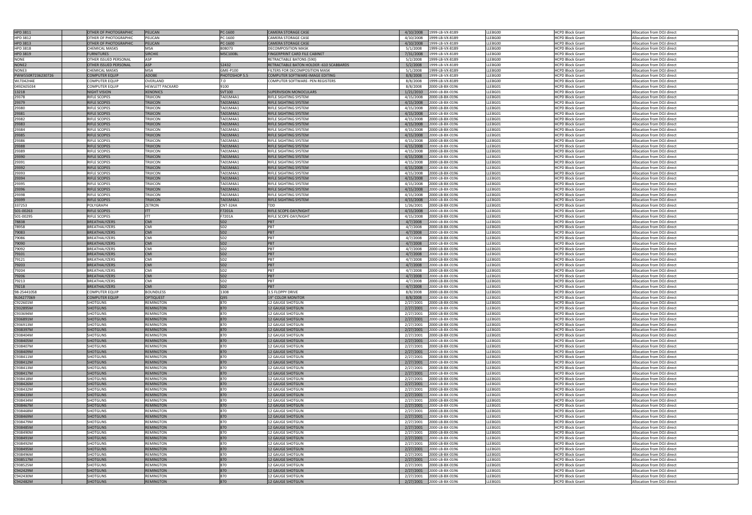| | | | | | | | | | | |
|---|---|---|---|---|---|---|---|---|---|---|
| HPD 3811 | | OTHER OF PHOTOGRAPHIC | PELICAN | PC-1600 | CAMERA STORAGE CASE | 4/10/2008 | 1999-LB-VX-8189 | LLEBG00 | HCPD Block Grant | Allocation from DOJ direct |
| HPD 3812 | | OTHER OF PHOTOGRAPHIC | PELICAN | PC-1600 | CAMERA STORAGE CASE | 4/10/2008 | 1999-LB-VX-8189 | LLEBG00 | HCPD Block Grant | Allocation from DOJ direct |
| HPD 3813 | | OTHER OF PHOTOGRAPHIC | PELICAN | PC-1600 | CAMERA STORAGE CASE | 4/10/2008 | 1999-LB-VX-8189 | LLEBG00 | HCPD Block Grant | Allocation from DOJ direct |
| HPD 3818 | | CHEMICAL MASKS | MSA | 808073 | DECOMPOSITION MASK | 5/1/2008 | 1999-LB-VX-8189 | LLEBG00 | HCPD Block Grant | Allocation from DOJ direct |
| HPD 3819 | | FURNITURES | SIRCHIE | MSC100BL | FINGERPRINT CARD FILE CABINET | 7/31/2008 | 1999-LB-VX-8189 | LLEBG00 | HCPD Block Grant | Allocation from DOJ direct |
| NONE | | OTHER ISSUED PERSONAL | ASP | | RETRACTABLE BATONS (590) | 5/2/2008 | 1999-LB-VX-8189 | LLEBG00 | HCPD Block Grant | Allocation from DOJ direct |
| NONE2 | | OTHER ISSUED PERSONAL | ASP | 52432 | RETRACTABLE BATON HOLDER -610 SCABBARDS | 5/2/2008 | 1999-LB-VX-8189 | LLEBG00 | HCPD Block Grant | Allocation from DOJ direct |
| NONE3 | | CHEMICAL MASKS | MSA | GME-P100 | FILTERS FOR DECOMPOSITION MASK | 5/1/2008 | 1999-LB-VX-8189 | LLEBG00 | HCPD Block Grant | Allocation from DOJ direct |
| PWW550R7236230726 | | COMPUTER EQUIP | ADOBE | PHOTOSHOP 5.5 | COMPUTER SOFTWARE-IMAGE EDITING | 8/8/2008 | 1999-LB-VX-8189 | LLEBG00 | HCPD Block Grant | Allocation from DOJ direct |
| WLT042H4E | | COMPUTER EQUIP | OVERLAND | 7.0 | COMPUTER SOFTWARE- PEN REGISTERS | 8/8/2008 | 1999-LB-VX-8189 | LLEBG00 | HCPD Block Grant | Allocation from DOJ direct |
| 049ZA05034 | | COMPUTER EQUIP | HEWLETT PACKARD | 9100 | | 8/8/2008 | 2000-LB-BX-0196 | LLEBG01 | HCPD Block Grant | Allocation from DOJ direct |
| 13218 | | NIGHT VISION | XENONICS | SVT100 | SUPERVISION MONOCULARS | 1/21/2010 | 2000-LB-BX-0196 | LLEBG01 | HCPD Block Grant | Allocation from DOJ direct |
| 29378 | | RIFLE SCOPES | TRIJICON | TA01M4A1 | RIFLE SIGHTING SYSTEM | 4/15/2008 | 2000-LB-BX-0196 | LLEBG01 | HCPD Block Grant | Allocation from DOJ direct |
| 29379 | | RIFLE SCOPES | TRIJICON | TA01M4A1 | RIFLE SIGHTING SYSTEM | 4/15/2008 | 2000-LB-BX-0196 | LLEBG01 | HCPD Block Grant | Allocation from DOJ direct |
| 29380 | | RIFLE SCOPES | TRIJICON | TA01M4A1 | RIFLE SIGHTING SYSTEM | 4/15/2008 | 2000-LB-BX-0196 | LLEBG01 | HCPD Block Grant | Allocation from DOJ direct |
| 29381 | | RIFLE SCOPES | TRIJICON | TA01M4A1 | RIFLE SIGHTING SYSTEM | 4/15/2008 | 2000-LB-BX-0196 | LLEBG01 | HCPD Block Grant | Allocation from DOJ direct |
| 29382 | | RIFLE SCOPES | TRIJICON | TA01M4A1 | RIFLE SIGHTING SYSTEM | 4/15/2008 | 2000-LB-BX-0196 | LLEBG01 | HCPD Block Grant | Allocation from DOJ direct |
| 29383 | | RIFLE SCOPES | TRIJICON | TA01M4A1 | RIFLE SIGHTING SYSTEM | 4/15/2008 | 2000-LB-BX-0196 | LLEBG01 | HCPD Block Grant | Allocation from DOJ direct |
| 29384 | | RIFLE SCOPES | TRIJICON | TA01M4A1 | RIFLE SIGHTING SYSTEM | 4/15/2008 | 2000-LB-BX-0196 | LLEBG01 | HCPD Block Grant | Allocation from DOJ direct |
| 29385 | | RIFLE SCOPES | TRIJICON | TA01M4A1 | RIFLE SIGHTING SYSTEM | 4/15/2008 | 2000-LB-BX-0196 | LLEBG01 | HCPD Block Grant | Allocation from DOJ direct |
| 29386 | | RIFLE SCOPES | TRIJICON | TA01M4A1 | RIFLE SIGHTING SYSTEM | 4/15/2008 | 2000-LB-BX-0196 | LLEBG01 | HCPD Block Grant | Allocation from DOJ direct |
| 29388 | | RIFLE SCOPES | TRIJICON | TA01M4A1 | RIFLE SIGHTING SYSTEM | 4/15/2008 | 2000-LB-BX-0196 | LLEBG01 | HCPD Block Grant | Allocation from DOJ direct |
| 29389 | | RIFLE SCOPES | TRIJICON | TA01M4A1 | RIFLE SIGHTING SYSTEM | 4/15/2008 | 2000-LB-BX-0196 | LLEBG01 | HCPD Block Grant | Allocation from DOJ direct |
| 29390 | | RIFLE SCOPES | TRIJICON | TA01M4A1 | RIFLE SIGHTING SYSTEM | 4/15/2008 | 2000-LB-BX-0196 | LLEBG01 | HCPD Block Grant | Allocation from DOJ direct |
| 29391 | | RIFLE SCOPES | TRIJICON | TA01M4A1 | RIFLE SIGHTING SYSTEM | 4/15/2008 | 2000-LB-BX-0196 | LLEBG01 | HCPD Block Grant | Allocation from DOJ direct |
| 29392 | | RIFLE SCOPES | TRIJICON | TA01M4A1 | RIFLE SIGHTING SYSTEM | 4/15/2008 | 2000-LB-BX-0196 | LLEBG01 | HCPD Block Grant | Allocation from DOJ direct |
| 29393 | | RIFLE SCOPES | TRIJICON | TA01M4A1 | RIFLE SIGHTING SYSTEM | 4/15/2008 | 2000-LB-BX-0196 | LLEBG01 | HCPD Block Grant | Allocation from DOJ direct |
| 29394 | | RIFLE SCOPES | TRIJICON | TA01M4A1 | RIFLE SIGHTING SYSTEM | 4/15/2008 | 2000-LB-BX-0196 | LLEBG01 | HCPD Block Grant | Allocation from DOJ direct |
| 29395 | | RIFLE SCOPES | TRIJICON | TA01M4A1 | RIFLE SIGHTING SYSTEM | 4/15/2008 | 2000-LB-BX-0196 | LLEBG01 | HCPD Block Grant | Allocation from DOJ direct |
| 29396 | | RIFLE SCOPES | TRIJICON | TA01M4A1 | RIFLE SIGHTING SYSTEM | 4/15/2008 | 2000-LB-BX-0196 | LLEBG01 | HCPD Block Grant | Allocation from DOJ direct |
| 29398 | | RIFLE SCOPES | TRIJICON | TA01M4A1 | RIFLE SIGHTING SYSTEM | 4/15/2008 | 2000-LB-BX-0196 | LLEBG01 | HCPD Block Grant | Allocation from DOJ direct |
| 29399 | | RIFLE SCOPES | TRIJICON | TA01M4A1 | RIFLE SIGHTING SYSTEM | 4/15/2008 | 2000-LB-BX-0196 | LLEBG01 | HCPD Block Grant | Allocation from DOJ direct |
| 337253 | | POLYGRAPH | ZETRON | CNT-324A | TDD | 1/26/2001 | 2000-LB-BX-0196 | LLEBG01 | HCPD Block Grant | Allocation from DOJ direct |
| 501-00263 | | RIFLE SCOPES | ITT | F7201A | RIFLE SCOPE-DAY/NIGHT | 4/15/2008 | 2000-LB-BX-0196 | LLEBG01 | HCPD Block Grant | Allocation from DOJ direct |
| 501-00295 | | RIFLE SCOPES | ITT | F7201A | RIFLE SCOPE-DAY/NIGHT | 4/15/2008 | 2000-LB-BX-0196 | LLEBG01 | HCPD Block Grant | Allocation from DOJ direct |
| 78838 | | BREATHALYZERS | CMI | SD2 | PBT | 4/7/2008 | 2000-LB-BX-0196 | LLEBG01 | HCPD Block Grant | Allocation from DOJ direct |
| 78958 | | BREATHALYZERS | CMI | SD2 | PBT | 4/7/2008 | 2000-LB-BX-0196 | LLEBG01 | HCPD Block Grant | Allocation from DOJ direct |
| 79083 | | BREATHALYZERS | CMI | SD2 | PBT | 4/7/2008 | 2000-LB-BX-0196 | LLEBG01 | HCPD Block Grant | Allocation from DOJ direct |
| 79086 | | BREATHALYZERS | CMI | SD2 | PBT | 4/7/2008 | 2000-LB-BX-0196 | LLEBG01 | HCPD Block Grant | Allocation from DOJ direct |
| 79090 | | BREATHALYZERS | CMI | SD2 | PBT | 4/7/2008 | 2000-LB-BX-0196 | LLEBG01 | HCPD Block Grant | Allocation from DOJ direct |
| 79092 | | BREATHALYZERS | CMI | SD2 | PBT | 4/7/2008 | 2000-LB-BX-0196 | LLEBG01 | HCPD Block Grant | Allocation from DOJ direct |
| 79101 | | BREATHALYZERS | CMI | SD2 | PBT | 4/7/2008 | 2000-LB-BX-0196 | LLEBG01 | HCPD Block Grant | Allocation from DOJ direct |
| 79121 | | BREATHALYZERS | CMI | SD2 | PBT | 4/7/2008 | 2000-LB-BX-0196 | LLEBG01 | HCPD Block Grant | Allocation from DOJ direct |
| 79203 | | BREATHALYZERS | CMI | SD2 | PBT | 4/7/2008 | 2000-LB-BX-0196 | LLEBG01 | HCPD Block Grant | Allocation from DOJ direct |
| 79204 | | BREATHALYZERS | CMI | SD2 | PBT | 4/7/2008 | 2000-LB-BX-0196 | LLEBG01 | HCPD Block Grant | Allocation from DOJ direct |
| 79206 | | BREATHALYZERS | CMI | SD2 | PBT | 4/7/2008 | 2000-LB-BX-0196 | LLEBG01 | HCPD Block Grant | Allocation from DOJ direct |
| 79213 | | BREATHALYZERS | CMI | SD2 | PBT | 4/7/2008 | 2000-LB-BX-0196 | LLEBG01 | HCPD Block Grant | Allocation from DOJ direct |
| 79218 | | BREATHALYZERS | CMI | SD2 | PBT | 4/7/2008 | 2000-LB-BX-0196 | LLEBG01 | HCPD Block Grant | Allocation from DOJ direct |
| 98-25441058 | | COMPUTER EQUIP | BOUNDLESS | 1308 | 3.5 FLOPPY DRIVE | 8/8/2008 | 2000-LB-BX-0196 | LLEBG01 | HCPD Block Grant | Allocation from DOJ direct |
| 9L04277069 | | COMPUTER EQUIP | OPTIQUEST | Q95 | 19" COLOR MONITOR | 8/8/2008 | 2000-LB-BX-0196 | LLEBG01 | HCPD Block Grant | Allocation from DOJ direct |
| C922601M | | SHOTGUNS | REMINGTON | 870 | 12 GAUGE SHOTGUN | 2/27/2001 | 2000-LB-BX-0196 | LLEBG01 | HCPD Block Grant | Allocation from DOJ direct |
| C932895M | | SHOTGUNS | REMINGTON | 870 | 12 GAUGE SHOTGUN | 2/27/2001 | 2000-LB-BX-0196 | LLEBG01 | HCPD Block Grant | Allocation from DOJ direct |
| C933694M | | SHOTGUNS | REMINGTON | 870 | 12 GAUGE SHOTGUN | 2/27/2001 | 2000-LB-BX-0196 | LLEBG01 | HCPD Block Grant | Allocation from DOJ direct |
| C936891M | | SHOTGUNS | REMINGTON | 870 | 12 GAUGE SHOTGUN | 2/27/2001 | 2000-LB-BX-0196 | LLEBG01 | HCPD Block Grant | Allocation from DOJ direct |
| C936913M | | SHOTGUNS | REMINGTON | 870 | 12 GAUGE SHOTGUN | 2/27/2001 | 2000-LB-BX-0196 | LLEBG01 | HCPD Block Grant | Allocation from DOJ direct |
| C938397M | | SHOTGUNS | REMINGTON | 870 | 12 GAUGE SHOTGUN | 2/27/2001 | 2000-LB-BX-0196 | LLEBG01 | HCPD Block Grant | Allocation from DOJ direct |
| C938404M | | SHOTGUNS | REMINGTON | 870 | 12 GAUGE SHOTGUN | 2/27/2001 | 2000-LB-BX-0196 | LLEBG01 | HCPD Block Grant | Allocation from DOJ direct |
| C938405M | | SHOTGUNS | REMINGTON | 870 | 12 GAUGE SHOTGUN | 2/27/2001 | 2000-LB-BX-0196 | LLEBG01 | HCPD Block Grant | Allocation from DOJ direct |
| C938407M | | SHOTGUNS | REMINGTON | 870 | 12 GAUGE SHOTGUN | 2/27/2001 | 2000-LB-BX-0196 | LLEBG01 | HCPD Block Grant | Allocation from DOJ direct |
| C938409M | | SHOTGUNS | REMINGTON | 870 | 12 GAUGE SHOTGUN | 2/27/2001 | 2000-LB-BX-0196 | LLEBG01 | HCPD Block Grant | Allocation from DOJ direct |
| C938411M | | SHOTGUNS | REMINGTON | 870 | 12 GAUGE SHOTGUN | 2/27/2001 | 2000-LB-BX-0196 | LLEBG01 | HCPD Block Grant | Allocation from DOJ direct |
| C938412M | | SHOTGUNS | REMINGTON | 870 | 12 GAUGE SHOTGUN | 2/27/2001 | 2000-LB-BX-0196 | LLEBG01 | HCPD Block Grant | Allocation from DOJ direct |
| C938413M | | SHOTGUNS | REMINGTON | 870 | 12 GAUGE SHOTGUN | 2/27/2001 | 2000-LB-BX-0196 | LLEBG01 | HCPD Block Grant | Allocation from DOJ direct |
| C938417M | | SHOTGUNS | REMINGTON | 870 | 12 GAUGE SHOTGUN | 2/27/2001 | 2000-LB-BX-0196 | LLEBG01 | HCPD Block Grant | Allocation from DOJ direct |
| C938418M | | SHOTGUNS | REMINGTON | 870 | 12 GAUGE SHOTGUN | 2/27/2001 | 2000-LB-BX-0196 | LLEBG01 | HCPD Block Grant | Allocation from DOJ direct |
| C938426M | | SHOTGUNS | REMINGTON | 870 | 12 GAUGE SHOTGUN | 2/27/2001 | 2000-LB-BX-0196 | LLEBG01 | HCPD Block Grant | Allocation from DOJ direct |
| C938432M | | SHOTGUNS | REMINGTON | 870 | 12 GAUGE SHOTGUN | 2/27/2001 | 2000-LB-BX-0196 | LLEBG01 | HCPD Block Grant | Allocation from DOJ direct |
| C938433M | | SHOTGUNS | REMINGTON | 870 | 12 GAUGE SHOTGUN | 2/27/2001 | 2000-LB-BX-0196 | LLEBG01 | HCPD Block Grant | Allocation from DOJ direct |
| C938434M | | SHOTGUNS | REMINGTON | 870 | 12 GAUGE SHOTGUN | 2/27/2001 | 2000-LB-BX-0196 | LLEBG01 | HCPD Block Grant | Allocation from DOJ direct |
| C938467M | | SHOTGUNS | REMINGTON | 870 | 12 GAUGE SHOTGUN | 2/27/2001 | 2000-LB-BX-0196 | LLEBG01 | HCPD Block Grant | Allocation from DOJ direct |
| C938468M | | SHOTGUNS | REMINGTON | 870 | 12 GAUGE SHOTGUN | 2/27/2001 | 2000-LB-BX-0196 | LLEBG01 | HCPD Block Grant | Allocation from DOJ direct |
| C938469M | | SHOTGUNS | REMINGTON | 870 | 12 GAUGE SHOTGUN | 2/27/2001 | 2000-LB-BX-0196 | LLEBG01 | HCPD Block Grant | Allocation from DOJ direct |
| C938479M | | SHOTGUNS | REMINGTON | 870 | 12 GAUGE SHOTGUN | 2/27/2001 | 2000-LB-BX-0196 | LLEBG01 | HCPD Block Grant | Allocation from DOJ direct |
| C938485M | | SHOTGUNS | REMINGTON | 870 | 12 GAUGE SHOTGUN | 2/27/2001 | 2000-LB-BX-0196 | LLEBG01 | HCPD Block Grant | Allocation from DOJ direct |
| C938490M | | SHOTGUNS | REMINGTON | 870 | 12 GAUGE SHOTGUN | 2/27/2001 | 2000-LB-BX-0196 | LLEBG01 | HCPD Block Grant | Allocation from DOJ direct |
| C938491M | | SHOTGUNS | REMINGTON | 870 | 12 GAUGE SHOTGUN | 2/27/2001 | 2000-LB-BX-0196 | LLEBG01 | HCPD Block Grant | Allocation from DOJ direct |
| C938492M | | SHOTGUNS | REMINGTON | 870 | 12 GAUGE SHOTGUN | 2/27/2001 | 2000-LB-BX-0196 | LLEBG01 | HCPD Block Grant | Allocation from DOJ direct |
| C938495M | | SHOTGUNS | REMINGTON | 870 | 12 GAUGE SHOTGUN | 2/27/2001 | 2000-LB-BX-0196 | LLEBG01 | HCPD Block Grant | Allocation from DOJ direct |
| C938496M | | SHOTGUNS | REMINGTON | 870 | 12 GAUGE SHOTGUN | 2/27/2001 | 2000-LB-BX-0196 | LLEBG01 | HCPD Block Grant | Allocation from DOJ direct |
| C938517M | | SHOTGUNS | REMINGTON | 870 | 12 GAUGE SHOTGUN | 2/27/2001 | 2000-LB-BX-0196 | LLEBG01 | HCPD Block Grant | Allocation from DOJ direct |
| C938525M | | SHOTGUNS | REMINGTON | 870 | 12 GAUGE SHOTGUN | 2/27/2001 | 2000-LB-BX-0196 | LLEBG01 | HCPD Block Grant | Allocation from DOJ direct |
| C942429M | | SHOTGUNS | REMINGTON | 870 | 12 GAUGE SHOTGUN | 2/27/2001 | 2000-LB-BX-0196 | LLEBG01 | HCPD Block Grant | Allocation from DOJ direct |
| C942430M | | SHOTGUNS | REMINGTON | 870 | 12 GAUGE SHOTGUN | 2/27/2001 | 2000-LB-BX-0196 | LLEBG01 | HCPD Block Grant | Allocation from DOJ direct |
| C942482M | | SHOTGUNS | REMINGTON | 870 | 12 GAUGE SHOTGUN | 2/27/2001 | 2000-LB-BX-0196 | LLEBG01 | HCPD Block Grant | Allocation from DOJ direct |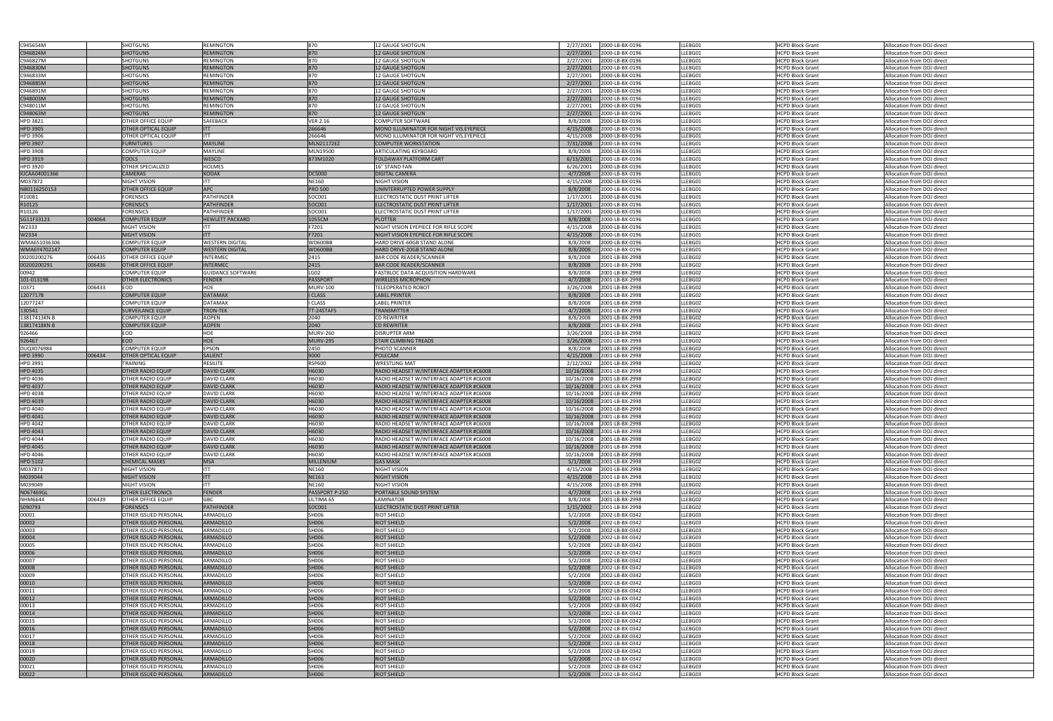| | | | | | | | | | | |
|---|---|---|---|---|---|---|---|---|---|---|
| C945654M | | SHOTGUNS | REMINGTON | 870 | 12 GAUGE SHOTGUN | 2/27/2001 | 2000-LB-BX-0196 | LLEBG01 | HCPD Block Grant | Allocation from DOJ direct |
| C946824M | | SHOTGUNS | REMINGTON | 870 | 12 GAUGE SHOTGUN | 2/27/2001 | 2000-LB-BX-0196 | LLEBG01 | HCPD Block Grant | Allocation from DOJ direct |
| C946827M | | SHOTGUNS | REMINGTON | 870 | 12 GAUGE SHOTGUN | 2/27/2001 | 2000-LB-BX-0196 | LLEBG01 | HCPD Block Grant | Allocation from DOJ direct |
| C946830M | | SHOTGUNS | REMINGTON | 870 | 12 GAUGE SHOTGUN | 2/27/2001 | 2000-LB-BX-0196 | LLEBG01 | HCPD Block Grant | Allocation from DOJ direct |
| C946833M | | SHOTGUNS | REMINGTON | 870 | 12 GAUGE SHOTGUN | 2/27/2001 | 2000-LB-BX-0196 | LLEBG01 | HCPD Block Grant | Allocation from DOJ direct |
| C946885M | | SHOTGUNS | REMINGTON | 870 | 12 GAUGE SHOTGUN | 2/27/2001 | 2000-LB-BX-0196 | LLEBG01 | HCPD Block Grant | Allocation from DOJ direct |
| C946891M | | SHOTGUNS | REMINGTON | 870 | 12 GAUGE SHOTGUN | 2/27/2001 | 2000-LB-BX-0196 | LLEBG01 | HCPD Block Grant | Allocation from DOJ direct |
| C948003M | | SHOTGUNS | REMINGTON | 870 | 12 GAUGE SHOTGUN | 2/27/2001 | 2000-LB-BX-0196 | LLEBG01 | HCPD Block Grant | Allocation from DOJ direct |
| C948011M | | SHOTGUNS | REMINGTON | 870 | 12 GAUGE SHOTGUN | 2/27/2001 | 2000-LB-BX-0196 | LLEBG01 | HCPD Block Grant | Allocation from DOJ direct |
| C948063M | | SHOTGUNS | REMINGTON | 870 | 12 GAUGE SHOTGUN | 2/27/2001 | 2000-LB-BX-0196 | LLEBG01 | HCPD Block Grant | Allocation from DOJ direct |
| HPD 3821 | | OTHER OFFICE EQUIP | SAFEBACK | VER 2.16 | COMPUTER SOFTWARE | 8/8/2008 | 2000-LB-BX-0196 | LLEBG01 | HCPD Block Grant | Allocation from DOJ direct |
| HPD 3905 | | OTHER OPTICAL EQUIP | ITT | 266646 | MONO ILLUMINATOR FOR NIGHT VIS.EYEPIECE | 4/15/2008 | 2000-LB-BX-0196 | LLEBG01 | HCPD Block Grant | Allocation from DOJ direct |
| HPD 3906 | | OTHER OPTICAL EQUIP | ITT | 266646 | MONO ILLUMINATOR FOR NIGHT VIS.EYEPIECE | 4/15/2008 | 2000-LB-BX-0196 | LLEBG01 | HCPD Block Grant | Allocation from DOJ direct |
| HPD 3907 | | FURNITURES | MAYLINE | MLN21172EZ | COMPUTER WORKSTATION | 7/31/2008 | 2000-LB-BX-0196 | LLEBG01 | HCPD Block Grant | Allocation from DOJ direct |
| HPD 3908 | | COMPUTER EQUIP | MAYLINE | MLN19500 | ARTICULATING KEYBOARD | 8/8/2008 | 2000-LB-BX-0196 | LLEBG01 | HCPD Block Grant | Allocation from DOJ direct |
| HPD 3919 | | TOOLS | WESCO | 873M1020 | FOLDAWAY PLATFORM CART | 6/13/2001 | 2000-LB-BX-0196 | LLEBG01 | HCPD Block Grant | Allocation from DOJ direct |
| HPD 3920 | | OTHER SPECIALIZED | HOLMES | | 16" STAND FAN | 6/26/2001 | 2000-LB-BX-0196 | LLEBG01 | HCPD Block Grant | Allocation from DOJ direct |
| KJCAA04001366 | | CAMERAS | KODAK | DC5000 | DIGITAL CAMERA | 4/7/2008 | 2000-LB-BX-0196 | LLEBG01 | HCPD Block Grant | Allocation from DOJ direct |
| M037872 | | NIGHT VISION | ITT | NE160 | NIGHT VISION | 4/15/2008 | 2000-LB-BX-0196 | LLEBG01 | HCPD Block Grant | Allocation from DOJ direct |
| NB0116250153 | | OTHER OFFICE EQUIP | APC | PRO 500 | UNINTERRUPTED POWER SUPPLY | 8/8/2008 | 2000-LB-BX-0196 | LLEBG01 | HCPD Block Grant | Allocation from DOJ direct |
| R10081 | | FORENSICS | PATHFINDER | SOC001 | ELECTROSTATIC DUST PRINT LIFTER | 1/17/2001 | 2000-LB-BX-0196 | LLEBG01 | HCPD Block Grant | Allocation from DOJ direct |
| R10125 | | FORENSICS | PATHFINDER | SOC001 | ELECTROSTATIC DUST PRINT LIFTER | 1/17/2001 | 2000-LB-BX-0196 | LLEBG01 | HCPD Block Grant | Allocation from DOJ direct |
| R10126 | | FORENSICS | PATHFINDER | SOC001 | ELECTROSTATIC DUST PRINT LIFTER | 1/17/2001 | 2000-LB-BX-0196 | LLEBG01 | HCPD Block Grant | Allocation from DOJ direct |
| SG11F33123 | 004064 | COMPUTER EQUIP | HEWLETT PACKARD | 1055CM | PLOTTER | 8/8/2008 | 2000-LB-BX-0196 | LLEBG01 | HCPD Block Grant | Allocation from DOJ direct |
| W2333 | | NIGHT VISION | ITT | F7201 | NIGHT VISION EYEPIECE FOR RIFLE SCOPE | 4/15/2008 | 2000-LB-BX-0196 | LLEBG01 | HCPD Block Grant | Allocation from DOJ direct |
| W2334 | | NIGHT VISION | ITT | F7201 | NIGHT VISION EYEPIECE FOR RIFLE SCOPE | 4/15/2008 | 2000-LB-BX-0196 | LLEBG01 | HCPD Block Grant | Allocation from DOJ direct |
| WMA651036306 | | COMPUTER EQUIP | WESTERN DIGITAL | WD600BB | HARD DRIVE-60GB STAND ALONE | 8/8/2008 | 2000-LB-BX-0196 | LLEBG01 | HCPD Block Grant | Allocation from DOJ direct |
| WMA6Y4702147 | | COMPUTER EQUIP | WESTERN DIGITAL | WD600BB | HARD DRIVE-20GB STAND ALONE | 8/8/2008 | 2000-LB-BX-0196 | LLEBG01 | HCPD Block Grant | Allocation from DOJ direct |
| 00200200276 | 006435 | OTHER OFFICE EQUIP | INTERMEC | 2415 | BAR CODE READER/SCANNER | 8/8/2008 | 2001-LB-BX-2998 | LLEBG02 | HCPD Block Grant | Allocation from DOJ direct |
| 00200200291 | 006436 | OTHER OFFICE EQUIP | INTERMEC | 2415 | BAR CODE READER/SCANNER | 8/8/2008 | 2001-LB-BX-2998 | LLEBG02 | HCPD Block Grant | Allocation from DOJ direct |
| 00942 | | COMPUTER EQUIP | GUIDANCE SOFTWARE | LG02 | FASTBLOC DATA ACQUISITION HARDWARE | 8/8/2008 | 2001-LB-BX-2998 | LLEBG02 | HCPD Block Grant | Allocation from DOJ direct |
| 101-013198 | | OTHER ELECTRONICS | FENDER | PASSPORT | WIRELESS MICROPHON | 4/7/2008 | 2001-LB-BX-2998 | LLEBG02 | HCPD Block Grant | Allocation from DOJ direct |
| 10371 | 006433 | EOD | HDE | MURV-100 | TELEOPERATED ROBOT | 3/26/2008 | 2001-LB-BX-2998 | LLEBG02 | HCPD Block Grant | Allocation from DOJ direct |
| 12077178 | | COMPUTER EQUIP | DATAMAX | I CLASS | LABEL PRINTER | 8/8/2008 | 2001-LB-BX-2998 | LLEBG02 | HCPD Block Grant | Allocation from DOJ direct |
| 12077247 | | COMPUTER EQUIP | DATAMAX | I CLASS | LABEL PRINTER | 8/8/2008 | 2001-LB-BX-2998 | LLEBG02 | HCPD Block Grant | Allocation from DOJ direct |
| 130541 | | SURVEILANCE EQUIP | TRON-TEK | TT-245TAFS | TRANSMITTER | 4/7/2008 | 2001-LB-BX-2998 | LLEBG02 | HCPD Block Grant | Allocation from DOJ direct |
| 13817413KN B | | COMPUTER EQUIP | AOPEN | 2040 | CD REWRITER | 8/8/2008 | 2001-LB-BX-2998 | LLEBG02 | HCPD Block Grant | Allocation from DOJ direct |
| 13817418KN B | | COMPUTER EQUIP | AOPEN | 2040 | CD REWRITER | 8/8/2008 | 2001-LB-BX-2998 | LLEBG02 | HCPD Block Grant | Allocation from DOJ direct |
| 926466 | | EOD | HDE | MURV-260 | DISRUPTER ARM | 3/26/2008 | 2001-LB-BX-2998 | LLEBG02 | HCPD Block Grant | Allocation from DOJ direct |
| 926467 | | EOD | HDE | MURV-295 | STAIR CLIMBING TREADS | 3/26/2008 | 2001-LB-BX-2998 | LLEBG02 | HCPD Block Grant | Allocation from DOJ direct |
| DUQX076984 | | COMPUTER EQUIP | EPSON | 2450 | PHOTO SCANNER | 8/8/2008 | 2001-LB-BX-2998 | LLEBG02 | HCPD Block Grant | Allocation from DOJ direct |
| HPD 3990 | 006434 | OTHER OPTICAL EQUIP | SALIENT | 9000 | POLECAM | 4/15/2008 | 2001-LB-BX-2998 | LLEBG02 | HCPD Block Grant | Allocation from DOJ direct |
| HPD 3991 | | TRAINING | RESILITE | RSP600 | WRESTLING MAT | 2/12/2002 | 2001-LB-BX-2998 | LLEBG02 | HCPD Block Grant | Allocation from DOJ direct |
| HPD 4035 | | OTHER RADIO EQUIP | DAVID CLARK | H6030 | RADIO HEADSET W/INTERFACE ADAPTER #C6008 | 10/16/2008 | 2001-LB-BX-2998 | LLEBG02 | HCPD Block Grant | Allocation from DOJ direct |
| HPD 4036 | | OTHER RADIO EQUIP | DAVID CLARK | H6030 | RADIO HEADSET W/INTERFACE ADAPTER #C6008 | 10/16/2008 | 2001-LB-BX-2998 | LLEBG02 | HCPD Block Grant | Allocation from DOJ direct |
| HPD 4037 | | OTHER RADIO EQUIP | DAVID CLARK | H6030 | RADIO HEADSET W/INTERFACE ADAPTER #C6008 | 10/16/2008 | 2001-LB-BX-2998 | LLEBG02 | HCPD Block Grant | Allocation from DOJ direct |
| HPD 4038 | | OTHER RADIO EQUIP | DAVID CLARK | H6030 | RADIO HEADSET W/INTERFACE ADAPTER #C6008 | 10/16/2008 | 2001-LB-BX-2998 | LLEBG02 | HCPD Block Grant | Allocation from DOJ direct |
| HPD 4039 | | OTHER RADIO EQUIP | DAVID CLARK | H6030 | RADIO HEADSET W/INTERFACE ADAPTER #C6008 | 10/16/2008 | 2001-LB-BX-2998 | LLEBG02 | HCPD Block Grant | Allocation from DOJ direct |
| HPD 4040 | | OTHER RADIO EQUIP | DAVID CLARK | H6030 | RADIO HEADSET W/INTERFACE ADAPTER #C6008 | 10/16/2008 | 2001-LB-BX-2998 | LLEBG02 | HCPD Block Grant | Allocation from DOJ direct |
| HPD 4041 | | OTHER RADIO EQUIP | DAVID CLARK | H6030 | RADIO HEADSET W/INTERFACE ADAPTER #C6008 | 10/16/2008 | 2001-LB-BX-2998 | LLEBG02 | HCPD Block Grant | Allocation from DOJ direct |
| HPD 4042 | | OTHER RADIO EQUIP | DAVID CLARK | H6030 | RADIO HEADSET W/INTERFACE ADAPTER #C6008 | 10/16/2008 | 2001-LB-BX-2998 | LLEBG02 | HCPD Block Grant | Allocation from DOJ direct |
| HPD 4043 | | OTHER RADIO EQUIP | DAVID CLARK | H6030 | RADIO HEADSET W/INTERFACE ADAPTER #C6008 | 10/16/2008 | 2001-LB-BX-2998 | LLEBG02 | HCPD Block Grant | Allocation from DOJ direct |
| HPD 4044 | | OTHER RADIO EQUIP | DAVID CLARK | H6030 | RADIO HEADSET W/INTERFACE ADAPTER #C6008 | 10/16/2008 | 2001-LB-BX-2998 | LLEBG02 | HCPD Block Grant | Allocation from DOJ direct |
| HPD 4045 | | OTHER RADIO EQUIP | DAVID CLARK | H6030 | RADIO HEADSET W/INTERFACE ADAPTER #C6008 | 10/16/2008 | 2001-LB-BX-2998 | LLEBG02 | HCPD Block Grant | Allocation from DOJ direct |
| HPD 4046 | | OTHER RADIO EQUIP | DAVID CLARK | H6030 | RADIO HEADSET W/INTERFACE ADAPTER #C6008 | 10/16/2008 | 2001-LB-BX-2998 | LLEBG02 | HCPD Block Grant | Allocation from DOJ direct |
| HPD 5102 | | CHEMICAL MASKS | MSA | MILLENIUM | GAS MASK | 5/1/2008 | 2001-LB-BX-2998 | LLEBG02 | HCPD Block Grant | Allocation from DOJ direct |
| M037873 | | NIGHT VISION | ITT | NE160 | NIGHT VISION | 4/15/2008 | 2001-LB-BX-2998 | LLEBG02 | HCPD Block Grant | Allocation from DOJ direct |
| M039044 | | NIGHT VISION | ITT | NE163 | NIGHT VISION | 4/15/2008 | 2001-LB-BX-2998 | LLEBG02 | HCPD Block Grant | Allocation from DOJ direct |
| M039049 | | NIGHT VISION | ITT | NE160 | NIGHT VISION | 4/15/2008 | 2001-LB-BX-2998 | LLEBG02 | HCPD Block Grant | Allocation from DOJ direct |
| N067469GL | | OTHER ELECTRONICS | FENDER | PASSPORT P-250 | PORTABLE SOUND SYSTEM | 4/7/2008 | 2001-LB-BX-2998 | LLEBG02 | HCPD Block Grant | Allocation from DOJ direct |
| NHM6644 | 006439 | OTHER OFFICE EQUIP | GBC | ULTIMA 65 | LAMINATOR | 8/8/2008 | 2001-LB-BX-2998 | LLEBG02 | HCPD Block Grant | Allocation from DOJ direct |
| S090793 | | FORENSICS | PATHFINDER | SOC001 | ELECTROSTATIC DUST PRINT LIFTER | 1/15/2002 | 2001-LB-BX-2998 | LLEBG02 | HCPD Block Grant | Allocation from DOJ direct |
| 00001 | | OTHER ISSUED PERSONAL | ARMADILLO | SH006 | RIOT SHIELD | 5/2/2008 | 2002-LB-BX-0342 | LLEBG03 | HCPD Block Grant | Allocation from DOJ direct |
| 00002 | | OTHER ISSUED PERSONAL | ARMADILLO | SH006 | RIOT SHIELD | 5/2/2008 | 2002-LB-BX-0342 | LLEBG03 | HCPD Block Grant | Allocation from DOJ direct |
| 00003 | | OTHER ISSUED PERSONAL | ARMADILLO | SH006 | RIOT SHIELD | 5/2/2008 | 2002-LB-BX-0342 | LLEBG03 | HCPD Block Grant | Allocation from DOJ direct |
| 00004 | | OTHER ISSUED PERSONAL | ARMADILLO | SH006 | RIOT SHIELD | 5/2/2008 | 2002-LB-BX-0342 | LLEBG03 | HCPD Block Grant | Allocation from DOJ direct |
| 00005 | | OTHER ISSUED PERSONAL | ARMADILLO | SH006 | RIOT SHIELD | 5/2/2008 | 2002-LB-BX-0342 | LLEBG03 | HCPD Block Grant | Allocation from DOJ direct |
| 00006 | | OTHER ISSUED PERSONAL | ARMADILLO | SH006 | RIOT SHIELD | 5/2/2008 | 2002-LB-BX-0342 | LLEBG03 | HCPD Block Grant | Allocation from DOJ direct |
| 00007 | | OTHER ISSUED PERSONAL | ARMADILLO | SH006 | RIOT SHIELD | 5/2/2008 | 2002-LB-BX-0342 | LLEBG03 | HCPD Block Grant | Allocation from DOJ direct |
| 00008 | | OTHER ISSUED PERSONAL | ARMADILLO | SH006 | RIOT SHIELD | 5/2/2008 | 2002-LB-BX-0342 | LLEBG03 | HCPD Block Grant | Allocation from DOJ direct |
| 00009 | | OTHER ISSUED PERSONAL | ARMADILLO | SH006 | RIOT SHIELD | 5/2/2008 | 2002-LB-BX-0342 | LLEBG03 | HCPD Block Grant | Allocation from DOJ direct |
| 00010 | | OTHER ISSUED PERSONAL | ARMADILLO | SH006 | RIOT SHIELD | 5/2/2008 | 2002-LB-BX-0342 | LLEBG03 | HCPD Block Grant | Allocation from DOJ direct |
| 00011 | | OTHER ISSUED PERSONAL | ARMADILLO | SH006 | RIOT SHIELD | 5/2/2008 | 2002-LB-BX-0342 | LLEBG03 | HCPD Block Grant | Allocation from DOJ direct |
| 00012 | | OTHER ISSUED PERSONAL | ARMADILLO | SH006 | RIOT SHIELD | 5/2/2008 | 2002-LB-BX-0342 | LLEBG03 | HCPD Block Grant | Allocation from DOJ direct |
| 00013 | | OTHER ISSUED PERSONAL | ARMADILLO | SH006 | RIOT SHIELD | 5/2/2008 | 2002-LB-BX-0342 | LLEBG03 | HCPD Block Grant | Allocation from DOJ direct |
| 00014 | | OTHER ISSUED PERSONAL | ARMADILLO | SH006 | RIOT SHIELD | 5/2/2008 | 2002-LB-BX-0342 | LLEBG03 | HCPD Block Grant | Allocation from DOJ direct |
| 00015 | | OTHER ISSUED PERSONAL | ARMADILLO | SH006 | RIOT SHIELD | 5/2/2008 | 2002-LB-BX-0342 | LLEBG03 | HCPD Block Grant | Allocation from DOJ direct |
| 00016 | | OTHER ISSUED PERSONAL | ARMADILLO | SH006 | RIOT SHIELD | 5/2/2008 | 2002-LB-BX-0342 | LLEBG03 | HCPD Block Grant | Allocation from DOJ direct |
| 00017 | | OTHER ISSUED PERSONAL | ARMADILLO | SH006 | RIOT SHIELD | 5/2/2008 | 2002-LB-BX-0342 | LLEBG03 | HCPD Block Grant | Allocation from DOJ direct |
| 00018 | | OTHER ISSUED PERSONAL | ARMADILLO | SH006 | RIOT SHIELD | 5/2/2008 | 2002-LB-BX-0342 | LLEBG03 | HCPD Block Grant | Allocation from DOJ direct |
| 00019 | | OTHER ISSUED PERSONAL | ARMADILLO | SH006 | RIOT SHIELD | 5/2/2008 | 2002-LB-BX-0342 | LLEBG03 | HCPD Block Grant | Allocation from DOJ direct |
| 00020 | | OTHER ISSUED PERSONAL | ARMADILLO | SH006 | RIOT SHIELD | 5/2/2008 | 2002-LB-BX-0342 | LLEBG03 | HCPD Block Grant | Allocation from DOJ direct |
| 00021 | | OTHER ISSUED PERSONAL | ARMADILLO | SH006 | RIOT SHIELD | 5/2/2008 | 2002-LB-BX-0342 | LLEBG03 | HCPD Block Grant | Allocation from DOJ direct |
| 00022 | | OTHER ISSUED PERSONAL | ARMADILLO | SH006 | RIOT SHIELD | 5/2/2008 | 2002-LB-BX-0342 | LLEBG03 | HCPD Block Grant | Allocation from DOJ direct |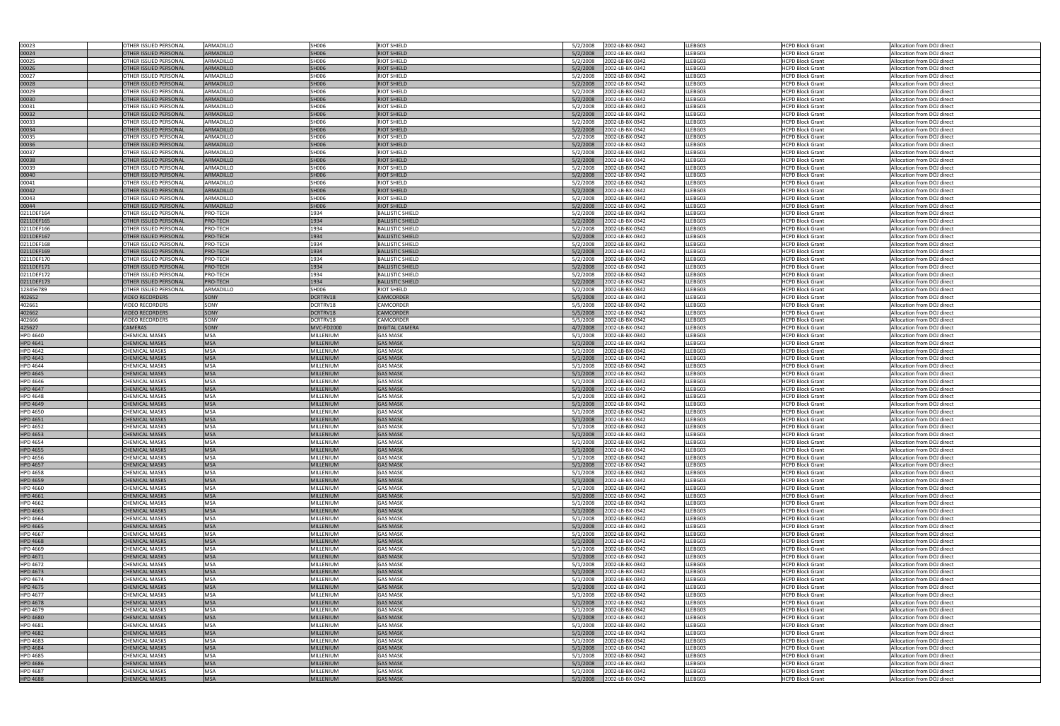| | | | | | | | | | |
|---|---|---|---|---|---|---|---|---|---|
| 00023 | | OTHER ISSUED PERSONAL | ARMADILLO | SH006 | RIOT SHIELD | 5/2/2008 | 2002-LB-BX-0342 | LLEBG03 | HCPD Block Grant | Allocation from DOJ direct |
| 00024 | | OTHER ISSUED PERSONAL | ARMADILLO | SH006 | RIOT SHIELD | 5/2/2008 | 2002-LB-BX-0342 | LLEBG03 | HCPD Block Grant | Allocation from DOJ direct |
| 00025 | | OTHER ISSUED PERSONAL | ARMADILLO | SH006 | RIOT SHIELD | 5/2/2008 | 2002-LB-BX-0342 | LLEBG03 | HCPD Block Grant | Allocation from DOJ direct |
| 00026 | | OTHER ISSUED PERSONAL | ARMADILLO | SH006 | RIOT SHIELD | 5/2/2008 | 2002-LB-BX-0342 | LLEBG03 | HCPD Block Grant | Allocation from DOJ direct |
| 00027 | | OTHER ISSUED PERSONAL | ARMADILLO | SH006 | RIOT SHIELD | 5/2/2008 | 2002-LB-BX-0342 | LLEBG03 | HCPD Block Grant | Allocation from DOJ direct |
| 00028 | | OTHER ISSUED PERSONAL | ARMADILLO | SH006 | RIOT SHIELD | 5/2/2008 | 2002-LB-BX-0342 | LLEBG03 | HCPD Block Grant | Allocation from DOJ direct |
| 00029 | | OTHER ISSUED PERSONAL | ARMADILLO | SH006 | RIOT SHIELD | 5/2/2008 | 2002-LB-BX-0342 | LLEBG03 | HCPD Block Grant | Allocation from DOJ direct |
| 00030 | | OTHER ISSUED PERSONAL | ARMADILLO | SH006 | RIOT SHIELD | 5/2/2008 | 2002-LB-BX-0342 | LLEBG03 | HCPD Block Grant | Allocation from DOJ direct |
| 00031 | | OTHER ISSUED PERSONAL | ARMADILLO | SH006 | RIOT SHIELD | 5/2/2008 | 2002-LB-BX-0342 | LLEBG03 | HCPD Block Grant | Allocation from DOJ direct |
| 00032 | | OTHER ISSUED PERSONAL | ARMADILLO | SH006 | RIOT SHIELD | 5/2/2008 | 2002-LB-BX-0342 | LLEBG03 | HCPD Block Grant | Allocation from DOJ direct |
| 00033 | | OTHER ISSUED PERSONAL | ARMADILLO | SH006 | RIOT SHIELD | 5/2/2008 | 2002-LB-BX-0342 | LLEBG03 | HCPD Block Grant | Allocation from DOJ direct |
| 00034 | | OTHER ISSUED PERSONAL | ARMADILLO | SH006 | RIOT SHIELD | 5/2/2008 | 2002-LB-BX-0342 | LLEBG03 | HCPD Block Grant | Allocation from DOJ direct |
| 00035 | | OTHER ISSUED PERSONAL | ARMADILLO | SH006 | RIOT SHIELD | 5/2/2008 | 2002-LB-BX-0342 | LLEBG03 | HCPD Block Grant | Allocation from DOJ direct |
| 00036 | | OTHER ISSUED PERSONAL | ARMADILLO | SH006 | RIOT SHIELD | 5/2/2008 | 2002-LB-BX-0342 | LLEBG03 | HCPD Block Grant | Allocation from DOJ direct |
| 00037 | | OTHER ISSUED PERSONAL | ARMADILLO | SH006 | RIOT SHIELD | 5/2/2008 | 2002-LB-BX-0342 | LLEBG03 | HCPD Block Grant | Allocation from DOJ direct |
| 00038 | | OTHER ISSUED PERSONAL | ARMADILLO | SH006 | RIOT SHIELD | 5/2/2008 | 2002-LB-BX-0342 | LLEBG03 | HCPD Block Grant | Allocation from DOJ direct |
| 00039 | | OTHER ISSUED PERSONAL | ARMADILLO | SH006 | RIOT SHIELD | 5/2/2008 | 2002-LB-BX-0342 | LLEBG03 | HCPD Block Grant | Allocation from DOJ direct |
| 00040 | | OTHER ISSUED PERSONAL | ARMADILLO | SH006 | RIOT SHIELD | 5/2/2008 | 2002-LB-BX-0342 | LLEBG03 | HCPD Block Grant | Allocation from DOJ direct |
| 00041 | | OTHER ISSUED PERSONAL | ARMADILLO | SH006 | RIOT SHIELD | 5/2/2008 | 2002-LB-BX-0342 | LLEBG03 | HCPD Block Grant | Allocation from DOJ direct |
| 00042 | | OTHER ISSUED PERSONAL | ARMADILLO | SH006 | RIOT SHIELD | 5/2/2008 | 2002-LB-BX-0342 | LLEBG03 | HCPD Block Grant | Allocation from DOJ direct |
| 00043 | | OTHER ISSUED PERSONAL | ARMADILLO | SH006 | RIOT SHIELD | 5/2/2008 | 2002-LB-BX-0342 | LLEBG03 | HCPD Block Grant | Allocation from DOJ direct |
| 00044 | | OTHER ISSUED PERSONAL | ARMADILLO | SH006 | RIOT SHIELD | 5/2/2008 | 2002-LB-BX-0342 | LLEBG03 | HCPD Block Grant | Allocation from DOJ direct |
| 0211DEF164 | | OTHER ISSUED PERSONAL | PRO-TECH | 1934 | BALLISTIC SHIELD | 5/2/2008 | 2002-LB-BX-0342 | LLEBG03 | HCPD Block Grant | Allocation from DOJ direct |
| 0211DEF165 | | OTHER ISSUED PERSONAL | PRO-TECH | 1934 | BALLISTIC SHIELD | 5/2/2008 | 2002-LB-BX-0342 | LLEBG03 | HCPD Block Grant | Allocation from DOJ direct |
| 0211DEF166 | | OTHER ISSUED PERSONAL | PRO-TECH | 1934 | BALLISTIC SHIELD | 5/2/2008 | 2002-LB-BX-0342 | LLEBG03 | HCPD Block Grant | Allocation from DOJ direct |
| 0211DEF167 | | OTHER ISSUED PERSONAL | PRO-TECH | 1934 | BALLISTIC SHIELD | 5/2/2008 | 2002-LB-BX-0342 | LLEBG03 | HCPD Block Grant | Allocation from DOJ direct |
| 0211DEF168 | | OTHER ISSUED PERSONAL | PRO-TECH | 1934 | BALLISTIC SHIELD | 5/2/2008 | 2002-LB-BX-0342 | LLEBG03 | HCPD Block Grant | Allocation from DOJ direct |
| 0211DEF169 | | OTHER ISSUED PERSONAL | PRO-TECH | 1934 | BALLISTIC SHIELD | 5/2/2008 | 2002-LB-BX-0342 | LLEBG03 | HCPD Block Grant | Allocation from DOJ direct |
| 0211DEF170 | | OTHER ISSUED PERSONAL | PRO-TECH | 1934 | BALLISTIC SHIELD | 5/2/2008 | 2002-LB-BX-0342 | LLEBG03 | HCPD Block Grant | Allocation from DOJ direct |
| 0211DEF171 | | OTHER ISSUED PERSONAL | PRO-TECH | 1934 | BALLISTIC SHIELD | 5/2/2008 | 2002-LB-BX-0342 | LLEBG03 | HCPD Block Grant | Allocation from DOJ direct |
| 0211DEF172 | | OTHER ISSUED PERSONAL | PRO-TECH | 1934 | BALLISTIC SHIELD | 5/2/2008 | 2002-LB-BX-0342 | LLEBG03 | HCPD Block Grant | Allocation from DOJ direct |
| 0211DEF173 | | OTHER ISSUED PERSONAL | PRO-TECH | 1934 | BALLISTIC SHIELD | 5/2/2008 | 2002-LB-BX-0342 | LLEBG03 | HCPD Block Grant | Allocation from DOJ direct |
| 123456789 | | OTHER ISSUED PERSONAL | ARMADILLO | SH006 | RIOT SHIELD | 5/2/2008 | 2002-LB-BX-0342 | LLEBG03 | HCPD Block Grant | Allocation from DOJ direct |
| 402652 | | VIDEO RECORDERS | SONY | DCRTRV18 | CAMCORDER | 5/5/2008 | 2002-LB-BX-0342 | LLEBG03 | HCPD Block Grant | Allocation from DOJ direct |
| 402661 | | VIDEO RECORDERS | SONY | DCRTRV18 | CAMCORDER | 5/5/2008 | 2002-LB-BX-0342 | LLEBG03 | HCPD Block Grant | Allocation from DOJ direct |
| 402662 | | VIDEO RECORDERS | SONY | DCRTRV18 | CAMCORDER | 5/5/2008 | 2002-LB-BX-0342 | LLEBG03 | HCPD Block Grant | Allocation from DOJ direct |
| 402666 | | VIDEO RECORDERS | SONY | DCRTRV18 | CAMCORDER | 5/5/2008 | 2002-LB-BX-0342 | LLEBG03 | HCPD Block Grant | Allocation from DOJ direct |
| 425627 | | CAMERAS | SONY | MVC-FD2000 | DIGITAL CAMERA | 4/7/2008 | 2002-LB-BX-0342 | LLEBG03 | HCPD Block Grant | Allocation from DOJ direct |
| HPD 4640 | | CHEMICAL MASKS | MSA | MILLENIUM | GAS MASK | 5/1/2008 | 2002-LB-BX-0342 | LLEBG03 | HCPD Block Grant | Allocation from DOJ direct |
| HPD 4641 | | CHEMICAL MASKS | MSA | MILLENIUM | GAS MASK | 5/1/2008 | 2002-LB-BX-0342 | LLEBG03 | HCPD Block Grant | Allocation from DOJ direct |
| HPD 4642 | | CHEMICAL MASKS | MSA | MILLENIUM | GAS MASK | 5/1/2008 | 2002-LB-BX-0342 | LLEBG03 | HCPD Block Grant | Allocation from DOJ direct |
| HPD 4643 | | CHEMICAL MASKS | MSA | MILLENIUM | GAS MASK | 5/1/2008 | 2002-LB-BX-0342 | LLEBG03 | HCPD Block Grant | Allocation from DOJ direct |
| HPD 4644 | | CHEMICAL MASKS | MSA | MILLENIUM | GAS MASK | 5/1/2008 | 2002-LB-BX-0342 | LLEBG03 | HCPD Block Grant | Allocation from DOJ direct |
| HPD 4645 | | CHEMICAL MASKS | MSA | MILLENIUM | GAS MASK | 5/1/2008 | 2002-LB-BX-0342 | LLEBG03 | HCPD Block Grant | Allocation from DOJ direct |
| HPD 4646 | | CHEMICAL MASKS | MSA | MILLENIUM | GAS MASK | 5/1/2008 | 2002-LB-BX-0342 | LLEBG03 | HCPD Block Grant | Allocation from DOJ direct |
| HPD 4647 | | CHEMICAL MASKS | MSA | MILLENIUM | GAS MASK | 5/1/2008 | 2002-LB-BX-0342 | LLEBG03 | HCPD Block Grant | Allocation from DOJ direct |
| HPD 4648 | | CHEMICAL MASKS | MSA | MILLENIUM | GAS MASK | 5/1/2008 | 2002-LB-BX-0342 | LLEBG03 | HCPD Block Grant | Allocation from DOJ direct |
| HPD 4649 | | CHEMICAL MASKS | MSA | MILLENIUM | GAS MASK | 5/1/2008 | 2002-LB-BX-0342 | LLEBG03 | HCPD Block Grant | Allocation from DOJ direct |
| HPD 4650 | | CHEMICAL MASKS | MSA | MILLENIUM | GAS MASK | 5/1/2008 | 2002-LB-BX-0342 | LLEBG03 | HCPD Block Grant | Allocation from DOJ direct |
| HPD 4651 | | CHEMICAL MASKS | MSA | MILLENIUM | GAS MASK | 5/1/2008 | 2002-LB-BX-0342 | LLEBG03 | HCPD Block Grant | Allocation from DOJ direct |
| HPD 4652 | | CHEMICAL MASKS | MSA | MILLENIUM | GAS MASK | 5/1/2008 | 2002-LB-BX-0342 | LLEBG03 | HCPD Block Grant | Allocation from DOJ direct |
| HPD 4653 | | CHEMICAL MASKS | MSA | MILLENIUM | GAS MASK | 5/1/2008 | 2002-LB-BX-0342 | LLEBG03 | HCPD Block Grant | Allocation from DOJ direct |
| HPD 4654 | | CHEMICAL MASKS | MSA | MILLENIUM | GAS MASK | 5/1/2008 | 2002-LB-BX-0342 | LLEBG03 | HCPD Block Grant | Allocation from DOJ direct |
| HPD 4655 | | CHEMICAL MASKS | MSA | MILLENIUM | GAS MASK | 5/1/2008 | 2002-LB-BX-0342 | LLEBG03 | HCPD Block Grant | Allocation from DOJ direct |
| HPD 4656 | | CHEMICAL MASKS | MSA | MILLENIUM | GAS MASK | 5/1/2008 | 2002-LB-BX-0342 | LLEBG03 | HCPD Block Grant | Allocation from DOJ direct |
| HPD 4657 | | CHEMICAL MASKS | MSA | MILLENIUM | GAS MASK | 5/1/2008 | 2002-LB-BX-0342 | LLEBG03 | HCPD Block Grant | Allocation from DOJ direct |
| HPD 4658 | | CHEMICAL MASKS | MSA | MILLENIUM | GAS MASK | 5/1/2008 | 2002-LB-BX-0342 | LLEBG03 | HCPD Block Grant | Allocation from DOJ direct |
| HPD 4659 | | CHEMICAL MASKS | MSA | MILLENIUM | GAS MASK | 5/1/2008 | 2002-LB-BX-0342 | LLEBG03 | HCPD Block Grant | Allocation from DOJ direct |
| HPD 4660 | | CHEMICAL MASKS | MSA | MILLENIUM | GAS MASK | 5/1/2008 | 2002-LB-BX-0342 | LLEBG03 | HCPD Block Grant | Allocation from DOJ direct |
| HPD 4661 | | CHEMICAL MASKS | MSA | MILLENIUM | GAS MASK | 5/1/2008 | 2002-LB-BX-0342 | LLEBG03 | HCPD Block Grant | Allocation from DOJ direct |
| HPD 4662 | | CHEMICAL MASKS | MSA | MILLENIUM | GAS MASK | 5/1/2008 | 2002-LB-BX-0342 | LLEBG03 | HCPD Block Grant | Allocation from DOJ direct |
| HPD 4663 | | CHEMICAL MASKS | MSA | MILLENIUM | GAS MASK | 5/1/2008 | 2002-LB-BX-0342 | LLEBG03 | HCPD Block Grant | Allocation from DOJ direct |
| HPD 4664 | | CHEMICAL MASKS | MSA | MILLENIUM | GAS MASK | 5/1/2008 | 2002-LB-BX-0342 | LLEBG03 | HCPD Block Grant | Allocation from DOJ direct |
| HPD 4665 | | CHEMICAL MASKS | MSA | MILLENIUM | GAS MASK | 5/1/2008 | 2002-LB-BX-0342 | LLEBG03 | HCPD Block Grant | Allocation from DOJ direct |
| HPD 4667 | | CHEMICAL MASKS | MSA | MILLENIUM | GAS MASK | 5/1/2008 | 2002-LB-BX-0342 | LLEBG03 | HCPD Block Grant | Allocation from DOJ direct |
| HPD 4668 | | CHEMICAL MASKS | MSA | MILLENIUM | GAS MASK | 5/1/2008 | 2002-LB-BX-0342 | LLEBG03 | HCPD Block Grant | Allocation from DOJ direct |
| HPD 4669 | | CHEMICAL MASKS | MSA | MILLENIUM | GAS MASK | 5/1/2008 | 2002-LB-BX-0342 | LLEBG03 | HCPD Block Grant | Allocation from DOJ direct |
| HPD 4671 | | CHEMICAL MASKS | MSA | MILLENIUM | GAS MASK | 5/1/2008 | 2002-LB-BX-0342 | LLEBG03 | HCPD Block Grant | Allocation from DOJ direct |
| HPD 4672 | | CHEMICAL MASKS | MSA | MILLENIUM | GAS MASK | 5/1/2008 | 2002-LB-BX-0342 | LLEBG03 | HCPD Block Grant | Allocation from DOJ direct |
| HPD 4673 | | CHEMICAL MASKS | MSA | MILLENIUM | GAS MASK | 5/1/2008 | 2002-LB-BX-0342 | LLEBG03 | HCPD Block Grant | Allocation from DOJ direct |
| HPD 4674 | | CHEMICAL MASKS | MSA | MILLENIUM | GAS MASK | 5/1/2008 | 2002-LB-BX-0342 | LLEBG03 | HCPD Block Grant | Allocation from DOJ direct |
| HPD 4675 | | CHEMICAL MASKS | MSA | MILLENIUM | GAS MASK | 5/1/2008 | 2002-LB-BX-0342 | LLEBG03 | HCPD Block Grant | Allocation from DOJ direct |
| HPD 4677 | | CHEMICAL MASKS | MSA | MILLENIUM | GAS MASK | 5/1/2008 | 2002-LB-BX-0342 | LLEBG03 | HCPD Block Grant | Allocation from DOJ direct |
| HPD 4678 | | CHEMICAL MASKS | MSA | MILLENIUM | GAS MASK | 5/1/2008 | 2002-LB-BX-0342 | LLEBG03 | HCPD Block Grant | Allocation from DOJ direct |
| HPD 4679 | | CHEMICAL MASKS | MSA | MILLENIUM | GAS MASK | 5/1/2008 | 2002-LB-BX-0342 | LLEBG03 | HCPD Block Grant | Allocation from DOJ direct |
| HPD 4680 | | CHEMICAL MASKS | MSA | MILLENIUM | GAS MASK | 5/1/2008 | 2002-LB-BX-0342 | LLEBG03 | HCPD Block Grant | Allocation from DOJ direct |
| HPD 4681 | | CHEMICAL MASKS | MSA | MILLENIUM | GAS MASK | 5/1/2008 | 2002-LB-BX-0342 | LLEBG03 | HCPD Block Grant | Allocation from DOJ direct |
| HPD 4682 | | CHEMICAL MASKS | MSA | MILLENIUM | GAS MASK | 5/1/2008 | 2002-LB-BX-0342 | LLEBG03 | HCPD Block Grant | Allocation from DOJ direct |
| HPD 4683 | | CHEMICAL MASKS | MSA | MILLENIUM | GAS MASK | 5/1/2008 | 2002-LB-BX-0342 | LLEBG03 | HCPD Block Grant | Allocation from DOJ direct |
| HPD 4684 | | CHEMICAL MASKS | MSA | MILLENIUM | GAS MASK | 5/1/2008 | 2002-LB-BX-0342 | LLEBG03 | HCPD Block Grant | Allocation from DOJ direct |
| HPD 4685 | | CHEMICAL MASKS | MSA | MILLENIUM | GAS MASK | 5/1/2008 | 2002-LB-BX-0342 | LLEBG03 | HCPD Block Grant | Allocation from DOJ direct |
| HPD 4686 | | CHEMICAL MASKS | MSA | MILLENIUM | GAS MASK | 5/1/2008 | 2002-LB-BX-0342 | LLEBG03 | HCPD Block Grant | Allocation from DOJ direct |
| HPD 4687 | | CHEMICAL MASKS | MSA | MILLENIUM | GAS MASK | 5/1/2008 | 2002-LB-BX-0342 | LLEBG03 | HCPD Block Grant | Allocation from DOJ direct |
| HPD 4688 | | CHEMICAL MASKS | MSA | MILLENIUM | GAS MASK | 5/1/2008 | 2002-LB-BX-0342 | LLEBG03 | HCPD Block Grant | Allocation from DOJ direct |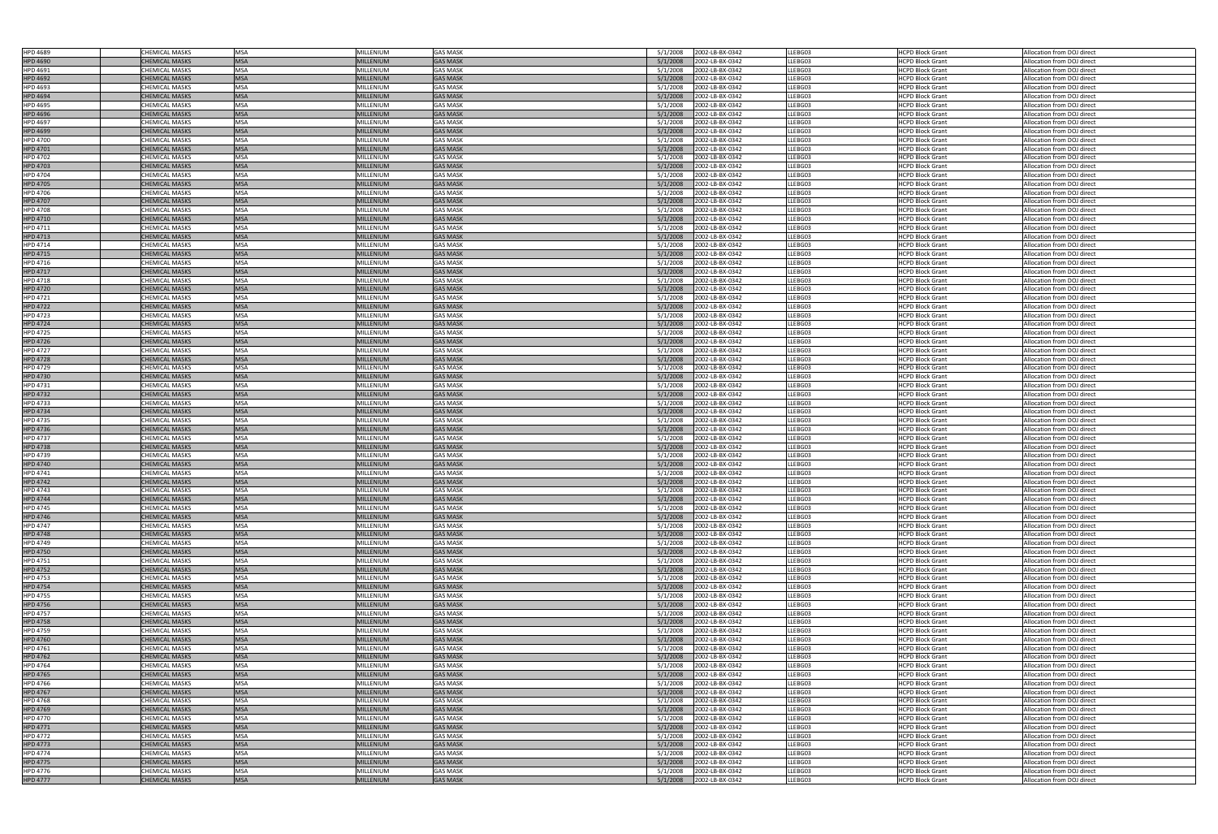| | | | | | | | | | | |
|---|---|---|---|---|---|---|---|---|---|---|
| HPD 4689 | | CHEMICAL MASKS | MSA | MILLENIUM | GAS MASK | 5/1/2008 | 2002-LB-BX-0342 | LLEBG03 | HCPD Block Grant | Allocation from DOJ direct |
| HPD 4690 | | CHEMICAL MASKS | MSA | MILLENIUM | GAS MASK | 5/1/2008 | 2002-LB-BX-0342 | LLEBG03 | HCPD Block Grant | Allocation from DOJ direct |
| HPD 4691 | | CHEMICAL MASKS | MSA | MILLENIUM | GAS MASK | 5/1/2008 | 2002-LB-BX-0342 | LLEBG03 | HCPD Block Grant | Allocation from DOJ direct |
| HPD 4692 | | CHEMICAL MASKS | MSA | MILLENIUM | GAS MASK | 5/1/2008 | 2002-LB-BX-0342 | LLEBG03 | HCPD Block Grant | Allocation from DOJ direct |
| HPD 4693 | | CHEMICAL MASKS | MSA | MILLENIUM | GAS MASK | 5/1/2008 | 2002-LB-BX-0342 | LLEBG03 | HCPD Block Grant | Allocation from DOJ direct |
| HPD 4694 | | CHEMICAL MASKS | MSA | MILLENIUM | GAS MASK | 5/1/2008 | 2002-LB-BX-0342 | LLEBG03 | HCPD Block Grant | Allocation from DOJ direct |
| HPD 4695 | | CHEMICAL MASKS | MSA | MILLENIUM | GAS MASK | 5/1/2008 | 2002-LB-BX-0342 | LLEBG03 | HCPD Block Grant | Allocation from DOJ direct |
| HPD 4696 | | CHEMICAL MASKS | MSA | MILLENIUM | GAS MASK | 5/1/2008 | 2002-LB-BX-0342 | LLEBG03 | HCPD Block Grant | Allocation from DOJ direct |
| HPD 4697 | | CHEMICAL MASKS | MSA | MILLENIUM | GAS MASK | 5/1/2008 | 2002-LB-BX-0342 | LLEBG03 | HCPD Block Grant | Allocation from DOJ direct |
| HPD 4699 | | CHEMICAL MASKS | MSA | MILLENIUM | GAS MASK | 5/1/2008 | 2002-LB-BX-0342 | LLEBG03 | HCPD Block Grant | Allocation from DOJ direct |
| HPD 4700 | | CHEMICAL MASKS | MSA | MILLENIUM | GAS MASK | 5/1/2008 | 2002-LB-BX-0342 | LLEBG03 | HCPD Block Grant | Allocation from DOJ direct |
| HPD 4701 | | CHEMICAL MASKS | MSA | MILLENIUM | GAS MASK | 5/1/2008 | 2002-LB-BX-0342 | LLEBG03 | HCPD Block Grant | Allocation from DOJ direct |
| HPD 4702 | | CHEMICAL MASKS | MSA | MILLENIUM | GAS MASK | 5/1/2008 | 2002-LB-BX-0342 | LLEBG03 | HCPD Block Grant | Allocation from DOJ direct |
| HPD 4703 | | CHEMICAL MASKS | MSA | MILLENIUM | GAS MASK | 5/1/2008 | 2002-LB-BX-0342 | LLEBG03 | HCPD Block Grant | Allocation from DOJ direct |
| HPD 4704 | | CHEMICAL MASKS | MSA | MILLENIUM | GAS MASK | 5/1/2008 | 2002-LB-BX-0342 | LLEBG03 | HCPD Block Grant | Allocation from DOJ direct |
| HPD 4705 | | CHEMICAL MASKS | MSA | MILLENIUM | GAS MASK | 5/1/2008 | 2002-LB-BX-0342 | LLEBG03 | HCPD Block Grant | Allocation from DOJ direct |
| HPD 4706 | | CHEMICAL MASKS | MSA | MILLENIUM | GAS MASK | 5/1/2008 | 2002-LB-BX-0342 | LLEBG03 | HCPD Block Grant | Allocation from DOJ direct |
| HPD 4707 | | CHEMICAL MASKS | MSA | MILLENIUM | GAS MASK | 5/1/2008 | 2002-LB-BX-0342 | LLEBG03 | HCPD Block Grant | Allocation from DOJ direct |
| HPD 4708 | | CHEMICAL MASKS | MSA | MILLENIUM | GAS MASK | 5/1/2008 | 2002-LB-BX-0342 | LLEBG03 | HCPD Block Grant | Allocation from DOJ direct |
| HPD 4710 | | CHEMICAL MASKS | MSA | MILLENIUM | GAS MASK | 5/1/2008 | 2002-LB-BX-0342 | LLEBG03 | HCPD Block Grant | Allocation from DOJ direct |
| HPD 4711 | | CHEMICAL MASKS | MSA | MILLENIUM | GAS MASK | 5/1/2008 | 2002-LB-BX-0342 | LLEBG03 | HCPD Block Grant | Allocation from DOJ direct |
| HPD 4713 | | CHEMICAL MASKS | MSA | MILLENIUM | GAS MASK | 5/1/2008 | 2002-LB-BX-0342 | LLEBG03 | HCPD Block Grant | Allocation from DOJ direct |
| HPD 4714 | | CHEMICAL MASKS | MSA | MILLENIUM | GAS MASK | 5/1/2008 | 2002-LB-BX-0342 | LLEBG03 | HCPD Block Grant | Allocation from DOJ direct |
| HPD 4715 | | CHEMICAL MASKS | MSA | MILLENIUM | GAS MASK | 5/1/2008 | 2002-LB-BX-0342 | LLEBG03 | HCPD Block Grant | Allocation from DOJ direct |
| HPD 4716 | | CHEMICAL MASKS | MSA | MILLENIUM | GAS MASK | 5/1/2008 | 2002-LB-BX-0342 | LLEBG03 | HCPD Block Grant | Allocation from DOJ direct |
| HPD 4717 | | CHEMICAL MASKS | MSA | MILLENIUM | GAS MASK | 5/1/2008 | 2002-LB-BX-0342 | LLEBG03 | HCPD Block Grant | Allocation from DOJ direct |
| HPD 4718 | | CHEMICAL MASKS | MSA | MILLENIUM | GAS MASK | 5/1/2008 | 2002-LB-BX-0342 | LLEBG03 | HCPD Block Grant | Allocation from DOJ direct |
| HPD 4720 | | CHEMICAL MASKS | MSA | MILLENIUM | GAS MASK | 5/1/2008 | 2002-LB-BX-0342 | LLEBG03 | HCPD Block Grant | Allocation from DOJ direct |
| HPD 4721 | | CHEMICAL MASKS | MSA | MILLENIUM | GAS MASK | 5/1/2008 | 2002-LB-BX-0342 | LLEBG03 | HCPD Block Grant | Allocation from DOJ direct |
| HPD 4722 | | CHEMICAL MASKS | MSA | MILLENIUM | GAS MASK | 5/1/2008 | 2002-LB-BX-0342 | LLEBG03 | HCPD Block Grant | Allocation from DOJ direct |
| HPD 4723 | | CHEMICAL MASKS | MSA | MILLENIUM | GAS MASK | 5/1/2008 | 2002-LB-BX-0342 | LLEBG03 | HCPD Block Grant | Allocation from DOJ direct |
| HPD 4724 | | CHEMICAL MASKS | MSA | MILLENIUM | GAS MASK | 5/1/2008 | 2002-LB-BX-0342 | LLEBG03 | HCPD Block Grant | Allocation from DOJ direct |
| HPD 4725 | | CHEMICAL MASKS | MSA | MILLENIUM | GAS MASK | 5/1/2008 | 2002-LB-BX-0342 | LLEBG03 | HCPD Block Grant | Allocation from DOJ direct |
| HPD 4726 | | CHEMICAL MASKS | MSA | MILLENIUM | GAS MASK | 5/1/2008 | 2002-LB-BX-0342 | LLEBG03 | HCPD Block Grant | Allocation from DOJ direct |
| HPD 4727 | | CHEMICAL MASKS | MSA | MILLENIUM | GAS MASK | 5/1/2008 | 2002-LB-BX-0342 | LLEBG03 | HCPD Block Grant | Allocation from DOJ direct |
| HPD 4728 | | CHEMICAL MASKS | MSA | MILLENIUM | GAS MASK | 5/1/2008 | 2002-LB-BX-0342 | LLEBG03 | HCPD Block Grant | Allocation from DOJ direct |
| HPD 4729 | | CHEMICAL MASKS | MSA | MILLENIUM | GAS MASK | 5/1/2008 | 2002-LB-BX-0342 | LLEBG03 | HCPD Block Grant | Allocation from DOJ direct |
| HPD 4730 | | CHEMICAL MASKS | MSA | MILLENIUM | GAS MASK | 5/1/2008 | 2002-LB-BX-0342 | LLEBG03 | HCPD Block Grant | Allocation from DOJ direct |
| HPD 4731 | | CHEMICAL MASKS | MSA | MILLENIUM | GAS MASK | 5/1/2008 | 2002-LB-BX-0342 | LLEBG03 | HCPD Block Grant | Allocation from DOJ direct |
| HPD 4732 | | CHEMICAL MASKS | MSA | MILLENIUM | GAS MASK | 5/1/2008 | 2002-LB-BX-0342 | LLEBG03 | HCPD Block Grant | Allocation from DOJ direct |
| HPD 4733 | | CHEMICAL MASKS | MSA | MILLENIUM | GAS MASK | 5/1/2008 | 2002-LB-BX-0342 | LLEBG03 | HCPD Block Grant | Allocation from DOJ direct |
| HPD 4734 | | CHEMICAL MASKS | MSA | MILLENIUM | GAS MASK | 5/1/2008 | 2002-LB-BX-0342 | LLEBG03 | HCPD Block Grant | Allocation from DOJ direct |
| HPD 4735 | | CHEMICAL MASKS | MSA | MILLENIUM | GAS MASK | 5/1/2008 | 2002-LB-BX-0342 | LLEBG03 | HCPD Block Grant | Allocation from DOJ direct |
| HPD 4736 | | CHEMICAL MASKS | MSA | MILLENIUM | GAS MASK | 5/1/2008 | 2002-LB-BX-0342 | LLEBG03 | HCPD Block Grant | Allocation from DOJ direct |
| HPD 4737 | | CHEMICAL MASKS | MSA | MILLENIUM | GAS MASK | 5/1/2008 | 2002-LB-BX-0342 | LLEBG03 | HCPD Block Grant | Allocation from DOJ direct |
| HPD 4738 | | CHEMICAL MASKS | MSA | MILLENIUM | GAS MASK | 5/1/2008 | 2002-LB-BX-0342 | LLEBG03 | HCPD Block Grant | Allocation from DOJ direct |
| HPD 4739 | | CHEMICAL MASKS | MSA | MILLENIUM | GAS MASK | 5/1/2008 | 2002-LB-BX-0342 | LLEBG03 | HCPD Block Grant | Allocation from DOJ direct |
| HPD 4740 | | CHEMICAL MASKS | MSA | MILLENIUM | GAS MASK | 5/1/2008 | 2002-LB-BX-0342 | LLEBG03 | HCPD Block Grant | Allocation from DOJ direct |
| HPD 4741 | | CHEMICAL MASKS | MSA | MILLENIUM | GAS MASK | 5/1/2008 | 2002-LB-BX-0342 | LLEBG03 | HCPD Block Grant | Allocation from DOJ direct |
| HPD 4742 | | CHEMICAL MASKS | MSA | MILLENIUM | GAS MASK | 5/1/2008 | 2002-LB-BX-0342 | LLEBG03 | HCPD Block Grant | Allocation from DOJ direct |
| HPD 4743 | | CHEMICAL MASKS | MSA | MILLENIUM | GAS MASK | 5/1/2008 | 2002-LB-BX-0342 | LLEBG03 | HCPD Block Grant | Allocation from DOJ direct |
| HPD 4744 | | CHEMICAL MASKS | MSA | MILLENIUM | GAS MASK | 5/1/2008 | 2002-LB-BX-0342 | LLEBG03 | HCPD Block Grant | Allocation from DOJ direct |
| HPD 4745 | | CHEMICAL MASKS | MSA | MILLENIUM | GAS MASK | 5/1/2008 | 2002-LB-BX-0342 | LLEBG03 | HCPD Block Grant | Allocation from DOJ direct |
| HPD 4746 | | CHEMICAL MASKS | MSA | MILLENIUM | GAS MASK | 5/1/2008 | 2002-LB-BX-0342 | LLEBG03 | HCPD Block Grant | Allocation from DOJ direct |
| HPD 4747 | | CHEMICAL MASKS | MSA | MILLENIUM | GAS MASK | 5/1/2008 | 2002-LB-BX-0342 | LLEBG03 | HCPD Block Grant | Allocation from DOJ direct |
| HPD 4748 | | CHEMICAL MASKS | MSA | MILLENIUM | GAS MASK | 5/1/2008 | 2002-LB-BX-0342 | LLEBG03 | HCPD Block Grant | Allocation from DOJ direct |
| HPD 4749 | | CHEMICAL MASKS | MSA | MILLENIUM | GAS MASK | 5/1/2008 | 2002-LB-BX-0342 | LLEBG03 | HCPD Block Grant | Allocation from DOJ direct |
| HPD 4750 | | CHEMICAL MASKS | MSA | MILLENIUM | GAS MASK | 5/1/2008 | 2002-LB-BX-0342 | LLEBG03 | HCPD Block Grant | Allocation from DOJ direct |
| HPD 4751 | | CHEMICAL MASKS | MSA | MILLENIUM | GAS MASK | 5/1/2008 | 2002-LB-BX-0342 | LLEBG03 | HCPD Block Grant | Allocation from DOJ direct |
| HPD 4752 | | CHEMICAL MASKS | MSA | MILLENIUM | GAS MASK | 5/1/2008 | 2002-LB-BX-0342 | LLEBG03 | HCPD Block Grant | Allocation from DOJ direct |
| HPD 4753 | | CHEMICAL MASKS | MSA | MILLENIUM | GAS MASK | 5/1/2008 | 2002-LB-BX-0342 | LLEBG03 | HCPD Block Grant | Allocation from DOJ direct |
| HPD 4754 | | CHEMICAL MASKS | MSA | MILLENIUM | GAS MASK | 5/1/2008 | 2002-LB-BX-0342 | LLEBG03 | HCPD Block Grant | Allocation from DOJ direct |
| HPD 4755 | | CHEMICAL MASKS | MSA | MILLENIUM | GAS MASK | 5/1/2008 | 2002-LB-BX-0342 | LLEBG03 | HCPD Block Grant | Allocation from DOJ direct |
| HPD 4756 | | CHEMICAL MASKS | MSA | MILLENIUM | GAS MASK | 5/1/2008 | 2002-LB-BX-0342 | LLEBG03 | HCPD Block Grant | Allocation from DOJ direct |
| HPD 4757 | | CHEMICAL MASKS | MSA | MILLENIUM | GAS MASK | 5/1/2008 | 2002-LB-BX-0342 | LLEBG03 | HCPD Block Grant | Allocation from DOJ direct |
| HPD 4758 | | CHEMICAL MASKS | MSA | MILLENIUM | GAS MASK | 5/1/2008 | 2002-LB-BX-0342 | LLEBG03 | HCPD Block Grant | Allocation from DOJ direct |
| HPD 4759 | | CHEMICAL MASKS | MSA | MILLENIUM | GAS MASK | 5/1/2008 | 2002-LB-BX-0342 | LLEBG03 | HCPD Block Grant | Allocation from DOJ direct |
| HPD 4760 | | CHEMICAL MASKS | MSA | MILLENIUM | GAS MASK | 5/1/2008 | 2002-LB-BX-0342 | LLEBG03 | HCPD Block Grant | Allocation from DOJ direct |
| HPD 4761 | | CHEMICAL MASKS | MSA | MILLENIUM | GAS MASK | 5/1/2008 | 2002-LB-BX-0342 | LLEBG03 | HCPD Block Grant | Allocation from DOJ direct |
| HPD 4762 | | CHEMICAL MASKS | MSA | MILLENIUM | GAS MASK | 5/1/2008 | 2002-LB-BX-0342 | LLEBG03 | HCPD Block Grant | Allocation from DOJ direct |
| HPD 4764 | | CHEMICAL MASKS | MSA | MILLENIUM | GAS MASK | 5/1/2008 | 2002-LB-BX-0342 | LLEBG03 | HCPD Block Grant | Allocation from DOJ direct |
| HPD 4765 | | CHEMICAL MASKS | MSA | MILLENIUM | GAS MASK | 5/1/2008 | 2002-LB-BX-0342 | LLEBG03 | HCPD Block Grant | Allocation from DOJ direct |
| HPD 4766 | | CHEMICAL MASKS | MSA | MILLENIUM | GAS MASK | 5/1/2008 | 2002-LB-BX-0342 | LLEBG03 | HCPD Block Grant | Allocation from DOJ direct |
| HPD 4767 | | CHEMICAL MASKS | MSA | MILLENIUM | GAS MASK | 5/1/2008 | 2002-LB-BX-0342 | LLEBG03 | HCPD Block Grant | Allocation from DOJ direct |
| HPD 4768 | | CHEMICAL MASKS | MSA | MILLENIUM | GAS MASK | 5/1/2008 | 2002-LB-BX-0342 | LLEBG03 | HCPD Block Grant | Allocation from DOJ direct |
| HPD 4769 | | CHEMICAL MASKS | MSA | MILLENIUM | GAS MASK | 5/1/2008 | 2002-LB-BX-0342 | LLEBG03 | HCPD Block Grant | Allocation from DOJ direct |
| HPD 4770 | | CHEMICAL MASKS | MSA | MILLENIUM | GAS MASK | 5/1/2008 | 2002-LB-BX-0342 | LLEBG03 | HCPD Block Grant | Allocation from DOJ direct |
| HPD 4771 | | CHEMICAL MASKS | MSA | MILLENIUM | GAS MASK | 5/1/2008 | 2002-LB-BX-0342 | LLEBG03 | HCPD Block Grant | Allocation from DOJ direct |
| HPD 4772 | | CHEMICAL MASKS | MSA | MILLENIUM | GAS MASK | 5/1/2008 | 2002-LB-BX-0342 | LLEBG03 | HCPD Block Grant | Allocation from DOJ direct |
| HPD 4773 | | CHEMICAL MASKS | MSA | MILLENIUM | GAS MASK | 5/1/2008 | 2002-LB-BX-0342 | LLEBG03 | HCPD Block Grant | Allocation from DOJ direct |
| HPD 4774 | | CHEMICAL MASKS | MSA | MILLENIUM | GAS MASK | 5/1/2008 | 2002-LB-BX-0342 | LLEBG03 | HCPD Block Grant | Allocation from DOJ direct |
| HPD 4775 | | CHEMICAL MASKS | MSA | MILLENIUM | GAS MASK | 5/1/2008 | 2002-LB-BX-0342 | LLEBG03 | HCPD Block Grant | Allocation from DOJ direct |
| HPD 4776 | | CHEMICAL MASKS | MSA | MILLENIUM | GAS MASK | 5/1/2008 | 2002-LB-BX-0342 | LLEBG03 | HCPD Block Grant | Allocation from DOJ direct |
| HPD 4777 | | CHEMICAL MASKS | MSA | MILLENIUM | GAS MASK | 5/1/2008 | 2002-LB-BX-0342 | LLEBG03 | HCPD Block Grant | Allocation from DOJ direct |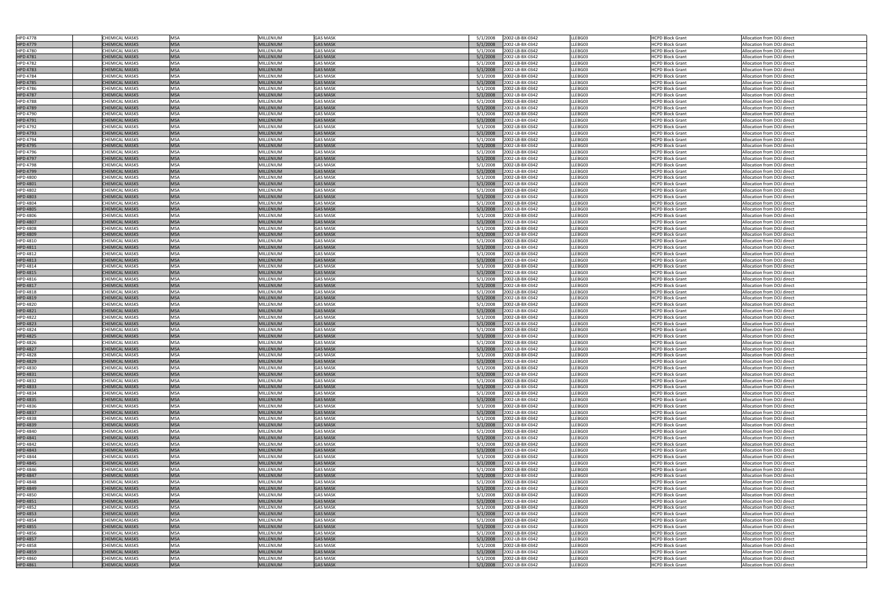| | | | | | | | | | |
|---|---|---|---|---|---|---|---|---|---|
| HPD 4778 | CHEMICAL MASKS | MSA | MILLENIUM | GAS MASK | 5/1/2008 | 2002-LB-BX-0342 | LLEBG03 | HCPD Block Grant | Allocation from DOJ direct |
| HPD 4779 | CHEMICAL MASKS | MSA | MILLENIUM | GAS MASK | 5/1/2008 | 2002-LB-BX-0342 | LLEBG03 | HCPD Block Grant | Allocation from DOJ direct |
| HPD 4780 | CHEMICAL MASKS | MSA | MILLENIUM | GAS MASK | 5/1/2008 | 2002-LB-BX-0342 | LLEBG03 | HCPD Block Grant | Allocation from DOJ direct |
| HPD 4781 | CHEMICAL MASKS | MSA | MILLENIUM | GAS MASK | 5/1/2008 | 2002-LB-BX-0342 | LLEBG03 | HCPD Block Grant | Allocation from DOJ direct |
| HPD 4782 | CHEMICAL MASKS | MSA | MILLENIUM | GAS MASK | 5/1/2008 | 2002-LB-BX-0342 | LLEBG03 | HCPD Block Grant | Allocation from DOJ direct |
| HPD 4783 | CHEMICAL MASKS | MSA | MILLENIUM | GAS MASK | 5/1/2008 | 2002-LB-BX-0342 | LLEBG03 | HCPD Block Grant | Allocation from DOJ direct |
| HPD 4784 | CHEMICAL MASKS | MSA | MILLENIUM | GAS MASK | 5/1/2008 | 2002-LB-BX-0342 | LLEBG03 | HCPD Block Grant | Allocation from DOJ direct |
| HPD 4785 | CHEMICAL MASKS | MSA | MILLENIUM | GAS MASK | 5/1/2008 | 2002-LB-BX-0342 | LLEBG03 | HCPD Block Grant | Allocation from DOJ direct |
| HPD 4786 | CHEMICAL MASKS | MSA | MILLENIUM | GAS MASK | 5/1/2008 | 2002-LB-BX-0342 | LLEBG03 | HCPD Block Grant | Allocation from DOJ direct |
| HPD 4787 | CHEMICAL MASKS | MSA | MILLENIUM | GAS MASK | 5/1/2008 | 2002-LB-BX-0342 | LLEBG03 | HCPD Block Grant | Allocation from DOJ direct |
| HPD 4788 | CHEMICAL MASKS | MSA | MILLENIUM | GAS MASK | 5/1/2008 | 2002-LB-BX-0342 | LLEBG03 | HCPD Block Grant | Allocation from DOJ direct |
| HPD 4789 | CHEMICAL MASKS | MSA | MILLENIUM | GAS MASK | 5/1/2008 | 2002-LB-BX-0342 | LLEBG03 | HCPD Block Grant | Allocation from DOJ direct |
| HPD 4790 | CHEMICAL MASKS | MSA | MILLENIUM | GAS MASK | 5/1/2008 | 2002-LB-BX-0342 | LLEBG03 | HCPD Block Grant | Allocation from DOJ direct |
| HPD 4791 | CHEMICAL MASKS | MSA | MILLENIUM | GAS MASK | 5/1/2008 | 2002-LB-BX-0342 | LLEBG03 | HCPD Block Grant | Allocation from DOJ direct |
| HPD 4792 | CHEMICAL MASKS | MSA | MILLENIUM | GAS MASK | 5/1/2008 | 2002-LB-BX-0342 | LLEBG03 | HCPD Block Grant | Allocation from DOJ direct |
| HPD 4793 | CHEMICAL MASKS | MSA | MILLENIUM | GAS MASK | 5/1/2008 | 2002-LB-BX-0342 | LLEBG03 | HCPD Block Grant | Allocation from DOJ direct |
| HPD 4794 | CHEMICAL MASKS | MSA | MILLENIUM | GAS MASK | 5/1/2008 | 2002-LB-BX-0342 | LLEBG03 | HCPD Block Grant | Allocation from DOJ direct |
| HPD 4795 | CHEMICAL MASKS | MSA | MILLENIUM | GAS MASK | 5/1/2008 | 2002-LB-BX-0342 | LLEBG03 | HCPD Block Grant | Allocation from DOJ direct |
| HPD 4796 | CHEMICAL MASKS | MSA | MILLENIUM | GAS MASK | 5/1/2008 | 2002-LB-BX-0342 | LLEBG03 | HCPD Block Grant | Allocation from DOJ direct |
| HPD 4797 | CHEMICAL MASKS | MSA | MILLENIUM | GAS MASK | 5/1/2008 | 2002-LB-BX-0342 | LLEBG03 | HCPD Block Grant | Allocation from DOJ direct |
| HPD 4798 | CHEMICAL MASKS | MSA | MILLENIUM | GAS MASK | 5/1/2008 | 2002-LB-BX-0342 | LLEBG03 | HCPD Block Grant | Allocation from DOJ direct |
| HPD 4799 | CHEMICAL MASKS | MSA | MILLENIUM | GAS MASK | 5/1/2008 | 2002-LB-BX-0342 | LLEBG03 | HCPD Block Grant | Allocation from DOJ direct |
| HPD 4800 | CHEMICAL MASKS | MSA | MILLENIUM | GAS MASK | 5/1/2008 | 2002-LB-BX-0342 | LLEBG03 | HCPD Block Grant | Allocation from DOJ direct |
| HPD 4801 | CHEMICAL MASKS | MSA | MILLENIUM | GAS MASK | 5/1/2008 | 2002-LB-BX-0342 | LLEBG03 | HCPD Block Grant | Allocation from DOJ direct |
| HPD 4802 | CHEMICAL MASKS | MSA | MILLENIUM | GAS MASK | 5/1/2008 | 2002-LB-BX-0342 | LLEBG03 | HCPD Block Grant | Allocation from DOJ direct |
| HPD 4803 | CHEMICAL MASKS | MSA | MILLENIUM | GAS MASK | 5/1/2008 | 2002-LB-BX-0342 | LLEBG03 | HCPD Block Grant | Allocation from DOJ direct |
| HPD 4804 | CHEMICAL MASKS | MSA | MILLENIUM | GAS MASK | 5/1/2008 | 2002-LB-BX-0342 | LLEBG03 | HCPD Block Grant | Allocation from DOJ direct |
| HPD 4805 | CHEMICAL MASKS | MSA | MILLENIUM | GAS MASK | 5/1/2008 | 2002-LB-BX-0342 | LLEBG03 | HCPD Block Grant | Allocation from DOJ direct |
| HPD 4806 | CHEMICAL MASKS | MSA | MILLENIUM | GAS MASK | 5/1/2008 | 2002-LB-BX-0342 | LLEBG03 | HCPD Block Grant | Allocation from DOJ direct |
| HPD 4807 | CHEMICAL MASKS | MSA | MILLENIUM | GAS MASK | 5/1/2008 | 2002-LB-BX-0342 | LLEBG03 | HCPD Block Grant | Allocation from DOJ direct |
| HPD 4808 | CHEMICAL MASKS | MSA | MILLENIUM | GAS MASK | 5/1/2008 | 2002-LB-BX-0342 | LLEBG03 | HCPD Block Grant | Allocation from DOJ direct |
| HPD 4809 | CHEMICAL MASKS | MSA | MILLENIUM | GAS MASK | 5/1/2008 | 2002-LB-BX-0342 | LLEBG03 | HCPD Block Grant | Allocation from DOJ direct |
| HPD 4810 | CHEMICAL MASKS | MSA | MILLENIUM | GAS MASK | 5/1/2008 | 2002-LB-BX-0342 | LLEBG03 | HCPD Block Grant | Allocation from DOJ direct |
| HPD 4811 | CHEMICAL MASKS | MSA | MILLENIUM | GAS MASK | 5/1/2008 | 2002-LB-BX-0342 | LLEBG03 | HCPD Block Grant | Allocation from DOJ direct |
| HPD 4812 | CHEMICAL MASKS | MSA | MILLENIUM | GAS MASK | 5/1/2008 | 2002-LB-BX-0342 | LLEBG03 | HCPD Block Grant | Allocation from DOJ direct |
| HPD 4813 | CHEMICAL MASKS | MSA | MILLENIUM | GAS MASK | 5/1/2008 | 2002-LB-BX-0342 | LLEBG03 | HCPD Block Grant | Allocation from DOJ direct |
| HPD 4814 | CHEMICAL MASKS | MSA | MILLENIUM | GAS MASK | 5/1/2008 | 2002-LB-BX-0342 | LLEBG03 | HCPD Block Grant | Allocation from DOJ direct |
| HPD 4815 | CHEMICAL MASKS | MSA | MILLENIUM | GAS MASK | 5/1/2008 | 2002-LB-BX-0342 | LLEBG03 | HCPD Block Grant | Allocation from DOJ direct |
| HPD 4816 | CHEMICAL MASKS | MSA | MILLENIUM | GAS MASK | 5/1/2008 | 2002-LB-BX-0342 | LLEBG03 | HCPD Block Grant | Allocation from DOJ direct |
| HPD 4817 | CHEMICAL MASKS | MSA | MILLENIUM | GAS MASK | 5/1/2008 | 2002-LB-BX-0342 | LLEBG03 | HCPD Block Grant | Allocation from DOJ direct |
| HPD 4818 | CHEMICAL MASKS | MSA | MILLENIUM | GAS MASK | 5/1/2008 | 2002-LB-BX-0342 | LLEBG03 | HCPD Block Grant | Allocation from DOJ direct |
| HPD 4819 | CHEMICAL MASKS | MSA | MILLENIUM | GAS MASK | 5/1/2008 | 2002-LB-BX-0342 | LLEBG03 | HCPD Block Grant | Allocation from DOJ direct |
| HPD 4820 | CHEMICAL MASKS | MSA | MILLENIUM | GAS MASK | 5/1/2008 | 2002-LB-BX-0342 | LLEBG03 | HCPD Block Grant | Allocation from DOJ direct |
| HPD 4821 | CHEMICAL MASKS | MSA | MILLENIUM | GAS MASK | 5/1/2008 | 2002-LB-BX-0342 | LLEBG03 | HCPD Block Grant | Allocation from DOJ direct |
| HPD 4822 | CHEMICAL MASKS | MSA | MILLENIUM | GAS MASK | 5/1/2008 | 2002-LB-BX-0342 | LLEBG03 | HCPD Block Grant | Allocation from DOJ direct |
| HPD 4823 | CHEMICAL MASKS | MSA | MILLENIUM | GAS MASK | 5/1/2008 | 2002-LB-BX-0342 | LLEBG03 | HCPD Block Grant | Allocation from DOJ direct |
| HPD 4824 | CHEMICAL MASKS | MSA | MILLENIUM | GAS MASK | 5/1/2008 | 2002-LB-BX-0342 | LLEBG03 | HCPD Block Grant | Allocation from DOJ direct |
| HPD 4825 | CHEMICAL MASKS | MSA | MILLENIUM | GAS MASK | 5/1/2008 | 2002-LB-BX-0342 | LLEBG03 | HCPD Block Grant | Allocation from DOJ direct |
| HPD 4826 | CHEMICAL MASKS | MSA | MILLENIUM | GAS MASK | 5/1/2008 | 2002-LB-BX-0342 | LLEBG03 | HCPD Block Grant | Allocation from DOJ direct |
| HPD 4827 | CHEMICAL MASKS | MSA | MILLENIUM | GAS MASK | 5/1/2008 | 2002-LB-BX-0342 | LLEBG03 | HCPD Block Grant | Allocation from DOJ direct |
| HPD 4828 | CHEMICAL MASKS | MSA | MILLENIUM | GAS MASK | 5/1/2008 | 2002-LB-BX-0342 | LLEBG03 | HCPD Block Grant | Allocation from DOJ direct |
| HPD 4829 | CHEMICAL MASKS | MSA | MILLENIUM | GAS MASK | 5/1/2008 | 2002-LB-BX-0342 | LLEBG03 | HCPD Block Grant | Allocation from DOJ direct |
| HPD 4830 | CHEMICAL MASKS | MSA | MILLENIUM | GAS MASK | 5/1/2008 | 2002-LB-BX-0342 | LLEBG03 | HCPD Block Grant | Allocation from DOJ direct |
| HPD 4831 | CHEMICAL MASKS | MSA | MILLENIUM | GAS MASK | 5/1/2008 | 2002-LB-BX-0342 | LLEBG03 | HCPD Block Grant | Allocation from DOJ direct |
| HPD 4832 | CHEMICAL MASKS | MSA | MILLENIUM | GAS MASK | 5/1/2008 | 2002-LB-BX-0342 | LLEBG03 | HCPD Block Grant | Allocation from DOJ direct |
| HPD 4833 | CHEMICAL MASKS | MSA | MILLENIUM | GAS MASK | 5/1/2008 | 2002-LB-BX-0342 | LLEBG03 | HCPD Block Grant | Allocation from DOJ direct |
| HPD 4834 | CHEMICAL MASKS | MSA | MILLENIUM | GAS MASK | 5/1/2008 | 2002-LB-BX-0342 | LLEBG03 | HCPD Block Grant | Allocation from DOJ direct |
| HPD 4835 | CHEMICAL MASKS | MSA | MILLENIUM | GAS MASK | 5/1/2008 | 2002-LB-BX-0342 | LLEBG03 | HCPD Block Grant | Allocation from DOJ direct |
| HPD 4836 | CHEMICAL MASKS | MSA | MILLENIUM | GAS MASK | 5/1/2008 | 2002-LB-BX-0342 | LLEBG03 | HCPD Block Grant | Allocation from DOJ direct |
| HPD 4837 | CHEMICAL MASKS | MSA | MILLENIUM | GAS MASK | 5/1/2008 | 2002-LB-BX-0342 | LLEBG03 | HCPD Block Grant | Allocation from DOJ direct |
| HPD 4838 | CHEMICAL MASKS | MSA | MILLENIUM | GAS MASK | 5/1/2008 | 2002-LB-BX-0342 | LLEBG03 | HCPD Block Grant | Allocation from DOJ direct |
| HPD 4839 | CHEMICAL MASKS | MSA | MILLENIUM | GAS MASK | 5/1/2008 | 2002-LB-BX-0342 | LLEBG03 | HCPD Block Grant | Allocation from DOJ direct |
| HPD 4840 | CHEMICAL MASKS | MSA | MILLENIUM | GAS MASK | 5/1/2008 | 2002-LB-BX-0342 | LLEBG03 | HCPD Block Grant | Allocation from DOJ direct |
| HPD 4841 | CHEMICAL MASKS | MSA | MILLENIUM | GAS MASK | 5/1/2008 | 2002-LB-BX-0342 | LLEBG03 | HCPD Block Grant | Allocation from DOJ direct |
| HPD 4842 | CHEMICAL MASKS | MSA | MILLENIUM | GAS MASK | 5/1/2008 | 2002-LB-BX-0342 | LLEBG03 | HCPD Block Grant | Allocation from DOJ direct |
| HPD 4843 | CHEMICAL MASKS | MSA | MILLENIUM | GAS MASK | 5/1/2008 | 2002-LB-BX-0342 | LLEBG03 | HCPD Block Grant | Allocation from DOJ direct |
| HPD 4844 | CHEMICAL MASKS | MSA | MILLENIUM | GAS MASK | 5/1/2008 | 2002-LB-BX-0342 | LLEBG03 | HCPD Block Grant | Allocation from DOJ direct |
| HPD 4845 | CHEMICAL MASKS | MSA | MILLENIUM | GAS MASK | 5/1/2008 | 2002-LB-BX-0342 | LLEBG03 | HCPD Block Grant | Allocation from DOJ direct |
| HPD 4846 | CHEMICAL MASKS | MSA | MILLENIUM | GAS MASK | 5/1/2008 | 2002-LB-BX-0342 | LLEBG03 | HCPD Block Grant | Allocation from DOJ direct |
| HPD 4847 | CHEMICAL MASKS | MSA | MILLENIUM | GAS MASK | 5/1/2008 | 2002-LB-BX-0342 | LLEBG03 | HCPD Block Grant | Allocation from DOJ direct |
| HPD 4848 | CHEMICAL MASKS | MSA | MILLENIUM | GAS MASK | 5/1/2008 | 2002-LB-BX-0342 | LLEBG03 | HCPD Block Grant | Allocation from DOJ direct |
| HPD 4849 | CHEMICAL MASKS | MSA | MILLENIUM | GAS MASK | 5/1/2008 | 2002-LB-BX-0342 | LLEBG03 | HCPD Block Grant | Allocation from DOJ direct |
| HPD 4850 | CHEMICAL MASKS | MSA | MILLENIUM | GAS MASK | 5/1/2008 | 2002-LB-BX-0342 | LLEBG03 | HCPD Block Grant | Allocation from DOJ direct |
| HPD 4851 | CHEMICAL MASKS | MSA | MILLENIUM | GAS MASK | 5/1/2008 | 2002-LB-BX-0342 | LLEBG03 | HCPD Block Grant | Allocation from DOJ direct |
| HPD 4852 | CHEMICAL MASKS | MSA | MILLENIUM | GAS MASK | 5/1/2008 | 2002-LB-BX-0342 | LLEBG03 | HCPD Block Grant | Allocation from DOJ direct |
| HPD 4853 | CHEMICAL MASKS | MSA | MILLENIUM | GAS MASK | 5/1/2008 | 2002-LB-BX-0342 | LLEBG03 | HCPD Block Grant | Allocation from DOJ direct |
| HPD 4854 | CHEMICAL MASKS | MSA | MILLENIUM | GAS MASK | 5/1/2008 | 2002-LB-BX-0342 | LLEBG03 | HCPD Block Grant | Allocation from DOJ direct |
| HPD 4855 | CHEMICAL MASKS | MSA | MILLENIUM | GAS MASK | 5/1/2008 | 2002-LB-BX-0342 | LLEBG03 | HCPD Block Grant | Allocation from DOJ direct |
| HPD 4856 | CHEMICAL MASKS | MSA | MILLENIUM | GAS MASK | 5/1/2008 | 2002-LB-BX-0342 | LLEBG03 | HCPD Block Grant | Allocation from DOJ direct |
| HPD 4857 | CHEMICAL MASKS | MSA | MILLENIUM | GAS MASK | 5/1/2008 | 2002-LB-BX-0342 | LLEBG03 | HCPD Block Grant | Allocation from DOJ direct |
| HPD 4858 | CHEMICAL MASKS | MSA | MILLENIUM | GAS MASK | 5/1/2008 | 2002-LB-BX-0342 | LLEBG03 | HCPD Block Grant | Allocation from DOJ direct |
| HPD 4859 | CHEMICAL MASKS | MSA | MILLENIUM | GAS MASK | 5/1/2008 | 2002-LB-BX-0342 | LLEBG03 | HCPD Block Grant | Allocation from DOJ direct |
| HPD 4860 | CHEMICAL MASKS | MSA | MILLENIUM | GAS MASK | 5/1/2008 | 2002-LB-BX-0342 | LLEBG03 | HCPD Block Grant | Allocation from DOJ direct |
| HPD 4861 | CHEMICAL MASKS | MSA | MILLENIUM | GAS MASK | 5/1/2008 | 2002-LB-BX-0342 | LLEBG03 | HCPD Block Grant | Allocation from DOJ direct |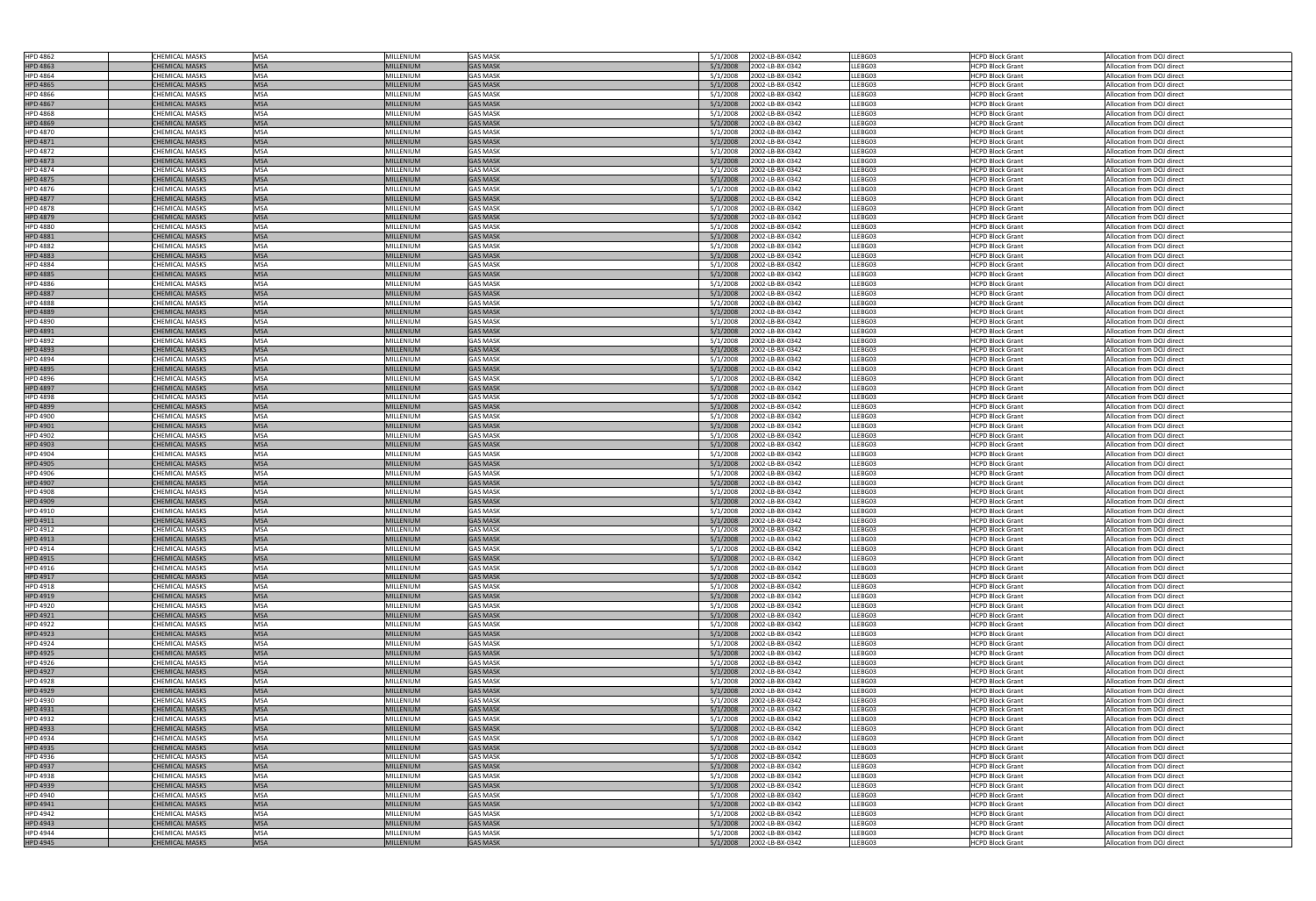| | | | | | | | | | |
|---|---|---|---|---|---|---|---|---|---|
| HPD 4862 | CHEMICAL MASKS | MSA | MILLENIUM | GAS MASK | 5/1/2008 | 2002-LB-BX-0342 | LLEBG03 | HCPD Block Grant | Allocation from DOJ direct |
| HPD 4863 | CHEMICAL MASKS | MSA | MILLENIUM | GAS MASK | 5/1/2008 | 2002-LB-BX-0342 | LLEBG03 | HCPD Block Grant | Allocation from DOJ direct |
| HPD 4864 | CHEMICAL MASKS | MSA | MILLENIUM | GAS MASK | 5/1/2008 | 2002-LB-BX-0342 | LLEBG03 | HCPD Block Grant | Allocation from DOJ direct |
| HPD 4865 | CHEMICAL MASKS | MSA | MILLENIUM | GAS MASK | 5/1/2008 | 2002-LB-BX-0342 | LLEBG03 | HCPD Block Grant | Allocation from DOJ direct |
| HPD 4866 | CHEMICAL MASKS | MSA | MILLENIUM | GAS MASK | 5/1/2008 | 2002-LB-BX-0342 | LLEBG03 | HCPD Block Grant | Allocation from DOJ direct |
| HPD 4867 | CHEMICAL MASKS | MSA | MILLENIUM | GAS MASK | 5/1/2008 | 2002-LB-BX-0342 | LLEBG03 | HCPD Block Grant | Allocation from DOJ direct |
| HPD 4868 | CHEMICAL MASKS | MSA | MILLENIUM | GAS MASK | 5/1/2008 | 2002-LB-BX-0342 | LLEBG03 | HCPD Block Grant | Allocation from DOJ direct |
| HPD 4869 | CHEMICAL MASKS | MSA | MILLENIUM | GAS MASK | 5/1/2008 | 2002-LB-BX-0342 | LLEBG03 | HCPD Block Grant | Allocation from DOJ direct |
| HPD 4870 | CHEMICAL MASKS | MSA | MILLENIUM | GAS MASK | 5/1/2008 | 2002-LB-BX-0342 | LLEBG03 | HCPD Block Grant | Allocation from DOJ direct |
| HPD 4871 | CHEMICAL MASKS | MSA | MILLENIUM | GAS MASK | 5/1/2008 | 2002-LB-BX-0342 | LLEBG03 | HCPD Block Grant | Allocation from DOJ direct |
| HPD 4872 | CHEMICAL MASKS | MSA | MILLENIUM | GAS MASK | 5/1/2008 | 2002-LB-BX-0342 | LLEBG03 | HCPD Block Grant | Allocation from DOJ direct |
| HPD 4873 | CHEMICAL MASKS | MSA | MILLENIUM | GAS MASK | 5/1/2008 | 2002-LB-BX-0342 | LLEBG03 | HCPD Block Grant | Allocation from DOJ direct |
| HPD 4874 | CHEMICAL MASKS | MSA | MILLENIUM | GAS MASK | 5/1/2008 | 2002-LB-BX-0342 | LLEBG03 | HCPD Block Grant | Allocation from DOJ direct |
| HPD 4875 | CHEMICAL MASKS | MSA | MILLENIUM | GAS MASK | 5/1/2008 | 2002-LB-BX-0342 | LLEBG03 | HCPD Block Grant | Allocation from DOJ direct |
| HPD 4876 | CHEMICAL MASKS | MSA | MILLENIUM | GAS MASK | 5/1/2008 | 2002-LB-BX-0342 | LLEBG03 | HCPD Block Grant | Allocation from DOJ direct |
| HPD 4877 | CHEMICAL MASKS | MSA | MILLENIUM | GAS MASK | 5/1/2008 | 2002-LB-BX-0342 | LLEBG03 | HCPD Block Grant | Allocation from DOJ direct |
| HPD 4878 | CHEMICAL MASKS | MSA | MILLENIUM | GAS MASK | 5/1/2008 | 2002-LB-BX-0342 | LLEBG03 | HCPD Block Grant | Allocation from DOJ direct |
| HPD 4879 | CHEMICAL MASKS | MSA | MILLENIUM | GAS MASK | 5/1/2008 | 2002-LB-BX-0342 | LLEBG03 | HCPD Block Grant | Allocation from DOJ direct |
| HPD 4880 | CHEMICAL MASKS | MSA | MILLENIUM | GAS MASK | 5/1/2008 | 2002-LB-BX-0342 | LLEBG03 | HCPD Block Grant | Allocation from DOJ direct |
| HPD 4881 | CHEMICAL MASKS | MSA | MILLENIUM | GAS MASK | 5/1/2008 | 2002-LB-BX-0342 | LLEBG03 | HCPD Block Grant | Allocation from DOJ direct |
| HPD 4882 | CHEMICAL MASKS | MSA | MILLENIUM | GAS MASK | 5/1/2008 | 2002-LB-BX-0342 | LLEBG03 | HCPD Block Grant | Allocation from DOJ direct |
| HPD 4883 | CHEMICAL MASKS | MSA | MILLENIUM | GAS MASK | 5/1/2008 | 2002-LB-BX-0342 | LLEBG03 | HCPD Block Grant | Allocation from DOJ direct |
| HPD 4884 | CHEMICAL MASKS | MSA | MILLENIUM | GAS MASK | 5/1/2008 | 2002-LB-BX-0342 | LLEBG03 | HCPD Block Grant | Allocation from DOJ direct |
| HPD 4885 | CHEMICAL MASKS | MSA | MILLENIUM | GAS MASK | 5/1/2008 | 2002-LB-BX-0342 | LLEBG03 | HCPD Block Grant | Allocation from DOJ direct |
| HPD 4886 | CHEMICAL MASKS | MSA | MILLENIUM | GAS MASK | 5/1/2008 | 2002-LB-BX-0342 | LLEBG03 | HCPD Block Grant | Allocation from DOJ direct |
| HPD 4887 | CHEMICAL MASKS | MSA | MILLENIUM | GAS MASK | 5/1/2008 | 2002-LB-BX-0342 | LLEBG03 | HCPD Block Grant | Allocation from DOJ direct |
| HPD 4888 | CHEMICAL MASKS | MSA | MILLENIUM | GAS MASK | 5/1/2008 | 2002-LB-BX-0342 | LLEBG03 | HCPD Block Grant | Allocation from DOJ direct |
| HPD 4889 | CHEMICAL MASKS | MSA | MILLENIUM | GAS MASK | 5/1/2008 | 2002-LB-BX-0342 | LLEBG03 | HCPD Block Grant | Allocation from DOJ direct |
| HPD 4890 | CHEMICAL MASKS | MSA | MILLENIUM | GAS MASK | 5/1/2008 | 2002-LB-BX-0342 | LLEBG03 | HCPD Block Grant | Allocation from DOJ direct |
| HPD 4891 | CHEMICAL MASKS | MSA | MILLENIUM | GAS MASK | 5/1/2008 | 2002-LB-BX-0342 | LLEBG03 | HCPD Block Grant | Allocation from DOJ direct |
| HPD 4892 | CHEMICAL MASKS | MSA | MILLENIUM | GAS MASK | 5/1/2008 | 2002-LB-BX-0342 | LLEBG03 | HCPD Block Grant | Allocation from DOJ direct |
| HPD 4893 | CHEMICAL MASKS | MSA | MILLENIUM | GAS MASK | 5/1/2008 | 2002-LB-BX-0342 | LLEBG03 | HCPD Block Grant | Allocation from DOJ direct |
| HPD 4894 | CHEMICAL MASKS | MSA | MILLENIUM | GAS MASK | 5/1/2008 | 2002-LB-BX-0342 | LLEBG03 | HCPD Block Grant | Allocation from DOJ direct |
| HPD 4895 | CHEMICAL MASKS | MSA | MILLENIUM | GAS MASK | 5/1/2008 | 2002-LB-BX-0342 | LLEBG03 | HCPD Block Grant | Allocation from DOJ direct |
| HPD 4896 | CHEMICAL MASKS | MSA | MILLENIUM | GAS MASK | 5/1/2008 | 2002-LB-BX-0342 | LLEBG03 | HCPD Block Grant | Allocation from DOJ direct |
| HPD 4897 | CHEMICAL MASKS | MSA | MILLENIUM | GAS MASK | 5/1/2008 | 2002-LB-BX-0342 | LLEBG03 | HCPD Block Grant | Allocation from DOJ direct |
| HPD 4898 | CHEMICAL MASKS | MSA | MILLENIUM | GAS MASK | 5/1/2008 | 2002-LB-BX-0342 | LLEBG03 | HCPD Block Grant | Allocation from DOJ direct |
| HPD 4899 | CHEMICAL MASKS | MSA | MILLENIUM | GAS MASK | 5/1/2008 | 2002-LB-BX-0342 | LLEBG03 | HCPD Block Grant | Allocation from DOJ direct |
| HPD 4900 | CHEMICAL MASKS | MSA | MILLENIUM | GAS MASK | 5/1/2008 | 2002-LB-BX-0342 | LLEBG03 | HCPD Block Grant | Allocation from DOJ direct |
| HPD 4901 | CHEMICAL MASKS | MSA | MILLENIUM | GAS MASK | 5/1/2008 | 2002-LB-BX-0342 | LLEBG03 | HCPD Block Grant | Allocation from DOJ direct |
| HPD 4902 | CHEMICAL MASKS | MSA | MILLENIUM | GAS MASK | 5/1/2008 | 2002-LB-BX-0342 | LLEBG03 | HCPD Block Grant | Allocation from DOJ direct |
| HPD 4903 | CHEMICAL MASKS | MSA | MILLENIUM | GAS MASK | 5/1/2008 | 2002-LB-BX-0342 | LLEBG03 | HCPD Block Grant | Allocation from DOJ direct |
| HPD 4904 | CHEMICAL MASKS | MSA | MILLENIUM | GAS MASK | 5/1/2008 | 2002-LB-BX-0342 | LLEBG03 | HCPD Block Grant | Allocation from DOJ direct |
| HPD 4905 | CHEMICAL MASKS | MSA | MILLENIUM | GAS MASK | 5/1/2008 | 2002-LB-BX-0342 | LLEBG03 | HCPD Block Grant | Allocation from DOJ direct |
| HPD 4906 | CHEMICAL MASKS | MSA | MILLENIUM | GAS MASK | 5/1/2008 | 2002-LB-BX-0342 | LLEBG03 | HCPD Block Grant | Allocation from DOJ direct |
| HPD 4907 | CHEMICAL MASKS | MSA | MILLENIUM | GAS MASK | 5/1/2008 | 2002-LB-BX-0342 | LLEBG03 | HCPD Block Grant | Allocation from DOJ direct |
| HPD 4908 | CHEMICAL MASKS | MSA | MILLENIUM | GAS MASK | 5/1/2008 | 2002-LB-BX-0342 | LLEBG03 | HCPD Block Grant | Allocation from DOJ direct |
| HPD 4909 | CHEMICAL MASKS | MSA | MILLENIUM | GAS MASK | 5/1/2008 | 2002-LB-BX-0342 | LLEBG03 | HCPD Block Grant | Allocation from DOJ direct |
| HPD 4910 | CHEMICAL MASKS | MSA | MILLENIUM | GAS MASK | 5/1/2008 | 2002-LB-BX-0342 | LLEBG03 | HCPD Block Grant | Allocation from DOJ direct |
| HPD 4911 | CHEMICAL MASKS | MSA | MILLENIUM | GAS MASK | 5/1/2008 | 2002-LB-BX-0342 | LLEBG03 | HCPD Block Grant | Allocation from DOJ direct |
| HPD 4912 | CHEMICAL MASKS | MSA | MILLENIUM | GAS MASK | 5/1/2008 | 2002-LB-BX-0342 | LLEBG03 | HCPD Block Grant | Allocation from DOJ direct |
| HPD 4913 | CHEMICAL MASKS | MSA | MILLENIUM | GAS MASK | 5/1/2008 | 2002-LB-BX-0342 | LLEBG03 | HCPD Block Grant | Allocation from DOJ direct |
| HPD 4914 | CHEMICAL MASKS | MSA | MILLENIUM | GAS MASK | 5/1/2008 | 2002-LB-BX-0342 | LLEBG03 | HCPD Block Grant | Allocation from DOJ direct |
| HPD 4915 | CHEMICAL MASKS | MSA | MILLENIUM | GAS MASK | 5/1/2008 | 2002-LB-BX-0342 | LLEBG03 | HCPD Block Grant | Allocation from DOJ direct |
| HPD 4916 | CHEMICAL MASKS | MSA | MILLENIUM | GAS MASK | 5/1/2008 | 2002-LB-BX-0342 | LLEBG03 | HCPD Block Grant | Allocation from DOJ direct |
| HPD 4917 | CHEMICAL MASKS | MSA | MILLENIUM | GAS MASK | 5/1/2008 | 2002-LB-BX-0342 | LLEBG03 | HCPD Block Grant | Allocation from DOJ direct |
| HPD 4918 | CHEMICAL MASKS | MSA | MILLENIUM | GAS MASK | 5/1/2008 | 2002-LB-BX-0342 | LLEBG03 | HCPD Block Grant | Allocation from DOJ direct |
| HPD 4919 | CHEMICAL MASKS | MSA | MILLENIUM | GAS MASK | 5/1/2008 | 2002-LB-BX-0342 | LLEBG03 | HCPD Block Grant | Allocation from DOJ direct |
| HPD 4920 | CHEMICAL MASKS | MSA | MILLENIUM | GAS MASK | 5/1/2008 | 2002-LB-BX-0342 | LLEBG03 | HCPD Block Grant | Allocation from DOJ direct |
| HPD 4921 | CHEMICAL MASKS | MSA | MILLENIUM | GAS MASK | 5/1/2008 | 2002-LB-BX-0342 | LLEBG03 | HCPD Block Grant | Allocation from DOJ direct |
| HPD 4922 | CHEMICAL MASKS | MSA | MILLENIUM | GAS MASK | 5/1/2008 | 2002-LB-BX-0342 | LLEBG03 | HCPD Block Grant | Allocation from DOJ direct |
| HPD 4923 | CHEMICAL MASKS | MSA | MILLENIUM | GAS MASK | 5/1/2008 | 2002-LB-BX-0342 | LLEBG03 | HCPD Block Grant | Allocation from DOJ direct |
| HPD 4924 | CHEMICAL MASKS | MSA | MILLENIUM | GAS MASK | 5/1/2008 | 2002-LB-BX-0342 | LLEBG03 | HCPD Block Grant | Allocation from DOJ direct |
| HPD 4925 | CHEMICAL MASKS | MSA | MILLENIUM | GAS MASK | 5/1/2008 | 2002-LB-BX-0342 | LLEBG03 | HCPD Block Grant | Allocation from DOJ direct |
| HPD 4926 | CHEMICAL MASKS | MSA | MILLENIUM | GAS MASK | 5/1/2008 | 2002-LB-BX-0342 | LLEBG03 | HCPD Block Grant | Allocation from DOJ direct |
| HPD 4927 | CHEMICAL MASKS | MSA | MILLENIUM | GAS MASK | 5/1/2008 | 2002-LB-BX-0342 | LLEBG03 | HCPD Block Grant | Allocation from DOJ direct |
| HPD 4928 | CHEMICAL MASKS | MSA | MILLENIUM | GAS MASK | 5/1/2008 | 2002-LB-BX-0342 | LLEBG03 | HCPD Block Grant | Allocation from DOJ direct |
| HPD 4929 | CHEMICAL MASKS | MSA | MILLENIUM | GAS MASK | 5/1/2008 | 2002-LB-BX-0342 | LLEBG03 | HCPD Block Grant | Allocation from DOJ direct |
| HPD 4930 | CHEMICAL MASKS | MSA | MILLENIUM | GAS MASK | 5/1/2008 | 2002-LB-BX-0342 | LLEBG03 | HCPD Block Grant | Allocation from DOJ direct |
| HPD 4931 | CHEMICAL MASKS | MSA | MILLENIUM | GAS MASK | 5/1/2008 | 2002-LB-BX-0342 | LLEBG03 | HCPD Block Grant | Allocation from DOJ direct |
| HPD 4932 | CHEMICAL MASKS | MSA | MILLENIUM | GAS MASK | 5/1/2008 | 2002-LB-BX-0342 | LLEBG03 | HCPD Block Grant | Allocation from DOJ direct |
| HPD 4933 | CHEMICAL MASKS | MSA | MILLENIUM | GAS MASK | 5/1/2008 | 2002-LB-BX-0342 | LLEBG03 | HCPD Block Grant | Allocation from DOJ direct |
| HPD 4934 | CHEMICAL MASKS | MSA | MILLENIUM | GAS MASK | 5/1/2008 | 2002-LB-BX-0342 | LLEBG03 | HCPD Block Grant | Allocation from DOJ direct |
| HPD 4935 | CHEMICAL MASKS | MSA | MILLENIUM | GAS MASK | 5/1/2008 | 2002-LB-BX-0342 | LLEBG03 | HCPD Block Grant | Allocation from DOJ direct |
| HPD 4936 | CHEMICAL MASKS | MSA | MILLENIUM | GAS MASK | 5/1/2008 | 2002-LB-BX-0342 | LLEBG03 | HCPD Block Grant | Allocation from DOJ direct |
| HPD 4937 | CHEMICAL MASKS | MSA | MILLENIUM | GAS MASK | 5/1/2008 | 2002-LB-BX-0342 | LLEBG03 | HCPD Block Grant | Allocation from DOJ direct |
| HPD 4938 | CHEMICAL MASKS | MSA | MILLENIUM | GAS MASK | 5/1/2008 | 2002-LB-BX-0342 | LLEBG03 | HCPD Block Grant | Allocation from DOJ direct |
| HPD 4939 | CHEMICAL MASKS | MSA | MILLENIUM | GAS MASK | 5/1/2008 | 2002-LB-BX-0342 | LLEBG03 | HCPD Block Grant | Allocation from DOJ direct |
| HPD 4940 | CHEMICAL MASKS | MSA | MILLENIUM | GAS MASK | 5/1/2008 | 2002-LB-BX-0342 | LLEBG03 | HCPD Block Grant | Allocation from DOJ direct |
| HPD 4941 | CHEMICAL MASKS | MSA | MILLENIUM | GAS MASK | 5/1/2008 | 2002-LB-BX-0342 | LLEBG03 | HCPD Block Grant | Allocation from DOJ direct |
| HPD 4942 | CHEMICAL MASKS | MSA | MILLENIUM | GAS MASK | 5/1/2008 | 2002-LB-BX-0342 | LLEBG03 | HCPD Block Grant | Allocation from DOJ direct |
| HPD 4943 | CHEMICAL MASKS | MSA | MILLENIUM | GAS MASK | 5/1/2008 | 2002-LB-BX-0342 | LLEBG03 | HCPD Block Grant | Allocation from DOJ direct |
| HPD 4944 | CHEMICAL MASKS | MSA | MILLENIUM | GAS MASK | 5/1/2008 | 2002-LB-BX-0342 | LLEBG03 | HCPD Block Grant | Allocation from DOJ direct |
| HPD 4945 | CHEMICAL MASKS | MSA | MILLENIUM | GAS MASK | 5/1/2008 | 2002-LB-BX-0342 | LLEBG03 | HCPD Block Grant | Allocation from DOJ direct |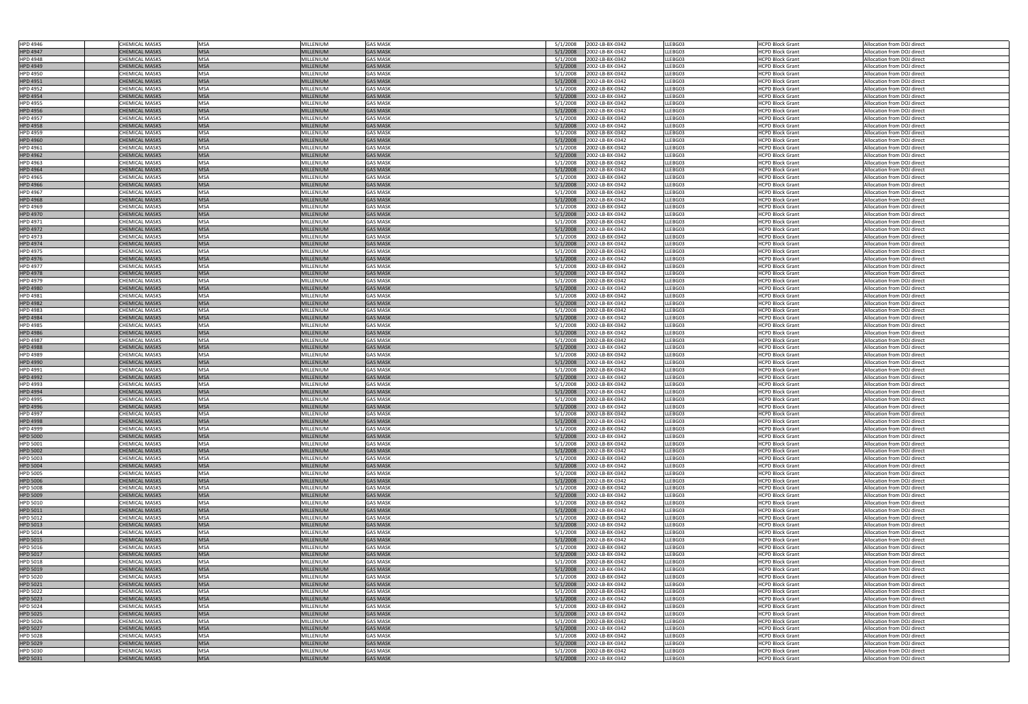| | | | | | | | | | |
|---|---|---|---|---|---|---|---|---|---|
| HPD 4946 | CHEMICAL MASKS | MSA | MILLENIUM | GAS MASK | 5/1/2008 | 2002-LB-BX-0342 | LLEBG03 | HCPD Block Grant | Allocation from DOJ direct |
| HPD 4947 | CHEMICAL MASKS | MSA | MILLENIUM | GAS MASK | 5/1/2008 | 2002-LB-BX-0342 | LLEBG03 | HCPD Block Grant | Allocation from DOJ direct |
| HPD 4948 | CHEMICAL MASKS | MSA | MILLENIUM | GAS MASK | 5/1/2008 | 2002-LB-BX-0342 | LLEBG03 | HCPD Block Grant | Allocation from DOJ direct |
| HPD 4949 | CHEMICAL MASKS | MSA | MILLENIUM | GAS MASK | 5/1/2008 | 2002-LB-BX-0342 | LLEBG03 | HCPD Block Grant | Allocation from DOJ direct |
| HPD 4950 | CHEMICAL MASKS | MSA | MILLENIUM | GAS MASK | 5/1/2008 | 2002-LB-BX-0342 | LLEBG03 | HCPD Block Grant | Allocation from DOJ direct |
| HPD 4951 | CHEMICAL MASKS | MSA | MILLENIUM | GAS MASK | 5/1/2008 | 2002-LB-BX-0342 | LLEBG03 | HCPD Block Grant | Allocation from DOJ direct |
| HPD 4952 | CHEMICAL MASKS | MSA | MILLENIUM | GAS MASK | 5/1/2008 | 2002-LB-BX-0342 | LLEBG03 | HCPD Block Grant | Allocation from DOJ direct |
| HPD 4954 | CHEMICAL MASKS | MSA | MILLENIUM | GAS MASK | 5/1/2008 | 2002-LB-BX-0342 | LLEBG03 | HCPD Block Grant | Allocation from DOJ direct |
| HPD 4955 | CHEMICAL MASKS | MSA | MILLENIUM | GAS MASK | 5/1/2008 | 2002-LB-BX-0342 | LLEBG03 | HCPD Block Grant | Allocation from DOJ direct |
| HPD 4956 | CHEMICAL MASKS | MSA | MILLENIUM | GAS MASK | 5/1/2008 | 2002-LB-BX-0342 | LLEBG03 | HCPD Block Grant | Allocation from DOJ direct |
| HPD 4957 | CHEMICAL MASKS | MSA | MILLENIUM | GAS MASK | 5/1/2008 | 2002-LB-BX-0342 | LLEBG03 | HCPD Block Grant | Allocation from DOJ direct |
| HPD 4958 | CHEMICAL MASKS | MSA | MILLENIUM | GAS MASK | 5/1/2008 | 2002-LB-BX-0342 | LLEBG03 | HCPD Block Grant | Allocation from DOJ direct |
| HPD 4959 | CHEMICAL MASKS | MSA | MILLENIUM | GAS MASK | 5/1/2008 | 2002-LB-BX-0342 | LLEBG03 | HCPD Block Grant | Allocation from DOJ direct |
| HPD 4960 | CHEMICAL MASKS | MSA | MILLENIUM | GAS MASK | 5/1/2008 | 2002-LB-BX-0342 | LLEBG03 | HCPD Block Grant | Allocation from DOJ direct |
| HPD 4961 | CHEMICAL MASKS | MSA | MILLENIUM | GAS MASK | 5/1/2008 | 2002-LB-BX-0342 | LLEBG03 | HCPD Block Grant | Allocation from DOJ direct |
| HPD 4962 | CHEMICAL MASKS | MSA | MILLENIUM | GAS MASK | 5/1/2008 | 2002-LB-BX-0342 | LLEBG03 | HCPD Block Grant | Allocation from DOJ direct |
| HPD 4963 | CHEMICAL MASKS | MSA | MILLENIUM | GAS MASK | 5/1/2008 | 2002-LB-BX-0342 | LLEBG03 | HCPD Block Grant | Allocation from DOJ direct |
| HPD 4964 | CHEMICAL MASKS | MSA | MILLENIUM | GAS MASK | 5/1/2008 | 2002-LB-BX-0342 | LLEBG03 | HCPD Block Grant | Allocation from DOJ direct |
| HPD 4965 | CHEMICAL MASKS | MSA | MILLENIUM | GAS MASK | 5/1/2008 | 2002-LB-BX-0342 | LLEBG03 | HCPD Block Grant | Allocation from DOJ direct |
| HPD 4966 | CHEMICAL MASKS | MSA | MILLENIUM | GAS MASK | 5/1/2008 | 2002-LB-BX-0342 | LLEBG03 | HCPD Block Grant | Allocation from DOJ direct |
| HPD 4967 | CHEMICAL MASKS | MSA | MILLENIUM | GAS MASK | 5/1/2008 | 2002-LB-BX-0342 | LLEBG03 | HCPD Block Grant | Allocation from DOJ direct |
| HPD 4968 | CHEMICAL MASKS | MSA | MILLENIUM | GAS MASK | 5/1/2008 | 2002-LB-BX-0342 | LLEBG03 | HCPD Block Grant | Allocation from DOJ direct |
| HPD 4969 | CHEMICAL MASKS | MSA | MILLENIUM | GAS MASK | 5/1/2008 | 2002-LB-BX-0342 | LLEBG03 | HCPD Block Grant | Allocation from DOJ direct |
| HPD 4970 | CHEMICAL MASKS | MSA | MILLENIUM | GAS MASK | 5/1/2008 | 2002-LB-BX-0342 | LLEBG03 | HCPD Block Grant | Allocation from DOJ direct |
| HPD 4971 | CHEMICAL MASKS | MSA | MILLENIUM | GAS MASK | 5/1/2008 | 2002-LB-BX-0342 | LLEBG03 | HCPD Block Grant | Allocation from DOJ direct |
| HPD 4972 | CHEMICAL MASKS | MSA | MILLENIUM | GAS MASK | 5/1/2008 | 2002-LB-BX-0342 | LLEBG03 | HCPD Block Grant | Allocation from DOJ direct |
| HPD 4973 | CHEMICAL MASKS | MSA | MILLENIUM | GAS MASK | 5/1/2008 | 2002-LB-BX-0342 | LLEBG03 | HCPD Block Grant | Allocation from DOJ direct |
| HPD 4974 | CHEMICAL MASKS | MSA | MILLENIUM | GAS MASK | 5/1/2008 | 2002-LB-BX-0342 | LLEBG03 | HCPD Block Grant | Allocation from DOJ direct |
| HPD 4975 | CHEMICAL MASKS | MSA | MILLENIUM | GAS MASK | 5/1/2008 | 2002-LB-BX-0342 | LLEBG03 | HCPD Block Grant | Allocation from DOJ direct |
| HPD 4976 | CHEMICAL MASKS | MSA | MILLENIUM | GAS MASK | 5/1/2008 | 2002-LB-BX-0342 | LLEBG03 | HCPD Block Grant | Allocation from DOJ direct |
| HPD 4977 | CHEMICAL MASKS | MSA | MILLENIUM | GAS MASK | 5/1/2008 | 2002-LB-BX-0342 | LLEBG03 | HCPD Block Grant | Allocation from DOJ direct |
| HPD 4978 | CHEMICAL MASKS | MSA | MILLENIUM | GAS MASK | 5/1/2008 | 2002-LB-BX-0342 | LLEBG03 | HCPD Block Grant | Allocation from DOJ direct |
| HPD 4979 | CHEMICAL MASKS | MSA | MILLENIUM | GAS MASK | 5/1/2008 | 2002-LB-BX-0342 | LLEBG03 | HCPD Block Grant | Allocation from DOJ direct |
| HPD 4980 | CHEMICAL MASKS | MSA | MILLENIUM | GAS MASK | 5/1/2008 | 2002-LB-BX-0342 | LLEBG03 | HCPD Block Grant | Allocation from DOJ direct |
| HPD 4981 | CHEMICAL MASKS | MSA | MILLENIUM | GAS MASK | 5/1/2008 | 2002-LB-BX-0342 | LLEBG03 | HCPD Block Grant | Allocation from DOJ direct |
| HPD 4982 | CHEMICAL MASKS | MSA | MILLENIUM | GAS MASK | 5/1/2008 | 2002-LB-BX-0342 | LLEBG03 | HCPD Block Grant | Allocation from DOJ direct |
| HPD 4983 | CHEMICAL MASKS | MSA | MILLENIUM | GAS MASK | 5/1/2008 | 2002-LB-BX-0342 | LLEBG03 | HCPD Block Grant | Allocation from DOJ direct |
| HPD 4984 | CHEMICAL MASKS | MSA | MILLENIUM | GAS MASK | 5/1/2008 | 2002-LB-BX-0342 | LLEBG03 | HCPD Block Grant | Allocation from DOJ direct |
| HPD 4985 | CHEMICAL MASKS | MSA | MILLENIUM | GAS MASK | 5/1/2008 | 2002-LB-BX-0342 | LLEBG03 | HCPD Block Grant | Allocation from DOJ direct |
| HPD 4986 | CHEMICAL MASKS | MSA | MILLENIUM | GAS MASK | 5/1/2008 | 2002-LB-BX-0342 | LLEBG03 | HCPD Block Grant | Allocation from DOJ direct |
| HPD 4987 | CHEMICAL MASKS | MSA | MILLENIUM | GAS MASK | 5/1/2008 | 2002-LB-BX-0342 | LLEBG03 | HCPD Block Grant | Allocation from DOJ direct |
| HPD 4988 | CHEMICAL MASKS | MSA | MILLENIUM | GAS MASK | 5/1/2008 | 2002-LB-BX-0342 | LLEBG03 | HCPD Block Grant | Allocation from DOJ direct |
| HPD 4989 | CHEMICAL MASKS | MSA | MILLENIUM | GAS MASK | 5/1/2008 | 2002-LB-BX-0342 | LLEBG03 | HCPD Block Grant | Allocation from DOJ direct |
| HPD 4990 | CHEMICAL MASKS | MSA | MILLENIUM | GAS MASK | 5/1/2008 | 2002-LB-BX-0342 | LLEBG03 | HCPD Block Grant | Allocation from DOJ direct |
| HPD 4991 | CHEMICAL MASKS | MSA | MILLENIUM | GAS MASK | 5/1/2008 | 2002-LB-BX-0342 | LLEBG03 | HCPD Block Grant | Allocation from DOJ direct |
| HPD 4992 | CHEMICAL MASKS | MSA | MILLENIUM | GAS MASK | 5/1/2008 | 2002-LB-BX-0342 | LLEBG03 | HCPD Block Grant | Allocation from DOJ direct |
| HPD 4993 | CHEMICAL MASKS | MSA | MILLENIUM | GAS MASK | 5/1/2008 | 2002-LB-BX-0342 | LLEBG03 | HCPD Block Grant | Allocation from DOJ direct |
| HPD 4994 | CHEMICAL MASKS | MSA | MILLENIUM | GAS MASK | 5/1/2008 | 2002-LB-BX-0342 | LLEBG03 | HCPD Block Grant | Allocation from DOJ direct |
| HPD 4995 | CHEMICAL MASKS | MSA | MILLENIUM | GAS MASK | 5/1/2008 | 2002-LB-BX-0342 | LLEBG03 | HCPD Block Grant | Allocation from DOJ direct |
| HPD 4996 | CHEMICAL MASKS | MSA | MILLENIUM | GAS MASK | 5/1/2008 | 2002-LB-BX-0342 | LLEBG03 | HCPD Block Grant | Allocation from DOJ direct |
| HPD 4997 | CHEMICAL MASKS | MSA | MILLENIUM | GAS MASK | 5/1/2008 | 2002-LB-BX-0342 | LLEBG03 | HCPD Block Grant | Allocation from DOJ direct |
| HPD 4998 | CHEMICAL MASKS | MSA | MILLENIUM | GAS MASK | 5/1/2008 | 2002-LB-BX-0342 | LLEBG03 | HCPD Block Grant | Allocation from DOJ direct |
| HPD 4999 | CHEMICAL MASKS | MSA | MILLENIUM | GAS MASK | 5/1/2008 | 2002-LB-BX-0342 | LLEBG03 | HCPD Block Grant | Allocation from DOJ direct |
| HPD 5000 | CHEMICAL MASKS | MSA | MILLENIUM | GAS MASK | 5/1/2008 | 2002-LB-BX-0342 | LLEBG03 | HCPD Block Grant | Allocation from DOJ direct |
| HPD 5001 | CHEMICAL MASKS | MSA | MILLENIUM | GAS MASK | 5/1/2008 | 2002-LB-BX-0342 | LLEBG03 | HCPD Block Grant | Allocation from DOJ direct |
| HPD 5002 | CHEMICAL MASKS | MSA | MILLENIUM | GAS MASK | 5/1/2008 | 2002-LB-BX-0342 | LLEBG03 | HCPD Block Grant | Allocation from DOJ direct |
| HPD 5003 | CHEMICAL MASKS | MSA | MILLENIUM | GAS MASK | 5/1/2008 | 2002-LB-BX-0342 | LLEBG03 | HCPD Block Grant | Allocation from DOJ direct |
| HPD 5004 | CHEMICAL MASKS | MSA | MILLENIUM | GAS MASK | 5/1/2008 | 2002-LB-BX-0342 | LLEBG03 | HCPD Block Grant | Allocation from DOJ direct |
| HPD 5005 | CHEMICAL MASKS | MSA | MILLENIUM | GAS MASK | 5/1/2008 | 2002-LB-BX-0342 | LLEBG03 | HCPD Block Grant | Allocation from DOJ direct |
| HPD 5006 | CHEMICAL MASKS | MSA | MILLENIUM | GAS MASK | 5/1/2008 | 2002-LB-BX-0342 | LLEBG03 | HCPD Block Grant | Allocation from DOJ direct |
| HPD 5008 | CHEMICAL MASKS | MSA | MILLENIUM | GAS MASK | 5/1/2008 | 2002-LB-BX-0342 | LLEBG03 | HCPD Block Grant | Allocation from DOJ direct |
| HPD 5009 | CHEMICAL MASKS | MSA | MILLENIUM | GAS MASK | 5/1/2008 | 2002-LB-BX-0342 | LLEBG03 | HCPD Block Grant | Allocation from DOJ direct |
| HPD 5010 | CHEMICAL MASKS | MSA | MILLENIUM | GAS MASK | 5/1/2008 | 2002-LB-BX-0342 | LLEBG03 | HCPD Block Grant | Allocation from DOJ direct |
| HPD 5011 | CHEMICAL MASKS | MSA | MILLENIUM | GAS MASK | 5/1/2008 | 2002-LB-BX-0342 | LLEBG03 | HCPD Block Grant | Allocation from DOJ direct |
| HPD 5012 | CHEMICAL MASKS | MSA | MILLENIUM | GAS MASK | 5/1/2008 | 2002-LB-BX-0342 | LLEBG03 | HCPD Block Grant | Allocation from DOJ direct |
| HPD 5013 | CHEMICAL MASKS | MSA | MILLENIUM | GAS MASK | 5/1/2008 | 2002-LB-BX-0342 | LLEBG03 | HCPD Block Grant | Allocation from DOJ direct |
| HPD 5014 | CHEMICAL MASKS | MSA | MILLENIUM | GAS MASK | 5/1/2008 | 2002-LB-BX-0342 | LLEBG03 | HCPD Block Grant | Allocation from DOJ direct |
| HPD 5015 | CHEMICAL MASKS | MSA | MILLENIUM | GAS MASK | 5/1/2008 | 2002-LB-BX-0342 | LLEBG03 | HCPD Block Grant | Allocation from DOJ direct |
| HPD 5016 | CHEMICAL MASKS | MSA | MILLENIUM | GAS MASK | 5/1/2008 | 2002-LB-BX-0342 | LLEBG03 | HCPD Block Grant | Allocation from DOJ direct |
| HPD 5017 | CHEMICAL MASKS | MSA | MILLENIUM | GAS MASK | 5/1/2008 | 2002-LB-BX-0342 | LLEBG03 | HCPD Block Grant | Allocation from DOJ direct |
| HPD 5018 | CHEMICAL MASKS | MSA | MILLENIUM | GAS MASK | 5/1/2008 | 2002-LB-BX-0342 | LLEBG03 | HCPD Block Grant | Allocation from DOJ direct |
| HPD 5019 | CHEMICAL MASKS | MSA | MILLENIUM | GAS MASK | 5/1/2008 | 2002-LB-BX-0342 | LLEBG03 | HCPD Block Grant | Allocation from DOJ direct |
| HPD 5020 | CHEMICAL MASKS | MSA | MILLENIUM | GAS MASK | 5/1/2008 | 2002-LB-BX-0342 | LLEBG03 | HCPD Block Grant | Allocation from DOJ direct |
| HPD 5021 | CHEMICAL MASKS | MSA | MILLENIUM | GAS MASK | 5/1/2008 | 2002-LB-BX-0342 | LLEBG03 | HCPD Block Grant | Allocation from DOJ direct |
| HPD 5022 | CHEMICAL MASKS | MSA | MILLENIUM | GAS MASK | 5/1/2008 | 2002-LB-BX-0342 | LLEBG03 | HCPD Block Grant | Allocation from DOJ direct |
| HPD 5023 | CHEMICAL MASKS | MSA | MILLENIUM | GAS MASK | 5/1/2008 | 2002-LB-BX-0342 | LLEBG03 | HCPD Block Grant | Allocation from DOJ direct |
| HPD 5024 | CHEMICAL MASKS | MSA | MILLENIUM | GAS MASK | 5/1/2008 | 2002-LB-BX-0342 | LLEBG03 | HCPD Block Grant | Allocation from DOJ direct |
| HPD 5025 | CHEMICAL MASKS | MSA | MILLENIUM | GAS MASK | 5/1/2008 | 2002-LB-BX-0342 | LLEBG03 | HCPD Block Grant | Allocation from DOJ direct |
| HPD 5026 | CHEMICAL MASKS | MSA | MILLENIUM | GAS MASK | 5/1/2008 | 2002-LB-BX-0342 | LLEBG03 | HCPD Block Grant | Allocation from DOJ direct |
| HPD 5027 | CHEMICAL MASKS | MSA | MILLENIUM | GAS MASK | 5/1/2008 | 2002-LB-BX-0342 | LLEBG03 | HCPD Block Grant | Allocation from DOJ direct |
| HPD 5028 | CHEMICAL MASKS | MSA | MILLENIUM | GAS MASK | 5/1/2008 | 2002-LB-BX-0342 | LLEBG03 | HCPD Block Grant | Allocation from DOJ direct |
| HPD 5029 | CHEMICAL MASKS | MSA | MILLENIUM | GAS MASK | 5/1/2008 | 2002-LB-BX-0342 | LLEBG03 | HCPD Block Grant | Allocation from DOJ direct |
| HPD 5030 | CHEMICAL MASKS | MSA | MILLENIUM | GAS MASK | 5/1/2008 | 2002-LB-BX-0342 | LLEBG03 | HCPD Block Grant | Allocation from DOJ direct |
| HPD 5031 | CHEMICAL MASKS | MSA | MILLENIUM | GAS MASK | 5/1/2008 | 2002-LB-BX-0342 | LLEBG03 | HCPD Block Grant | Allocation from DOJ direct |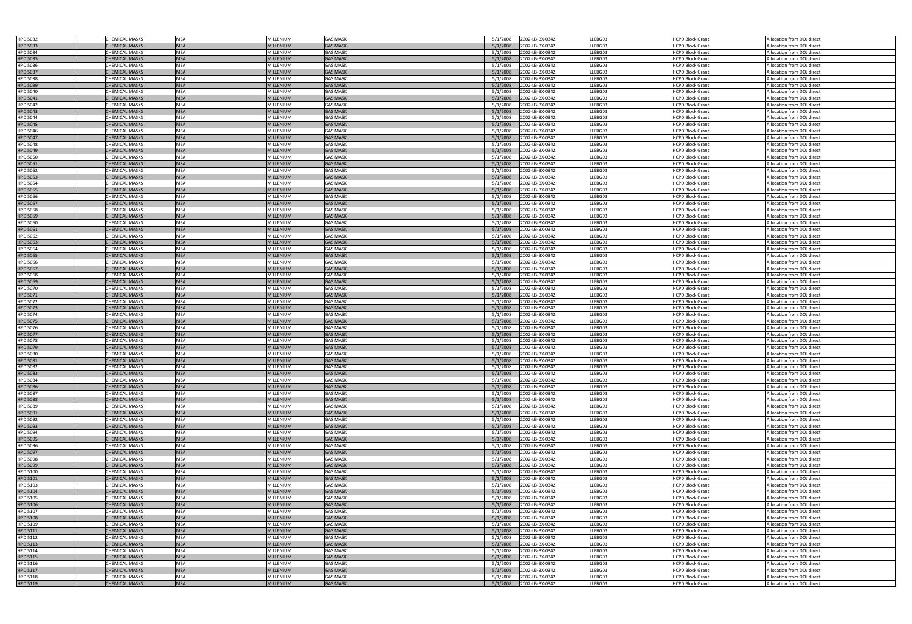| | | | | | | | | | | |
|---|---|---|---|---|---|---|---|---|---|---|
| HPD 5032 | | CHEMICAL MASKS | MSA | MILLENIUM | GAS MASK | 5/1/2008 | 2002-LB-BX-0342 | LLEBG03 | HCPD Block Grant | Allocation from DOJ direct |
| HPD 5033 | | CHEMICAL MASKS | MSA | MILLENIUM | GAS MASK | 5/1/2008 | 2002-LB-BX-0342 | LLEBG03 | HCPD Block Grant | Allocation from DOJ direct |
| HPD 5034 | | CHEMICAL MASKS | MSA | MILLENIUM | GAS MASK | 5/1/2008 | 2002-LB-BX-0342 | LLEBG03 | HCPD Block Grant | Allocation from DOJ direct |
| HPD 5035 | | CHEMICAL MASKS | MSA | MILLENIUM | GAS MASK | 5/1/2008 | 2002-LB-BX-0342 | LLEBG03 | HCPD Block Grant | Allocation from DOJ direct |
| HPD 5036 | | CHEMICAL MASKS | MSA | MILLENIUM | GAS MASK | 5/1/2008 | 2002-LB-BX-0342 | LLEBG03 | HCPD Block Grant | Allocation from DOJ direct |
| HPD 5037 | | CHEMICAL MASKS | MSA | MILLENIUM | GAS MASK | 5/1/2008 | 2002-LB-BX-0342 | LLEBG03 | HCPD Block Grant | Allocation from DOJ direct |
| HPD 5038 | | CHEMICAL MASKS | MSA | MILLENIUM | GAS MASK | 5/1/2008 | 2002-LB-BX-0342 | LLEBG03 | HCPD Block Grant | Allocation from DOJ direct |
| HPD 5039 | | CHEMICAL MASKS | MSA | MILLENIUM | GAS MASK | 5/1/2008 | 2002-LB-BX-0342 | LLEBG03 | HCPD Block Grant | Allocation from DOJ direct |
| HPD 5040 | | CHEMICAL MASKS | MSA | MILLENIUM | GAS MASK | 5/1/2008 | 2002-LB-BX-0342 | LLEBG03 | HCPD Block Grant | Allocation from DOJ direct |
| HPD 5041 | | CHEMICAL MASKS | MSA | MILLENIUM | GAS MASK | 5/1/2008 | 2002-LB-BX-0342 | LLEBG03 | HCPD Block Grant | Allocation from DOJ direct |
| HPD 5042 | | CHEMICAL MASKS | MSA | MILLENIUM | GAS MASK | 5/1/2008 | 2002-LB-BX-0342 | LLEBG03 | HCPD Block Grant | Allocation from DOJ direct |
| HPD 5043 | | CHEMICAL MASKS | MSA | MILLENIUM | GAS MASK | 5/1/2008 | 2002-LB-BX-0342 | LLEBG03 | HCPD Block Grant | Allocation from DOJ direct |
| HPD 5044 | | CHEMICAL MASKS | MSA | MILLENIUM | GAS MASK | 5/1/2008 | 2002-LB-BX-0342 | LLEBG03 | HCPD Block Grant | Allocation from DOJ direct |
| HPD 5045 | | CHEMICAL MASKS | MSA | MILLENIUM | GAS MASK | 5/1/2008 | 2002-LB-BX-0342 | LLEBG03 | HCPD Block Grant | Allocation from DOJ direct |
| HPD 5046 | | CHEMICAL MASKS | MSA | MILLENIUM | GAS MASK | 5/1/2008 | 2002-LB-BX-0342 | LLEBG03 | HCPD Block Grant | Allocation from DOJ direct |
| HPD 5047 | | CHEMICAL MASKS | MSA | MILLENIUM | GAS MASK | 5/1/2008 | 2002-LB-BX-0342 | LLEBG03 | HCPD Block Grant | Allocation from DOJ direct |
| HPD 5048 | | CHEMICAL MASKS | MSA | MILLENIUM | GAS MASK | 5/1/2008 | 2002-LB-BX-0342 | LLEBG03 | HCPD Block Grant | Allocation from DOJ direct |
| HPD 5049 | | CHEMICAL MASKS | MSA | MILLENIUM | GAS MASK | 5/1/2008 | 2002-LB-BX-0342 | LLEBG03 | HCPD Block Grant | Allocation from DOJ direct |
| HPD 5050 | | CHEMICAL MASKS | MSA | MILLENIUM | GAS MASK | 5/1/2008 | 2002-LB-BX-0342 | LLEBG03 | HCPD Block Grant | Allocation from DOJ direct |
| HPD 5051 | | CHEMICAL MASKS | MSA | MILLENIUM | GAS MASK | 5/1/2008 | 2002-LB-BX-0342 | LLEBG03 | HCPD Block Grant | Allocation from DOJ direct |
| HPD 5052 | | CHEMICAL MASKS | MSA | MILLENIUM | GAS MASK | 5/1/2008 | 2002-LB-BX-0342 | LLEBG03 | HCPD Block Grant | Allocation from DOJ direct |
| HPD 5053 | | CHEMICAL MASKS | MSA | MILLENIUM | GAS MASK | 5/1/2008 | 2002-LB-BX-0342 | LLEBG03 | HCPD Block Grant | Allocation from DOJ direct |
| HPD 5054 | | CHEMICAL MASKS | MSA | MILLENIUM | GAS MASK | 5/1/2008 | 2002-LB-BX-0342 | LLEBG03 | HCPD Block Grant | Allocation from DOJ direct |
| HPD 5055 | | CHEMICAL MASKS | MSA | MILLENIUM | GAS MASK | 5/1/2008 | 2002-LB-BX-0342 | LLEBG03 | HCPD Block Grant | Allocation from DOJ direct |
| HPD 5056 | | CHEMICAL MASKS | MSA | MILLENIUM | GAS MASK | 5/1/2008 | 2002-LB-BX-0342 | LLEBG03 | HCPD Block Grant | Allocation from DOJ direct |
| HPD 5057 | | CHEMICAL MASKS | MSA | MILLENIUM | GAS MASK | 5/1/2008 | 2002-LB-BX-0342 | LLEBG03 | HCPD Block Grant | Allocation from DOJ direct |
| HPD 5058 | | CHEMICAL MASKS | MSA | MILLENIUM | GAS MASK | 5/1/2008 | 2002-LB-BX-0342 | LLEBG03 | HCPD Block Grant | Allocation from DOJ direct |
| HPD 5059 | | CHEMICAL MASKS | MSA | MILLENIUM | GAS MASK | 5/1/2008 | 2002-LB-BX-0342 | LLEBG03 | HCPD Block Grant | Allocation from DOJ direct |
| HPD 5060 | | CHEMICAL MASKS | MSA | MILLENIUM | GAS MASK | 5/1/2008 | 2002-LB-BX-0342 | LLEBG03 | HCPD Block Grant | Allocation from DOJ direct |
| HPD 5061 | | CHEMICAL MASKS | MSA | MILLENIUM | GAS MASK | 5/1/2008 | 2002-LB-BX-0342 | LLEBG03 | HCPD Block Grant | Allocation from DOJ direct |
| HPD 5062 | | CHEMICAL MASKS | MSA | MILLENIUM | GAS MASK | 5/1/2008 | 2002-LB-BX-0342 | LLEBG03 | HCPD Block Grant | Allocation from DOJ direct |
| HPD 5063 | | CHEMICAL MASKS | MSA | MILLENIUM | GAS MASK | 5/1/2008 | 2002-LB-BX-0342 | LLEBG03 | HCPD Block Grant | Allocation from DOJ direct |
| HPD 5064 | | CHEMICAL MASKS | MSA | MILLENIUM | GAS MASK | 5/1/2008 | 2002-LB-BX-0342 | LLEBG03 | HCPD Block Grant | Allocation from DOJ direct |
| HPD 5065 | | CHEMICAL MASKS | MSA | MILLENIUM | GAS MASK | 5/1/2008 | 2002-LB-BX-0342 | LLEBG03 | HCPD Block Grant | Allocation from DOJ direct |
| HPD 5066 | | CHEMICAL MASKS | MSA | MILLENIUM | GAS MASK | 5/1/2008 | 2002-LB-BX-0342 | LLEBG03 | HCPD Block Grant | Allocation from DOJ direct |
| HPD 5067 | | CHEMICAL MASKS | MSA | MILLENIUM | GAS MASK | 5/1/2008 | 2002-LB-BX-0342 | LLEBG03 | HCPD Block Grant | Allocation from DOJ direct |
| HPD 5068 | | CHEMICAL MASKS | MSA | MILLENIUM | GAS MASK | 5/1/2008 | 2002-LB-BX-0342 | LLEBG03 | HCPD Block Grant | Allocation from DOJ direct |
| HPD 5069 | | CHEMICAL MASKS | MSA | MILLENIUM | GAS MASK | 5/1/2008 | 2002-LB-BX-0342 | LLEBG03 | HCPD Block Grant | Allocation from DOJ direct |
| HPD 5070 | | CHEMICAL MASKS | MSA | MILLENIUM | GAS MASK | 5/1/2008 | 2002-LB-BX-0342 | LLEBG03 | HCPD Block Grant | Allocation from DOJ direct |
| HPD 5071 | | CHEMICAL MASKS | MSA | MILLENIUM | GAS MASK | 5/1/2008 | 2002-LB-BX-0342 | LLEBG03 | HCPD Block Grant | Allocation from DOJ direct |
| HPD 5072 | | CHEMICAL MASKS | MSA | MILLENIUM | GAS MASK | 5/1/2008 | 2002-LB-BX-0342 | LLEBG03 | HCPD Block Grant | Allocation from DOJ direct |
| HPD 5073 | | CHEMICAL MASKS | MSA | MILLENIUM | GAS MASK | 5/1/2008 | 2002-LB-BX-0342 | LLEBG03 | HCPD Block Grant | Allocation from DOJ direct |
| HPD 5074 | | CHEMICAL MASKS | MSA | MILLENIUM | GAS MASK | 5/1/2008 | 2002-LB-BX-0342 | LLEBG03 | HCPD Block Grant | Allocation from DOJ direct |
| HPD 5075 | | CHEMICAL MASKS | MSA | MILLENIUM | GAS MASK | 5/1/2008 | 2002-LB-BX-0342 | LLEBG03 | HCPD Block Grant | Allocation from DOJ direct |
| HPD 5076 | | CHEMICAL MASKS | MSA | MILLENIUM | GAS MASK | 5/1/2008 | 2002-LB-BX-0342 | LLEBG03 | HCPD Block Grant | Allocation from DOJ direct |
| HPD 5077 | | CHEMICAL MASKS | MSA | MILLENIUM | GAS MASK | 5/1/2008 | 2002-LB-BX-0342 | LLEBG03 | HCPD Block Grant | Allocation from DOJ direct |
| HPD 5078 | | CHEMICAL MASKS | MSA | MILLENIUM | GAS MASK | 5/1/2008 | 2002-LB-BX-0342 | LLEBG03 | HCPD Block Grant | Allocation from DOJ direct |
| HPD 5079 | | CHEMICAL MASKS | MSA | MILLENIUM | GAS MASK | 5/1/2008 | 2002-LB-BX-0342 | LLEBG03 | HCPD Block Grant | Allocation from DOJ direct |
| HPD 5080 | | CHEMICAL MASKS | MSA | MILLENIUM | GAS MASK | 5/1/2008 | 2002-LB-BX-0342 | LLEBG03 | HCPD Block Grant | Allocation from DOJ direct |
| HPD 5081 | | CHEMICAL MASKS | MSA | MILLENIUM | GAS MASK | 5/1/2008 | 2002-LB-BX-0342 | LLEBG03 | HCPD Block Grant | Allocation from DOJ direct |
| HPD 5082 | | CHEMICAL MASKS | MSA | MILLENIUM | GAS MASK | 5/1/2008 | 2002-LB-BX-0342 | LLEBG03 | HCPD Block Grant | Allocation from DOJ direct |
| HPD 5083 | | CHEMICAL MASKS | MSA | MILLENIUM | GAS MASK | 5/1/2008 | 2002-LB-BX-0342 | LLEBG03 | HCPD Block Grant | Allocation from DOJ direct |
| HPD 5084 | | CHEMICAL MASKS | MSA | MILLENIUM | GAS MASK | 5/1/2008 | 2002-LB-BX-0342 | LLEBG03 | HCPD Block Grant | Allocation from DOJ direct |
| HPD 5086 | | CHEMICAL MASKS | MSA | MILLENIUM | GAS MASK | 5/1/2008 | 2002-LB-BX-0342 | LLEBG03 | HCPD Block Grant | Allocation from DOJ direct |
| HPD 5087 | | CHEMICAL MASKS | MSA | MILLENIUM | GAS MASK | 5/1/2008 | 2002-LB-BX-0342 | LLEBG03 | HCPD Block Grant | Allocation from DOJ direct |
| HPD 5088 | | CHEMICAL MASKS | MSA | MILLENIUM | GAS MASK | 5/1/2008 | 2002-LB-BX-0342 | LLEBG03 | HCPD Block Grant | Allocation from DOJ direct |
| HPD 5089 | | CHEMICAL MASKS | MSA | MILLENIUM | GAS MASK | 5/1/2008 | 2002-LB-BX-0342 | LLEBG03 | HCPD Block Grant | Allocation from DOJ direct |
| HPD 5091 | | CHEMICAL MASKS | MSA | MILLENIUM | GAS MASK | 5/1/2008 | 2002-LB-BX-0342 | LLEBG03 | HCPD Block Grant | Allocation from DOJ direct |
| HPD 5092 | | CHEMICAL MASKS | MSA | MILLENIUM | GAS MASK | 5/1/2008 | 2002-LB-BX-0342 | LLEBG03 | HCPD Block Grant | Allocation from DOJ direct |
| HPD 5093 | | CHEMICAL MASKS | MSA | MILLENIUM | GAS MASK | 5/1/2008 | 2002-LB-BX-0342 | LLEBG03 | HCPD Block Grant | Allocation from DOJ direct |
| HPD 5094 | | CHEMICAL MASKS | MSA | MILLENIUM | GAS MASK | 5/1/2008 | 2002-LB-BX-0342 | LLEBG03 | HCPD Block Grant | Allocation from DOJ direct |
| HPD 5095 | | CHEMICAL MASKS | MSA | MILLENIUM | GAS MASK | 5/1/2008 | 2002-LB-BX-0342 | LLEBG03 | HCPD Block Grant | Allocation from DOJ direct |
| HPD 5096 | | CHEMICAL MASKS | MSA | MILLENIUM | GAS MASK | 5/1/2008 | 2002-LB-BX-0342 | LLEBG03 | HCPD Block Grant | Allocation from DOJ direct |
| HPD 5097 | | CHEMICAL MASKS | MSA | MILLENIUM | GAS MASK | 5/1/2008 | 2002-LB-BX-0342 | LLEBG03 | HCPD Block Grant | Allocation from DOJ direct |
| HPD 5098 | | CHEMICAL MASKS | MSA | MILLENIUM | GAS MASK | 5/1/2008 | 2002-LB-BX-0342 | LLEBG03 | HCPD Block Grant | Allocation from DOJ direct |
| HPD 5099 | | CHEMICAL MASKS | MSA | MILLENIUM | GAS MASK | 5/1/2008 | 2002-LB-BX-0342 | LLEBG03 | HCPD Block Grant | Allocation from DOJ direct |
| HPD 5100 | | CHEMICAL MASKS | MSA | MILLENIUM | GAS MASK | 5/1/2008 | 2002-LB-BX-0342 | LLEBG03 | HCPD Block Grant | Allocation from DOJ direct |
| HPD 5101 | | CHEMICAL MASKS | MSA | MILLENIUM | GAS MASK | 5/1/2008 | 2002-LB-BX-0342 | LLEBG03 | HCPD Block Grant | Allocation from DOJ direct |
| HPD 5103 | | CHEMICAL MASKS | MSA | MILLENIUM | GAS MASK | 5/1/2008 | 2002-LB-BX-0342 | LLEBG03 | HCPD Block Grant | Allocation from DOJ direct |
| HPD 5104 | | CHEMICAL MASKS | MSA | MILLENIUM | GAS MASK | 5/1/2008 | 2002-LB-BX-0342 | LLEBG03 | HCPD Block Grant | Allocation from DOJ direct |
| HPD 5105 | | CHEMICAL MASKS | MSA | MILLENIUM | GAS MASK | 5/1/2008 | 2002-LB-BX-0342 | LLEBG03 | HCPD Block Grant | Allocation from DOJ direct |
| HPD 5106 | | CHEMICAL MASKS | MSA | MILLENIUM | GAS MASK | 5/1/2008 | 2002-LB-BX-0342 | LLEBG03 | HCPD Block Grant | Allocation from DOJ direct |
| HPD 5107 | | CHEMICAL MASKS | MSA | MILLENIUM | GAS MASK | 5/1/2008 | 2002-LB-BX-0342 | LLEBG03 | HCPD Block Grant | Allocation from DOJ direct |
| HPD 5108 | | CHEMICAL MASKS | MSA | MILLENIUM | GAS MASK | 5/1/2008 | 2002-LB-BX-0342 | LLEBG03 | HCPD Block Grant | Allocation from DOJ direct |
| HPD 5109 | | CHEMICAL MASKS | MSA | MILLENIUM | GAS MASK | 5/1/2008 | 2002-LB-BX-0342 | LLEBG03 | HCPD Block Grant | Allocation from DOJ direct |
| HPD 5111 | | CHEMICAL MASKS | MSA | MILLENIUM | GAS MASK | 5/1/2008 | 2002-LB-BX-0342 | LLEBG03 | HCPD Block Grant | Allocation from DOJ direct |
| HPD 5112 | | CHEMICAL MASKS | MSA | MILLENIUM | GAS MASK | 5/1/2008 | 2002-LB-BX-0342 | LLEBG03 | HCPD Block Grant | Allocation from DOJ direct |
| HPD 5113 | | CHEMICAL MASKS | MSA | MILLENIUM | GAS MASK | 5/1/2008 | 2002-LB-BX-0342 | LLEBG03 | HCPD Block Grant | Allocation from DOJ direct |
| HPD 5114 | | CHEMICAL MASKS | MSA | MILLENIUM | GAS MASK | 5/1/2008 | 2002-LB-BX-0342 | LLEBG03 | HCPD Block Grant | Allocation from DOJ direct |
| HPD 5115 | | CHEMICAL MASKS | MSA | MILLENIUM | GAS MASK | 5/1/2008 | 2002-LB-BX-0342 | LLEBG03 | HCPD Block Grant | Allocation from DOJ direct |
| HPD 5116 | | CHEMICAL MASKS | MSA | MILLENIUM | GAS MASK | 5/1/2008 | 2002-LB-BX-0342 | LLEBG03 | HCPD Block Grant | Allocation from DOJ direct |
| HPD 5117 | | CHEMICAL MASKS | MSA | MILLENIUM | GAS MASK | 5/1/2008 | 2002-LB-BX-0342 | LLEBG03 | HCPD Block Grant | Allocation from DOJ direct |
| HPD 5118 | | CHEMICAL MASKS | MSA | MILLENIUM | GAS MASK | 5/1/2008 | 2002-LB-BX-0342 | LLEBG03 | HCPD Block Grant | Allocation from DOJ direct |
| HPD 5119 | | CHEMICAL MASKS | MSA | MILLENIUM | GAS MASK | 5/1/2008 | 2002-LB-BX-0342 | LLEBG03 | HCPD Block Grant | Allocation from DOJ direct |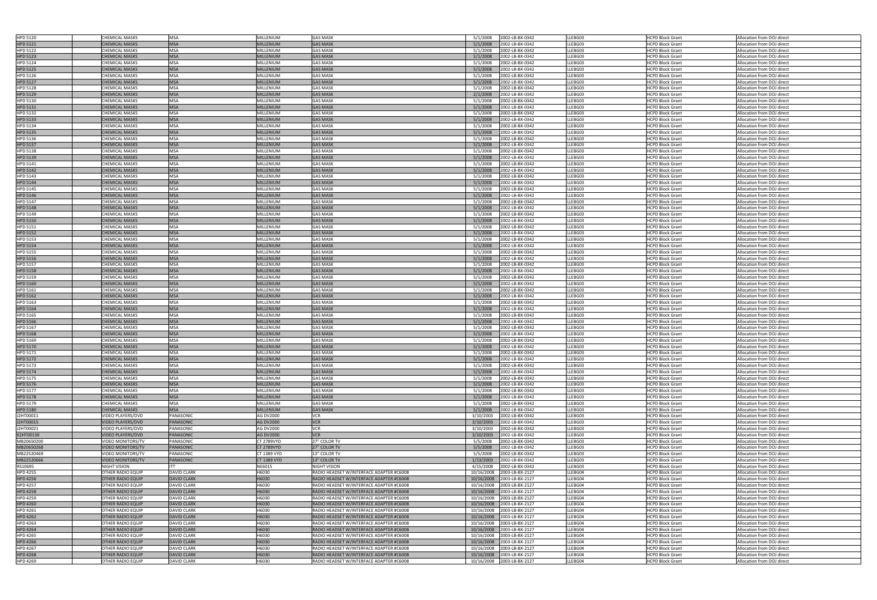| | | | | | | | | | |
|---|---|---|---|---|---|---|---|---|---|
| HPD 5120 | CHEMICAL MASKS | MSA | MILLENIUM | GAS MASK | 5/1/2008 | 2002-LB-BX-0342 | LLEBG03 | HCPD Block Grant | Allocation from DOJ direct |
| HPD 5121 | CHEMICAL MASKS | MSA | MILLENIUM | GAS MASK | 5/1/2008 | 2002-LB-BX-0342 | LLEBG03 | HCPD Block Grant | Allocation from DOJ direct |
| HPD 5122 | CHEMICAL MASKS | MSA | MILLENIUM | GAS MASK | 5/1/2008 | 2002-LB-BX-0342 | LLEBG03 | HCPD Block Grant | Allocation from DOJ direct |
| HPD 5123 | CHEMICAL MASKS | MSA | MILLENIUM | GAS MASK | 5/1/2008 | 2002-LB-BX-0342 | LLEBG03 | HCPD Block Grant | Allocation from DOJ direct |
| HPD 5124 | CHEMICAL MASKS | MSA | MILLENIUM | GAS MASK | 5/1/2008 | 2002-LB-BX-0342 | LLEBG03 | HCPD Block Grant | Allocation from DOJ direct |
| HPD 5125 | CHEMICAL MASKS | MSA | MILLENIUM | GAS MASK | 5/1/2008 | 2002-LB-BX-0342 | LLEBG03 | HCPD Block Grant | Allocation from DOJ direct |
| HPD 5126 | CHEMICAL MASKS | MSA | MILLENIUM | GAS MASK | 5/1/2008 | 2002-LB-BX-0342 | LLEBG03 | HCPD Block Grant | Allocation from DOJ direct |
| HPD 5127 | CHEMICAL MASKS | MSA | MILLENIUM | GAS MASK | 5/1/2008 | 2002-LB-BX-0342 | LLEBG03 | HCPD Block Grant | Allocation from DOJ direct |
| HPD 5128 | CHEMICAL MASKS | MSA | MILLENIUM | GAS MASK | 5/1/2008 | 2002-LB-BX-0342 | LLEBG03 | HCPD Block Grant | Allocation from DOJ direct |
| HPD 5129 | CHEMICAL MASKS | MSA | MILLENIUM | GAS MASK | 2/1/2008 | 2002-LB-BX-0342 | LLEBG03 | HCPD Block Grant | Allocation from DOJ direct |
| HPD 5130 | CHEMICAL MASKS | MSA | MILLENIUM | GAS MASK | 5/1/2008 | 2002-LB-BX-0342 | LLEBG03 | HCPD Block Grant | Allocation from DOJ direct |
| HPD 5131 | CHEMICAL MASKS | MSA | MILLENIUM | GAS MASK | 5/1/2008 | 2002-LB-BX-0342 | LLEBG03 | HCPD Block Grant | Allocation from DOJ direct |
| HPD 5132 | CHEMICAL MASKS | MSA | MILLENIUM | GAS MASK | 5/1/2008 | 2002-LB-BX-0342 | LLEBG03 | HCPD Block Grant | Allocation from DOJ direct |
| HPD 5133 | CHEMICAL MASKS | MSA | MILLENIUM | GAS MASK | 5/1/2008 | 2002-LB-BX-0342 | LLEBG03 | HCPD Block Grant | Allocation from DOJ direct |
| HPD 5134 | CHEMICAL MASKS | MSA | MILLENIUM | GAS MASK | 5/1/2008 | 2002-LB-BX-0342 | LLEBG03 | HCPD Block Grant | Allocation from DOJ direct |
| HPD 5135 | CHEMICAL MASKS | MSA | MILLENIUM | GAS MASK | 5/1/2008 | 2002-LB-BX-0342 | LLEBG03 | HCPD Block Grant | Allocation from DOJ direct |
| HPD 5136 | CHEMICAL MASKS | MSA | MILLENIUM | GAS MASK | 5/1/2008 | 2002-LB-BX-0342 | LLEBG03 | HCPD Block Grant | Allocation from DOJ direct |
| HPD 5137 | CHEMICAL MASKS | MSA | MILLENIUM | GAS MASK | 5/1/2008 | 2002-LB-BX-0342 | LLEBG03 | HCPD Block Grant | Allocation from DOJ direct |
| HPD 5138 | CHEMICAL MASKS | MSA | MILLENIUM | GAS MASK | 5/1/2008 | 2002-LB-BX-0342 | LLEBG03 | HCPD Block Grant | Allocation from DOJ direct |
| HPD 5139 | CHEMICAL MASKS | MSA | MILLENIUM | GAS MASK | 5/1/2008 | 2002-LB-BX-0342 | LLEBG03 | HCPD Block Grant | Allocation from DOJ direct |
| HPD 5141 | CHEMICAL MASKS | MSA | MILLENIUM | GAS MASK | 5/1/2008 | 2002-LB-BX-0342 | LLEBG03 | HCPD Block Grant | Allocation from DOJ direct |
| HPD 5142 | CHEMICAL MASKS | MSA | MILLENIUM | GAS MASK | 5/1/2008 | 2002-LB-BX-0342 | LLEBG03 | HCPD Block Grant | Allocation from DOJ direct |
| HPD 5143 | CHEMICAL MASKS | MSA | MILLENIUM | GAS MASK | 5/1/2008 | 2002-LB-BX-0342 | LLEBG03 | HCPD Block Grant | Allocation from DOJ direct |
| HPD 5144 | CHEMICAL MASKS | MSA | MILLENIUM | GAS MASK | 5/1/2008 | 2002-LB-BX-0342 | LLEBG03 | HCPD Block Grant | Allocation from DOJ direct |
| HPD 5145 | CHEMICAL MASKS | MSA | MILLENIUM | GAS MASK | 5/1/2008 | 2002-LB-BX-0342 | LLEBG03 | HCPD Block Grant | Allocation from DOJ direct |
| HPD 5146 | CHEMICAL MASKS | MSA | MILLENIUM | GAS MASK | 5/1/2008 | 2002-LB-BX-0342 | LLEBG03 | HCPD Block Grant | Allocation from DOJ direct |
| HPD 5147 | CHEMICAL MASKS | MSA | MILLENIUM | GAS MASK | 5/1/2008 | 2002-LB-BX-0342 | LLEBG03 | HCPD Block Grant | Allocation from DOJ direct |
| HPD 5148 | CHEMICAL MASKS | MSA | MILLENIUM | GAS MASK | 5/1/2008 | 2002-LB-BX-0342 | LLEBG03 | HCPD Block Grant | Allocation from DOJ direct |
| HPD 5149 | CHEMICAL MASKS | MSA | MILLENIUM | GAS MASK | 5/1/2008 | 2002-LB-BX-0342 | LLEBG03 | HCPD Block Grant | Allocation from DOJ direct |
| HPD 5150 | CHEMICAL MASKS | MSA | MILLENIUM | GAS MASK | 5/1/2008 | 2002-LB-BX-0342 | LLEBG03 | HCPD Block Grant | Allocation from DOJ direct |
| HPD 5151 | CHEMICAL MASKS | MSA | MILLENIUM | GAS MASK | 5/1/2008 | 2002-LB-BX-0342 | LLEBG03 | HCPD Block Grant | Allocation from DOJ direct |
| HPD 5152 | CHEMICAL MASKS | MSA | MILLENIUM | GAS MASK | 5/1/2008 | 2002-LB-BX-0342 | LLEBG03 | HCPD Block Grant | Allocation from DOJ direct |
| HPD 5153 | CHEMICAL MASKS | MSA | MILLENIUM | GAS MASK | 5/1/2008 | 2002-LB-BX-0342 | LLEBG03 | HCPD Block Grant | Allocation from DOJ direct |
| HPD 5154 | CHEMICAL MASKS | MSA | MILLENIUM | GAS MASK | 5/1/2008 | 2002-LB-BX-0342 | LLEBG03 | HCPD Block Grant | Allocation from DOJ direct |
| HPD 5155 | CHEMICAL MASKS | MSA | MILLENIUM | GAS MASK | 5/1/2008 | 2002-LB-BX-0342 | LLEBG03 | HCPD Block Grant | Allocation from DOJ direct |
| HPD 5156 | CHEMICAL MASKS | MSA | MILLENIUM | GAS MASK | 5/1/2008 | 2002-LB-BX-0342 | LLEBG03 | HCPD Block Grant | Allocation from DOJ direct |
| HPD 5157 | CHEMICAL MASKS | MSA | MILLENIUM | GAS MASK | 5/1/2008 | 2002-LB-BX-0342 | LLEBG03 | HCPD Block Grant | Allocation from DOJ direct |
| HPD 5158 | CHEMICAL MASKS | MSA | MILLENIUM | GAS MASK | 5/1/2008 | 2002-LB-BX-0342 | LLEBG03 | HCPD Block Grant | Allocation from DOJ direct |
| HPD 5159 | CHEMICAL MASKS | MSA | MILLENIUM | GAS MASK | 5/1/2008 | 2002-LB-BX-0342 | LLEBG03 | HCPD Block Grant | Allocation from DOJ direct |
| HPD 5160 | CHEMICAL MASKS | MSA | MILLENIUM | GAS MASK | 5/1/2008 | 2002-LB-BX-0342 | LLEBG03 | HCPD Block Grant | Allocation from DOJ direct |
| HPD 5161 | CHEMICAL MASKS | MSA | MILLENIUM | GAS MASK | 5/1/2008 | 2002-LB-BX-0342 | LLEBG03 | HCPD Block Grant | Allocation from DOJ direct |
| HPD 5162 | CHEMICAL MASKS | MSA | MILLENIUM | GAS MASK | 5/1/2008 | 2002-LB-BX-0342 | LLEBG03 | HCPD Block Grant | Allocation from DOJ direct |
| HPD 5163 | CHEMICAL MASKS | MSA | MILLENIUM | GAS MASK | 5/1/2008 | 2002-LB-BX-0342 | LLEBG03 | HCPD Block Grant | Allocation from DOJ direct |
| HPD 5164 | CHEMICAL MASKS | MSA | MILLENIUM | GAS MASK | 5/1/2008 | 2002-LB-BX-0342 | LLEBG03 | HCPD Block Grant | Allocation from DOJ direct |
| HPD 5165 | CHEMICAL MASKS | MSA | MILLENIUM | GAS MASK | 5/1/2008 | 2002-LB-BX-0342 | LLEBG03 | HCPD Block Grant | Allocation from DOJ direct |
| HPD 5166 | CHEMICAL MASKS | MSA | MILLENIUM | GAS MASK | 5/1/2008 | 2002-LB-BX-0342 | LLEBG03 | HCPD Block Grant | Allocation from DOJ direct |
| HPD 5167 | CHEMICAL MASKS | MSA | MILLENIUM | GAS MASK | 5/1/2008 | 2002-LB-BX-0342 | LLEBG03 | HCPD Block Grant | Allocation from DOJ direct |
| HPD 5168 | CHEMICAL MASKS | MSA | MILLENIUM | GAS MASK | 5/1/2008 | 2002-LB-BX-0342 | LLEBG03 | HCPD Block Grant | Allocation from DOJ direct |
| HPD 5169 | CHEMICAL MASKS | MSA | MILLENIUM | GAS MASK | 5/1/2008 | 2002-LB-BX-0342 | LLEBG03 | HCPD Block Grant | Allocation from DOJ direct |
| HPD 5170 | CHEMICAL MASKS | MSA | MILLENIUM | GAS MASK | 5/1/2008 | 2002-LB-BX-0342 | LLEBG03 | HCPD Block Grant | Allocation from DOJ direct |
| HPD 5171 | CHEMICAL MASKS | MSA | MILLENIUM | GAS MASK | 5/1/2008 | 2002-LB-BX-0342 | LLEBG03 | HCPD Block Grant | Allocation from DOJ direct |
| HPD 5172 | CHEMICAL MASKS | MSA | MILLENIUM | GAS MASK | 5/1/2008 | 2002-LB-BX-0342 | LLEBG03 | HCPD Block Grant | Allocation from DOJ direct |
| HPD 5173 | CHEMICAL MASKS | MSA | MILLENIUM | GAS MASK | 5/1/2008 | 2002-LB-BX-0342 | LLEBG03 | HCPD Block Grant | Allocation from DOJ direct |
| HPD 5174 | CHEMICAL MASKS | MSA | MILLENIUM | GAS MASK | 5/1/2008 | 2002-LB-BX-0342 | LLEBG03 | HCPD Block Grant | Allocation from DOJ direct |
| HPD 5175 | CHEMICAL MASKS | MSA | MILLENIUM | GAS MASK | 5/1/2008 | 2002-LB-BX-0342 | LLEBG03 | HCPD Block Grant | Allocation from DOJ direct |
| HPD 5176 | CHEMICAL MASKS | MSA | MILLENIUM | GAS MASK | 5/1/2008 | 2002-LB-BX-0342 | LLEBG03 | HCPD Block Grant | Allocation from DOJ direct |
| HPD 5177 | CHEMICAL MASKS | MSA | MILLENIUM | GAS MASK | 5/1/2008 | 2002-LB-BX-0342 | LLEBG03 | HCPD Block Grant | Allocation from DOJ direct |
| HPD 5178 | CHEMICAL MASKS | MSA | MILLENIUM | GAS MASK | 5/1/2008 | 2002-LB-BX-0342 | LLEBG03 | HCPD Block Grant | Allocation from DOJ direct |
| HPD 5179 | CHEMICAL MASKS | MSA | MILLENIUM | GAS MASK | 5/1/2008 | 2002-LB-BX-0342 | LLEBG03 | HCPD Block Grant | Allocation from DOJ direct |
| HPD 5180 | CHEMICAL MASKS | MSA | MILLENIUM | GAS MASK | 5/1/2008 | 2002-LB-BX-0342 | LLEBG03 | HCPD Block Grant | Allocation from DOJ direct |
| J2HT00011 | VIDEO PLAYERS/DVD | PANASONIC | AG DV2000 | VCR | 3/10/2003 | 2002-LB-BX-0342 | LLEBG03 | HCPD Block Grant | Allocation from DOJ direct |
| J2HT00015 | VIDEO PLAYERS/DVD | PANASONIC | AG DV2000 | VCR | 3/10/2003 | 2002-LB-BX-0342 | LLEBG03 | HCPD Block Grant | Allocation from DOJ direct |
| J2HT00021 | VIDEO PLAYERS/DVD | PANASONIC | AG DV2000 | VCR | 3/10/2003 | 2002-LB-BX-0342 | LLEBG03 | HCPD Block Grant | Allocation from DOJ direct |
| K2HT00130 | VIDEO PLAYERS/DVD | PANASONIC | AG DV2000 | VCR | 3/10/2003 | 2002-LB-BX-0342 | LLEBG03 | HCPD Block Grant | Allocation from DOJ direct |
| MB20650200 | VIDEO MONITORS/TV | PANASONIC | CT 2789VYD | 27" COLOR TV | 5/5/2008 | 2002-LB-BX-0342 | LLEBG03 | HCPD Block Grant | Allocation from DOJ direct |
| MB20650268 | VIDEO MONITORS/TV | PANASONIC | CT 2789VYD | 27" COLOR TV | 5/5/2008 | 2002-LB-BX-0342 | LLEBG03 | HCPD Block Grant | Allocation from DOJ direct |
| MB22520469 | VIDEO MONITORS/TV | PANASONIC | CT 1389 VYD | 13" COLOR TV | 5/5/2008 | 2002-LB-BX-0342 | LLEBG03 | HCPD Block Grant | Allocation from DOJ direct |
| MB22520666 | VIDEO MONITORS/TV | PANASONIC | CT 1389 VYD | 13" COLOR TV | 1/13/2003 | 2002-LB-BX-0342 | LLEBG03 | HCPD Block Grant | Allocation from DOJ direct |
| RS10695 | NIGHT VISION | ITT | NE6015 | NIGHT VISION | 4/15/2008 | 2002-LB-BX-0342 | LLEBG03 | HCPD Block Grant | Allocation from DOJ direct |
| HPD 4255 | OTHER RADIO EQUIP | DAVID CLARK | H6030 | RADIO HEADSET W/INTERFACE ADAPTER #C6008 | 10/16/2008 | 2003-LB-BX-2127 | LLEBG04 | HCPD Block Grant | Allocation from DOJ direct |
| HPD 4256 | OTHER RADIO EQUIP | DAVID CLARK | H6030 | RADIO HEADSET W/INTERFACE ADAPTER #C6008 | 10/16/2008 | 2003-LB-BX-2127 | LLEBG04 | HCPD Block Grant | Allocation from DOJ direct |
| HPD 4257 | OTHER RADIO EQUIP | DAVID CLARK | H6030 | RADIO HEADSET W/INTERFACE ADAPTER #C6008 | 10/16/2008 | 2003-LB-BX-2127 | LLEBG04 | HCPD Block Grant | Allocation from DOJ direct |
| HPD 4258 | OTHER RADIO EQUIP | DAVID CLARK | H6030 | RADIO HEADSET W/INTERFACE ADAPTER #C6008 | 10/16/2008 | 2003-LB-BX-2127 | LLEBG04 | HCPD Block Grant | Allocation from DOJ direct |
| HPD 4259 | OTHER RADIO EQUIP | DAVID CLARK | H6030 | RADIO HEADSET W/INTERFACE ADAPTER #C6008 | 10/16/2008 | 2003-LB-BX-2127 | LLEBG04 | HCPD Block Grant | Allocation from DOJ direct |
| HPD 4260 | OTHER RADIO EQUIP | DAVID CLARK | H6030 | RADIO HEADSET W/INTERFACE ADAPTER #C6008 | 10/16/2008 | 2003-LB-BX-2127 | LLEBG04 | HCPD Block Grant | Allocation from DOJ direct |
| HPD 4261 | OTHER RADIO EQUIP | DAVID CLARK | H6030 | RADIO HEADSET W/INTERFACE ADAPTER #C6008 | 10/16/2008 | 2003-LB-BX-2127 | LLEBG04 | HCPD Block Grant | Allocation from DOJ direct |
| HPD 4262 | OTHER RADIO EQUIP | DAVID CLARK | H6030 | RADIO HEADSET W/INTERFACE ADAPTER #C6008 | 10/16/2008 | 2003-LB-BX-2127 | LLEBG04 | HCPD Block Grant | Allocation from DOJ direct |
| HPD 4263 | OTHER RADIO EQUIP | DAVID CLARK | H6030 | RADIO HEADSET W/INTERFACE ADAPTER #C6008 | 10/16/2008 | 2003-LB-BX-2127 | LLEBG04 | HCPD Block Grant | Allocation from DOJ direct |
| HPD 4264 | OTHER RADIO EQUIP | DAVID CLARK | H6030 | RADIO HEADSET W/INTERFACE ADAPTER #C6008 | 10/16/2008 | 2003-LB-BX-2127 | LLEBG04 | HCPD Block Grant | Allocation from DOJ direct |
| HPD 4265 | OTHER RADIO EQUIP | DAVID CLARK | H6030 | RADIO HEADSET W/INTERFACE ADAPTER #C6008 | 10/16/2008 | 2003-LB-BX-2127 | LLEBG04 | HCPD Block Grant | Allocation from DOJ direct |
| HPD 4266 | OTHER RADIO EQUIP | DAVID CLARK | H6030 | RADIO HEADSET W/INTERFACE ADAPTER #C6008 | 10/16/2008 | 2003-LB-BX-2127 | LLEBG04 | HCPD Block Grant | Allocation from DOJ direct |
| HPD 4267 | OTHER RADIO EQUIP | DAVID CLARK | H6030 | RADIO HEADSET W/INTERFACE ADAPTER #C6008 | 10/16/2008 | 2003-LB-BX-2127 | LLEBG04 | HCPD Block Grant | Allocation from DOJ direct |
| HPD 4268 | OTHER RADIO EQUIP | DAVID CLARK | H6030 | RADIO HEADSET W/INTERFACE ADAPTER #C6008 | 10/16/2008 | 2003-LB-BX-2127 | LLEBG04 | HCPD Block Grant | Allocation from DOJ direct |
| HPD 4269 | OTHER RADIO EQUIP | DAVID CLARK | H6030 | RADIO HEADSET W/INTERFACE ADAPTER #C6008 | 10/16/2008 | 2003-LB-BX-2127 | LLEBG04 | HCPD Block Grant | Allocation from DOJ direct |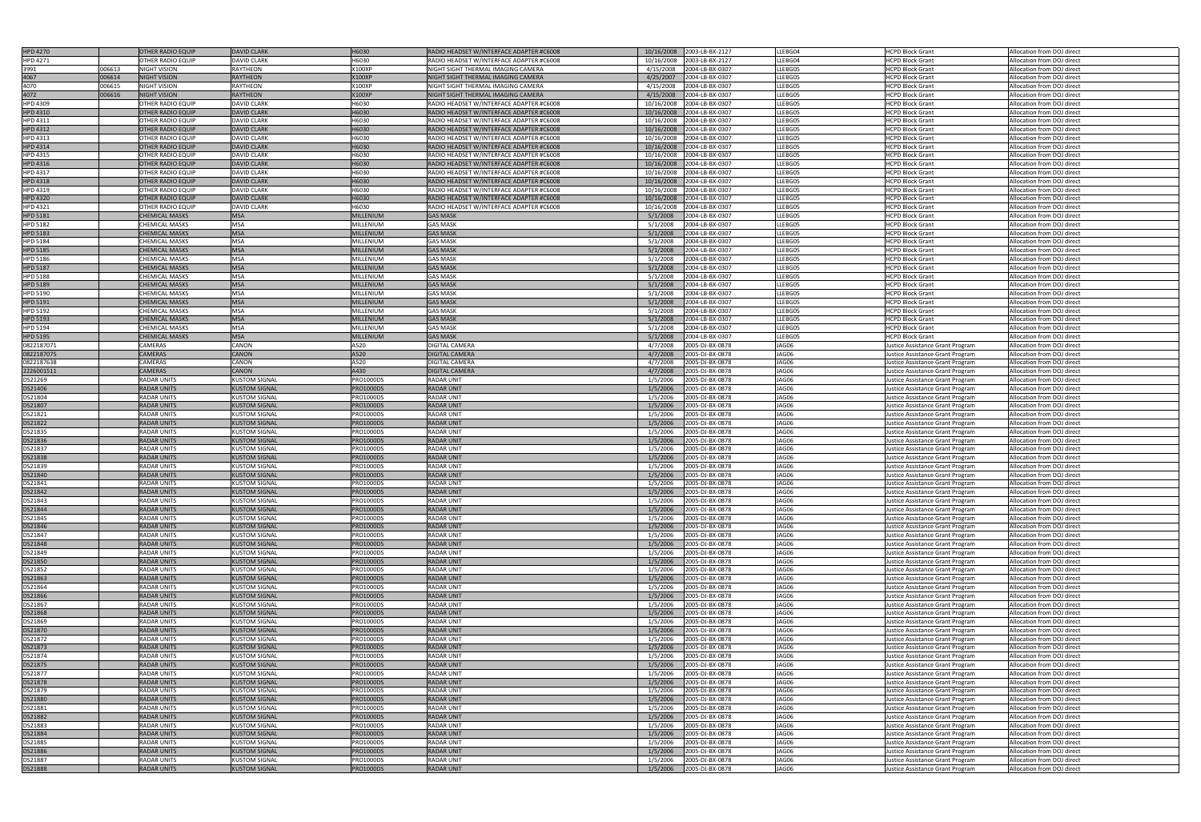| HPD 4270 | | OTHER RADIO EQUIP | DAVID CLARK | H6030 | RADIO HEADSET W/INTERFACE ADAPTER #C6008 | 10/16/2008 | 2003-LB-BX-2127 | LLEBG04 | HCPD Block Grant | Allocation from DOJ direct |
|---|---|---|---|---|---|---|---|---|---|---|
| HPD 4271 | | OTHER RADIO EQUIP | DAVID CLARK | H6030 | RADIO HEADSET W/INTERFACE ADAPTER #C6008 | 10/16/2008 | 2003-LB-BX-2127 | LLEBG04 | HCPD Block Grant | Allocation from DOJ direct |
| 3991 | 006613 | NIGHT VISION | RAYTHEON | X100XP | NIGHT SIGHT THERMAL IMAGING CAMERA | 4/15/2008 | 2004-LB-BX-0307 | LLEBG05 | HCPD Block Grant | Allocation from DOJ direct |
| 4067 | 006614 | NIGHT VISION | RAYTHEON | X100XP | NIGHT SIGHT THERMAL IMAGING CAMERA | 4/25/2007 | 2004-LB-BX-0307 | LLEBG05 | HCPD Block Grant | Allocation from DOJ direct |
| 4070 | 006615 | NIGHT VISION | RAYTHEON | X100XP | NIGHT SIGHT THERMAL IMAGING CAMERA | 4/15/2008 | 2004-LB-BX-0307 | LLEBG05 | HCPD Block Grant | Allocation from DOJ direct |
| 4072 | 006616 | NIGHT VISION | RAYTHEON | X100XP | NIGHT SIGHT THERMAL IMAGING CAMERA | 4/15/2008 | 2004-LB-BX-0307 | LLEBG05 | HCPD Block Grant | Allocation from DOJ direct |
| HPD 4309 | | OTHER RADIO EQUIP | DAVID CLARK | H6030 | RADIO HEADSET W/INTERFACE ADAPTER #C6008 | 10/16/2008 | 2004-LB-BX-0307 | LLEBG05 | HCPD Block Grant | Allocation from DOJ direct |
| HPD 4310 | | OTHER RADIO EQUIP | DAVID CLARK | H6030 | RADIO HEADSET W/INTERFACE ADAPTER #C6008 | 10/16/2008 | 2004-LB-BX-0307 | LLEBG05 | HCPD Block Grant | Allocation from DOJ direct |
| HPD 4311 | | OTHER RADIO EQUIP | DAVID CLARK | H6030 | RADIO HEADSET W/INTERFACE ADAPTER #C6008 | 10/16/2008 | 2004-LB-BX-0307 | LLEBG05 | HCPD Block Grant | Allocation from DOJ direct |
| HPD 4312 | | OTHER RADIO EQUIP | DAVID CLARK | H6030 | RADIO HEADSET W/INTERFACE ADAPTER #C6008 | 10/16/2008 | 2004-LB-BX-0307 | LLEBG05 | HCPD Block Grant | Allocation from DOJ direct |
| HPD 4313 | | OTHER RADIO EQUIP | DAVID CLARK | H6030 | RADIO HEADSET W/INTERFACE ADAPTER #C6008 | 10/16/2008 | 2004-LB-BX-0307 | LLEBG05 | HCPD Block Grant | Allocation from DOJ direct |
| HPD 4314 | | OTHER RADIO EQUIP | DAVID CLARK | H6030 | RADIO HEADSET W/INTERFACE ADAPTER #C6008 | 10/16/2008 | 2004-LB-BX-0307 | LLEBG05 | HCPD Block Grant | Allocation from DOJ direct |
| HPD 4315 | | OTHER RADIO EQUIP | DAVID CLARK | H6030 | RADIO HEADSET W/INTERFACE ADAPTER #C6008 | 10/16/2008 | 2004-LB-BX-0307 | LLEBG05 | HCPD Block Grant | Allocation from DOJ direct |
| HPD 4316 | | OTHER RADIO EQUIP | DAVID CLARK | H6030 | RADIO HEADSET W/INTERFACE ADAPTER #C6008 | 10/16/2008 | 2004-LB-BX-0307 | LLEBG05 | HCPD Block Grant | Allocation from DOJ direct |
| HPD 4317 | | OTHER RADIO EQUIP | DAVID CLARK | H6030 | RADIO HEADSET W/INTERFACE ADAPTER #C6008 | 10/16/2008 | 2004-LB-BX-0307 | LLEBG05 | HCPD Block Grant | Allocation from DOJ direct |
| HPD 4318 | | OTHER RADIO EQUIP | DAVID CLARK | H6030 | RADIO HEADSET W/INTERFACE ADAPTER #C6008 | 10/16/2008 | 2004-LB-BX-0307 | LLEBG05 | HCPD Block Grant | Allocation from DOJ direct |
| HPD 4319 | | OTHER RADIO EQUIP | DAVID CLARK | H6030 | RADIO HEADSET W/INTERFACE ADAPTER #C6008 | 10/16/2008 | 2004-LB-BX-0307 | LLEBG05 | HCPD Block Grant | Allocation from DOJ direct |
| HPD 4320 | | OTHER RADIO EQUIP | DAVID CLARK | H6030 | RADIO HEADSET W/INTERFACE ADAPTER #C6008 | 10/16/2008 | 2004-LB-BX-0307 | LLEBG05 | HCPD Block Grant | Allocation from DOJ direct |
| HPD 4321 | | OTHER RADIO EQUIP | DAVID CLARK | H6030 | RADIO HEADSET W/INTERFACE ADAPTER #C6008 | 10/16/2008 | 2004-LB-BX-0307 | LLEBG05 | HCPD Block Grant | Allocation from DOJ direct |
| HPD 5181 | | CHEMICAL MASKS | MSA | MILLENIUM | GAS MASK | 5/1/2008 | 2004-LB-BX-0307 | LLEBG05 | HCPD Block Grant | Allocation from DOJ direct |
| HPD 5182 | | CHEMICAL MASKS | MSA | MILLENIUM | GAS MASK | 5/1/2008 | 2004-LB-BX-0307 | LLEBG05 | HCPD Block Grant | Allocation from DOJ direct |
| HPD 5183 | | CHEMICAL MASKS | MSA | MILLENIUM | GAS MASK | 5/1/2008 | 2004-LB-BX-0307 | LLEBG05 | HCPD Block Grant | Allocation from DOJ direct |
| HPD 5184 | | CHEMICAL MASKS | MSA | MILLENIUM | GAS MASK | 5/1/2008 | 2004-LB-BX-0307 | LLEBG05 | HCPD Block Grant | Allocation from DOJ direct |
| HPD 5185 | | CHEMICAL MASKS | MSA | MILLENIUM | GAS MASK | 5/1/2008 | 2004-LB-BX-0307 | LLEBG05 | HCPD Block Grant | Allocation from DOJ direct |
| HPD 5186 | | CHEMICAL MASKS | MSA | MILLENIUM | GAS MASK | 5/1/2008 | 2004-LB-BX-0307 | LLEBG05 | HCPD Block Grant | Allocation from DOJ direct |
| HPD 5187 | | CHEMICAL MASKS | MSA | MILLENIUM | GAS MASK | 5/1/2008 | 2004-LB-BX-0307 | LLEBG05 | HCPD Block Grant | Allocation from DOJ direct |
| HPD 5188 | | CHEMICAL MASKS | MSA | MILLENIUM | GAS MASK | 5/1/2008 | 2004-LB-BX-0307 | LLEBG05 | HCPD Block Grant | Allocation from DOJ direct |
| HPD 5189 | | CHEMICAL MASKS | MSA | MILLENIUM | GAS MASK | 5/1/2008 | 2004-LB-BX-0307 | LLEBG05 | HCPD Block Grant | Allocation from DOJ direct |
| HPD 5190 | | CHEMICAL MASKS | MSA | MILLENIUM | GAS MASK | 5/1/2008 | 2004-LB-BX-0307 | LLEBG05 | HCPD Block Grant | Allocation from DOJ direct |
| HPD 5191 | | CHEMICAL MASKS | MSA | MILLENIUM | GAS MASK | 5/1/2008 | 2004-LB-BX-0307 | LLEBG05 | HCPD Block Grant | Allocation from DOJ direct |
| HPD 5192 | | CHEMICAL MASKS | MSA | MILLENIUM | GAS MASK | 5/1/2008 | 2004-LB-BX-0307 | LLEBG05 | HCPD Block Grant | Allocation from DOJ direct |
| HPD 5193 | | CHEMICAL MASKS | MSA | MILLENIUM | GAS MASK | 5/1/2008 | 2004-LB-BX-0307 | LLEBG05 | HCPD Block Grant | Allocation from DOJ direct |
| HPD 5194 | | CHEMICAL MASKS | MSA | MILLENIUM | GAS MASK | 5/1/2008 | 2004-LB-BX-0307 | LLEBG05 | HCPD Block Grant | Allocation from DOJ direct |
| HPD 5195 | | CHEMICAL MASKS | MSA | MILLENIUM | GAS MASK | 5/1/2008 | 2004-LB-BX-0307 | LLEBG05 | HCPD Block Grant | Allocation from DOJ direct |
| 0822187071 | | CAMERAS | CANON | A520 | DIGITAL CAMERA | 4/7/2008 | 2005-DJ-BX-0878 | JAG06 | Justice Assistance Grant Program | Allocation from DOJ direct |
| 0822187075 | | CAMERAS | CANON | A520 | DIGITAL CAMERA | 4/7/2008 | 2005-DJ-BX-0878 | JAG06 | Justice Assistance Grant Program | Allocation from DOJ direct |
| 0822187638 | | CAMERAS | CANON | A520 | DIGITAL CAMERA | 4/7/2008 | 2005-DJ-BX-0878 | JAG06 | Justice Assistance Grant Program | Allocation from DOJ direct |
| 2226001511 | | CAMERAS | CANON | A430 | DIGITAL CAMERA | 4/7/2008 | 2005-DJ-BX-0878 | JAG06 | Justice Assistance Grant Program | Allocation from DOJ direct |
| DS21269 | | RADAR UNITS | KUSTOM SIGNAL | PRO1000DS | RADAR UNIT | 1/5/2006 | 2005-DJ-BX-0878 | JAG06 | Justice Assistance Grant Program | Allocation from DOJ direct |
| DS21406 | | RADAR UNITS | KUSTOM SIGNAL | PRO1000DS | RADAR UNIT | 1/5/2006 | 2005-DJ-BX-0878 | JAG06 | Justice Assistance Grant Program | Allocation from DOJ direct |
| DS21804 | | RADAR UNITS | KUSTOM SIGNAL | PRO1000DS | RADAR UNIT | 1/5/2006 | 2005-DJ-BX-0878 | JAG06 | Justice Assistance Grant Program | Allocation from DOJ direct |
| DS21807 | | RADAR UNITS | KUSTOM SIGNAL | PRO1000DS | RADAR UNIT | 1/5/2006 | 2005-DJ-BX-0878 | JAG06 | Justice Assistance Grant Program | Allocation from DOJ direct |
| DS21821 | | RADAR UNITS | KUSTOM SIGNAL | PRO1000DS | RADAR UNIT | 1/5/2006 | 2005-DJ-BX-0878 | JAG06 | Justice Assistance Grant Program | Allocation from DOJ direct |
| DS21822 | | RADAR UNITS | KUSTOM SIGNAL | PRO1000DS | RADAR UNIT | 1/5/2006 | 2005-DJ-BX-0878 | JAG06 | Justice Assistance Grant Program | Allocation from DOJ direct |
| DS21835 | | RADAR UNITS | KUSTOM SIGNAL | PRO1000DS | RADAR UNIT | 1/5/2006 | 2005-DJ-BX-0878 | JAG06 | Justice Assistance Grant Program | Allocation from DOJ direct |
| DS21836 | | RADAR UNITS | KUSTOM SIGNAL | PRO1000DS | RADAR UNIT | 1/5/2006 | 2005-DJ-BX-0878 | JAG06 | Justice Assistance Grant Program | Allocation from DOJ direct |
| DS21837 | | RADAR UNITS | KUSTOM SIGNAL | PRO1000DS | RADAR UNIT | 1/5/2006 | 2005-DJ-BX-0878 | JAG06 | Justice Assistance Grant Program | Allocation from DOJ direct |
| DS21838 | | RADAR UNITS | KUSTOM SIGNAL | PRO1000DS | RADAR UNIT | 1/5/2006 | 2005-DJ-BX-0878 | JAG06 | Justice Assistance Grant Program | Allocation from DOJ direct |
| DS21839 | | RADAR UNITS | KUSTOM SIGNAL | PRO1000DS | RADAR UNIT | 1/5/2006 | 2005-DJ-BX-0878 | JAG06 | Justice Assistance Grant Program | Allocation from DOJ direct |
| DS21840 | | RADAR UNITS | KUSTOM SIGNAL | PRO1000DS | RADAR UNIT | 1/5/2006 | 2005-DJ-BX-0878 | JAG06 | Justice Assistance Grant Program | Allocation from DOJ direct |
| DS21841 | | RADAR UNITS | KUSTOM SIGNAL | PRO1000DS | RADAR UNIT | 1/5/2006 | 2005-DJ-BX-0878 | JAG06 | Justice Assistance Grant Program | Allocation from DOJ direct |
| DS21842 | | RADAR UNITS | KUSTOM SIGNAL | PRO1000DS | RADAR UNIT | 1/5/2006 | 2005-DJ-BX-0878 | JAG06 | Justice Assistance Grant Program | Allocation from DOJ direct |
| DS21843 | | RADAR UNITS | KUSTOM SIGNAL | PRO1000DS | RADAR UNIT | 1/5/2006 | 2005-DJ-BX-0878 | JAG06 | Justice Assistance Grant Program | Allocation from DOJ direct |
| DS21844 | | RADAR UNITS | KUSTOM SIGNAL | PRO1000DS | RADAR UNIT | 1/5/2006 | 2005-DJ-BX-0878 | JAG06 | Justice Assistance Grant Program | Allocation from DOJ direct |
| DS21845 | | RADAR UNITS | KUSTOM SIGNAL | PRO1000DS | RADAR UNIT | 1/5/2006 | 2005-DJ-BX-0878 | JAG06 | Justice Assistance Grant Program | Allocation from DOJ direct |
| DS21846 | | RADAR UNITS | KUSTOM SIGNAL | PRO1000DS | RADAR UNIT | 1/5/2006 | 2005-DJ-BX-0878 | JAG06 | Justice Assistance Grant Program | Allocation from DOJ direct |
| DS21847 | | RADAR UNITS | KUSTOM SIGNAL | PRO1000DS | RADAR UNIT | 1/5/2006 | 2005-DJ-BX-0878 | JAG06 | Justice Assistance Grant Program | Allocation from DOJ direct |
| DS21848 | | RADAR UNITS | KUSTOM SIGNAL | PRO1000DS | RADAR UNIT | 1/5/2006 | 2005-DJ-BX-0878 | JAG06 | Justice Assistance Grant Program | Allocation from DOJ direct |
| DS21849 | | RADAR UNITS | KUSTOM SIGNAL | PRO1000DS | RADAR UNIT | 1/5/2006 | 2005-DJ-BX-0878 | JAG06 | Justice Assistance Grant Program | Allocation from DOJ direct |
| DS21850 | | RADAR UNITS | KUSTOM SIGNAL | PRO1000DS | RADAR UNIT | 1/5/2006 | 2005-DJ-BX-0878 | JAG06 | Justice Assistance Grant Program | Allocation from DOJ direct |
| DS21852 | | RADAR UNITS | KUSTOM SIGNAL | PRO1000DS | RADAR UNIT | 1/5/2006 | 2005-DJ-BX-0878 | JAG06 | Justice Assistance Grant Program | Allocation from DOJ direct |
| DS21863 | | RADAR UNITS | KUSTOM SIGNAL | PRO1000DS | RADAR UNIT | 1/5/2006 | 2005-DJ-BX-0878 | JAG06 | Justice Assistance Grant Program | Allocation from DOJ direct |
| DS21864 | | RADAR UNITS | KUSTOM SIGNAL | PRO1000DS | RADAR UNIT | 1/5/2006 | 2005-DJ-BX-0878 | JAG06 | Justice Assistance Grant Program | Allocation from DOJ direct |
| DS21866 | | RADAR UNITS | KUSTOM SIGNAL | PRO1000DS | RADAR UNIT | 1/5/2006 | 2005-DJ-BX-0878 | JAG06 | Justice Assistance Grant Program | Allocation from DOJ direct |
| DS21867 | | RADAR UNITS | KUSTOM SIGNAL | PRO1000DS | RADAR UNIT | 1/5/2006 | 2005-DJ-BX-0878 | JAG06 | Justice Assistance Grant Program | Allocation from DOJ direct |
| DS21868 | | RADAR UNITS | KUSTOM SIGNAL | PRO1000DS | RADAR UNIT | 1/5/2006 | 2005-DJ-BX-0878 | JAG06 | Justice Assistance Grant Program | Allocation from DOJ direct |
| DS21869 | | RADAR UNITS | KUSTOM SIGNAL | PRO1000DS | RADAR UNIT | 1/5/2006 | 2005-DJ-BX-0878 | JAG06 | Justice Assistance Grant Program | Allocation from DOJ direct |
| DS21870 | | RADAR UNITS | KUSTOM SIGNAL | PRO1000DS | RADAR UNIT | 1/5/2006 | 2005-DJ-BX-0878 | JAG06 | Justice Assistance Grant Program | Allocation from DOJ direct |
| DS21872 | | RADAR UNITS | KUSTOM SIGNAL | PRO1000DS | RADAR UNIT | 1/5/2006 | 2005-DJ-BX-0878 | JAG06 | Justice Assistance Grant Program | Allocation from DOJ direct |
| DS21873 | | RADAR UNITS | KUSTOM SIGNAL | PRO1000DS | RADAR UNIT | 1/5/2006 | 2005-DJ-BX-0878 | JAG06 | Justice Assistance Grant Program | Allocation from DOJ direct |
| DS21874 | | RADAR UNITS | KUSTOM SIGNAL | PRO1000DS | RADAR UNIT | 1/5/2006 | 2005-DJ-BX-0878 | JAG06 | Justice Assistance Grant Program | Allocation from DOJ direct |
| DS21875 | | RADAR UNITS | KUSTOM SIGNAL | PRO1000DS | RADAR UNIT | 1/5/2006 | 2005-DJ-BX-0878 | JAG06 | Justice Assistance Grant Program | Allocation from DOJ direct |
| DS21877 | | RADAR UNITS | KUSTOM SIGNAL | PRO1000DS | RADAR UNIT | 1/5/2006 | 2005-DJ-BX-0878 | JAG06 | Justice Assistance Grant Program | Allocation from DOJ direct |
| DS21878 | | RADAR UNITS | KUSTOM SIGNAL | PRO1000DS | RADAR UNIT | 1/5/2006 | 2005-DJ-BX-0878 | JAG06 | Justice Assistance Grant Program | Allocation from DOJ direct |
| DS21879 | | RADAR UNITS | KUSTOM SIGNAL | PRO1000DS | RADAR UNIT | 1/5/2006 | 2005-DJ-BX-0878 | JAG06 | Justice Assistance Grant Program | Allocation from DOJ direct |
| DS21880 | | RADAR UNITS | KUSTOM SIGNAL | PRO1000DS | RADAR UNIT | 1/5/2006 | 2005-DJ-BX-0878 | JAG06 | Justice Assistance Grant Program | Allocation from DOJ direct |
| DS21881 | | RADAR UNITS | KUSTOM SIGNAL | PRO1000DS | RADAR UNIT | 1/5/2006 | 2005-DJ-BX-0878 | JAG06 | Justice Assistance Grant Program | Allocation from DOJ direct |
| DS21882 | | RADAR UNITS | KUSTOM SIGNAL | PRO1000DS | RADAR UNIT | 1/5/2006 | 2005-DJ-BX-0878 | JAG06 | Justice Assistance Grant Program | Allocation from DOJ direct |
| DS21883 | | RADAR UNITS | KUSTOM SIGNAL | PRO1000DS | RADAR UNIT | 1/5/2006 | 2005-DJ-BX-0878 | JAG06 | Justice Assistance Grant Program | Allocation from DOJ direct |
| DS21884 | | RADAR UNITS | KUSTOM SIGNAL | PRO1000DS | RADAR UNIT | 1/5/2006 | 2005-DJ-BX-0878 | JAG06 | Justice Assistance Grant Program | Allocation from DOJ direct |
| DS21885 | | RADAR UNITS | KUSTOM SIGNAL | PRO1000DS | RADAR UNIT | 1/5/2006 | 2005-DJ-BX-0878 | JAG06 | Justice Assistance Grant Program | Allocation from DOJ direct |
| DS21886 | | RADAR UNITS | KUSTOM SIGNAL | PRO1000DS | RADAR UNIT | 1/5/2006 | 2005-DJ-BX-0878 | JAG06 | Justice Assistance Grant Program | Allocation from DOJ direct |
| DS21887 | | RADAR UNITS | KUSTOM SIGNAL | PRO1000DS | RADAR UNIT | 1/5/2006 | 2005-DJ-BX-0878 | JAG06 | Justice Assistance Grant Program | Allocation from DOJ direct |
| DS21888 | | RADAR UNITS | KUSTOM SIGNAL | PRO1000DS | RADAR UNIT | 1/5/2006 | 2005-DJ-BX-0878 | JAG06 | Justice Assistance Grant Program | Allocation from DOJ direct |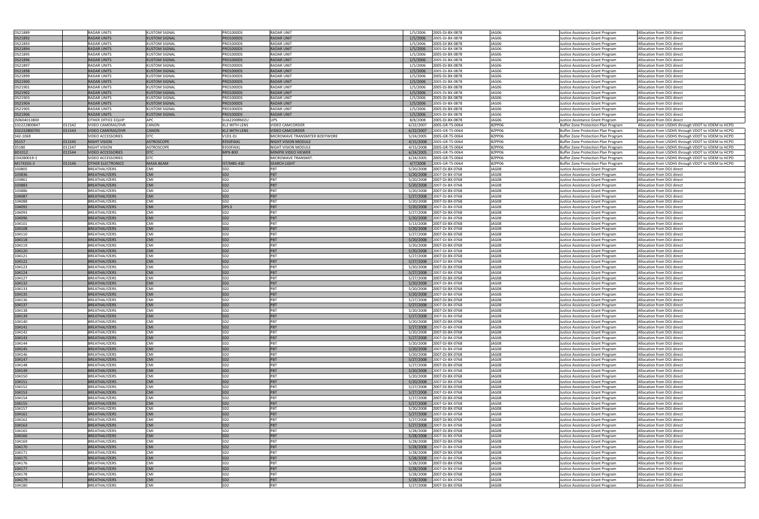| DS21889 | | RADAR UNITS | KUSTOM SIGNAL | PRO1000DS | RADAR UNIT | 1/5/2006 | 2005-DJ-BX-0878 | JAG06 | Justice Assistance Grant Program | Allocation from DOJ direct |
|---|---|---|---|---|---|---|---|---|---|---|
| DS21892 | | RADAR UNITS | KUSTOM SIGNAL | PRO1000DS | RADAR UNIT | 1/5/2006 | 2005-DJ-BX-0878 | JAG06 | Justice Assistance Grant Program | Allocation from DOJ direct |
| DS21893 | | RADAR UNITS | KUSTOM SIGNAL | PRO1000DS | RADAR UNIT | 1/5/2006 | 2005-DJ-BX-0878 | JAG06 | Justice Assistance Grant Program | Allocation from DOJ direct |
| DS21894 | | RADAR UNITS | KUSTOM SIGNAL | PRO1000DS | RADAR UNIT | 1/5/2006 | 2005-DJ-BX-0878 | JAG06 | Justice Assistance Grant Program | Allocation from DOJ direct |
| DS21895 | | RADAR UNITS | KUSTOM SIGNAL | PRO1000DS | RADAR UNIT | 1/5/2006 | 2005-DJ-BX-0878 | JAG06 | Justice Assistance Grant Program | Allocation from DOJ direct |
| DS21896 | | RADAR UNITS | KUSTOM SIGNAL | PRO1000DS | RADAR UNIT | 1/5/2006 | 2005-DJ-BX-0878 | JAG06 | Justice Assistance Grant Program | Allocation from DOJ direct |
| DS21897 | | RADAR UNITS | KUSTOM SIGNAL | PRO1000DS | RADAR UNIT | 1/5/2006 | 2005-DJ-BX-0878 | JAG06 | Justice Assistance Grant Program | Allocation from DOJ direct |
| DS21898 | | RADAR UNITS | KUSTOM SIGNAL | PRO1000DS | RADAR UNIT | 1/5/2006 | 2005-DJ-BX-0878 | JAG06 | Justice Assistance Grant Program | Allocation from DOJ direct |
| DS21899 | | RADAR UNITS | KUSTOM SIGNAL | PRO1000DS | RADAR UNIT | 1/5/2006 | 2005-DJ-BX-0878 | JAG06 | Justice Assistance Grant Program | Allocation from DOJ direct |
| DS21900 | | RADAR UNITS | KUSTOM SIGNAL | PRO1000DS | RADAR UNIT | 1/5/2006 | 2005-DJ-BX-0878 | JAG06 | Justice Assistance Grant Program | Allocation from DOJ direct |
| DS21901 | | RADAR UNITS | KUSTOM SIGNAL | PRO1000DS | RADAR UNIT | 1/5/2006 | 2005-DJ-BX-0878 | JAG06 | Justice Assistance Grant Program | Allocation from DOJ direct |
| DS21902 | | RADAR UNITS | KUSTOM SIGNAL | PRO1000DS | RADAR UNIT | 1/5/2006 | 2005-DJ-BX-0878 | JAG06 | Justice Assistance Grant Program | Allocation from DOJ direct |
| DS21903 | | RADAR UNITS | KUSTOM SIGNAL | PRO1000DS | RADAR UNIT | 1/5/2006 | 2005-DJ-BX-0878 | JAG06 | Justice Assistance Grant Program | Allocation from DOJ direct |
| DS21904 | | RADAR UNITS | KUSTOM SIGNAL | PRO1000DS | RADAR UNIT | 1/5/2006 | 2005-DJ-BX-0878 | JAG06 | Justice Assistance Grant Program | Allocation from DOJ direct |
| DS21905 | | RADAR UNITS | KUSTOM SIGNAL | PRO1000DS | RADAR UNIT | 1/5/2006 | 2005-DJ-BX-0878 | JAG06 | Justice Assistance Grant Program | Allocation from DOJ direct |
| DS21906 | | RADAR UNITS | KUSTOM SIGNAL | PRO1000DS | RADAR UNIT | 1/5/2006 | 2005-DJ-BX-0878 | JAG06 | Justice Assistance Grant Program | Allocation from DOJ direct |
| JS0604013800 | | OTHER OFFICE EQUIP | APC | SUA2200RM2U | UPS | 8/8/2008 | 2005-DJ-BX-0878 | JAG06 | Justice Assistance Grant Program | Allocation from DOJ direct |
| 332222800847 | 011542 | VIDEO CAMERAS/DVR | CANON | XL2 WITH LENS | VIDEO CAMCORDER | 6/22/2007 | 2005-GR-T5-0064 | BZPP06 | Buffer Zone Protection Plan Program | Allocation from USDHS through VDOT to VDEM to HCPD |
| 332232800705 | 011543 | VIDEO CAMERAS/DVR | CANON | XL2 WITH LENS | VIDEO CAMCORDER | 6/22/2007 | 2005-GR-T5-0064 | BZPP06 | Buffer Zone Protection Plan Program | Allocation from USDHS through VDOT to VDEM to HCPD |
| 342-1069 | | VIDEO ACCESSORIES | DTC | V1D1-DJ | MICROWAVE TRANSMITER BODYWORE | 5/24/2005 | 2005-GR-T5-0064 | BZPP06 | Buffer Zone Protection Plan Program | Allocation from USDHS through VDOT to VDEM to HCPD |
| 35157 | 011545 | NIGHT VISION | ASTROSCOPE | 9350FIAXL | NIGHT VISION MODULE | 4/15/2008 | 2005-GR-T5-0064 | BZPP06 | Buffer Zone Protection Plan Program | Allocation from USDHS through VDOT to VDEM to HCPD |
| 35180 | 011547 | NIGHT VISION | ASTROSCOPE | 9350FIAXL | NIGHT VISION MODULE | 4/15/2008 | 2005-GR-T5-0064 | BZPP06 | Buffer Zone Protection Plan Program | Allocation from USDHS through VDOT to VDEM to HCPD |
| BD1012 | 011544 | VIDEO ACCESSORIES | DTC | MPX-800 | MINIPIX VIDEO VIEWER | 6/24/2005 | 2005-GR-T5-0064 | BZPP06 | Buffer Zone Protection Plan Program | Allocation from USDHS through VDOT to VDEM to HCPD |
| C04280019-1 | | VIDEO ACCESSORIES | DTC | | MICROWAVE TRANSMIT. | 6/24/2005 | 2005-GR-T5-0064 | BZPP06 | Buffer Zone Protection Plan Program | Allocation from USDHS through VDOT to VDEM to HCPD |
| M17432G-3 | 011546 | OTHER ELECTRONICS | MAXA BEAM | IST/MBS-430 | SEARCH LIGHT | 4/7/2008 | 2005-GR-T5-0064 | BZPP06 | Buffer Zone Protection Plan Program | Allocation from USDHS through VDOT to VDEM to HCPD |
| 103805 | | BREATHALYZERS | CMI | SD2 | PBT | 5/20/2008 | 2007-DJ-BX-0768 | JAG08 | Justice Assistance Grant Program | Allocation from DOJ direct |
| 103836 | | BREATHALYZERS | CMI | SD2 | PBT | 5/20/2008 | 2007-DJ-BX-0768 | JAG08 | Justice Assistance Grant Program | Allocation from DOJ direct |
| 103861 | | BREATHALYZERS | CMI | SD2 | PBT | 5/20/2008 | 2007-DJ-BX-0768 | JAG08 | Justice Assistance Grant Program | Allocation from DOJ direct |
| 103883 | | BREATHALYZERS | CMI | SD2 | PBT | 5/20/2008 | 2007-DJ-BX-0768 | JAG08 | Justice Assistance Grant Program | Allocation from DOJ direct |
| 103886 | | BREATHALYZERS | CMI | SD2 | PBT | 5/20/2008 | 2007-DJ-BX-0768 | JAG08 | Justice Assistance Grant Program | Allocation from DOJ direct |
| 104087 | | BREATHALYZERS | CMI | SD2 | PBT | 5/27/2008 | 2007-DJ-BX-0768 | JAG08 | Justice Assistance Grant Program | Allocation from DOJ direct |
| 104088 | | BREATHALYZERS | CMI | SD2 | PBT | 5/20/2008 | 2007-DJ-BX-0768 | JAG08 | Justice Assistance Grant Program | Allocation from DOJ direct |
| 104092 | | BREATHALYZERS | CMI | DPS II | PBT | 5/20/2008 | 2007-DJ-BX-0768 | JAG08 | Justice Assistance Grant Program | Allocation from DOJ direct |
| 104093 | | BREATHALYZERS | CMI | SD2 | PBT | 5/27/2008 | 2007-DJ-BX-0768 | JAG08 | Justice Assistance Grant Program | Allocation from DOJ direct |
| 104096 | | BREATHALYZERS | CMI | SD2 | PBT | 5/20/2008 | 2007-DJ-BX-0768 | JAG08 | Justice Assistance Grant Program | Allocation from DOJ direct |
| 104101 | | BREATHALYZERS | CMI | SD2 | PBT | 5/13/2008 | 2007-DJ-BX-0768 | JAG08 | Justice Assistance Grant Program | Allocation from DOJ direct |
| 104108 | | BREATHALYZERS | CMI | SD2 | PBT | 5/20/2008 | 2007-DJ-BX-0768 | JAG08 | Justice Assistance Grant Program | Allocation from DOJ direct |
| 104110 | | BREATHALYZERS | CMI | SD2 | PBT | 5/27/2008 | 2007-DJ-BX-0768 | JAG08 | Justice Assistance Grant Program | Allocation from DOJ direct |
| 104118 | | BREATHALYZERS | CMI | SD2 | PBT | 5/20/2008 | 2007-DJ-BX-0768 | JAG08 | Justice Assistance Grant Program | Allocation from DOJ direct |
| 104119 | | BREATHALYZERS | CMI | SD2 | PBT | 5/20/2008 | 2007-DJ-BX-0768 | JAG08 | Justice Assistance Grant Program | Allocation from DOJ direct |
| 104120 | | BREATHALYZERS | CMI | SD2 | PBT | 5/20/2008 | 2007-DJ-BX-0768 | JAG08 | Justice Assistance Grant Program | Allocation from DOJ direct |
| 104121 | | BREATHALYZERS | CMI | SD2 | PBT | 5/27/2008 | 2007-DJ-BX-0768 | JAG08 | Justice Assistance Grant Program | Allocation from DOJ direct |
| 104122 | | BREATHALYZERS | CMI | SD2 | PBT | 5/27/2008 | 2007-DJ-BX-0768 | JAG08 | Justice Assistance Grant Program | Allocation from DOJ direct |
| 104123 | | BREATHALYZERS | CMI | SD2 | PBT | 5/20/2008 | 2007-DJ-BX-0768 | JAG08 | Justice Assistance Grant Program | Allocation from DOJ direct |
| 104124 | | BREATHALYZERS | CMI | SD2 | PBT | 5/27/2008 | 2007-DJ-BX-0768 | JAG08 | Justice Assistance Grant Program | Allocation from DOJ direct |
| 104127 | | BREATHALYZERS | CMI | SD2 | PBT | 5/27/2008 | 2007-DJ-BX-0768 | JAG08 | Justice Assistance Grant Program | Allocation from DOJ direct |
| 104132 | | BREATHALYZERS | CMI | SD2 | PBT | 5/20/2008 | 2007-DJ-BX-0768 | JAG08 | Justice Assistance Grant Program | Allocation from DOJ direct |
| 104133 | | BREATHALYZERS | CMI | SD2 | PBT | 5/20/2008 | 2007-DJ-BX-0768 | JAG08 | Justice Assistance Grant Program | Allocation from DOJ direct |
| 104135 | | BREATHALYZERS | CMI | SD2 | PBT | 5/20/2008 | 2007-DJ-BX-0768 | JAG08 | Justice Assistance Grant Program | Allocation from DOJ direct |
| 104136 | | BREATHALYZERS | CMI | SD2 | PBT | 5/27/2008 | 2007-DJ-BX-0768 | JAG08 | Justice Assistance Grant Program | Allocation from DOJ direct |
| 104137 | | BREATHALYZERS | CMI | SD2 | PBT | 5/27/2008 | 2007-DJ-BX-0768 | JAG08 | Justice Assistance Grant Program | Allocation from DOJ direct |
| 104138 | | BREATHALYZERS | CMI | SD2 | PBT | 5/20/2008 | 2007-DJ-BX-0768 | JAG08 | Justice Assistance Grant Program | Allocation from DOJ direct |
| 104139 | | BREATHALYZERS | CMI | SD2 | PBT | 5/27/2008 | 2007-DJ-BX-0768 | JAG08 | Justice Assistance Grant Program | Allocation from DOJ direct |
| 104140 | | BREATHALYZERS | CMI | SD2 | PBT | 5/20/2008 | 2007-DJ-BX-0768 | JAG08 | Justice Assistance Grant Program | Allocation from DOJ direct |
| 104141 | | BREATHALYZERS | CMI | SD2 | PBT | 5/27/2008 | 2007-DJ-BX-0768 | JAG08 | Justice Assistance Grant Program | Allocation from DOJ direct |
| 104142 | | BREATHALYZERS | CMI | SD2 | PBT | 5/20/2008 | 2007-DJ-BX-0768 | JAG08 | Justice Assistance Grant Program | Allocation from DOJ direct |
| 104143 | | BREATHALYZERS | CMI | SD2 | PBT | 5/20/2008 | 2007-DJ-BX-0768 | JAG08 | Justice Assistance Grant Program | Allocation from DOJ direct |
| 104144 | | BREATHALYZERS | CMI | SD2 | PBT | 5/20/2008 | 2007-DJ-BX-0768 | JAG08 | Justice Assistance Grant Program | Allocation from DOJ direct |
| 104145 | | BREATHALYZERS | CMI | SD2 | PBT | 5/20/2008 | 2007-DJ-BX-0768 | JAG08 | Justice Assistance Grant Program | Allocation from DOJ direct |
| 104146 | | BREATHALYZERS | CMI | SD2 | PBT | 5/20/2008 | 2007-DJ-BX-0768 | JAG08 | Justice Assistance Grant Program | Allocation from DOJ direct |
| 104147 | | BREATHALYZERS | CMI | SD2 | PBT | 5/27/2008 | 2007-DJ-BX-0768 | JAG08 | Justice Assistance Grant Program | Allocation from DOJ direct |
| 104148 | | BREATHALYZERS | CMI | SD2 | PBT | 5/27/2008 | 2007-DJ-BX-0768 | JAG08 | Justice Assistance Grant Program | Allocation from DOJ direct |
| 104149 | | BREATHALYZERS | CMI | SD2 | PBT | 5/20/2008 | 2007-DJ-BX-0768 | JAG08 | Justice Assistance Grant Program | Allocation from DOJ direct |
| 104150 | | BREATHALYZERS | CMI | SD2 | PBT | 5/20/2008 | 2007-DJ-BX-0768 | JAG08 | Justice Assistance Grant Program | Allocation from DOJ direct |
| 104151 | | BREATHALYZERS | CMI | SD2 | PBT | 5/20/2008 | 2007-DJ-BX-0768 | JAG08 | Justice Assistance Grant Program | Allocation from DOJ direct |
| 104152 | | BREATHALYZERS | CMI | SD2 | PBT | 5/27/2008 | 2007-DJ-BX-0768 | JAG08 | Justice Assistance Grant Program | Allocation from DOJ direct |
| 104153 | | BREATHALYZERS | CMI | SD2 | PBT | 5/27/2008 | 2007-DJ-BX-0768 | JAG08 | Justice Assistance Grant Program | Allocation from DOJ direct |
| 104154 | | BREATHALYZERS | CMI | SD2 | PBT | 5/27/2008 | 2007-DJ-BX-0768 | JAG08 | Justice Assistance Grant Program | Allocation from DOJ direct |
| 104155 | | BREATHALYZERS | CMI | SD2 | PBT | 5/27/2008 | 2007-DJ-BX-0768 | JAG08 | Justice Assistance Grant Program | Allocation from DOJ direct |
| 104157 | | BREATHALYZERS | CMI | SD2 | PBT | 5/20/2008 | 2007-DJ-BX-0768 | JAG08 | Justice Assistance Grant Program | Allocation from DOJ direct |
| 104161 | | BREATHALYZERS | CMI | SD2 | PBT | 5/27/2008 | 2007-DJ-BX-0768 | JAG08 | Justice Assistance Grant Program | Allocation from DOJ direct |
| 104162 | | BREATHALYZERS | CMI | SD2 | PBT | 5/27/2008 | 2007-DJ-BX-0768 | JAG08 | Justice Assistance Grant Program | Allocation from DOJ direct |
| 104163 | | BREATHALYZERS | CMI | SD2 | PBT | 5/27/2008 | 2007-DJ-BX-0768 | JAG08 | Justice Assistance Grant Program | Allocation from DOJ direct |
| 104165 | | BREATHALYZERS | CMI | SD2 | PBT | 5/28/2008 | 2007-DJ-BX-0768 | JAG08 | Justice Assistance Grant Program | Allocation from DOJ direct |
| 104166 | | BREATHALYZERS | CMI | SD2 | PBT | 5/28/2008 | 2007-DJ-BX-0768 | JAG08 | Justice Assistance Grant Program | Allocation from DOJ direct |
| 104169 | | BREATHALYZERS | CMI | SD2 | PBT | 5/28/2008 | 2007-DJ-BX-0768 | JAG08 | Justice Assistance Grant Program | Allocation from DOJ direct |
| 104170 | | BREATHALYZERS | CMI | SD2 | PBT | 5/28/2008 | 2007-DJ-BX-0768 | JAG08 | Justice Assistance Grant Program | Allocation from DOJ direct |
| 104171 | | BREATHALYZERS | CMI | SD2 | PBT | 5/28/2008 | 2007-DJ-BX-0768 | JAG08 | Justice Assistance Grant Program | Allocation from DOJ direct |
| 104175 | | BREATHALYZERS | CMI | SD2 | PBT | 5/28/2008 | 2007-DJ-BX-0768 | JAG08 | Justice Assistance Grant Program | Allocation from DOJ direct |
| 104176 | | BREATHALYZERS | CMI | SD2 | PBT | 5/28/2008 | 2007-DJ-BX-0768 | JAG08 | Justice Assistance Grant Program | Allocation from DOJ direct |
| 104177 | | BREATHALYZERS | CMI | SD2 | PBT | 5/28/2008 | 2007-DJ-BX-0768 | JAG08 | Justice Assistance Grant Program | Allocation from DOJ direct |
| 104178 | | BREATHALYZERS | CMI | SD2 | PBT | 5/28/2008 | 2007-DJ-BX-0768 | JAG08 | Justice Assistance Grant Program | Allocation from DOJ direct |
| 104179 | | BREATHALYZERS | CMI | SD2 | PBT | 5/28/2008 | 2007-DJ-BX-0768 | JAG08 | Justice Assistance Grant Program | Allocation from DOJ direct |
| 104180 | | BREATHALYZERS | CMI | SD2 | PBT | 5/27/2008 | 2007-DJ-BX-0768 | JAG08 | Justice Assistance Grant Program | Allocation from DOJ direct |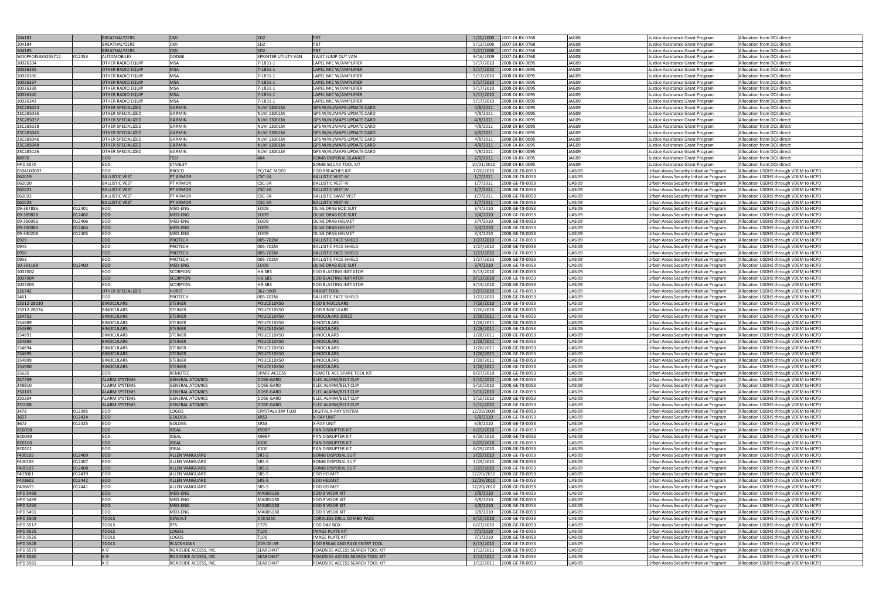| | | | | | | | | | | |
|---|---|---|---|---|---|---|---|---|---|---|
| 104182 | | BREATHALYZERS | CMI | SD2 | PBT | 5/20/2008 | 2007-DJ-BX-0768 | JAG08 | Justice Assistance Grant Program | Allocation from DOJ direct |
| 104184 | | BREATHALYZERS | CMI | SD2 | PBT | 5/13/2008 | 2007-DJ-BX-0768 | JAG08 | Justice Assistance Grant Program | Allocation from DOJ direct |
| 104185 | | BREATHALYZERS | CMI | SD2 | PBT | 5/27/2008 | 2007-DJ-BX-0768 | JAG08 | Justice Assistance Grant Program | Allocation from DOJ direct |
| WD0PF445385255712 | 012453 | AUTOMOBILES | DODGE | SPRINTER UTILITY VAN | SWAT JUMP OUT VAN | 9/16/2009 | 2007-DJ-BX-0768 | JAG08 | Justice Assistance Grant Program | Allocation from DOJ direct |
| 10026334 | | OTHER RADIO EQUIP | MSA | 7-1831-1 | LAPEL MIC W/AMPLIFIER | 5/17/2010 | 2008-DJ-BX-0095 | JAG09 | Justice Assistance Grant Program | Allocation from DOJ direct |
| 10026335 | | OTHER RADIO EQUIP | MSA | 7-1831-1 | LAPEL MIC W/AMPLIFIER | 5/17/2010 | 2008-DJ-BX-0095 | JAG09 | Justice Assistance Grant Program | Allocation from DOJ direct |
| 10026336 | | OTHER RADIO EQUIP | MSA | 7-1831-1 | LAPEL MIC W/AMPLIFIER | 5/17/2010 | 2008-DJ-BX-0095 | JAG09 | Justice Assistance Grant Program | Allocation from DOJ direct |
| 10026337 | | OTHER RADIO EQUIP | MSA | 7-1831-1 | LAPEL MIC W/AMPLIFIER | 5/17/2010 | 2008-DJ-BX-0095 | JAG09 | Justice Assistance Grant Program | Allocation from DOJ direct |
| 10026338 | | OTHER RADIO EQUIP | MSA | 7-1831-1 | LAPEL MIC W/AMPLIFIER | 5/17/2010 | 2008-DJ-BX-0095 | JAG09 | Justice Assistance Grant Program | Allocation from DOJ direct |
| 10026340 | | OTHER RADIO EQUIP | MSA | 7-1831-1 | LAPEL MIC W/AMPLIFIER | 5/17/2010 | 2008-DJ-BX-0095 | JAG09 | Justice Assistance Grant Program | Allocation from DOJ direct |
| 10026343 | | OTHER RADIO EQUIP | MSA | 7-1831-1 | LAPEL MIC W/AMPLIFIER | 5/17/2010 | 2008-DJ-BX-0095 | JAG09 | Justice Assistance Grant Program | Allocation from DOJ direct |
| 23C285024 | | OTHER SPECIALIZED | GARMIN | NUVI 1300LM | GPS W/NUMAPS UPDATE CARD | 4/8/2011 | 2008-DJ-BX-0095 | JAG09 | Justice Assistance Grant Program | Allocation from DOJ direct |
| 23C285036 | | OTHER SPECIALIZED | GARMIN | NUVI 1300LM | GPS W/NUMAPS UPDATE CARD | 4/8/2011 | 2008-DJ-BX-0095 | JAG09 | Justice Assistance Grant Program | Allocation from DOJ direct |
| 23C285037 | | OTHER SPECIALIZED | GARMIN | NUVI 1300LM | GPS W/NUMAPS UPDATE CARD | 4/8/2011 | 2008-DJ-BX-0095 | JAG09 | Justice Assistance Grant Program | Allocation from DOJ direct |
| 23C285038 | | OTHER SPECIALIZED | GARMIN | NUVI 1300LM | GPS W/NUMAPS UPDATE CARD | 4/8/2011 | 2008-DJ-BX-0095 | JAG09 | Justice Assistance Grant Program | Allocation from DOJ direct |
| 23C285045 | | OTHER SPECIALIZED | GARMIN | NUVI 1300LM | GPS W/NUMAPS UPDATE CARD | 4/8/2011 | 2008-DJ-BX-0095 | JAG09 | Justice Assistance Grant Program | Allocation from DOJ direct |
| 23C285046 | | OTHER SPECIALIZED | GARMIN | NUVI 1300LM | GPS W/NUMAPS UPDATE CARD | 4/8/2011 | 2008-DJ-BX-0095 | JAG09 | Justice Assistance Grant Program | Allocation from DOJ direct |
| 23C285048 | | OTHER SPECIALIZED | GARMIN | NUVI 1300LM | GPS W/NUMAPS UPDATE CARD | 4/8/2011 | 2008-DJ-BX-0095 | JAG09 | Justice Assistance Grant Program | Allocation from DOJ direct |
| 23C285126 | | OTHER SPECIALIZED | GARMIN | NUVI 1300LM | GPS W/NUMAPS UPDATE CARD | 4/8/2011 | 2008-DJ-BX-0095 | JAG09 | Justice Assistance Grant Program | Allocation from DOJ direct |
| 88990 | | EOD | TSSI | 4X4 | BOMB DISPOSAL BLANKET | 2/9/2011 | 2008-DJ-BX-0095 | JAG09 | Justice Assistance Grant Program | Allocation from DOJ direct |
| HPD 5570 | | EOD | STANLEY | | BOMB SQUAD TOOL KIT | 10/21/2010 | 2008-DJ-BX-0095 | JAG09 | Justice Assistance Grant Program | Allocation from DOJ direct |
| 0504100007 | | EOD | BROCO | PC/TAC MOD1 | EOD BREACHER KIT | 7/20/2010 | 2008-GE-T8-0053 | UASI09 | Urban Areas Security Initiative Program | Allocation USDHS through VDEM to HCPD |
| 062019 | | BALLISTIC VEST | PT ARMOR | CSC-3A | BALLISTIC VEST-IV | 1/7/2011 | 2008-GE-T8-0053 | UASI09 | Urban Areas Security Initiative Program | Allocation USDHS through VDEM to HCPD |
| 062020 | | BALLISTIC VEST | PT ARMOR | CSC-3A | BALLISTIC VEST-IV | 1/7/2011 | 2008-GE-T8-0053 | UASI09 | Urban Areas Security Initiative Program | Allocation USDHS through VDEM to HCPD |
| 062021 | | BALLISTIC VEST | PT ARMOR | CSC-3A | BALLISTIC VEST-IV | 1/7/2011 | 2008-GE-T8-0053 | UASI09 | Urban Areas Security Initiative Program | Allocation USDHS through VDEM to HCPD |
| 062022 | | BALLISTIC VEST | PT ARMOR | CSC-3A | BALLISTIC SWAT VEST | 1/7/2011 | 2008-GE-T8-0053 | UASI09 | Urban Areas Security Initiative Program | Allocation USDHS through VDEM to HCPD |
| 062023 | | BALLISTIC VEST | PT ARMOR | CSC-3A | BALLISTIC VEST-IV | 1/7/2011 | 2008-GE-T8-0053 | UASI09 | Urban Areas Security Initiative Program | Allocation USDHS through VDEM to HCPD |
| 09-387886 | 012401 | EOD | MED-ENG | EOD9 | OLIVE DRAB EOD SUIT | 3/4/2010 | 2008-GE-T8-0053 | UASI09 | Urban Areas Security Initiative Program | Allocation USDHS through VDEM to HCPD |
| 09-389828 | 012402 | EOD | MED-ENG | EOD9 | OLIVE DRAB EOD SUIT | 3/4/2010 | 2008-GE-T8-0053 | UASI09 | Urban Areas Security Initiative Program | Allocation USDHS through VDEM to HCPD |
| 09-390056 | 012406 | EOD | MED-ENG | EOD9 | OLIVE DRAB HELMET | 3/4/2010 | 2008-GE-T8-0053 | UASI09 | Urban Areas Security Initiative Program | Allocation USDHS through VDEM to HCPD |
| 09-390083 | 012404 | EOD | MED-ENG | EOD9 | OLIVE DRAB HELMET | 3/4/2010 | 2008-GE-T8-0053 | UASI09 | Urban Areas Security Initiative Program | Allocation USDHS through VDEM to HCPD |
| 09-390208 | 012405 | EOD | MED-ENG | EOD9 | OLIVE DRAB HELMET | 3/4/2010 | 2008-GE-T8-0053 | UASI09 | Urban Areas Security Initiative Program | Allocation USDHS through VDEM to HCPD |
| 0929 | | EOD | PROTECH | 005-702M | BALLISTIC FACE SHIELD | 1/27/2010 | 2008-GE-T8-0053 | UASI09 | Urban Areas Security Initiative Program | Allocation USDHS through VDEM to HCPD |
| 0945 | | EOD | PROTECH | 005-702M | BALLISTIC FACE SHIELD | 1/27/2010 | 2008-GE-T8-0053 | UASI09 | Urban Areas Security Initiative Program | Allocation USDHS through VDEM to HCPD |
| 0950 | | EOD | PROTECH | 005-702M | BALLISTIC FACE SHIELD | 1/27/2010 | 2008-GE-T8-0053 | UASI09 | Urban Areas Security Initiative Program | Allocation USDHS through VDEM to HCPD |
| 0953 | | EOD | PROTECH | 005-702M | BALLISTIC FACE SHIELD | 1/27/2010 | 2008-GE-T8-0053 | UASI09 | Urban Areas Security Initiative Program | Allocation USDHS through VDEM to HCPD |
| 10-391168 | 012400 | EOD | MED-ENG | EOD9 | OLIVE DRAB EOD SUIT | 3/4/2010 | 2008-GE-T8-0053 | UASI09 | Urban Areas Security Initiative Program | Allocation USDHS through VDEM to HCPD |
| 1007002 | | EOD | SCORPION | HB-SBS | EOD BLASTING INITIATOR | 8/13/2010 | 2008-GE-T8-0053 | UASI09 | Urban Areas Security Initiative Program | Allocation USDHS through VDEM to HCPD |
| 1007004 | | EOD | SCORPION | HB-SBS | EOD BLASTING INITIATOR | 8/13/2010 | 2008-GE-T8-0053 | UASI09 | Urban Areas Security Initiative Program | Allocation USDHS through VDEM to HCPD |
| 1007005 | | EOD | SCORPION | HB-SBS | EOD BLASTING INITIATOR | 8/13/2010 | 2008-GE-T8-0053 | UASI09 | Urban Areas Security Initiative Program | Allocation USDHS through VDEM to HCPD |
| 126742 | | OTHER SPECIALIZED | HURST | 362-9009 | RABBIT TOOL | 5/27/2010 | 2008-GE-T8-0053 | UASI09 | Urban Areas Security Initiative Program | Allocation USDHS through VDEM to HCPD |
| 1461 | | EOD | PROTECH | 005-702M | BALLISTIC FACE SHIELD | 1/27/2010 | 2008-GE-T8-0053 | UASI09 | Urban Areas Security Initiative Program | Allocation USDHS through VDEM to HCPD |
| 15012-28030 | | BINOCULARS | STEINER | POLICE10X50 | EOD BINOCULARS | 7/26/2010 | 2008-GE-T8-0053 | UASI09 | Urban Areas Security Initiative Program | Allocation USDHS through VDEM to HCPD |
| 15012-28074 | | BINOCULARS | STEINER | POLICE10X50 | EOD BINOCULARS | 7/26/2010 | 2008-GE-T8-0053 | UASI09 | Urban Areas Security Initiative Program | Allocation USDHS through VDEM to HCPD |
| 154752 | | BINOCULARS | STEINER | POLICE10X50 | BINOCULARS 10X25 | 1/28/2011 | 2008-GE-T8-0053 | UASI09 | Urban Areas Security Initiative Program | Allocation USDHS through VDEM to HCPD |
| 154889 | | BINOCULARS | STEINER | POLICE10X50 | BINOCULARS | 1/28/2011 | 2008-GE-T8-0053 | UASI09 | Urban Areas Security Initiative Program | Allocation USDHS through VDEM to HCPD |
| 154890 | | BINOCULARS | STEINER | POLICE10X50 | BINOCULARS | 1/28/2011 | 2008-GE-T8-0053 | UASI09 | Urban Areas Security Initiative Program | Allocation USDHS through VDEM to HCPD |
| 154891 | | BINOCULARS | STEINER | POLICE10X50 | BINOCULARS | 1/28/2011 | 2008-GE-T8-0053 | UASI09 | Urban Areas Security Initiative Program | Allocation USDHS through VDEM to HCPD |
| 154893 | | BINOCULARS | STEINER | POLICE10X50 | BINOCULARS | 1/28/2011 | 2008-GE-T8-0053 | UASI09 | Urban Areas Security Initiative Program | Allocation USDHS through VDEM to HCPD |
| 154894 | | BINOCULARS | STEINER | POLICE10X50 | BINOCULARS | 1/28/2011 | 2008-GE-T8-0053 | UASI09 | Urban Areas Security Initiative Program | Allocation USDHS through VDEM to HCPD |
| 154895 | | BINOCULARS | STEINER | POLICE10X50 | BINOCULARS | 1/28/2011 | 2008-GE-T8-0053 | UASI09 | Urban Areas Security Initiative Program | Allocation USDHS through VDEM to HCPD |
| 154899 | | BINOCULARS | STEINER | POLICE10X50 | BINOCULARS | 1/28/2011 | 2008-GE-T8-0053 | UASI09 | Urban Areas Security Initiative Program | Allocation USDHS through VDEM to HCPD |
| 154900 | | BINOCULARS | STEINER | POLICE10X50 | BINOCULARS | 1/28/2011 | 2008-GE-T8-0053 | UASI09 | Urban Areas Security Initiative Program | Allocation USDHS through VDEM to HCPD |
| 15620 | | EOD | REMOTEC | SPARE ACCESS | REMOTE ACC SPARE TOOL KIT | 8/27/2010 | 2008-GE-T8-0053 | UASI09 | Urban Areas Security Initiative Program | Allocation USDHS through VDEM to HCPD |
| 247709 | | ALARM SYSTEMS | GENERAL ATOMICS | DOSE-GARD | ELEC ALARM/BELT CLIP | 5/10/2010 | 2008-GE-T8-0053 | UASI09 | Urban Areas Security Initiative Program | Allocation USDHS through VDEM to HCPD |
| 248810 | | ALARM SYSTEMS | GENERAL ATOMICS | DOSE-GARD | ELEC ALARM/BELT CLIP | 5/10/2010 | 2008-GE-T8-0053 | UASI09 | Urban Areas Security Initiative Program | Allocation USDHS through VDEM to HCPD |
| 250103 | | ALARM SYSTEMS | GENERAL ATOMICS | DOSE-GARD | ELEC ALARM/BELT CLIP | 5/10/2010 | 2008-GE-T8-0053 | UASI09 | Urban Areas Security Initiative Program | Allocation USDHS through VDEM to HCPD |
| 250204 | | ALARM SYSTEMS | GENERAL ATOMICS | DOSE-GARD | ELEC ALARM/BELT CLIP | 5/10/2010 | 2008-GE-T8-0053 | UASI09 | Urban Areas Security Initiative Program | Allocation USDHS through VDEM to HCPD |
| 251008 | | ALARM SYSTEMS | GENERAL ATOMICS | DOSE-GARD | ELEC ALARM/BELT CLIP | 5/10/2010 | 2008-GE-T8-0053 | UASI09 | Urban Areas Security Initiative Program | Allocation USDHS through VDEM to HCPD |
| 3478 | 012395 | EOD | LOGOS | CRYSTALVIEW T100 | DIGITAL X-RAY SYSTEM | 12/29/2009 | 2008-GE-T8-0053 | UASI09 | Urban Areas Security Initiative Program | Allocation USDHS through VDEM to HCPD |
| 3657 | 012424 | EOD | GOLDEN | XRS3 | X-RAY UNIT | 6/8/2010 | 2008-GE-T8-0053 | UASI09 | Urban Areas Security Initiative Program | Allocation USDHS through VDEM to HCPD |
| 3672 | 012425 | EOD | GOLDEN | XRS3 | X-RAY UNIT | 6/8/2010 | 2008-GE-T8-0053 | UASI09 | Urban Areas Security Initiative Program | Allocation USDHS through VDEM to HCPD |
| BC0098 | | EOD | IDEAL | K998P | PAN DISRUPTER KIT | 6/29/2010 | 2008-GE-T8-0053 | UASI09 | Urban Areas Security Initiative Program | Allocation USDHS through VDEM to HCPD |
| BC0099 | | EOD | IDEAL | K998P | PAN DISRUPTER KIT | 6/29/2010 | 2008-GE-T8-0053 | UASI09 | Urban Areas Security Initiative Program | Allocation USDHS through VDEM to HCPD |
| BC0100 | | EOD | IDEAL | K100 | PAN DISRUPTER KIT | 6/29/2010 | 2008-GE-T8-0053 | UASI09 | Urban Areas Security Initiative Program | Allocation USDHS through VDEM to HCPD |
| BC0101 | | EOD | IDEAL | K100 | PAN DISRUPTER KIT | 6/29/2010 | 2008-GE-T8-0053 | UASI09 | Urban Areas Security Initiative Program | Allocation USDHS through VDEM to HCPD |
| F400105 | 012409 | EOD | ALLEN VANGUARD | SRS-5 | BOMB DISPOSAL SUIT | 3/29/2010 | 2008-GE-T8-0053 | UASI09 | Urban Areas Security Initiative Program | Allocation USDHS through VDEM to HCPD |
| F400106 | 012407 | EOD | ALLEN VANGUARD | SRS-5 | BOMB DISPOSAL SUIT | 3/29/2010 | 2008-GE-T8-0053 | UASI09 | Urban Areas Security Initiative Program | Allocation USDHS through VDEM to HCPD |
| F400107 | 012408 | EOD | ALLEN VANGUARD | SRS-5 | BOMB DISPOSAL SUIT | 3/29/2010 | 2008-GE-T8-0053 | UASI09 | Urban Areas Security Initiative Program | Allocation USDHS through VDEM to HCPD |
| F403061 | 012439 | EOD | ALLEN VANGUARD | SRS-5 | EOD HELMET | 12/20/2010 | 2008-GE-T8-0053 | UASI09 | Urban Areas Security Initiative Program | Allocation USDHS through VDEM to HCPD |
| F403602 | 012442 | EOD | ALLEN VANGUARD | SRS-5 | EOD HELMET | 12/29/2010 | 2008-GE-T8-0053 | UASI09 | Urban Areas Security Initiative Program | Allocation USDHS through VDEM to HCPD |
| F406675 | 012441 | EOD | ALLEN VANGUARD | SRS-5 | EOD HELMET | 12/20/2010 | 2008-GE-T8-0053 | UASI09 | Urban Areas Security Initiative Program | Allocation USDHS through VDEM to HCPD |
| HPD 5488 | | EOD | MED-ENG | MA005130 | EOD 9 VISOR KIT | 3/8/2010 | 2008-GE-T8-0053 | UASI09 | Urban Areas Security Initiative Program | Allocation USDHS through VDEM to HCPD |
| HPD 5489 | | EOD | MED-ENG | MA005130 | EOD 9 VISOR KIT | 3/8/2010 | 2008-GE-T8-0053 | UASI09 | Urban Areas Security Initiative Program | Allocation USDHS through VDEM to HCPD |
| HPD 5490 | | EOD | MED-ENG | MA005130 | EOD 9 VISOR KIT | 3/8/2010 | 2008-GE-T8-0053 | UASI09 | Urban Areas Security Initiative Program | Allocation USDHS through VDEM to HCPD |
| HPD 5491 | | EOD | MED-ENG | MA005130 | EOD 9 VISOR KIT | 3/8/2010 | 2008-GE-T8-0053 | UASI09 | Urban Areas Security Initiative Program | Allocation USDHS through VDEM to HCPD |
| HPD 5509 | | TOOLS | DEWALT | DCK425C | CORDLESS DRILL COMBO PACK | 6/10/2010 | 2008-GE-T8-0053 | UASI09 | Urban Areas Security Initiative Program | Allocation USDHS through VDEM to HCPD |
| HPD 5517 | | TOOLS | BTS | C770 | EOD DAY BOX | 6/23/2010 | 2008-GE-T8-0053 | UASI09 | Urban Areas Security Initiative Program | Allocation USDHS through VDEM to HCPD |
| HPD 5525 | | TOOLS | LOGOS | T100 | IMAGE PLATE KIT | 7/1/2010 | 2008-GE-T8-0053 | UASI09 | Urban Areas Security Initiative Program | Allocation USDHS through VDEM to HCPD |
| HPD 5526 | | TOOLS | LOGOS | T100 | IMAGE PLATE KIT | 7/1/2010 | 2008-GE-T8-0053 | UASI09 | Urban Areas Security Initiative Program | Allocation USDHS through VDEM to HCPD |
| HPD 5548 | | TOOLS | BLACKHAWK | 219-DE-BR | EOD BREAK AND RAKE ENTRY TOOL | 8/13/2010 | 2008-GE-T8-0053 | UASI09 | Urban Areas Security Initiative Program | Allocation USDHS through VDEM to HCPD |
| HPD 5579 | | K-9 | ROADSIDE ACCESS, INC. | SEARCHKIT | ROADSIDE ACCESS SEARCH TOOL KIT | 1/12/2011 | 2008-GE-T8-0053 | UASI09 | Urban Areas Security Initiative Program | Allocation USDHS through VDEM to HCPD |
| HPD 5580 | | K-9 | ROADSIDE ACCESS, INC. | SEARCHKIT | ROADSIDE ACCESS SEARCH TOOL KIT | 1/12/2011 | 2008-GE-T8-0053 | UASI09 | Urban Areas Security Initiative Program | Allocation USDHS through VDEM to HCPD |
| HPD 5581 | | K-9 | ROADSIDE ACCESS, INC. | SEARCHKIT | ROADSIDE ACCESS SEARCH TOOL KIT | 1/12/2011 | 2008-GE-T8-0053 | UASI09 | Urban Areas Security Initiative Program | Allocation USDHS through VDEM to HCPD |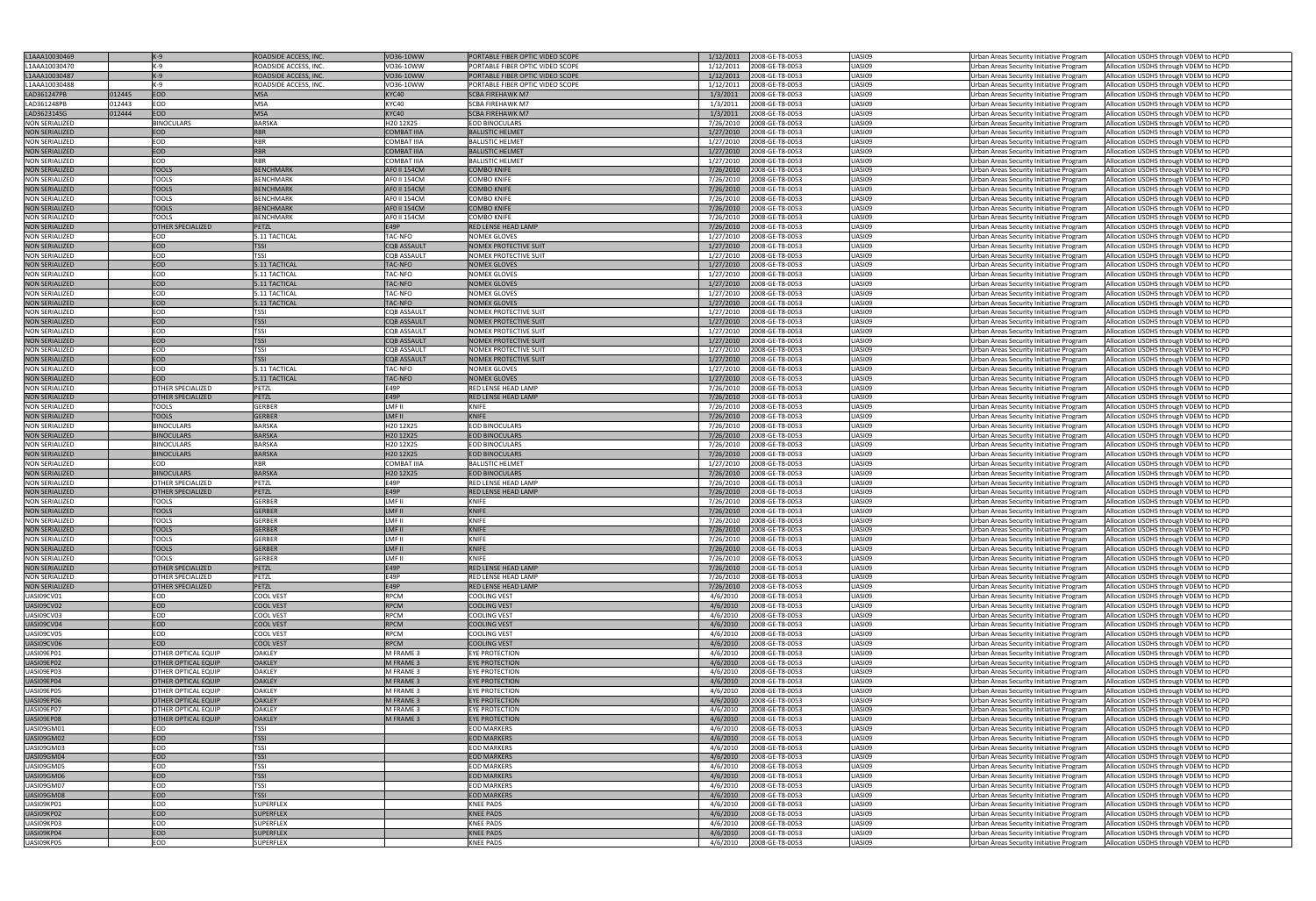| | | | | | | | | | | |
|---|---|---|---|---|---|---|---|---|---|---|
| L1AAA10030469 | | K-9 | ROADSIDE ACCESS, INC. | VO36-10WW | PORTABLE FIBER OPTIC VIDEO SCOPE | 1/12/2011 | 2008-GE-T8-0053 | UASI09 | Urban Areas Security Initiative Program | Allocation USDHS through VDEM to HCPD |
| L1AAA10030470 | | K-9 | ROADSIDE ACCESS, INC. | VO36-10WW | PORTABLE FIBER OPTIC VIDEO SCOPE | 1/12/2011 | 2008-GE-T8-0053 | UASI09 | Urban Areas Security Initiative Program | Allocation USDHS through VDEM to HCPD |
| L1AAA10030487 | | K-9 | ROADSIDE ACCESS, INC. | VO36-10WW | PORTABLE FIBER OPTIC VIDEO SCOPE | 1/12/2011 | 2008-GE-T8-0053 | UASI09 | Urban Areas Security Initiative Program | Allocation USDHS through VDEM to HCPD |
| L1AAA10030488 | | K-9 | ROADSIDE ACCESS, INC. | VO36-10WW | PORTABLE FIBER OPTIC VIDEO SCOPE | 1/12/2011 | 2008-GE-T8-0053 | UASI09 | Urban Areas Security Initiative Program | Allocation USDHS through VDEM to HCPD |
| LAD361247PB | 012445 | EOD | MSA | KYC40 | SCBA FIREHAWK M7 | 1/3/2011 | 2008-GE-T8-0053 | UASI09 | Urban Areas Security Initiative Program | Allocation USDHS through VDEM to HCPD |
| LAD361248PB | 012443 | EOD | MSA | KYC40 | SCBA FIREHAWK M7 | 1/3/2011 | 2008-GE-T8-0053 | UASI09 | Urban Areas Security Initiative Program | Allocation USDHS through VDEM to HCPD |
| LAD362314SG | 012444 | EOD | MSA | KYC40 | SCBA FIREHAWK M7 | 1/3/2011 | 2008-GE-T8-0053 | UASI09 | Urban Areas Security Initiative Program | Allocation USDHS through VDEM to HCPD |
| NON SERIALIZED | | BINOCULARS | BARSKA | H20 12X25 | EOD BINOCULARS | 7/26/2010 | 2008-GE-T8-0053 | UASI09 | Urban Areas Security Initiative Program | Allocation USDHS through VDEM to HCPD |
| NON SERIALIZED | | EOD | RBR | COMBAT IIIA | BALLISTIC HELMET | 1/27/2010 | 2008-GE-T8-0053 | UASI09 | Urban Areas Security Initiative Program | Allocation USDHS through VDEM to HCPD |
| NON SERIALIZED | | EOD | RBR | COMBAT IIIA | BALLISTIC HELMET | 1/27/2010 | 2008-GE-T8-0053 | UASI09 | Urban Areas Security Initiative Program | Allocation USDHS through VDEM to HCPD |
| NON SERIALIZED | | EOD | RBR | COMBAT IIIA | BALLISTIC HELMET | 1/27/2010 | 2008-GE-T8-0053 | UASI09 | Urban Areas Security Initiative Program | Allocation USDHS through VDEM to HCPD |
| NON SERIALIZED | | EOD | RBR | COMBAT IIIA | BALLISTIC HELMET | 1/27/2010 | 2008-GE-T8-0053 | UASI09 | Urban Areas Security Initiative Program | Allocation USDHS through VDEM to HCPD |
| NON SERIALIZED | | TOOLS | BENCHMARK | AFO II 154CM | COMBO KNIFE | 7/26/2010 | 2008-GE-T8-0053 | UASI09 | Urban Areas Security Initiative Program | Allocation USDHS through VDEM to HCPD |
| NON SERIALIZED | | TOOLS | BENCHMARK | AFO II 154CM | COMBO KNIFE | 7/26/2010 | 2008-GE-T8-0053 | UASI09 | Urban Areas Security Initiative Program | Allocation USDHS through VDEM to HCPD |
| NON SERIALIZED | | TOOLS | BENCHMARK | AFO II 154CM | COMBO KNIFE | 7/26/2010 | 2008-GE-T8-0053 | UASI09 | Urban Areas Security Initiative Program | Allocation USDHS through VDEM to HCPD |
| NON SERIALIZED | | TOOLS | BENCHMARK | AFO II 154CM | COMBO KNIFE | 7/26/2010 | 2008-GE-T8-0053 | UASI09 | Urban Areas Security Initiative Program | Allocation USDHS through VDEM to HCPD |
| NON SERIALIZED | | TOOLS | BENCHMARK | AFO II 154CM | COMBO KNIFE | 7/26/2010 | 2008-GE-T8-0053 | UASI09 | Urban Areas Security Initiative Program | Allocation USDHS through VDEM to HCPD |
| NON SERIALIZED | | TOOLS | BENCHMARK | AFO II 154CM | COMBO KNIFE | 7/26/2010 | 2008-GE-T8-0053 | UASI09 | Urban Areas Security Initiative Program | Allocation USDHS through VDEM to HCPD |
| NON SERIALIZED | | OTHER SPECIALIZED | PETZL | E49P | RED LENSE HEAD LAMP | 7/26/2010 | 2008-GE-T8-0053 | UASI09 | Urban Areas Security Initiative Program | Allocation USDHS through VDEM to HCPD |
| NON SERIALIZED | | EOD | 5.11 TACTICAL | TAC-NFO | NOMEX GLOVES | 1/27/2010 | 2008-GE-T8-0053 | UASI09 | Urban Areas Security Initiative Program | Allocation USDHS through VDEM to HCPD |
| NON SERIALIZED | | EOD | TSSI | CQB ASSAULT | NOMEX PROTECTIVE SUIT | 1/27/2010 | 2008-GE-T8-0053 | UASI09 | Urban Areas Security Initiative Program | Allocation USDHS through VDEM to HCPD |
| NON SERIALIZED | | EOD | TSSI | CQB ASSAULT | NOMEX PROTECTIVE SUIT | 1/27/2010 | 2008-GE-T8-0053 | UASI09 | Urban Areas Security Initiative Program | Allocation USDHS through VDEM to HCPD |
| NON SERIALIZED | | EOD | 5.11 TACTICAL | TAC-NFO | NOMEX GLOVES | 1/27/2010 | 2008-GE-T8-0053 | UASI09 | Urban Areas Security Initiative Program | Allocation USDHS through VDEM to HCPD |
| NON SERIALIZED | | EOD | 5.11 TACTICAL | TAC-NFO | NOMEX GLOVES | 1/27/2010 | 2008-GE-T8-0053 | UASI09 | Urban Areas Security Initiative Program | Allocation USDHS through VDEM to HCPD |
| NON SERIALIZED | | EOD | 5.11 TACTICAL | TAC-NFO | NOMEX GLOVES | 1/27/2010 | 2008-GE-T8-0053 | UASI09 | Urban Areas Security Initiative Program | Allocation USDHS through VDEM to HCPD |
| NON SERIALIZED | | EOD | 5.11 TACTICAL | TAC-NFO | NOMEX GLOVES | 1/27/2010 | 2008-GE-T8-0053 | UASI09 | Urban Areas Security Initiative Program | Allocation USDHS through VDEM to HCPD |
| NON SERIALIZED | | EOD | 5.11 TACTICAL | TAC-NFO | NOMEX GLOVES | 1/27/2010 | 2008-GE-T8-0053 | UASI09 | Urban Areas Security Initiative Program | Allocation USDHS through VDEM to HCPD |
| NON SERIALIZED | | EOD | TSSI | CQB ASSAULT | NOMEX PROTECTIVE SUIT | 1/27/2010 | 2008-GE-T8-0053 | UASI09 | Urban Areas Security Initiative Program | Allocation USDHS through VDEM to HCPD |
| NON SERIALIZED | | EOD | TSSI | CQB ASSAULT | NOMEX PROTECTIVE SUIT | 1/27/2010 | 2008-GE-T8-0053 | UASI09 | Urban Areas Security Initiative Program | Allocation USDHS through VDEM to HCPD |
| NON SERIALIZED | | EOD | TSSI | CQB ASSAULT | NOMEX PROTECTIVE SUIT | 1/27/2010 | 2008-GE-T8-0053 | UASI09 | Urban Areas Security Initiative Program | Allocation USDHS through VDEM to HCPD |
| NON SERIALIZED | | EOD | TSSI | CQB ASSAULT | NOMEX PROTECTIVE SUIT | 1/27/2010 | 2008-GE-T8-0053 | UASI09 | Urban Areas Security Initiative Program | Allocation USDHS through VDEM to HCPD |
| NON SERIALIZED | | EOD | TSSI | CQB ASSAULT | NOMEX PROTECTIVE SUIT | 1/27/2010 | 2008-GE-T8-0053 | UASI09 | Urban Areas Security Initiative Program | Allocation USDHS through VDEM to HCPD |
| NON SERIALIZED | | EOD | TSSI | CQB ASSAULT | NOMEX PROTECTIVE SUIT | 1/27/2010 | 2008-GE-T8-0053 | UASI09 | Urban Areas Security Initiative Program | Allocation USDHS through VDEM to HCPD |
| NON SERIALIZED | | EOD | 5.11 TACTICAL | TAC-NFO | NOMEX GLOVES | 1/27/2010 | 2008-GE-T8-0053 | UASI09 | Urban Areas Security Initiative Program | Allocation USDHS through VDEM to HCPD |
| NON SERIALIZED | | EOD | 5.11 TACTICAL | TAC-NFO | NOMEX GLOVES | 1/27/2010 | 2008-GE-T8-0053 | UASI09 | Urban Areas Security Initiative Program | Allocation USDHS through VDEM to HCPD |
| NON SERIALIZED | | OTHER SPECIALIZED | PETZL | E49P | RED LENSE HEAD LAMP | 7/26/2010 | 2008-GE-T8-0053 | UASI09 | Urban Areas Security Initiative Program | Allocation USDHS through VDEM to HCPD |
| NON SERIALIZED | | OTHER SPECIALIZED | PETZL | E49P | RED LENSE HEAD LAMP | 7/26/2010 | 2008-GE-T8-0053 | UASI09 | Urban Areas Security Initiative Program | Allocation USDHS through VDEM to HCPD |
| NON SERIALIZED | | TOOLS | GERBER | LMF II | KNIFE | 7/26/2010 | 2008-GE-T8-0053 | UASI09 | Urban Areas Security Initiative Program | Allocation USDHS through VDEM to HCPD |
| NON SERIALIZED | | TOOLS | GERBER | LMF II | KNIFE | 7/26/2010 | 2008-GE-T8-0053 | UASI09 | Urban Areas Security Initiative Program | Allocation USDHS through VDEM to HCPD |
| NON SERIALIZED | | BINOCULARS | BARSKA | H20 12X25 | EOD BINOCULARS | 7/26/2010 | 2008-GE-T8-0053 | UASI09 | Urban Areas Security Initiative Program | Allocation USDHS through VDEM to HCPD |
| NON SERIALIZED | | BINOCULARS | BARSKA | H20 12X25 | EOD BINOCULARS | 7/26/2010 | 2008-GE-T8-0053 | UASI09 | Urban Areas Security Initiative Program | Allocation USDHS through VDEM to HCPD |
| NON SERIALIZED | | BINOCULARS | BARSKA | H20 12X25 | EOD BINOCULARS | 7/26/2010 | 2008-GE-T8-0053 | UASI09 | Urban Areas Security Initiative Program | Allocation USDHS through VDEM to HCPD |
| NON SERIALIZED | | BINOCULARS | BARSKA | H20 12X25 | EOD BINOCULARS | 7/26/2010 | 2008-GE-T8-0053 | UASI09 | Urban Areas Security Initiative Program | Allocation USDHS through VDEM to HCPD |
| NON SERIALIZED | | EOD | RBR | COMBAT IIIA | BALLISTIC HELMET | 1/27/2010 | 2008-GE-T8-0053 | UASI09 | Urban Areas Security Initiative Program | Allocation USDHS through VDEM to HCPD |
| NON SERIALIZED | | BINOCULARS | BARSKA | H20 12X25 | EOD BINOCULARS | 7/26/2010 | 2008-GE-T8-0053 | UASI09 | Urban Areas Security Initiative Program | Allocation USDHS through VDEM to HCPD |
| NON SERIALIZED | | OTHER SPECIALIZED | PETZL | E49P | RED LENSE HEAD LAMP | 7/26/2010 | 2008-GE-T8-0053 | UASI09 | Urban Areas Security Initiative Program | Allocation USDHS through VDEM to HCPD |
| NON SERIALIZED | | OTHER SPECIALIZED | PETZL | E49P | RED LENSE HEAD LAMP | 7/26/2010 | 2008-GE-T8-0053 | UASI09 | Urban Areas Security Initiative Program | Allocation USDHS through VDEM to HCPD |
| NON SERIALIZED | | TOOLS | GERBER | LMF II | KNIFE | 7/26/2010 | 2008-GE-T8-0053 | UASI09 | Urban Areas Security Initiative Program | Allocation USDHS through VDEM to HCPD |
| NON SERIALIZED | | TOOLS | GERBER | LMF II | KNIFE | 7/26/2010 | 2008-GE-T8-0053 | UASI09 | Urban Areas Security Initiative Program | Allocation USDHS through VDEM to HCPD |
| NON SERIALIZED | | TOOLS | GERBER | LMF II | KNIFE | 7/26/2010 | 2008-GE-T8-0053 | UASI09 | Urban Areas Security Initiative Program | Allocation USDHS through VDEM to HCPD |
| NON SERIALIZED | | TOOLS | GERBER | LMF II | KNIFE | 7/26/2010 | 2008-GE-T8-0053 | UASI09 | Urban Areas Security Initiative Program | Allocation USDHS through VDEM to HCPD |
| NON SERIALIZED | | TOOLS | GERBER | LMF II | KNIFE | 7/26/2010 | 2008-GE-T8-0053 | UASI09 | Urban Areas Security Initiative Program | Allocation USDHS through VDEM to HCPD |
| NON SERIALIZED | | TOOLS | GERBER | LMF II | KNIFE | 7/26/2010 | 2008-GE-T8-0053 | UASI09 | Urban Areas Security Initiative Program | Allocation USDHS through VDEM to HCPD |
| NON SERIALIZED | | TOOLS | GERBER | LMF II | KNIFE | 7/26/2010 | 2008-GE-T8-0053 | UASI09 | Urban Areas Security Initiative Program | Allocation USDHS through VDEM to HCPD |
| NON SERIALIZED | | OTHER SPECIALIZED | PETZL | E49P | RED LENSE HEAD LAMP | 7/26/2010 | 2008-GE-T8-0053 | UASI09 | Urban Areas Security Initiative Program | Allocation USDHS through VDEM to HCPD |
| NON SERIALIZED | | OTHER SPECIALIZED | PETZL | E49P | RED LENSE HEAD LAMP | 7/26/2010 | 2008-GE-T8-0053 | UASI09 | Urban Areas Security Initiative Program | Allocation USDHS through VDEM to HCPD |
| NON SERIALIZED | | OTHER SPECIALIZED | PETZL | E49P | RED LENSE HEAD LAMP | 7/26/2010 | 2008-GE-T8-0053 | UASI09 | Urban Areas Security Initiative Program | Allocation USDHS through VDEM to HCPD |
| UASI09CV01 | | EOD | COOL VEST | RPCM | COOLING VEST | 4/6/2010 | 2008-GE-T8-0053 | UASI09 | Urban Areas Security Initiative Program | Allocation USDHS through VDEM to HCPD |
| UASI09CV02 | | EOD | COOL VEST | RPCM | COOLING VEST | 4/6/2010 | 2008-GE-T8-0053 | UASI09 | Urban Areas Security Initiative Program | Allocation USDHS through VDEM to HCPD |
| UASI09CV03 | | EOD | COOL VEST | RPCM | COOLING VEST | 4/6/2010 | 2008-GE-T8-0053 | UASI09 | Urban Areas Security Initiative Program | Allocation USDHS through VDEM to HCPD |
| UASI09CV04 | | EOD | COOL VEST | RPCM | COOLING VEST | 4/6/2010 | 2008-GE-T8-0053 | UASI09 | Urban Areas Security Initiative Program | Allocation USDHS through VDEM to HCPD |
| UASI09CV05 | | EOD | COOL VEST | RPCM | COOLING VEST | 4/6/2010 | 2008-GE-T8-0053 | UASI09 | Urban Areas Security Initiative Program | Allocation USDHS through VDEM to HCPD |
| UASI09CV06 | | EOD | COOL VEST | RPCM | COOLING VEST | 4/6/2010 | 2008-GE-T8-0053 | UASI09 | Urban Areas Security Initiative Program | Allocation USDHS through VDEM to HCPD |
| UASI09EP01 | | OTHER OPTICAL EQUIP | OAKLEY | M FRAME 3 | EYE PROTECTION | 4/6/2010 | 2008-GE-T8-0053 | UASI09 | Urban Areas Security Initiative Program | Allocation USDHS through VDEM to HCPD |
| UASI09EP02 | | OTHER OPTICAL EQUIP | OAKLEY | M FRAME 3 | EYE PROTECTION | 4/6/2010 | 2008-GE-T8-0053 | UASI09 | Urban Areas Security Initiative Program | Allocation USDHS through VDEM to HCPD |
| UASI09EP03 | | OTHER OPTICAL EQUIP | OAKLEY | M FRAME 3 | EYE PROTECTION | 4/6/2010 | 2008-GE-T8-0053 | UASI09 | Urban Areas Security Initiative Program | Allocation USDHS through VDEM to HCPD |
| UASI09EP04 | | OTHER OPTICAL EQUIP | OAKLEY | M FRAME 3 | EYE PROTECTION | 4/6/2010 | 2008-GE-T8-0053 | UASI09 | Urban Areas Security Initiative Program | Allocation USDHS through VDEM to HCPD |
| UASI09EP05 | | OTHER OPTICAL EQUIP | OAKLEY | M FRAME 3 | EYE PROTECTION | 4/6/2010 | 2008-GE-T8-0053 | UASI09 | Urban Areas Security Initiative Program | Allocation USDHS through VDEM to HCPD |
| UASI09EP06 | | OTHER OPTICAL EQUIP | OAKLEY | M FRAME 3 | EYE PROTECTION | 4/6/2010 | 2008-GE-T8-0053 | UASI09 | Urban Areas Security Initiative Program | Allocation USDHS through VDEM to HCPD |
| UASI09EP07 | | OTHER OPTICAL EQUIP | OAKLEY | M FRAME 3 | EYE PROTECTION | 4/6/2010 | 2008-GE-T8-0053 | UASI09 | Urban Areas Security Initiative Program | Allocation USDHS through VDEM to HCPD |
| UASI09EP08 | | OTHER OPTICAL EQUIP | OAKLEY | M FRAME 3 | EYE PROTECTION | 4/6/2010 | 2008-GE-T8-0053 | UASI09 | Urban Areas Security Initiative Program | Allocation USDHS through VDEM to HCPD |
| UASI09GM01 | | EOD | TSSI | | EOD MARKERS | 4/6/2010 | 2008-GE-T8-0053 | UASI09 | Urban Areas Security Initiative Program | Allocation USDHS through VDEM to HCPD |
| UASI09GM02 | | EOD | TSSI | | EOD MARKERS | 4/6/2010 | 2008-GE-T8-0053 | UASI09 | Urban Areas Security Initiative Program | Allocation USDHS through VDEM to HCPD |
| UASI09GM03 | | EOD | TSSI | | EOD MARKERS | 4/6/2010 | 2008-GE-T8-0053 | UASI09 | Urban Areas Security Initiative Program | Allocation USDHS through VDEM to HCPD |
| UASI09GM04 | | EOD | TSSI | | EOD MARKERS | 4/6/2010 | 2008-GE-T8-0053 | UASI09 | Urban Areas Security Initiative Program | Allocation USDHS through VDEM to HCPD |
| UASI09GM05 | | EOD | TSSI | | EOD MARKERS | 4/6/2010 | 2008-GE-T8-0053 | UASI09 | Urban Areas Security Initiative Program | Allocation USDHS through VDEM to HCPD |
| UASI09GM06 | | EOD | TSSI | | EOD MARKERS | 4/6/2010 | 2008-GE-T8-0053 | UASI09 | Urban Areas Security Initiative Program | Allocation USDHS through VDEM to HCPD |
| UASI09GM07 | | EOD | TSSI | | EOD MARKERS | 4/6/2010 | 2008-GE-T8-0053 | UASI09 | Urban Areas Security Initiative Program | Allocation USDHS through VDEM to HCPD |
| UASI09GM08 | | EOD | TSSI | | EOD MARKERS | 4/6/2010 | 2008-GE-T8-0053 | UASI09 | Urban Areas Security Initiative Program | Allocation USDHS through VDEM to HCPD |
| UASI09KP01 | | EOD | SUPERFLEX | | KNEE PADS | 4/6/2010 | 2008-GE-T8-0053 | UASI09 | Urban Areas Security Initiative Program | Allocation USDHS through VDEM to HCPD |
| UASI09KP02 | | EOD | SUPERFLEX | | KNEE PADS | 4/6/2010 | 2008-GE-T8-0053 | UASI09 | Urban Areas Security Initiative Program | Allocation USDHS through VDEM to HCPD |
| UASI09KP03 | | EOD | SUPERFLEX | | KNEE PADS | 4/6/2010 | 2008-GE-T8-0053 | UASI09 | Urban Areas Security Initiative Program | Allocation USDHS through VDEM to HCPD |
| UASI09KP04 | | EOD | SUPERFLEX | | KNEE PADS | 4/6/2010 | 2008-GE-T8-0053 | UASI09 | Urban Areas Security Initiative Program | Allocation USDHS through VDEM to HCPD |
| UASI09KP05 | | EOD | SUPERFLEX | | KNEE PADS | 4/6/2010 | 2008-GE-T8-0053 | UASI09 | Urban Areas Security Initiative Program | Allocation USDHS through VDEM to HCPD |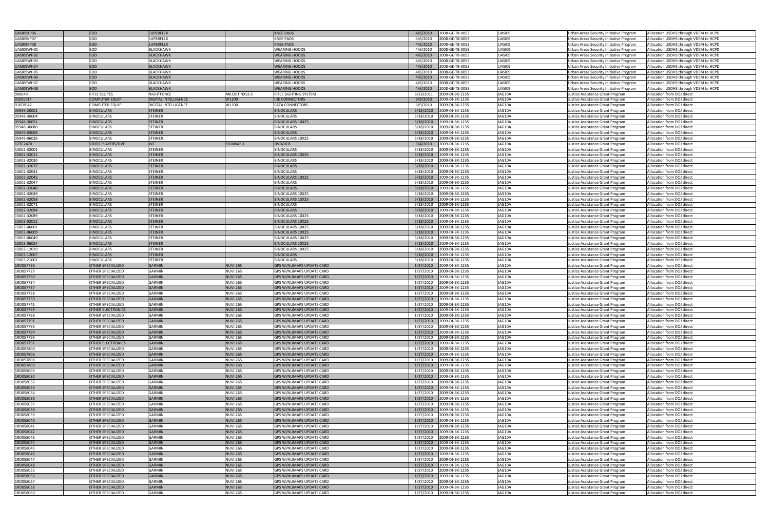| | | | | | | | | | |
|---|---|---|---|---|---|---|---|---|---|
| UASI09KP06 | EOD | SUPERFLEX | | KNEE PADS | 4/6/2010 | 2008-GE-T8-0053 | UASI09 | Urban Areas Security Initiative Program | Allocation USDHS through VDEM to HCPD |
| UASI09KP07 | EOD | SUPERFLEX | | KNEE PADS | 4/6/2010 | 2008-GE-T8-0053 | UASI09 | Urban Areas Security Initiative Program | Allocation USDHS through VDEM to HCPD |
| UASI09KP08 | EOD | SUPERFLEX | | KNEE PADS | 4/6/2010 | 2008-GE-T8-0053 | UASI09 | Urban Areas Security Initiative Program | Allocation USDHS through VDEM to HCPD |
| UASI09WH01 | EOD | BLACKHAWK | | WEARING HOODS | 4/6/2010 | 2008-GE-T8-0053 | UASI09 | Urban Areas Security Initiative Program | Allocation USDHS through VDEM to HCPD |
| UASI09WH02 | EOD | BLACKHAWK | | WEARING HOODS | 4/6/2010 | 2008-GE-T8-0053 | UASI09 | Urban Areas Security Initiative Program | Allocation USDHS through VDEM to HCPD |
| UASI09WH03 | EOD | BLACKHAWK | | WEARING HOODS | 4/6/2010 | 2008-GE-T8-0053 | UASI09 | Urban Areas Security Initiative Program | Allocation USDHS through VDEM to HCPD |
| UASI09WH04 | EOD | BLACKHAWK | | WEARING HOODS | 4/6/2010 | 2008-GE-T8-0053 | UASI09 | Urban Areas Security Initiative Program | Allocation USDHS through VDEM to HCPD |
| UASI09WH05 | EOD | BLACKHAWK | | WEARING HOODS | 4/6/2010 | 2008-GE-T8-0053 | UASI09 | Urban Areas Security Initiative Program | Allocation USDHS through VDEM to HCPD |
| UASI09WH06 | EOD | BLACKHAWK | | WEARING HOODS | 4/6/2010 | 2008-GE-T8-0053 | UASI09 | Urban Areas Security Initiative Program | Allocation USDHS through VDEM to HCPD |
| UASI09WH07 | EOD | BLACKHAWK | | WEARING HOODS | 4/6/2010 | 2008-GE-T8-0053 | UASI09 | Urban Areas Security Initiative Program | Allocation USDHS through VDEM to HCPD |
| UASI09WH08 | EOD | BLACKHAWK | | WEARING HOODS | 4/6/2010 | 2008-GE-T8-0053 | UASI09 | Urban Areas Security Initiative Program | Allocation USDHS through VDEM to HCPD |
| 000649 | RIFLE SCOPES | NIGHTFORCE | MILDOT NXS3.5 | RIFLE SIGHTING SYSTEM | 6/23/2011 | 2009-DJ-BX-1235 | JAG10A | Justice Assistance Grant Program | Allocation from DOJ direct |
| 010EE01F | COMPUTER EQUIP | DIGITAL INTELLIGENCE | W1200 | IDE CONNECTORS | 6/9/2010 | 2009-DJ-BX-1235 | JAG10A | Justice Assistance Grant Program | Allocation from DOJ direct |
| 010F8042 | COMPUTER EQUIP | DIGITAL INTELLIGENCE | W1100 | SATA CONNECTORS | 6/9/2010 | 2009-DJ-BX-1235 | JAG10A | Justice Assistance Grant Program | Allocation from DOJ direct |
| 05939-20001 | BINOCULARS | STEINER | | BINOCULARS | 5/18/2010 | 2009-DJ-BX-1235 | JAG10A | Justice Assistance Grant Program | Allocation from DOJ direct |
| 05948-30004 | BINOCULARS | STEINER | | BINOCULARS | 5/18/2010 | 2009-DJ-BX-1235 | JAG10A | Justice Assistance Grant Program | Allocation from DOJ direct |
| 05948-30051 | BINOCULARS | STEINER | | BINOCULARS 10X25 | 5/18/2010 | 2009-DJ-BX-1235 | JAG10A | Justice Assistance Grant Program | Allocation from DOJ direct |
| 05948-30080 | BINOCULARS | STEINER | | BINOCULARS | 5/18/2010 | 2009-DJ-BX-1235 | JAG10A | Justice Assistance Grant Program | Allocation from DOJ direct |
| 05949-03069 | BINOCULARS | STEINER | | BINOCULARS | 5/18/2010 | 2009-DJ-BX-1235 | JAG10A | Justice Assistance Grant Program | Allocation from DOJ direct |
| 05949-06026 | BINOCULARS | STEINER | | BINOCULARS 10X25 | 5/18/2010 | 2009-DJ-BX-1235 | JAG10A | Justice Assistance Grant Program | Allocation from DOJ direct |
| 123C2470 | VIDEO PLAYERS/DVD | JVC | SR-MV45U | DVD/VCR | 3/4/2010 | 2009-DJ-BX-1235 | JAG10A | Justice Assistance Grant Program | Allocation from DOJ direct |
| 15002-32001 | BINOCULARS | STEINER | | BINOCULARS | 5/18/2010 | 2009-DJ-BX-1235 | JAG10A | Justice Assistance Grant Program | Allocation from DOJ direct |
| 15002-32011 | BINOCULARS | STEINER | | BINOCULARS 10X25 | 5/18/2010 | 2009-DJ-BX-1235 | JAG10A | Justice Assistance Grant Program | Allocation from DOJ direct |
| 15002-32030 | BINOCULARS | STEINER | | BINOCULARS | 5/18/2010 | 2009-DJ-BX-1235 | JAG10A | Justice Assistance Grant Program | Allocation from DOJ direct |
| 15002-32037 | BINOCULARS | STEINER | | BINOCULARS | 5/18/2010 | 2009-DJ-BX-1235 | JAG10A | Justice Assistance Grant Program | Allocation from DOJ direct |
| 15002-32042 | BINOCULARS | STEINER | | BINOCULARS | 5/18/2010 | 2009-DJ-BX-1235 | JAG10A | Justice Assistance Grant Program | Allocation from DOJ direct |
| 15002-32043 | BINOCULARS | STEINER | | BINOCULARS 10X25 | 5/18/2010 | 2009-DJ-BX-1235 | JAG10A | Justice Assistance Grant Program | Allocation from DOJ direct |
| 15002-32047 | BINOCULARS | STEINER | | BINOCULARS | 5/18/2010 | 2009-DJ-BX-1235 | JAG10A | Justice Assistance Grant Program | Allocation from DOJ direct |
| 15002-32048 | BINOCULARS | STEINER | | BINOCULARS | 5/18/2010 | 2009-DJ-BX-1235 | JAG10A | Justice Assistance Grant Program | Allocation from DOJ direct |
| 15002-32049 | BINOCULARS | STEINER | | BINOCULARS 10X25 | 5/18/2010 | 2009-DJ-BX-1235 | JAG10A | Justice Assistance Grant Program | Allocation from DOJ direct |
| 15002-32058 | BINOCULARS | STEINER | | BINOCULARS 10X25 | 5/18/2010 | 2009-DJ-BX-1235 | JAG10A | Justice Assistance Grant Program | Allocation from DOJ direct |
| 15002-32071 | BINOCULARS | STEINER | | BINOCULARS | 5/18/2010 | 2009-DJ-BX-1235 | JAG10A | Justice Assistance Grant Program | Allocation from DOJ direct |
| 15002-32084 | BINOCULARS | STEINER | | BINOCULARS | 5/18/2010 | 2009-DJ-BX-1235 | JAG10A | Justice Assistance Grant Program | Allocation from DOJ direct |
| 15002-32089 | BINOCULARS | STEINER | | BINOCULARS 10X25 | 5/18/2010 | 2009-DJ-BX-1235 | JAG10A | Justice Assistance Grant Program | Allocation from DOJ direct |
| 15003-02012 | BINOCULARS | STEINER | | BINOCULARS 10X25 | 5/18/2010 | 2009-DJ-BX-1235 | JAG10A | Justice Assistance Grant Program | Allocation from DOJ direct |
| 15003-06001 | BINOCULARS | STEINER | | BINOCULARS 10X25 | 5/18/2010 | 2009-DJ-BX-1235 | JAG10A | Justice Assistance Grant Program | Allocation from DOJ direct |
| 15003-06009 | BINOCULARS | STEINER | | BINOCULARS 10X25 | 5/18/2010 | 2009-DJ-BX-1235 | JAG10A | Justice Assistance Grant Program | Allocation from DOJ direct |
| 15003-06049 | BINOCULARS | STEINER | | BINOCULARS 10X25 | 5/18/2010 | 2009-DJ-BX-1235 | JAG10A | Justice Assistance Grant Program | Allocation from DOJ direct |
| 15003-06054 | BINOCULARS | STEINER | | BINOCULARS 10X25 | 5/18/2010 | 2009-DJ-BX-1235 | JAG10A | Justice Assistance Grant Program | Allocation from DOJ direct |
| 15003-12019 | BINOCULARS | STEINER | | BINOCULARS 10X25 | 5/18/2010 | 2009-DJ-BX-1235 | JAG10A | Justice Assistance Grant Program | Allocation from DOJ direct |
| 15003-12067 | BINOCULARS | STEINER | | BINOCULARS | 5/18/2010 | 2009-DJ-BX-1235 | JAG10A | Justice Assistance Grant Program | Allocation from DOJ direct |
| 15003-21001 | BINOCULARS | STEINER | | BINOCULARS | 5/18/2010 | 2009-DJ-BX-1235 | JAG10A | Justice Assistance Grant Program | Allocation from DOJ direct |
| 1RD057728 | OTHER SPECIALIZED | GARMIN | NUVI 265 | GPS W/NUMAPS UPDATE CARD | 1/27/2010 | 2009-DJ-BX-1235 | JAG10A | Justice Assistance Grant Program | Allocation from DOJ direct |
| 1RD057729 | OTHER SPECIALIZED | GARMIN | NUVI 265 | GPS W/NUMAPS UPDATE CARD | 1/27/2010 | 2009-DJ-BX-1235 | JAG10A | Justice Assistance Grant Program | Allocation from DOJ direct |
| 1RD057730 | OTHER SPECIALIZED | GARMIN | NUVI 265 | GPS W/NUMAPS UPDATE CARD | 1/27/2010 | 2009-DJ-BX-1235 | JAG10A | Justice Assistance Grant Program | Allocation from DOJ direct |
| 1RD057734 | OTHER SPECIALIZED | GARMIN | NUVI 265 | GPS W/NUMAPS UPDATE CARD | 1/27/2010 | 2009-DJ-BX-1235 | JAG10A | Justice Assistance Grant Program | Allocation from DOJ direct |
| 1RD057737 | OTHER SPECIALIZED | GARMIN | NUVI 265 | GPS W/NUMAPS UPDATE CARD | 1/27/2010 | 2009-DJ-BX-1235 | JAG10A | Justice Assistance Grant Program | Allocation from DOJ direct |
| 1RD057738 | OTHER SPECIALIZED | GARMIN | NUVI 265 | GPS W/NUMAPS UPDATE CARD | 1/27/2010 | 2009-DJ-BX-1235 | JAG10A | Justice Assistance Grant Program | Allocation from DOJ direct |
| 1RD057739 | OTHER SPECIALIZED | GARMIN | NUVI 265 | GPS W/NUMAPS UPDATE CARD | 1/27/2010 | 2009-DJ-BX-1235 | JAG10A | Justice Assistance Grant Program | Allocation from DOJ direct |
| 1RD057741 | OTHER SPECIALIZED | GARMIN | NUVI 265 | GPS W/NUMAPS UPDATE CARD | 1/27/2010 | 2009-DJ-BX-1235 | JAG10A | Justice Assistance Grant Program | Allocation from DOJ direct |
| 1RD057779 | OTHER ELECTRONICS | GARMIN | NUVI 265 | GPS W/NUMAPS UPDATE CARD | 1/27/2010 | 2009-DJ-BX-1235 | JAG10A | Justice Assistance Grant Program | Allocation from DOJ direct |
| 1RD057788 | OTHER SPECIALIZED | GARMIN | NUVI 265 | GPS W/NUMAPS UPDATE CARD | 1/27/2010 | 2009-DJ-BX-1235 | JAG10A | Justice Assistance Grant Program | Allocation from DOJ direct |
| 1RD057791 | OTHER SPECIALIZED | GARMIN | NUVI 265 | GPS W/NUMAPS UPDATE CARD | 1/27/2010 | 2009-DJ-BX-1235 | JAG10A | Justice Assistance Grant Program | Allocation from DOJ direct |
| 1RD057793 | OTHER SPECIALIZED | GARMIN | NUVI 265 | GPS W/NUMAPS UPDATE CARD | 1/27/2010 | 2009-DJ-BX-1235 | JAG10A | Justice Assistance Grant Program | Allocation from DOJ direct |
| 1RD057794 | OTHER SPECIALIZED | GARMIN | NUVI 265 | GPS W/NUMAPS UPDATE CARD | 1/27/2010 | 2009-DJ-BX-1235 | JAG10A | Justice Assistance Grant Program | Allocation from DOJ direct |
| 1RD057796 | OTHER SPECIALIZED | GARMIN | NUVI 265 | GPS W/NUMAPS UPDATE CARD | 1/27/2010 | 2009-DJ-BX-1235 | JAG10A | Justice Assistance Grant Program | Allocation from DOJ direct |
| 1RD057797 | OTHER ELECTRONICS | GARMIN | NUVI 265 | GPS W/NUMAPS UPDATE CARD | 1/27/2010 | 2009-DJ-BX-1235 | JAG10A | Justice Assistance Grant Program | Allocation from DOJ direct |
| 1RD057800 | OTHER SPECIALIZED | GARMIN | NUVI 265 | GPS W/NUMAPS UPDATE CARD | 1/27/2010 | 2009-DJ-BX-1235 | JAG10A | Justice Assistance Grant Program | Allocation from DOJ direct |
| 1RD057806 | OTHER SPECIALIZED | GARMIN | NUVI 265 | GPS W/NUMAPS UPDATE CARD | 1/27/2010 | 2009-DJ-BX-1235 | JAG10A | Justice Assistance Grant Program | Allocation from DOJ direct |
| 1RD057808 | OTHER SPECIALIZED | GARMIN | NUVI 265 | GPS W/NUMAPS UPDATE CARD | 1/27/2010 | 2009-DJ-BX-1235 | JAG10A | Justice Assistance Grant Program | Allocation from DOJ direct |
| 1RD057809 | OTHER SPECIALIZED | GARMIN | NUVI 265 | GPS W/NUMAPS UPDATE CARD | 1/27/2010 | 2009-DJ-BX-1235 | JAG10A | Justice Assistance Grant Program | Allocation from DOJ direct |
| 1RD058003 | OTHER SPECIALIZED | GARMIN | NUVI 265 | GPS W/NUMAPS UPDATE CARD | 1/27/2010 | 2009-DJ-BX-1235 | JAG10A | Justice Assistance Grant Program | Allocation from DOJ direct |
| 1RD058030 | OTHER SPECIALIZED | GARMIN | NUVI 265 | GPS W/NUMAPS UPDATE CARD | 1/27/2010 | 2009-DJ-BX-1235 | JAG10A | Justice Assistance Grant Program | Allocation from DOJ direct |
| 1RD058032 | OTHER SPECIALIZED | GARMIN | NUVI 265 | GPS W/NUMAPS UPDATE CARD | 1/27/2010 | 2009-DJ-BX-1235 | JAG10A | Justice Assistance Grant Program | Allocation from DOJ direct |
| 1RD058033 | OTHER SPECIALIZED | GARMIN | NUVI 265 | GPS W/NUMAPS UPDATE CARD | 1/27/2010 | 2009-DJ-BX-1235 | JAG10A | Justice Assistance Grant Program | Allocation from DOJ direct |
| 1RD058034 | OTHER SPECIALIZED | GARMIN | NUVI 265 | GPS W/NUMAPS UPDATE CARD | 1/27/2010 | 2009-DJ-BX-1235 | JAG10A | Justice Assistance Grant Program | Allocation from DOJ direct |
| 1RD058036 | OTHER SPECIALIZED | GARMIN | NUVI 265 | GPS W/NUMAPS UPDATE CARD | 1/27/2010 | 2009-DJ-BX-1235 | JAG10A | Justice Assistance Grant Program | Allocation from DOJ direct |
| 1RD058037 | OTHER SPECIALIZED | GARMIN | NUVI 265 | GPS W/NUMAPS UPDATE CARD | 1/27/2010 | 2009-DJ-BX-1235 | JAG10A | Justice Assistance Grant Program | Allocation from DOJ direct |
| 1RD058038 | OTHER SPECIALIZED | GARMIN | NUVI 265 | GPS W/NUMAPS UPDATE CARD | 1/27/2010 | 2009-DJ-BX-1235 | JAG10A | Justice Assistance Grant Program | Allocation from DOJ direct |
| 1RD058039 | OTHER SPECIALIZED | GARMIN | NUVI 265 | GPS W/NUMAPS UPDATE CARD | 1/27/2010 | 2009-DJ-BX-1235 | JAG10A | Justice Assistance Grant Program | Allocation from DOJ direct |
| 1RD058040 | OTHER SPECIALIZED | GARMIN | NUVI 265 | GPS W/NUMAPS UPDATE CARD | 1/27/2010 | 2009-DJ-BX-1235 | JAG10A | Justice Assistance Grant Program | Allocation from DOJ direct |
| 1RD058041 | OTHER SPECIALIZED | GARMIN | NUVI 265 | GPS W/NUMAPS UPDATE CARD | 1/27/2010 | 2009-DJ-BX-1235 | JAG10A | Justice Assistance Grant Program | Allocation from DOJ direct |
| 1RD058042 | OTHER SPECIALIZED | GARMIN | NUVI 265 | GPS W/NUMAPS UPDATE CARD | 1/27/2010 | 2009-DJ-BX-1235 | JAG10A | Justice Assistance Grant Program | Allocation from DOJ direct |
| 1RD058043 | OTHER SPECIALIZED | GARMIN | NUVI 265 | GPS W/NUMAPS UPDATE CARD | 1/27/2010 | 2009-DJ-BX-1235 | JAG10A | Justice Assistance Grant Program | Allocation from DOJ direct |
| 1RD058044 | OTHER SPECIALIZED | GARMIN | NUVI 265 | GPS W/NUMAPS UPDATE CARD | 1/27/2010 | 2009-DJ-BX-1235 | JAG10A | Justice Assistance Grant Program | Allocation from DOJ direct |
| 1RD058045 | OTHER SPECIALIZED | GARMIN | NUVI 265 | GPS W/NUMAPS UPDATE CARD | 1/27/2010 | 2009-DJ-BX-1235 | JAG10A | Justice Assistance Grant Program | Allocation from DOJ direct |
| 1RD058046 | OTHER SPECIALIZED | GARMIN | NUVI 265 | GPS W/NUMAPS UPDATE CARD | 1/27/2010 | 2009-DJ-BX-1235 | JAG10A | Justice Assistance Grant Program | Allocation from DOJ direct |
| 1RD058047 | OTHER SPECIALIZED | GARMIN | NUVI 265 | GPS W/NUMAPS UPDATE CARD | 1/27/2010 | 2009-DJ-BX-1235 | JAG10A | Justice Assistance Grant Program | Allocation from DOJ direct |
| 1RD058048 | OTHER SPECIALIZED | GARMIN | NUVI 265 | GPS W/NUMAPS UPDATE CARD | 1/27/2010 | 2009-DJ-BX-1235 | JAG10A | Justice Assistance Grant Program | Allocation from DOJ direct |
| 1RD058055 | OTHER SPECIALIZED | GARMIN | NUVI 265 | GPS W/NUMAPS UPDATE CARD | 1/27/2010 | 2009-DJ-BX-1235 | JAG10A | Justice Assistance Grant Program | Allocation from DOJ direct |
| 1RD058056 | OTHER SPECIALIZED | GARMIN | NUVI 265 | GPS W/NUMAPS UPDATE CARD | 1/27/2010 | 2009-DJ-BX-1235 | JAG10A | Justice Assistance Grant Program | Allocation from DOJ direct |
| 1RD058057 | OTHER SPECIALIZED | GARMIN | NUVI 265 | GPS W/NUMAPS UPDATE CARD | 1/27/2010 | 2009-DJ-BX-1235 | JAG10A | Justice Assistance Grant Program | Allocation from DOJ direct |
| 1RD058058 | OTHER SPECIALIZED | GARMIN | NUVI 265 | GPS W/NUMAPS UPDATE CARD | 1/27/2010 | 2009-DJ-BX-1235 | JAG10A | Justice Assistance Grant Program | Allocation from DOJ direct |
| 1RD058060 | OTHER SPECIALIZED | GARMIN | NUVI 265 | GPS W/NUMAPS UPDATE CARD | 1/27/2010 | 2009-DJ-BX-1235 | JAG10A | Justice Assistance Grant Program | Allocation from DOJ direct |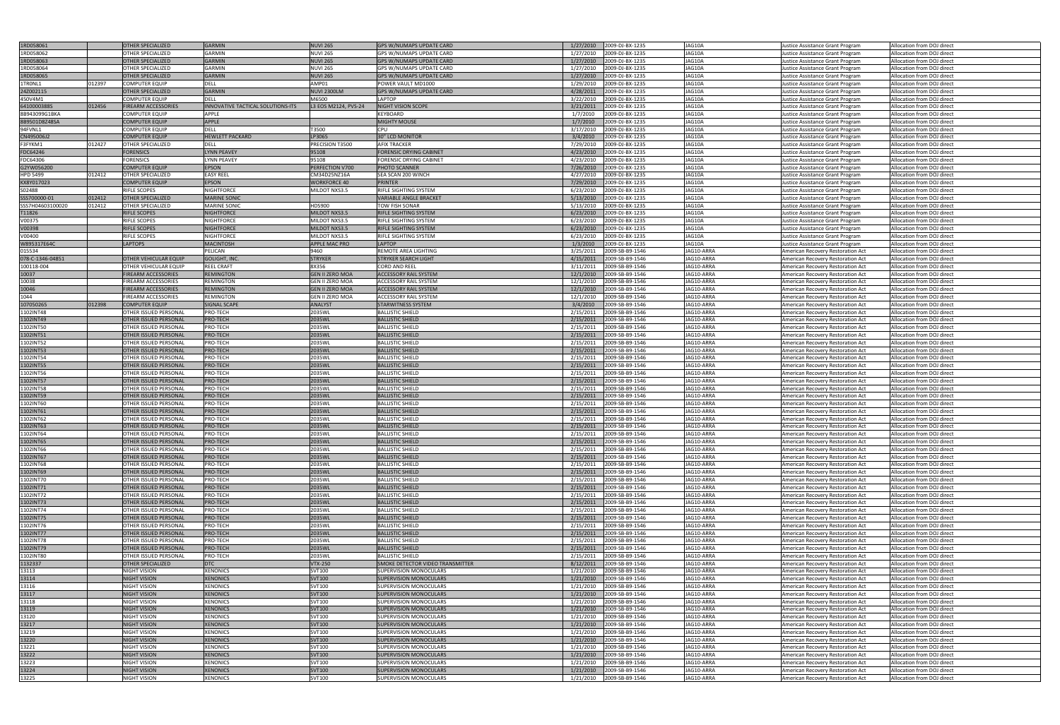| | | | | | | | | | | |
|---|---|---|---|---|---|---|---|---|---|---|
| 1RD058061 | | OTHER SPECIALIZED | GARMIN | NUVI 265 | GPS W/NUMAPS UPDATE CARD | 1/27/2010 | 2009-DJ-BX-1235 | JAG10A | Justice Assistance Grant Program | Allocation from DOJ direct |
| 1RD058062 | | OTHER SPECIALIZED | GARMIN | NUVI 265 | GPS W/NUMAPS UPDATE CARD | 1/27/2010 | 2009-DJ-BX-1235 | JAG10A | Justice Assistance Grant Program | Allocation from DOJ direct |
| 1RD058063 | | OTHER SPECIALIZED | GARMIN | NUVI 265 | GPS W/NUMAPS UPDATE CARD | 1/27/2010 | 2009-DJ-BX-1235 | JAG10A | Justice Assistance Grant Program | Allocation from DOJ direct |
| 1RD058064 | | OTHER SPECIALIZED | GARMIN | NUVI 265 | GPS W/NUMAPS UPDATE CARD | 1/27/2010 | 2009-DJ-BX-1235 | JAG10A | Justice Assistance Grant Program | Allocation from DOJ direct |
| 1RD058065 | | OTHER SPECIALIZED | GARMIN | NUVI 265 | GPS W/NUMAPS UPDATE CARD | 1/27/2010 | 2009-DJ-BX-1235 | JAG10A | Justice Assistance Grant Program | Allocation from DOJ direct |
| 1TR0NL1 | 012397 | COMPUTER EQUIP | DELL | AMP01 | POWER VAULT MD1000 | 1/29/2010 | 2009-DJ-BX-1235 | JAG10A | Justice Assistance Grant Program | Allocation from DOJ direct |
| 24Z002115 | | OTHER SPECIALIZED | GARMIN | NUVI 2300LM | GPS W/NUMAPS UPDATE CARD | 4/28/2011 | 2009-DJ-BX-1235 | JAG10A | Justice Assistance Grant Program | Allocation from DOJ direct |
| 450V4M1 | | COMPUTER EQUIP | DELL | M6500 | LAPTOP | 3/22/2010 | 2009-DJ-BX-1235 | JAG10A | Justice Assistance Grant Program | Allocation from DOJ direct |
| 64100OD388S | 012456 | FIREARM ACCESSORIES | INNOVATIVE TACTICAL SOLUTIONS-ITS | L3 EOS M2124, PVS-24 | NIGHT VISION SCOPE | 3/21/2011 | 2009-DJ-BX-1235 | JAG10A | Justice Assistance Grant Program | Allocation from DOJ direct |
| 8B943099G1BKA | | COMPUTER EQUIP | APPLE | | KEYBOARD | 1/7/2010 | 2009-DJ-BX-1235 | JAG10A | Justice Assistance Grant Program | Allocation from DOJ direct |
| 8B9501D8Z48SA | | COMPUTER EQUIP | APPLE | | MIGHTY MOUSE | 1/7/2010 | 2009-DJ-BX-1235 | JAG10A | Justice Assistance Grant Program | Allocation from DOJ direct |
| 94FVNL1 | | COMPUTER EQUIP | DELL | T3500 | CPU | 3/17/2010 | 2009-DJ-BX-1235 | JAG10A | Justice Assistance Grant Program | Allocation from DOJ direct |
| CN495006J2 | | COMPUTER EQUIP | HEWLETT PACKARD | LP3065 | 30" LCD MONITOR | 3/4/2010 | 2009-DJ-BX-1235 | JAG10A | Justice Assistance Grant Program | Allocation from DOJ direct |
| F3FYKM1 | 012427 | OTHER SPECIALIZED | DELL | PRECISION T3500 | AFIX TRACKER | 7/29/2010 | 2009-DJ-BX-1235 | JAG10A | Justice Assistance Grant Program | Allocation from DOJ direct |
| FDC64246 | | FORENSICS | LYNN PEAVEY | 95108 | FORENSIC DRYING CABINET | 4/23/2010 | 2009-DJ-BX-1235 | JAG10A | Justice Assistance Grant Program | Allocation from DOJ direct |
| FDC64306 | | FORENSICS | LYNN PEAVEY | 95108 | FORENSIC DRYING CABINET | 4/23/2010 | 2009-DJ-BX-1235 | JAG10A | Justice Assistance Grant Program | Allocation from DOJ direct |
| G2YW056200 | | COMPUTER EQUIP | EPSON | PERFECTION V700 | PHOTO SCANNER | 7/26/2010 | 2009-DJ-BX-1235 | JAG10A | Justice Assistance Grant Program | Allocation from DOJ direct |
| HPD 5499 | 012412 | OTHER SPECIALIZED | EASY REEL | CM34D25NZ16A | SEA SCAN 200 WINCH | 4/27/2010 | 2009-DJ-BX-1235 | JAG10A | Justice Assistance Grant Program | Allocation from DOJ direct |
| KX8Y017023 | | COMPUTER EQUIP | EPSON | WORKFORCE 40 | PRINTER | 7/29/2010 | 2009-DJ-BX-1235 | JAG10A | Justice Assistance Grant Program | Allocation from DOJ direct |
| S02488 | | RIFLE SCOPES | NIGHTFORCE | MILDOT NXS3.5 | RIFLE SIGHTING SYSTEM | 6/23/2010 | 2009-DJ-BX-1235 | JAG10A | Justice Assistance Grant Program | Allocation from DOJ direct |
| SSS700000-01 | 012412 | OTHER SPECIALIZED | MARINE SONIC | | VARIABLE ANGLE BRACKET | 5/13/2010 | 2009-DJ-BX-1235 | JAG10A | Justice Assistance Grant Program | Allocation from DOJ direct |
| SSS7H04603100020 | 012412 | OTHER SPECIALIZED | MARINE SONIC | HDS900 | TOW FISH SONAR | 5/13/2010 | 2009-DJ-BX-1235 | JAG10A | Justice Assistance Grant Program | Allocation from DOJ direct |
| T11826 | | RIFLE SCOPES | NIGHTFORCE | MILDOT NXS3.5 | RIFLE SIGHTING SYSTEM | 6/23/2010 | 2009-DJ-BX-1235 | JAG10A | Justice Assistance Grant Program | Allocation from DOJ direct |
| V00375 | | RIFLE SCOPES | NIGHTFORCE | MILDOT NXS3.5 | RIFLE SIGHTING SYSTEM | 6/23/2010 | 2009-DJ-BX-1235 | JAG10A | Justice Assistance Grant Program | Allocation from DOJ direct |
| V00398 | | RIFLE SCOPES | NIGHTFORCE | MILDOT NXS3.5 | RIFLE SIGHTING SYSTEM | 6/23/2010 | 2009-DJ-BX-1235 | JAG10A | Justice Assistance Grant Program | Allocation from DOJ direct |
| V00400 | | RIFLE SCOPES | NIGHTFORCE | MILDOT NXS3.5 | RIFLE SIGHTING SYSTEM | 6/23/2010 | 2009-DJ-BX-1235 | JAG10A | Justice Assistance Grant Program | Allocation from DOJ direct |
| W895317E64C | | LAPTOPS | MACINTOSH | APPLE MAC PRO | LAPTOP | 1/3/2010 | 2009-DJ-BX-1235 | JAG10A | Justice Assistance Grant Program | Allocation from DOJ direct |
| 015534 | | | PELICAN | 9460 | REMOTE AREA LIGHTING | 3/25/2011 | 2009-SB-B9-1546 | JAG10-ARRA | American Recovery Restoration Act | Allocation from DOJ direct |
| 078-C-1346-04851 | | OTHER VEHICULAR EQUIP | GOLIGHT, INC. | STRYKER | STRYKER SEARCH LIGHT | 4/15/2011 | 2009-SB-B9-1546 | JAG10-ARRA | American Recovery Restoration Act | Allocation from DOJ direct |
| 100118-004 | | OTHER VEHICULAR EQUIP | REEL CRAFT | 8X356 | CORD AND REEL | 3/11/2011 | 2009-SB-B9-1546 | JAG10-ARRA | American Recovery Restoration Act | Allocation from DOJ direct |
| 10037 | | FIREARM ACCESSORIES | REMINGTON | GEN II ZERO MOA | ACCESSORY RAIL SYSTEM | 12/1/2010 | 2009-SB-B9-1546 | JAG10-ARRA | American Recovery Restoration Act | Allocation from DOJ direct |
| 10038 | | FIREARM ACCESSORIES | REMINGTON | GEN II ZERO MOA | ACCESSORY RAIL SYSTEM | 12/1/2010 | 2009-SB-B9-1546 | JAG10-ARRA | American Recovery Restoration Act | Allocation from DOJ direct |
| 10046 | | FIREARM ACCESSORIES | REMINGTON | GEN II ZERO MOA | ACCESSORY RAIL SYSTEM | 12/1/2010 | 2009-SB-B9-1546 | JAG10-ARRA | American Recovery Restoration Act | Allocation from DOJ direct |
| 1044 | | FIREARM ACCESSORIES | REMINGTON | GEN II ZERO MOA | ACCESSORY RAIL SYSTEM | 12/1/2010 | 2009-SB-B9-1546 | JAG10-ARRA | American Recovery Restoration Act | Allocation from DOJ direct |
| 1070S0265 | 012398 | COMPUTER EQUIP | SIGNAL SCAPE | ANALYST | STARWITNESS SYSTEM | 3/4/2010 | 2009-SB-B9-1546 | JAG10-ARRA | American Recovery Restoration Act | Allocation from DOJ direct |
| 1102INT48 | | OTHER ISSUED PERSONAL | PRO-TECH | 2035WL | BALLISTIC SHIELD | 2/15/2011 | 2009-SB-B9-1546 | JAG10-ARRA | American Recovery Restoration Act | Allocation from DOJ direct |
| 1102INT49 | | OTHER ISSUED PERSONAL | PRO-TECH | 2035WL | BALLISTIC SHIELD | 2/15/2011 | 2009-SB-B9-1546 | JAG10-ARRA | American Recovery Restoration Act | Allocation from DOJ direct |
| 1102INT50 | | OTHER ISSUED PERSONAL | PRO-TECH | 2035WL | BALLISTIC SHIELD | 2/15/2011 | 2009-SB-B9-1546 | JAG10-ARRA | American Recovery Restoration Act | Allocation from DOJ direct |
| 1102INT51 | | OTHER ISSUED PERSONAL | PRO-TECH | 2035WL | BALLISTIC SHIELD | 2/15/2011 | 2009-SB-B9-1546 | JAG10-ARRA | American Recovery Restoration Act | Allocation from DOJ direct |
| 1102INT52 | | OTHER ISSUED PERSONAL | PRO-TECH | 2035WL | BALLISTIC SHIELD | 2/15/2011 | 2009-SB-B9-1546 | JAG10-ARRA | American Recovery Restoration Act | Allocation from DOJ direct |
| 1102INT53 | | OTHER ISSUED PERSONAL | PRO-TECH | 2035WL | BALLISTIC SHIELD | 2/15/2011 | 2009-SB-B9-1546 | JAG10-ARRA | American Recovery Restoration Act | Allocation from DOJ direct |
| 1102INT54 | | OTHER ISSUED PERSONAL | PRO-TECH | 2035WL | BALLISTIC SHIELD | 2/15/2011 | 2009-SB-B9-1546 | JAG10-ARRA | American Recovery Restoration Act | Allocation from DOJ direct |
| 1102INT55 | | OTHER ISSUED PERSONAL | PRO-TECH | 2035WL | BALLISTIC SHIELD | 2/15/2011 | 2009-SB-B9-1546 | JAG10-ARRA | American Recovery Restoration Act | Allocation from DOJ direct |
| 1102INT56 | | OTHER ISSUED PERSONAL | PRO-TECH | 2035WL | BALLISTIC SHIELD | 2/15/2011 | 2009-SB-B9-1546 | JAG10-ARRA | American Recovery Restoration Act | Allocation from DOJ direct |
| 1102INT57 | | OTHER ISSUED PERSONAL | PRO-TECH | 2035WL | BALLISTIC SHIELD | 2/15/2011 | 2009-SB-B9-1546 | JAG10-ARRA | American Recovery Restoration Act | Allocation from DOJ direct |
| 1102INT58 | | OTHER ISSUED PERSONAL | PRO-TECH | 2035WL | BALLISTIC SHIELD | 2/15/2011 | 2009-SB-B9-1546 | JAG10-ARRA | American Recovery Restoration Act | Allocation from DOJ direct |
| 1102INT59 | | OTHER ISSUED PERSONAL | PRO-TECH | 2035WL | BALLISTIC SHIELD | 2/15/2011 | 2009-SB-B9-1546 | JAG10-ARRA | American Recovery Restoration Act | Allocation from DOJ direct |
| 1102INT60 | | OTHER ISSUED PERSONAL | PRO-TECH | 2035WL | BALLISTIC SHIELD | 2/15/2011 | 2009-SB-B9-1546 | JAG10-ARRA | American Recovery Restoration Act | Allocation from DOJ direct |
| 1102INT61 | | OTHER ISSUED PERSONAL | PRO-TECH | 2035WL | BALLISTIC SHIELD | 2/15/2011 | 2009-SB-B9-1546 | JAG10-ARRA | American Recovery Restoration Act | Allocation from DOJ direct |
| 1102INT62 | | OTHER ISSUED PERSONAL | PRO-TECH | 2035WL | BALLISTIC SHIELD | 2/15/2011 | 2009-SB-B9-1546 | JAG10-ARRA | American Recovery Restoration Act | Allocation from DOJ direct |
| 1102INT63 | | OTHER ISSUED PERSONAL | PRO-TECH | 2035WL | BALLISTIC SHIELD | 2/15/2011 | 2009-SB-B9-1546 | JAG10-ARRA | American Recovery Restoration Act | Allocation from DOJ direct |
| 1102INT64 | | OTHER ISSUED PERSONAL | PRO-TECH | 2035WL | BALLISTIC SHIELD | 2/15/2011 | 2009-SB-B9-1546 | JAG10-ARRA | American Recovery Restoration Act | Allocation from DOJ direct |
| 1102INT65 | | OTHER ISSUED PERSONAL | PRO-TECH | 2035WL | BALLISTIC SHIELD | 2/15/2011 | 2009-SB-B9-1546 | JAG10-ARRA | American Recovery Restoration Act | Allocation from DOJ direct |
| 1102INT66 | | OTHER ISSUED PERSONAL | PRO-TECH | 2035WL | BALLISTIC SHIELD | 2/15/2011 | 2009-SB-B9-1546 | JAG10-ARRA | American Recovery Restoration Act | Allocation from DOJ direct |
| 1102INT67 | | OTHER ISSUED PERSONAL | PRO-TECH | 2035WL | BALLISTIC SHIELD | 2/15/2011 | 2009-SB-B9-1546 | JAG10-ARRA | American Recovery Restoration Act | Allocation from DOJ direct |
| 1102INT68 | | OTHER ISSUED PERSONAL | PRO-TECH | 2035WL | BALLISTIC SHIELD | 2/15/2011 | 2009-SB-B9-1546 | JAG10-ARRA | American Recovery Restoration Act | Allocation from DOJ direct |
| 1102INT69 | | OTHER ISSUED PERSONAL | PRO-TECH | 2035WL | BALLISTIC SHIELD | 2/15/2011 | 2009-SB-B9-1546 | JAG10-ARRA | American Recovery Restoration Act | Allocation from DOJ direct |
| 1102INT70 | | OTHER ISSUED PERSONAL | PRO-TECH | 2035WL | BALLISTIC SHIELD | 2/15/2011 | 2009-SB-B9-1546 | JAG10-ARRA | American Recovery Restoration Act | Allocation from DOJ direct |
| 1102INT71 | | OTHER ISSUED PERSONAL | PRO-TECH | 2035WL | BALLISTIC SHIELD | 2/15/2011 | 2009-SB-B9-1546 | JAG10-ARRA | American Recovery Restoration Act | Allocation from DOJ direct |
| 1102INT72 | | OTHER ISSUED PERSONAL | PRO-TECH | 2035WL | BALLISTIC SHIELD | 2/15/2011 | 2009-SB-B9-1546 | JAG10-ARRA | American Recovery Restoration Act | Allocation from DOJ direct |
| 1102INT73 | | OTHER ISSUED PERSONAL | PRO-TECH | 2035WL | BALLISTIC SHIELD | 2/15/2011 | 2009-SB-B9-1546 | JAG10-ARRA | American Recovery Restoration Act | Allocation from DOJ direct |
| 1102INT74 | | OTHER ISSUED PERSONAL | PRO-TECH | 2035WL | BALLISTIC SHIELD | 2/15/2011 | 2009-SB-B9-1546 | JAG10-ARRA | American Recovery Restoration Act | Allocation from DOJ direct |
| 1102INT75 | | OTHER ISSUED PERSONAL | PRO-TECH | 2035WL | BALLISTIC SHIELD | 2/15/2011 | 2009-SB-B9-1546 | JAG10-ARRA | American Recovery Restoration Act | Allocation from DOJ direct |
| 1102INT76 | | OTHER ISSUED PERSONAL | PRO-TECH | 2035WL | BALLISTIC SHIELD | 2/15/2011 | 2009-SB-B9-1546 | JAG10-ARRA | American Recovery Restoration Act | Allocation from DOJ direct |
| 1102INT77 | | OTHER ISSUED PERSONAL | PRO-TECH | 2035WL | BALLISTIC SHIELD | 2/15/2011 | 2009-SB-B9-1546 | JAG10-ARRA | American Recovery Restoration Act | Allocation from DOJ direct |
| 1102INT78 | | OTHER ISSUED PERSONAL | PRO-TECH | 2035WL | BALLISTIC SHIELD | 2/15/2011 | 2009-SB-B9-1546 | JAG10-ARRA | American Recovery Restoration Act | Allocation from DOJ direct |
| 1102INT79 | | OTHER ISSUED PERSONAL | PRO-TECH | 2035WL | BALLISTIC SHIELD | 2/15/2011 | 2009-SB-B9-1546 | JAG10-ARRA | American Recovery Restoration Act | Allocation from DOJ direct |
| 1102INT80 | | OTHER ISSUED PERSONAL | PRO-TECH | 2035WL | BALLISTIC SHIELD | 2/15/2011 | 2009-SB-B9-1546 | JAG10-ARRA | American Recovery Restoration Act | Allocation from DOJ direct |
| 1132337 | | OTHER SPECIALIZED | DTC | VTX-250 | SMOKE DETECTOR VIDEO TRANSMITTER | 8/12/2011 | 2009-SB-B9-1546 | JAG10-ARRA | American Recovery Restoration Act | Allocation from DOJ direct |
| 13113 | | NIGHT VISION | XENONICS | SVT100 | SUPERVISION MONOCULARS | 1/21/2010 | 2009-SB-B9-1546 | JAG10-ARRA | American Recovery Restoration Act | Allocation from DOJ direct |
| 13114 | | NIGHT VISION | XENONICS | SVT100 | SUPERVISION MONOCULARS | 1/21/2010 | 2009-SB-B9-1546 | JAG10-ARRA | American Recovery Restoration Act | Allocation from DOJ direct |
| 13116 | | NIGHT VISION | XENONICS | SVT100 | SUPERVISION MONOCULARS | 1/21/2010 | 2009-SB-B9-1546 | JAG10-ARRA | American Recovery Restoration Act | Allocation from DOJ direct |
| 13117 | | NIGHT VISION | XENONICS | SVT100 | SUPERVISION MONOCULARS | 1/21/2010 | 2009-SB-B9-1546 | JAG10-ARRA | American Recovery Restoration Act | Allocation from DOJ direct |
| 13118 | | NIGHT VISION | XENONICS | SVT100 | SUPERVISION MONOCULARS | 1/21/2010 | 2009-SB-B9-1546 | JAG10-ARRA | American Recovery Restoration Act | Allocation from DOJ direct |
| 13119 | | NIGHT VISION | XENONICS | SVT100 | SUPERVISION MONOCULARS | 1/21/2010 | 2009-SB-B9-1546 | JAG10-ARRA | American Recovery Restoration Act | Allocation from DOJ direct |
| 13120 | | NIGHT VISION | XENONICS | SVT100 | SUPERVISION MONOCULARS | 1/21/2010 | 2009-SB-B9-1546 | JAG10-ARRA | American Recovery Restoration Act | Allocation from DOJ direct |
| 13217 | | NIGHT VISION | XENONICS | SVT100 | SUPERVISION MONOCULARS | 1/21/2010 | 2009-SB-B9-1546 | JAG10-ARRA | American Recovery Restoration Act | Allocation from DOJ direct |
| 13219 | | NIGHT VISION | XENONICS | SVT100 | SUPERVISION MONOCULARS | 1/21/2010 | 2009-SB-B9-1546 | JAG10-ARRA | American Recovery Restoration Act | Allocation from DOJ direct |
| 13220 | | NIGHT VISION | XENONICS | SVT100 | SUPERVISION MONOCULARS | 1/21/2010 | 2009-SB-B9-1546 | JAG10-ARRA | American Recovery Restoration Act | Allocation from DOJ direct |
| 13221 | | NIGHT VISION | XENONICS | SVT100 | SUPERVISION MONOCULARS | 1/21/2010 | 2009-SB-B9-1546 | JAG10-ARRA | American Recovery Restoration Act | Allocation from DOJ direct |
| 13222 | | NIGHT VISION | XENONICS | SVT100 | SUPERVISION MONOCULARS | 1/21/2010 | 2009-SB-B9-1546 | JAG10-ARRA | American Recovery Restoration Act | Allocation from DOJ direct |
| 13223 | | NIGHT VISION | XENONICS | SVT100 | SUPERVISION MONOCULARS | 1/21/2010 | 2009-SB-B9-1546 | JAG10-ARRA | American Recovery Restoration Act | Allocation from DOJ direct |
| 13224 | | NIGHT VISION | XENONICS | SVT100 | SUPERVISION MONOCULARS | 1/21/2010 | 2009-SB-B9-1546 | JAG10-ARRA | American Recovery Restoration Act | Allocation from DOJ direct |
| 13225 | | NIGHT VISION | XENONICS | SVT100 | SUPERVISION MONOCULARS | 1/21/2010 | 2009-SB-B9-1546 | JAG10-ARRA | American Recovery Restoration Act | Allocation from DOJ direct |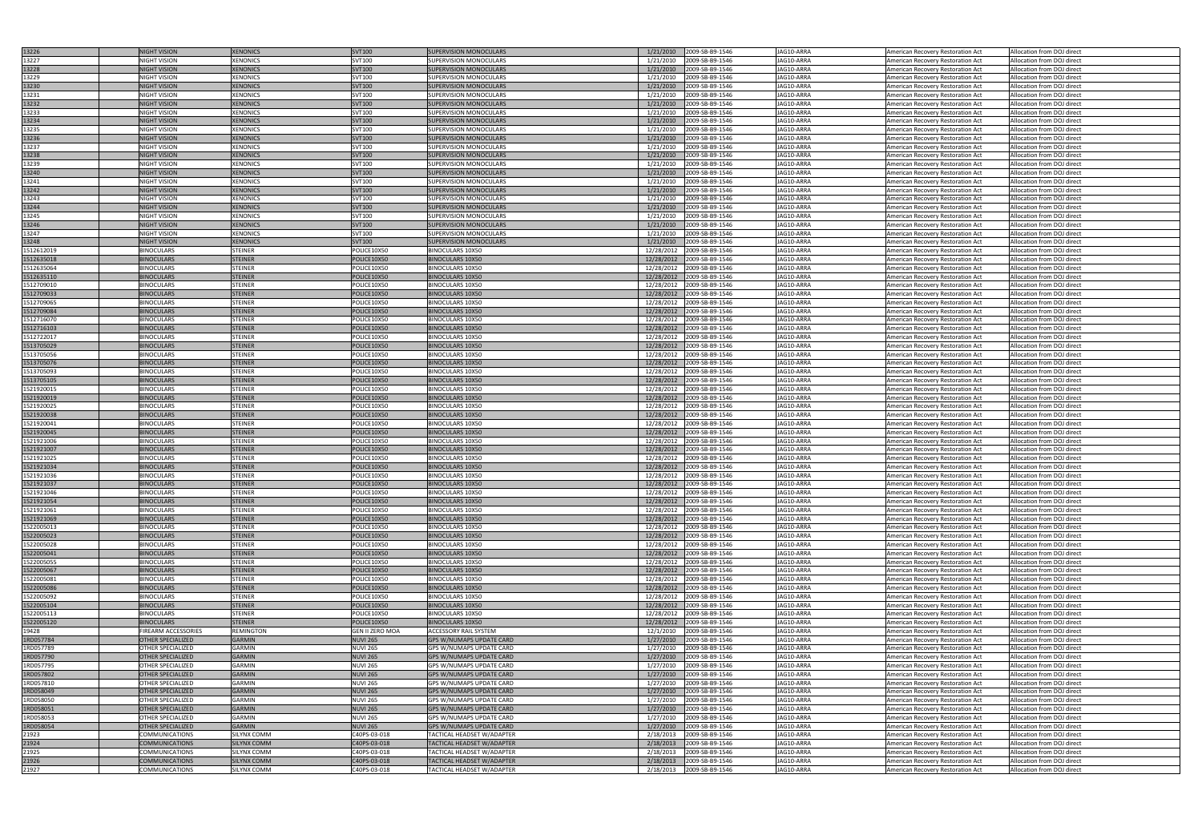| | | | | | | | | | |
|---|---|---|---|---|---|---|---|---|---|
| 13226 | NIGHT VISION | XENONICS | SVT100 | SUPERVISION MONOCULARS | 1/21/2010 | 2009-SB-B9-1546 | JAG10-ARRA | American Recovery Restoration Act | Allocation from DOJ direct |
| 13227 | NIGHT VISION | XENONICS | SVT100 | SUPERVISION MONOCULARS | 1/21/2010 | 2009-SB-B9-1546 | JAG10-ARRA | American Recovery Restoration Act | Allocation from DOJ direct |
| 13228 | NIGHT VISION | XENONICS | SVT100 | SUPERVISION MONOCULARS | 1/21/2010 | 2009-SB-B9-1546 | JAG10-ARRA | American Recovery Restoration Act | Allocation from DOJ direct |
| 13229 | NIGHT VISION | XENONICS | SVT100 | SUPERVISION MONOCULARS | 1/21/2010 | 2009-SB-B9-1546 | JAG10-ARRA | American Recovery Restoration Act | Allocation from DOJ direct |
| 13230 | NIGHT VISION | XENONICS | SVT100 | SUPERVISION MONOCULARS | 1/21/2010 | 2009-SB-B9-1546 | JAG10-ARRA | American Recovery Restoration Act | Allocation from DOJ direct |
| 13231 | NIGHT VISION | XENONICS | SVT100 | SUPERVISION MONOCULARS | 1/21/2010 | 2009-SB-B9-1546 | JAG10-ARRA | American Recovery Restoration Act | Allocation from DOJ direct |
| 13232 | NIGHT VISION | XENONICS | SVT100 | SUPERVISION MONOCULARS | 1/21/2010 | 2009-SB-B9-1546 | JAG10-ARRA | American Recovery Restoration Act | Allocation from DOJ direct |
| 13233 | NIGHT VISION | XENONICS | SVT100 | SUPERVISION MONOCULARS | 1/21/2010 | 2009-SB-B9-1546 | JAG10-ARRA | American Recovery Restoration Act | Allocation from DOJ direct |
| 13234 | NIGHT VISION | XENONICS | SVT100 | SUPERVISION MONOCULARS | 1/21/2010 | 2009-SB-B9-1546 | JAG10-ARRA | American Recovery Restoration Act | Allocation from DOJ direct |
| 13235 | NIGHT VISION | XENONICS | SVT100 | SUPERVISION MONOCULARS | 1/21/2010 | 2009-SB-B9-1546 | JAG10-ARRA | American Recovery Restoration Act | Allocation from DOJ direct |
| 13236 | NIGHT VISION | XENONICS | SVT100 | SUPERVISION MONOCULARS | 1/21/2010 | 2009-SB-B9-1546 | JAG10-ARRA | American Recovery Restoration Act | Allocation from DOJ direct |
| 13237 | NIGHT VISION | XENONICS | SVT100 | SUPERVISION MONOCULARS | 1/21/2010 | 2009-SB-B9-1546 | JAG10-ARRA | American Recovery Restoration Act | Allocation from DOJ direct |
| 13238 | NIGHT VISION | XENONICS | SVT100 | SUPERVISION MONOCULARS | 1/21/2010 | 2009-SB-B9-1546 | JAG10-ARRA | American Recovery Restoration Act | Allocation from DOJ direct |
| 13239 | NIGHT VISION | XENONICS | SVT100 | SUPERVISION MONOCULARS | 1/21/2010 | 2009-SB-B9-1546 | JAG10-ARRA | American Recovery Restoration Act | Allocation from DOJ direct |
| 13240 | NIGHT VISION | XENONICS | SVT100 | SUPERVISION MONOCULARS | 1/21/2010 | 2009-SB-B9-1546 | JAG10-ARRA | American Recovery Restoration Act | Allocation from DOJ direct |
| 13241 | NIGHT VISION | XENONICS | SVT100 | SUPERVISION MONOCULARS | 1/21/2010 | 2009-SB-B9-1546 | JAG10-ARRA | American Recovery Restoration Act | Allocation from DOJ direct |
| 13242 | NIGHT VISION | XENONICS | SVT100 | SUPERVISION MONOCULARS | 1/21/2010 | 2009-SB-B9-1546 | JAG10-ARRA | American Recovery Restoration Act | Allocation from DOJ direct |
| 13243 | NIGHT VISION | XENONICS | SVT100 | SUPERVISION MONOCULARS | 1/21/2010 | 2009-SB-B9-1546 | JAG10-ARRA | American Recovery Restoration Act | Allocation from DOJ direct |
| 13244 | NIGHT VISION | XENONICS | SVT100 | SUPERVISION MONOCULARS | 1/21/2010 | 2009-SB-B9-1546 | JAG10-ARRA | American Recovery Restoration Act | Allocation from DOJ direct |
| 13245 | NIGHT VISION | XENONICS | SVT100 | SUPERVISION MONOCULARS | 1/21/2010 | 2009-SB-B9-1546 | JAG10-ARRA | American Recovery Restoration Act | Allocation from DOJ direct |
| 13246 | NIGHT VISION | XENONICS | SVT100 | SUPERVISION MONOCULARS | 1/21/2010 | 2009-SB-B9-1546 | JAG10-ARRA | American Recovery Restoration Act | Allocation from DOJ direct |
| 13247 | NIGHT VISION | XENONICS | SVT100 | SUPERVISION MONOCULARS | 1/21/2010 | 2009-SB-B9-1546 | JAG10-ARRA | American Recovery Restoration Act | Allocation from DOJ direct |
| 13248 | NIGHT VISION | XENONICS | SVT100 | SUPERVISION MONOCULARS | 1/21/2010 | 2009-SB-B9-1546 | JAG10-ARRA | American Recovery Restoration Act | Allocation from DOJ direct |
| 1512612019 | BINOCULARS | STEINER | POLICE10X50 | BINOCULARS 10X50 | 12/28/2012 | 2009-SB-B9-1546 | JAG10-ARRA | American Recovery Restoration Act | Allocation from DOJ direct |
| 1512635018 | BINOCULARS | STEINER | POLICE10X50 | BINOCULARS 10X50 | 12/28/2012 | 2009-SB-B9-1546 | JAG10-ARRA | American Recovery Restoration Act | Allocation from DOJ direct |
| 1512635064 | BINOCULARS | STEINER | POLICE10X50 | BINOCULARS 10X50 | 12/28/2012 | 2009-SB-B9-1546 | JAG10-ARRA | American Recovery Restoration Act | Allocation from DOJ direct |
| 1512635110 | BINOCULARS | STEINER | POLICE10X50 | BINOCULARS 10X50 | 12/28/2012 | 2009-SB-B9-1546 | JAG10-ARRA | American Recovery Restoration Act | Allocation from DOJ direct |
| 1512709010 | BINOCULARS | STEINER | POLICE10X50 | BINOCULARS 10X50 | 12/28/2012 | 2009-SB-B9-1546 | JAG10-ARRA | American Recovery Restoration Act | Allocation from DOJ direct |
| 1512709033 | BINOCULARS | STEINER | POLICE10X50 | BINOCULARS 10X50 | 12/28/2012 | 2009-SB-B9-1546 | JAG10-ARRA | American Recovery Restoration Act | Allocation from DOJ direct |
| 1512709065 | BINOCULARS | STEINER | POLICE10X50 | BINOCULARS 10X50 | 12/28/2012 | 2009-SB-B9-1546 | JAG10-ARRA | American Recovery Restoration Act | Allocation from DOJ direct |
| 1512709084 | BINOCULARS | STEINER | POLICE10X50 | BINOCULARS 10X50 | 12/28/2012 | 2009-SB-B9-1546 | JAG10-ARRA | American Recovery Restoration Act | Allocation from DOJ direct |
| 1512716070 | BINOCULARS | STEINER | POLICE10X50 | BINOCULARS 10X50 | 12/28/2012 | 2009-SB-B9-1546 | JAG10-ARRA | American Recovery Restoration Act | Allocation from DOJ direct |
| 1512716103 | BINOCULARS | STEINER | POLICE10X50 | BINOCULARS 10X50 | 12/28/2012 | 2009-SB-B9-1546 | JAG10-ARRA | American Recovery Restoration Act | Allocation from DOJ direct |
| 1512722017 | BINOCULARS | STEINER | POLICE10X50 | BINOCULARS 10X50 | 12/28/2012 | 2009-SB-B9-1546 | JAG10-ARRA | American Recovery Restoration Act | Allocation from DOJ direct |
| 1513705029 | BINOCULARS | STEINER | POLICE10X50 | BINOCULARS 10X50 | 12/28/2012 | 2009-SB-B9-1546 | JAG10-ARRA | American Recovery Restoration Act | Allocation from DOJ direct |
| 1513705056 | BINOCULARS | STEINER | POLICE10X50 | BINOCULARS 10X50 | 12/28/2012 | 2009-SB-B9-1546 | JAG10-ARRA | American Recovery Restoration Act | Allocation from DOJ direct |
| 1513705076 | BINOCULARS | STEINER | POLICE10X50 | BINOCULARS 10X50 | 12/28/2012 | 2009-SB-B9-1546 | JAG10-ARRA | American Recovery Restoration Act | Allocation from DOJ direct |
| 1513705093 | BINOCULARS | STEINER | POLICE10X50 | BINOCULARS 10X50 | 12/28/2012 | 2009-SB-B9-1546 | JAG10-ARRA | American Recovery Restoration Act | Allocation from DOJ direct |
| 1513705105 | BINOCULARS | STEINER | POLICE10X50 | BINOCULARS 10X50 | 12/28/2012 | 2009-SB-B9-1546 | JAG10-ARRA | American Recovery Restoration Act | Allocation from DOJ direct |
| 1521920015 | BINOCULARS | STEINER | POLICE10X50 | BINOCULARS 10X50 | 12/28/2012 | 2009-SB-B9-1546 | JAG10-ARRA | American Recovery Restoration Act | Allocation from DOJ direct |
| 1521920019 | BINOCULARS | STEINER | POLICE10X50 | BINOCULARS 10X50 | 12/28/2012 | 2009-SB-B9-1546 | JAG10-ARRA | American Recovery Restoration Act | Allocation from DOJ direct |
| 1521920025 | BINOCULARS | STEINER | POLICE10X50 | BINOCULARS 10X50 | 12/28/2012 | 2009-SB-B9-1546 | JAG10-ARRA | American Recovery Restoration Act | Allocation from DOJ direct |
| 1521920038 | BINOCULARS | STEINER | POLICE10X50 | BINOCULARS 10X50 | 12/28/2012 | 2009-SB-B9-1546 | JAG10-ARRA | American Recovery Restoration Act | Allocation from DOJ direct |
| 1521920041 | BINOCULARS | STEINER | POLICE10X50 | BINOCULARS 10X50 | 12/28/2012 | 2009-SB-B9-1546 | JAG10-ARRA | American Recovery Restoration Act | Allocation from DOJ direct |
| 1521920045 | BINOCULARS | STEINER | POLICE10X50 | BINOCULARS 10X50 | 12/28/2012 | 2009-SB-B9-1546 | JAG10-ARRA | American Recovery Restoration Act | Allocation from DOJ direct |
| 1521921006 | BINOCULARS | STEINER | POLICE10X50 | BINOCULARS 10X50 | 12/28/2012 | 2009-SB-B9-1546 | JAG10-ARRA | American Recovery Restoration Act | Allocation from DOJ direct |
| 1521921007 | BINOCULARS | STEINER | POLICE10X50 | BINOCULARS 10X50 | 12/28/2012 | 2009-SB-B9-1546 | JAG10-ARRA | American Recovery Restoration Act | Allocation from DOJ direct |
| 1521921025 | BINOCULARS | STEINER | POLICE10X50 | BINOCULARS 10X50 | 12/28/2012 | 2009-SB-B9-1546 | JAG10-ARRA | American Recovery Restoration Act | Allocation from DOJ direct |
| 1521921034 | BINOCULARS | STEINER | POLICE10X50 | BINOCULARS 10X50 | 12/28/2012 | 2009-SB-B9-1546 | JAG10-ARRA | American Recovery Restoration Act | Allocation from DOJ direct |
| 1521921036 | BINOCULARS | STEINER | POLICE10X50 | BINOCULARS 10X50 | 12/28/2012 | 2009-SB-B9-1546 | JAG10-ARRA | American Recovery Restoration Act | Allocation from DOJ direct |
| 1521921037 | BINOCULARS | STEINER | POLICE10X50 | BINOCULARS 10X50 | 12/28/2012 | 2009-SB-B9-1546 | JAG10-ARRA | American Recovery Restoration Act | Allocation from DOJ direct |
| 1521921046 | BINOCULARS | STEINER | POLICE10X50 | BINOCULARS 10X50 | 12/28/2012 | 2009-SB-B9-1546 | JAG10-ARRA | American Recovery Restoration Act | Allocation from DOJ direct |
| 1521921054 | BINOCULARS | STEINER | POLICE10X50 | BINOCULARS 10X50 | 12/28/2012 | 2009-SB-B9-1546 | JAG10-ARRA | American Recovery Restoration Act | Allocation from DOJ direct |
| 1521921061 | BINOCULARS | STEINER | POLICE10X50 | BINOCULARS 10X50 | 12/28/2012 | 2009-SB-B9-1546 | JAG10-ARRA | American Recovery Restoration Act | Allocation from DOJ direct |
| 1521921069 | BINOCULARS | STEINER | POLICE10X50 | BINOCULARS 10X50 | 12/28/2012 | 2009-SB-B9-1546 | JAG10-ARRA | American Recovery Restoration Act | Allocation from DOJ direct |
| 1522005013 | BINOCULARS | STEINER | POLICE10X50 | BINOCULARS 10X50 | 12/28/2012 | 2009-SB-B9-1546 | JAG10-ARRA | American Recovery Restoration Act | Allocation from DOJ direct |
| 1522005023 | BINOCULARS | STEINER | POLICE10X50 | BINOCULARS 10X50 | 12/28/2012 | 2009-SB-B9-1546 | JAG10-ARRA | American Recovery Restoration Act | Allocation from DOJ direct |
| 1522005028 | BINOCULARS | STEINER | POLICE10X50 | BINOCULARS 10X50 | 12/28/2012 | 2009-SB-B9-1546 | JAG10-ARRA | American Recovery Restoration Act | Allocation from DOJ direct |
| 1522005041 | BINOCULARS | STEINER | POLICE10X50 | BINOCULARS 10X50 | 12/28/2012 | 2009-SB-B9-1546 | JAG10-ARRA | American Recovery Restoration Act | Allocation from DOJ direct |
| 1522005055 | BINOCULARS | STEINER | POLICE10X50 | BINOCULARS 10X50 | 12/28/2012 | 2009-SB-B9-1546 | JAG10-ARRA | American Recovery Restoration Act | Allocation from DOJ direct |
| 1522005067 | BINOCULARS | STEINER | POLICE10X50 | BINOCULARS 10X50 | 12/28/2012 | 2009-SB-B9-1546 | JAG10-ARRA | American Recovery Restoration Act | Allocation from DOJ direct |
| 1522005081 | BINOCULARS | STEINER | POLICE10X50 | BINOCULARS 10X50 | 12/28/2012 | 2009-SB-B9-1546 | JAG10-ARRA | American Recovery Restoration Act | Allocation from DOJ direct |
| 1522005086 | BINOCULARS | STEINER | POLICE10X50 | BINOCULARS 10X50 | 12/28/2012 | 2009-SB-B9-1546 | JAG10-ARRA | American Recovery Restoration Act | Allocation from DOJ direct |
| 1522005092 | BINOCULARS | STEINER | POLICE10X50 | BINOCULARS 10X50 | 12/28/2012 | 2009-SB-B9-1546 | JAG10-ARRA | American Recovery Restoration Act | Allocation from DOJ direct |
| 1522005104 | BINOCULARS | STEINER | POLICE10X50 | BINOCULARS 10X50 | 12/28/2012 | 2009-SB-B9-1546 | JAG10-ARRA | American Recovery Restoration Act | Allocation from DOJ direct |
| 1522005113 | BINOCULARS | STEINER | POLICE10X50 | BINOCULARS 10X50 | 12/28/2012 | 2009-SB-B9-1546 | JAG10-ARRA | American Recovery Restoration Act | Allocation from DOJ direct |
| 1522005120 | BINOCULARS | STEINER | POLICE10X50 | BINOCULARS 10X50 | 12/28/2012 | 2009-SB-B9-1546 | JAG10-ARRA | American Recovery Restoration Act | Allocation from DOJ direct |
| 19428 | FIREARM ACCESSORIES | REMINGTON | GEN II ZERO MOA | ACCESSORY RAIL SYSTEM | 12/1/2010 | 2009-SB-B9-1546 | JAG10-ARRA | American Recovery Restoration Act | Allocation from DOJ direct |
| 1RD057784 | OTHER SPECIALIZED | GARMIN | NUVI 265 | GPS W/NUMAPS UPDATE CARD | 1/27/2010 | 2009-SB-B9-1546 | JAG10-ARRA | American Recovery Restoration Act | Allocation from DOJ direct |
| 1RD057789 | OTHER SPECIALIZED | GARMIN | NUVI 265 | GPS W/NUMAPS UPDATE CARD | 1/27/2010 | 2009-SB-B9-1546 | JAG10-ARRA | American Recovery Restoration Act | Allocation from DOJ direct |
| 1RD057790 | OTHER SPECIALIZED | GARMIN | NUVI 265 | GPS W/NUMAPS UPDATE CARD | 1/27/2010 | 2009-SB-B9-1546 | JAG10-ARRA | American Recovery Restoration Act | Allocation from DOJ direct |
| 1RD057795 | OTHER SPECIALIZED | GARMIN | NUVI 265 | GPS W/NUMAPS UPDATE CARD | 1/27/2010 | 2009-SB-B9-1546 | JAG10-ARRA | American Recovery Restoration Act | Allocation from DOJ direct |
| 1RD057802 | OTHER SPECIALIZED | GARMIN | NUVI 265 | GPS W/NUMAPS UPDATE CARD | 1/27/2010 | 2009-SB-B9-1546 | JAG10-ARRA | American Recovery Restoration Act | Allocation from DOJ direct |
| 1RD057810 | OTHER SPECIALIZED | GARMIN | NUVI 265 | GPS W/NUMAPS UPDATE CARD | 1/27/2010 | 2009-SB-B9-1546 | JAG10-ARRA | American Recovery Restoration Act | Allocation from DOJ direct |
| 1RD058049 | OTHER SPECIALIZED | GARMIN | NUVI 265 | GPS W/NUMAPS UPDATE CARD | 1/27/2010 | 2009-SB-B9-1546 | JAG10-ARRA | American Recovery Restoration Act | Allocation from DOJ direct |
| 1RD058050 | OTHER SPECIALIZED | GARMIN | NUVI 265 | GPS W/NUMAPS UPDATE CARD | 1/27/2010 | 2009-SB-B9-1546 | JAG10-ARRA | American Recovery Restoration Act | Allocation from DOJ direct |
| 1RD058051 | OTHER SPECIALIZED | GARMIN | NUVI 265 | GPS W/NUMAPS UPDATE CARD | 1/27/2010 | 2009-SB-B9-1546 | JAG10-ARRA | American Recovery Restoration Act | Allocation from DOJ direct |
| 1RD058053 | OTHER SPECIALIZED | GARMIN | NUVI 265 | GPS W/NUMAPS UPDATE CARD | 1/27/2010 | 2009-SB-B9-1546 | JAG10-ARRA | American Recovery Restoration Act | Allocation from DOJ direct |
| 1RD058054 | OTHER SPECIALIZED | GARMIN | NUVI 265 | GPS W/NUMAPS UPDATE CARD | 1/27/2010 | 2009-SB-B9-1546 | JAG10-ARRA | American Recovery Restoration Act | Allocation from DOJ direct |
| 21923 | COMMUNICATIONS | SILYNX COMM | C40PS-03-018 | TACTICAL HEADSET W/ADAPTER | 2/18/2013 | 2009-SB-B9-1546 | JAG10-ARRA | American Recovery Restoration Act | Allocation from DOJ direct |
| 21924 | COMMUNICATIONS | SILYNX COMM | C40PS-03-018 | TACTICAL HEADSET W/ADAPTER | 2/18/2013 | 2009-SB-B9-1546 | JAG10-ARRA | American Recovery Restoration Act | Allocation from DOJ direct |
| 21925 | COMMUNICATIONS | SILYNX COMM | C40PS-03-018 | TACTICAL HEADSET W/ADAPTER | 2/18/2013 | 2009-SB-B9-1546 | JAG10-ARRA | American Recovery Restoration Act | Allocation from DOJ direct |
| 21926 | COMMUNICATIONS | SILYNX COMM | C40PS-03-018 | TACTICAL HEADSET W/ADAPTER | 2/18/2013 | 2009-SB-B9-1546 | JAG10-ARRA | American Recovery Restoration Act | Allocation from DOJ direct |
| 21927 | COMMUNICATIONS | SILYNX COMM | C40PS-03-018 | TACTICAL HEADSET W/ADAPTER | 2/18/2013 | 2009-SB-B9-1546 | JAG10-ARRA | American Recovery Restoration Act | Allocation from DOJ direct |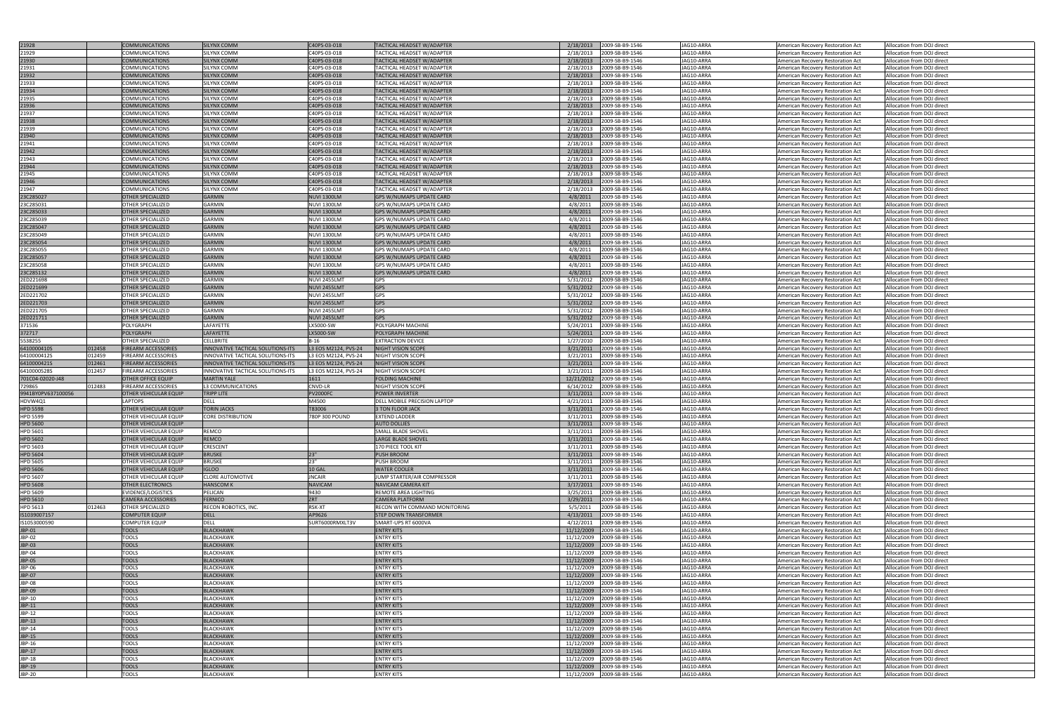| | | | | | | | | | | |
|---|---|---|---|---|---|---|---|---|---|---|
| 21928 | | COMMUNICATIONS | SILYNX COMM | C40PS-03-018 | TACTICAL HEADSET W/ADAPTER | 2/18/2013 | 2009-SB-B9-1546 | JAG10-ARRA | American Recovery Restoration Act | Allocation from DOJ direct |
| 21929 | | COMMUNICATIONS | SILYNX COMM | C40PS-03-018 | TACTICAL HEADSET W/ADAPTER | 2/18/2013 | 2009-SB-B9-1546 | JAG10-ARRA | American Recovery Restoration Act | Allocation from DOJ direct |
| 21930 | | COMMUNICATIONS | SILYNX COMM | C40PS-03-018 | TACTICAL HEADSET W/ADAPTER | 2/18/2013 | 2009-SB-B9-1546 | JAG10-ARRA | American Recovery Restoration Act | Allocation from DOJ direct |
| 21931 | | COMMUNICATIONS | SILYNX COMM | C40PS-03-018 | TACTICAL HEADSET W/ADAPTER | 2/18/2013 | 2009-SB-B9-1546 | JAG10-ARRA | American Recovery Restoration Act | Allocation from DOJ direct |
| 21932 | | COMMUNICATIONS | SILYNX COMM | C40PS-03-018 | TACTICAL HEADSET W/ADAPTER | 2/18/2013 | 2009-SB-B9-1546 | JAG10-ARRA | American Recovery Restoration Act | Allocation from DOJ direct |
| 21933 | | COMMUNICATIONS | SILYNX COMM | C40PS-03-018 | TACTICAL HEADSET W/ADAPTER | 2/18/2013 | 2009-SB-B9-1546 | JAG10-ARRA | American Recovery Restoration Act | Allocation from DOJ direct |
| 21934 | | COMMUNICATIONS | SILYNX COMM | C40PS-03-018 | TACTICAL HEADSET W/ADAPTER | 2/18/2013 | 2009-SB-B9-1546 | JAG10-ARRA | American Recovery Restoration Act | Allocation from DOJ direct |
| 21935 | | COMMUNICATIONS | SILYNX COMM | C40PS-03-018 | TACTICAL HEADSET W/ADAPTER | 2/18/2013 | 2009-SB-B9-1546 | JAG10-ARRA | American Recovery Restoration Act | Allocation from DOJ direct |
| 21936 | | COMMUNICATIONS | SILYNX COMM | C40PS-03-018 | TACTICAL HEADSET W/ADAPTER | 2/18/2013 | 2009-SB-B9-1546 | JAG10-ARRA | American Recovery Restoration Act | Allocation from DOJ direct |
| 21937 | | COMMUNICATIONS | SILYNX COMM | C40PS-03-018 | TACTICAL HEADSET W/ADAPTER | 2/18/2013 | 2009-SB-B9-1546 | JAG10-ARRA | American Recovery Restoration Act | Allocation from DOJ direct |
| 21938 | | COMMUNICATIONS | SILYNX COMM | C40PS-03-018 | TACTICAL HEADSET W/ADAPTER | 2/18/2013 | 2009-SB-B9-1546 | JAG10-ARRA | American Recovery Restoration Act | Allocation from DOJ direct |
| 21939 | | COMMUNICATIONS | SILYNX COMM | C40PS-03-018 | TACTICAL HEADSET W/ADAPTER | 2/18/2013 | 2009-SB-B9-1546 | JAG10-ARRA | American Recovery Restoration Act | Allocation from DOJ direct |
| 21940 | | COMMUNICATIONS | SILYNX COMM | C40PS-03-018 | TACTICAL HEADSET W/ADAPTER | 2/18/2013 | 2009-SB-B9-1546 | JAG10-ARRA | American Recovery Restoration Act | Allocation from DOJ direct |
| 21941 | | COMMUNICATIONS | SILYNX COMM | C40PS-03-018 | TACTICAL HEADSET W/ADAPTER | 2/18/2013 | 2009-SB-B9-1546 | JAG10-ARRA | American Recovery Restoration Act | Allocation from DOJ direct |
| 21942 | | COMMUNICATIONS | SILYNX COMM | C40PS-03-018 | TACTICAL HEADSET W/ADAPTER | 2/18/2013 | 2009-SB-B9-1546 | JAG10-ARRA | American Recovery Restoration Act | Allocation from DOJ direct |
| 21943 | | COMMUNICATIONS | SILYNX COMM | C40PS-03-018 | TACTICAL HEADSET W/ADAPTER | 2/18/2013 | 2009-SB-B9-1546 | JAG10-ARRA | American Recovery Restoration Act | Allocation from DOJ direct |
| 21944 | | COMMUNICATIONS | SILYNX COMM | C40PS-03-018 | TACTICAL HEADSET W/ADAPTER | 2/18/2013 | 2009-SB-B9-1546 | JAG10-ARRA | American Recovery Restoration Act | Allocation from DOJ direct |
| 21945 | | COMMUNICATIONS | SILYNX COMM | C40PS-03-018 | TACTICAL HEADSET W/ADAPTER | 2/18/2013 | 2009-SB-B9-1546 | JAG10-ARRA | American Recovery Restoration Act | Allocation from DOJ direct |
| 21946 | | COMMUNICATIONS | SILYNX COMM | C40PS-03-018 | TACTICAL HEADSET W/ADAPTER | 2/18/2013 | 2009-SB-B9-1546 | JAG10-ARRA | American Recovery Restoration Act | Allocation from DOJ direct |
| 21947 | | COMMUNICATIONS | SILYNX COMM | C40PS-03-018 | TACTICAL HEADSET W/ADAPTER | 2/18/2013 | 2009-SB-B9-1546 | JAG10-ARRA | American Recovery Restoration Act | Allocation from DOJ direct |
| 23C285027 | | OTHER SPECIALIZED | GARMIN | NUVI 1300LM | GPS W/NUMAPS UPDATE CARD | 4/8/2011 | 2009-SB-B9-1546 | JAG10-ARRA | American Recovery Restoration Act | Allocation from DOJ direct |
| 23C285031 | | OTHER SPECIALIZED | GARMIN | NUVI 1300LM | GPS W/NUMAPS UPDATE CARD | 4/8/2011 | 2009-SB-B9-1546 | JAG10-ARRA | American Recovery Restoration Act | Allocation from DOJ direct |
| 23C285033 | | OTHER SPECIALIZED | GARMIN | NUVI 1300LM | GPS W/NUMAPS UPDATE CARD | 4/8/2011 | 2009-SB-B9-1546 | JAG10-ARRA | American Recovery Restoration Act | Allocation from DOJ direct |
| 23C285039 | | OTHER SPECIALIZED | GARMIN | NUVI 1300LM | GPS W/NUMAPS UPDATE CARD | 4/8/2011 | 2009-SB-B9-1546 | JAG10-ARRA | American Recovery Restoration Act | Allocation from DOJ direct |
| 23C285047 | | OTHER SPECIALIZED | GARMIN | NUVI 1300LM | GPS W/NUMAPS UPDATE CARD | 4/8/2011 | 2009-SB-B9-1546 | JAG10-ARRA | American Recovery Restoration Act | Allocation from DOJ direct |
| 23C285049 | | OTHER SPECIALIZED | GARMIN | NUVI 1300LM | GPS W/NUMAPS UPDATE CARD | 4/8/2011 | 2009-SB-B9-1546 | JAG10-ARRA | American Recovery Restoration Act | Allocation from DOJ direct |
| 23C285054 | | OTHER SPECIALIZED | GARMIN | NUVI 1300LM | GPS W/NUMAPS UPDATE CARD | 4/8/2011 | 2009-SB-B9-1546 | JAG10-ARRA | American Recovery Restoration Act | Allocation from DOJ direct |
| 23C285055 | | OTHER SPECIALIZED | GARMIN | NUVI 1300LM | GPS W/NUMAPS UPDATE CARD | 4/8/2011 | 2009-SB-B9-1546 | JAG10-ARRA | American Recovery Restoration Act | Allocation from DOJ direct |
| 23C285057 | | OTHER SPECIALIZED | GARMIN | NUVI 1300LM | GPS W/NUMAPS UPDATE CARD | 4/8/2011 | 2009-SB-B9-1546 | JAG10-ARRA | American Recovery Restoration Act | Allocation from DOJ direct |
| 23C285058 | | OTHER SPECIALIZED | GARMIN | NUVI 1300LM | GPS W/NUMAPS UPDATE CARD | 4/8/2011 | 2009-SB-B9-1546 | JAG10-ARRA | American Recovery Restoration Act | Allocation from DOJ direct |
| 23C285132 | | OTHER SPECIALIZED | GARMIN | NUVI 1300LM | GPS W/NUMAPS UPDATE CARD | 4/8/2011 | 2009-SB-B9-1546 | JAG10-ARRA | American Recovery Restoration Act | Allocation from DOJ direct |
| 2ED221698 | | OTHER SPECIALIZED | GARMIN | NUVI 2455LMT | GPS | 5/31/2012 | 2009-SB-B9-1546 | JAG10-ARRA | American Recovery Restoration Act | Allocation from DOJ direct |
| 2ED221699 | | OTHER SPECIALIZED | GARMIN | NUVI 2455LMT | GPS | 5/31/2012 | 2009-SB-B9-1546 | JAG10-ARRA | American Recovery Restoration Act | Allocation from DOJ direct |
| 2ED221702 | | OTHER SPECIALIZED | GARMIN | NUVI 2455LMT | GPS | 5/31/2012 | 2009-SB-B9-1546 | JAG10-ARRA | American Recovery Restoration Act | Allocation from DOJ direct |
| 2ED221703 | | OTHER SPECIALIZED | GARMIN | NUVI 2455LMT | GPS | 5/31/2012 | 2009-SB-B9-1546 | JAG10-ARRA | American Recovery Restoration Act | Allocation from DOJ direct |
| 2ED221705 | | OTHER SPECIALIZED | GARMIN | NUVI 2455LMT | GPS | 5/31/2012 | 2009-SB-B9-1546 | JAG10-ARRA | American Recovery Restoration Act | Allocation from DOJ direct |
| 2ED221711 | | OTHER SPECIALIZED | GARMIN | NUVI 2455LMT | GPS | 5/31/2012 | 2009-SB-B9-1546 | JAG10-ARRA | American Recovery Restoration Act | Allocation from DOJ direct |
| 371536 | | POLYGRAPH | LAFAYETTE | LX5000-SW | POLYGRAPH MACHINE | 5/24/2011 | 2009-SB-B9-1546 | JAG10-ARRA | American Recovery Restoration Act | Allocation from DOJ direct |
| 372717 | | POLYGRAPH | LAFAYETTE | LX5000-SW | POLYGRAPH MACHINE | 5/24/2011 | 2009-SB-B9-1546 | JAG10-ARRA | American Recovery Restoration Act | Allocation from DOJ direct |
| 5538255 | | OTHER SPECIALIZED | CELLBRITE | B-16 | EXTRACTION DEVICE | 1/27/2010 | 2009-SB-B9-1546 | JAG10-ARRA | American Recovery Restoration Act | Allocation from DOJ direct |
| 6410000410S | 012458 | FIREARM ACCESSORIES | INNOVATIVE TACTICAL SOLUTIONS-ITS | L3 EOS M2124, PVS-24 | NIGHT VISION SCOPE | 3/21/2011 | 2009-SB-B9-1546 | JAG10-ARRA | American Recovery Restoration Act | Allocation from DOJ direct |
| 6410000412S | 012459 | FIREARM ACCESSORIES | INNOVATIVE TACTICAL SOLUTIONS-ITS | L3 EOS M2124, PVS-24 | NIGHT VISION SCOPE | 3/21/2011 | 2009-SB-B9-1546 | JAG10-ARRA | American Recovery Restoration Act | Allocation from DOJ direct |
| 6410000421S | 012461 | FIREARM ACCESSORIES | INNOVATIVE TACTICAL SOLUTIONS-ITS | L3 EOS M2124, PVS-24 | NIGHT VISION SCOPE | 3/21/2011 | 2009-SB-B9-1546 | JAG10-ARRA | American Recovery Restoration Act | Allocation from DOJ direct |
| 6410000528S | 012457 | FIREARM ACCESSORIES | INNOVATIVE TACTICAL SOLUTIONS-ITS | L3 EOS M2124, PVS-24 | NIGHT VISION SCOPE | 3/21/2011 | 2009-SB-B9-1546 | JAG10-ARRA | American Recovery Restoration Act | Allocation from DOJ direct |
| 701C04-02020-J48 | | OTHER OFFICE EQUIP | MARTIN YALE | 1611 | FOLDING MACHINE | 12/21/2012 | 2009-SB-B9-1546 | JAG10-ARRA | American Recovery Restoration Act | Allocation from DOJ direct |
| 729865 | 012483 | FIREARM ACCESSORIES | L3 COMMUNICATIONS | CNVD-LR | NIGHT VISION SCOPE | 6/14/2012 | 2009-SB-B9-1546 | JAG10-ARRA | American Recovery Restoration Act | Allocation from DOJ direct |
| 9941BY0PV637100056 | | OTHER VEHICULAR EQUIP | TRIPP LITE | PV2000FC | POWER INVERTER | 3/11/2011 | 2009-SB-B9-1546 | JAG10-ARRA | American Recovery Restoration Act | Allocation from DOJ direct |
| HDVW4Q1 | | LAPTOPS | DELL | M4500 | DELL MOBILE PRECISION LAPTOP | 4/21/2011 | 2009-SB-B9-1546 | JAG10-ARRA | American Recovery Restoration Act | Allocation from DOJ direct |
| HPD 5598 | | OTHER VEHICULAR EQUIP | TORIN JACKS | T83006 | 3 TON FLOOR JACK | 3/11/2011 | 2009-SB-B9-1546 | JAG10-ARRA | American Recovery Restoration Act | Allocation from DOJ direct |
| HPD 5599 | | OTHER VEHICULAR EQUIP | CORE DISTRIBUTION | 780P 300 POUND | EXTEND LADDER | 3/11/2011 | 2009-SB-B9-1546 | JAG10-ARRA | American Recovery Restoration Act | Allocation from DOJ direct |
| HPD 5600 | | OTHER VEHICULAR EQUIP | | | AUTO DOLLIES | 3/11/2011 | 2009-SB-B9-1546 | JAG10-ARRA | American Recovery Restoration Act | Allocation from DOJ direct |
| HPD 5601 | | OTHER VEHICULAR EQUIP | REMCO | | SMALL BLADE SHOVEL | 3/11/2011 | 2009-SB-B9-1546 | JAG10-ARRA | American Recovery Restoration Act | Allocation from DOJ direct |
| HPD 5602 | | OTHER VEHICULAR EQUIP | REMCO | | LARGE BLADE SHOVEL | 3/11/2011 | 2009-SB-B9-1546 | JAG10-ARRA | American Recovery Restoration Act | Allocation from DOJ direct |
| HPD 5603 | | OTHER VEHICULAR EQUIP | CRESCENT | | 170 PIECE TOOL KIT | 3/11/2011 | 2009-SB-B9-1546 | JAG10-ARRA | American Recovery Restoration Act | Allocation from DOJ direct |
| HPD 5604 | | OTHER VEHICULAR EQUIP | BRUSKE | 23" | PUSH BROOM | 3/11/2011 | 2009-SB-B9-1546 | JAG10-ARRA | American Recovery Restoration Act | Allocation from DOJ direct |
| HPD 5605 | | OTHER VEHICULAR EQUIP | BRUSKE | 23" | PUSH BROOM | 3/11/2011 | 2009-SB-B9-1546 | JAG10-ARRA | American Recovery Restoration Act | Allocation from DOJ direct |
| HPD 5606 | | OTHER VEHICULAR EQUIP | IGLOO | 10 GAL | WATER COOLER | 3/11/2011 | 2009-SB-B9-1546 | JAG10-ARRA | American Recovery Restoration Act | Allocation from DOJ direct |
| HPD 5607 | | OTHER VEHICULAR EQUIP | CLORE AUTOMOTIVE | JNCAIR | JUMP STARTER/AIR COMPRESSOR | 3/11/2011 | 2009-SB-B9-1546 | JAG10-ARRA | American Recovery Restoration Act | Allocation from DOJ direct |
| HPD 5608 | | OTHER ELECTRONICS | HANSCOM K | NAVICAM | NAVICAM CAMERA KIT | 3/17/2011 | 2009-SB-B9-1546 | JAG10-ARRA | American Recovery Restoration Act | Allocation from DOJ direct |
| HPD 5609 | | EVIDENCE/LOGISTICS | PELICAN | 9430 | REMOTE AREA LIGHTING | 3/25/2011 | 2009-SB-B9-1546 | JAG10-ARRA | American Recovery Restoration Act | Allocation from DOJ direct |
| HPD 5610 | | CAMERA ACCESSORIES | FERNICO | ZRT | CAMERA PLATFORM | 3/29/2011 | 2009-SB-B9-1546 | JAG10-ARRA | American Recovery Restoration Act | Allocation from DOJ direct |
| HPD 5613 | 012463 | OTHER SPECIALIZED | RECON ROBOTICS, INC. | RSK-XT | RECON WITH COMMAND MONITORING | 5/5/2011 | 2009-SB-B9-1546 | JAG10-ARRA | American Recovery Restoration Act | Allocation from DOJ direct |
| IS1039007157 | | COMPUTER EQUIP | DELL | AP9626 | STEP DOWN TRANSFORMER | 4/13/2011 | 2009-SB-B9-1546 | JAG10-ARRA | American Recovery Restoration Act | Allocation from DOJ direct |
| IS1053000590 | | COMPUTER EQUIP | DELL | SURT6000RMXLT3V | SMART-UPS RT 6000VA | 4/12/2011 | 2009-SB-B9-1546 | JAG10-ARRA | American Recovery Restoration Act | Allocation from DOJ direct |
| JBP-01 | | TOOLS | BLACKHAWK | | ENTRY KITS | 11/12/2009 | 2009-SB-B9-1546 | JAG10-ARRA | American Recovery Restoration Act | Allocation from DOJ direct |
| JBP-02 | | TOOLS | BLACKHAWK | | ENTRY KITS | 11/12/2009 | 2009-SB-B9-1546 | JAG10-ARRA | American Recovery Restoration Act | Allocation from DOJ direct |
| JBP-03 | | TOOLS | BLACKHAWK | | ENTRY KITS | 11/12/2009 | 2009-SB-B9-1546 | JAG10-ARRA | American Recovery Restoration Act | Allocation from DOJ direct |
| JBP-04 | | TOOLS | BLACKHAWK | | ENTRY KITS | 11/12/2009 | 2009-SB-B9-1546 | JAG10-ARRA | American Recovery Restoration Act | Allocation from DOJ direct |
| JBP-05 | | TOOLS | BLACKHAWK | | ENTRY KITS | 11/12/2009 | 2009-SB-B9-1546 | JAG10-ARRA | American Recovery Restoration Act | Allocation from DOJ direct |
| JBP-06 | | TOOLS | BLACKHAWK | | ENTRY KITS | 11/12/2009 | 2009-SB-B9-1546 | JAG10-ARRA | American Recovery Restoration Act | Allocation from DOJ direct |
| JBP-07 | | TOOLS | BLACKHAWK | | ENTRY KITS | 11/12/2009 | 2009-SB-B9-1546 | JAG10-ARRA | American Recovery Restoration Act | Allocation from DOJ direct |
| JBP-08 | | TOOLS | BLACKHAWK | | ENTRY KITS | 11/12/2009 | 2009-SB-B9-1546 | JAG10-ARRA | American Recovery Restoration Act | Allocation from DOJ direct |
| JBP-09 | | TOOLS | BLACKHAWK | | ENTRY KITS | 11/12/2009 | 2009-SB-B9-1546 | JAG10-ARRA | American Recovery Restoration Act | Allocation from DOJ direct |
| JBP-10 | | TOOLS | BLACKHAWK | | ENTRY KITS | 11/12/2009 | 2009-SB-B9-1546 | JAG10-ARRA | American Recovery Restoration Act | Allocation from DOJ direct |
| JBP-11 | | TOOLS | BLACKHAWK | | ENTRY KITS | 11/12/2009 | 2009-SB-B9-1546 | JAG10-ARRA | American Recovery Restoration Act | Allocation from DOJ direct |
| JBP-12 | | TOOLS | BLACKHAWK | | ENTRY KITS | 11/12/2009 | 2009-SB-B9-1546 | JAG10-ARRA | American Recovery Restoration Act | Allocation from DOJ direct |
| JBP-13 | | TOOLS | BLACKHAWK | | ENTRY KITS | 11/12/2009 | 2009-SB-B9-1546 | JAG10-ARRA | American Recovery Restoration Act | Allocation from DOJ direct |
| JBP-14 | | TOOLS | BLACKHAWK | | ENTRY KITS | 11/12/2009 | 2009-SB-B9-1546 | JAG10-ARRA | American Recovery Restoration Act | Allocation from DOJ direct |
| JBP-15 | | TOOLS | BLACKHAWK | | ENTRY KITS | 11/12/2009 | 2009-SB-B9-1546 | JAG10-ARRA | American Recovery Restoration Act | Allocation from DOJ direct |
| JBP-16 | | TOOLS | BLACKHAWK | | ENTRY KITS | 11/12/2009 | 2009-SB-B9-1546 | JAG10-ARRA | American Recovery Restoration Act | Allocation from DOJ direct |
| JBP-17 | | TOOLS | BLACKHAWK | | ENTRY KITS | 11/12/2009 | 2009-SB-B9-1546 | JAG10-ARRA | American Recovery Restoration Act | Allocation from DOJ direct |
| JBP-18 | | TOOLS | BLACKHAWK | | ENTRY KITS | 11/12/2009 | 2009-SB-B9-1546 | JAG10-ARRA | American Recovery Restoration Act | Allocation from DOJ direct |
| JBP-19 | | TOOLS | BLACKHAWK | | ENTRY KITS | 11/12/2009 | 2009-SB-B9-1546 | JAG10-ARRA | American Recovery Restoration Act | Allocation from DOJ direct |
| JBP-20 | | TOOLS | BLACKHAWK | | ENTRY KITS | 11/12/2009 | 2009-SB-B9-1546 | JAG10-ARRA | American Recovery Restoration Act | Allocation from DOJ direct |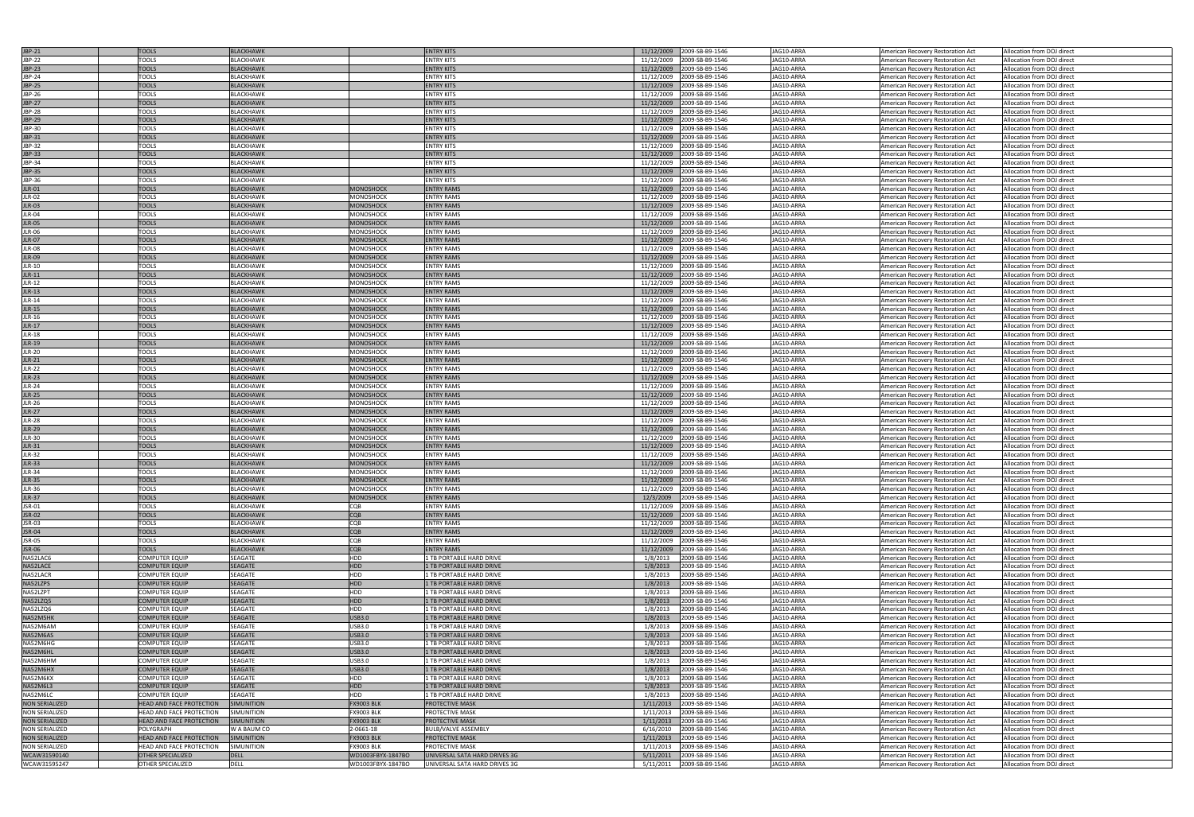| | | | | | | | | | |
|---|---|---|---|---|---|---|---|---|---|
| JBP-21 | TOOLS | BLACKHAWK | | ENTRY KITS | 11/12/2009 | 2009-SB-B9-1546 | JAG10-ARRA | American Recovery Restoration Act | Allocation from DOJ direct |
| JBP-22 | TOOLS | BLACKHAWK | | ENTRY KITS | 11/12/2009 | 2009-SB-B9-1546 | JAG10-ARRA | American Recovery Restoration Act | Allocation from DOJ direct |
| JBP-23 | TOOLS | BLACKHAWK | | ENTRY KITS | 11/12/2009 | 2009-SB-B9-1546 | JAG10-ARRA | American Recovery Restoration Act | Allocation from DOJ direct |
| JBP-24 | TOOLS | BLACKHAWK | | ENTRY KITS | 11/12/2009 | 2009-SB-B9-1546 | JAG10-ARRA | American Recovery Restoration Act | Allocation from DOJ direct |
| JBP-25 | TOOLS | BLACKHAWK | | ENTRY KITS | 11/12/2009 | 2009-SB-B9-1546 | JAG10-ARRA | American Recovery Restoration Act | Allocation from DOJ direct |
| JBP-26 | TOOLS | BLACKHAWK | | ENTRY KITS | 11/12/2009 | 2009-SB-B9-1546 | JAG10-ARRA | American Recovery Restoration Act | Allocation from DOJ direct |
| JBP-27 | TOOLS | BLACKHAWK | | ENTRY KITS | 11/12/2009 | 2009-SB-B9-1546 | JAG10-ARRA | American Recovery Restoration Act | Allocation from DOJ direct |
| JBP-28 | TOOLS | BLACKHAWK | | ENTRY KITS | 11/12/2009 | 2009-SB-B9-1546 | JAG10-ARRA | American Recovery Restoration Act | Allocation from DOJ direct |
| JBP-29 | TOOLS | BLACKHAWK | | ENTRY KITS | 11/12/2009 | 2009-SB-B9-1546 | JAG10-ARRA | American Recovery Restoration Act | Allocation from DOJ direct |
| JBP-30 | TOOLS | BLACKHAWK | | ENTRY KITS | 11/12/2009 | 2009-SB-B9-1546 | JAG10-ARRA | American Recovery Restoration Act | Allocation from DOJ direct |
| JBP-31 | TOOLS | BLACKHAWK | | ENTRY KITS | 11/12/2009 | 2009-SB-B9-1546 | JAG10-ARRA | American Recovery Restoration Act | Allocation from DOJ direct |
| JBP-32 | TOOLS | BLACKHAWK | | ENTRY KITS | 11/12/2009 | 2009-SB-B9-1546 | JAG10-ARRA | American Recovery Restoration Act | Allocation from DOJ direct |
| JBP-33 | TOOLS | BLACKHAWK | | ENTRY KITS | 11/12/2009 | 2009-SB-B9-1546 | JAG10-ARRA | American Recovery Restoration Act | Allocation from DOJ direct |
| JBP-34 | TOOLS | BLACKHAWK | | ENTRY KITS | 11/12/2009 | 2009-SB-B9-1546 | JAG10-ARRA | American Recovery Restoration Act | Allocation from DOJ direct |
| JBP-35 | TOOLS | BLACKHAWK | | ENTRY KITS | 11/12/2009 | 2009-SB-B9-1546 | JAG10-ARRA | American Recovery Restoration Act | Allocation from DOJ direct |
| JBP-36 | TOOLS | BLACKHAWK | | ENTRY KITS | 11/12/2009 | 2009-SB-B9-1546 | JAG10-ARRA | American Recovery Restoration Act | Allocation from DOJ direct |
| JLR-01 | TOOLS | BLACKHAWK | MONOSHOCK | ENTRY RAMS | 11/12/2009 | 2009-SB-B9-1546 | JAG10-ARRA | American Recovery Restoration Act | Allocation from DOJ direct |
| JLR-02 | TOOLS | BLACKHAWK | MONOSHOCK | ENTRY RAMS | 11/12/2009 | 2009-SB-B9-1546 | JAG10-ARRA | American Recovery Restoration Act | Allocation from DOJ direct |
| JLR-03 | TOOLS | BLACKHAWK | MONOSHOCK | ENTRY RAMS | 11/12/2009 | 2009-SB-B9-1546 | JAG10-ARRA | American Recovery Restoration Act | Allocation from DOJ direct |
| JLR-04 | TOOLS | BLACKHAWK | MONOSHOCK | ENTRY RAMS | 11/12/2009 | 2009-SB-B9-1546 | JAG10-ARRA | American Recovery Restoration Act | Allocation from DOJ direct |
| JLR-05 | TOOLS | BLACKHAWK | MONOSHOCK | ENTRY RAMS | 11/12/2009 | 2009-SB-B9-1546 | JAG10-ARRA | American Recovery Restoration Act | Allocation from DOJ direct |
| JLR-06 | TOOLS | BLACKHAWK | MONOSHOCK | ENTRY RAMS | 11/12/2009 | 2009-SB-B9-1546 | JAG10-ARRA | American Recovery Restoration Act | Allocation from DOJ direct |
| JLR-07 | TOOLS | BLACKHAWK | MONOSHOCK | ENTRY RAMS | 11/12/2009 | 2009-SB-B9-1546 | JAG10-ARRA | American Recovery Restoration Act | Allocation from DOJ direct |
| JLR-08 | TOOLS | BLACKHAWK | MONOSHOCK | ENTRY RAMS | 11/12/2009 | 2009-SB-B9-1546 | JAG10-ARRA | American Recovery Restoration Act | Allocation from DOJ direct |
| JLR-09 | TOOLS | BLACKHAWK | MONOSHOCK | ENTRY RAMS | 11/12/2009 | 2009-SB-B9-1546 | JAG10-ARRA | American Recovery Restoration Act | Allocation from DOJ direct |
| JLR-10 | TOOLS | BLACKHAWK | MONOSHOCK | ENTRY RAMS | 11/12/2009 | 2009-SB-B9-1546 | JAG10-ARRA | American Recovery Restoration Act | Allocation from DOJ direct |
| JLR-11 | TOOLS | BLACKHAWK | MONOSHOCK | ENTRY RAMS | 11/12/2009 | 2009-SB-B9-1546 | JAG10-ARRA | American Recovery Restoration Act | Allocation from DOJ direct |
| JLR-12 | TOOLS | BLACKHAWK | MONOSHOCK | ENTRY RAMS | 11/12/2009 | 2009-SB-B9-1546 | JAG10-ARRA | American Recovery Restoration Act | Allocation from DOJ direct |
| JLR-13 | TOOLS | BLACKHAWK | MONOSHOCK | ENTRY RAMS | 11/12/2009 | 2009-SB-B9-1546 | JAG10-ARRA | American Recovery Restoration Act | Allocation from DOJ direct |
| JLR-14 | TOOLS | BLACKHAWK | MONOSHOCK | ENTRY RAMS | 11/12/2009 | 2009-SB-B9-1546 | JAG10-ARRA | American Recovery Restoration Act | Allocation from DOJ direct |
| JLR-15 | TOOLS | BLACKHAWK | MONOSHOCK | ENTRY RAMS | 11/12/2009 | 2009-SB-B9-1546 | JAG10-ARRA | American Recovery Restoration Act | Allocation from DOJ direct |
| JLR-16 | TOOLS | BLACKHAWK | MONOSHOCK | ENTRY RAMS | 11/12/2009 | 2009-SB-B9-1546 | JAG10-ARRA | American Recovery Restoration Act | Allocation from DOJ direct |
| JLR-17 | TOOLS | BLACKHAWK | MONOSHOCK | ENTRY RAMS | 11/12/2009 | 2009-SB-B9-1546 | JAG10-ARRA | American Recovery Restoration Act | Allocation from DOJ direct |
| JLR-18 | TOOLS | BLACKHAWK | MONOSHOCK | ENTRY RAMS | 11/12/2009 | 2009-SB-B9-1546 | JAG10-ARRA | American Recovery Restoration Act | Allocation from DOJ direct |
| JLR-19 | TOOLS | BLACKHAWK | MONOSHOCK | ENTRY RAMS | 11/12/2009 | 2009-SB-B9-1546 | JAG10-ARRA | American Recovery Restoration Act | Allocation from DOJ direct |
| JLR-20 | TOOLS | BLACKHAWK | MONOSHOCK | ENTRY RAMS | 11/12/2009 | 2009-SB-B9-1546 | JAG10-ARRA | American Recovery Restoration Act | Allocation from DOJ direct |
| JLR-21 | TOOLS | BLACKHAWK | MONOSHOCK | ENTRY RAMS | 11/12/2009 | 2009-SB-B9-1546 | JAG10-ARRA | American Recovery Restoration Act | Allocation from DOJ direct |
| JLR-22 | TOOLS | BLACKHAWK | MONOSHOCK | ENTRY RAMS | 11/12/2009 | 2009-SB-B9-1546 | JAG10-ARRA | American Recovery Restoration Act | Allocation from DOJ direct |
| JLR-23 | TOOLS | BLACKHAWK | MONOSHOCK | ENTRY RAMS | 11/12/2009 | 2009-SB-B9-1546 | JAG10-ARRA | American Recovery Restoration Act | Allocation from DOJ direct |
| JLR-24 | TOOLS | BLACKHAWK | MONOSHOCK | ENTRY RAMS | 11/12/2009 | 2009-SB-B9-1546 | JAG10-ARRA | American Recovery Restoration Act | Allocation from DOJ direct |
| JLR-25 | TOOLS | BLACKHAWK | MONOSHOCK | ENTRY RAMS | 11/12/2009 | 2009-SB-B9-1546 | JAG10-ARRA | American Recovery Restoration Act | Allocation from DOJ direct |
| JLR-26 | TOOLS | BLACKHAWK | MONOSHOCK | ENTRY RAMS | 11/12/2009 | 2009-SB-B9-1546 | JAG10-ARRA | American Recovery Restoration Act | Allocation from DOJ direct |
| JLR-27 | TOOLS | BLACKHAWK | MONOSHOCK | ENTRY RAMS | 11/12/2009 | 2009-SB-B9-1546 | JAG10-ARRA | American Recovery Restoration Act | Allocation from DOJ direct |
| JLR-28 | TOOLS | BLACKHAWK | MONOSHOCK | ENTRY RAMS | 11/12/2009 | 2009-SB-B9-1546 | JAG10-ARRA | American Recovery Restoration Act | Allocation from DOJ direct |
| JLR-29 | TOOLS | BLACKHAWK | MONOSHOCK | ENTRY RAMS | 11/12/2009 | 2009-SB-B9-1546 | JAG10-ARRA | American Recovery Restoration Act | Allocation from DOJ direct |
| JLR-30 | TOOLS | BLACKHAWK | MONOSHOCK | ENTRY RAMS | 11/12/2009 | 2009-SB-B9-1546 | JAG10-ARRA | American Recovery Restoration Act | Allocation from DOJ direct |
| JLR-31 | TOOLS | BLACKHAWK | MONOSHOCK | ENTRY RAMS | 11/12/2009 | 2009-SB-B9-1546 | JAG10-ARRA | American Recovery Restoration Act | Allocation from DOJ direct |
| JLR-32 | TOOLS | BLACKHAWK | MONOSHOCK | ENTRY RAMS | 11/12/2009 | 2009-SB-B9-1546 | JAG10-ARRA | American Recovery Restoration Act | Allocation from DOJ direct |
| JLR-33 | TOOLS | BLACKHAWK | MONOSHOCK | ENTRY RAMS | 11/12/2009 | 2009-SB-B9-1546 | JAG10-ARRA | American Recovery Restoration Act | Allocation from DOJ direct |
| JLR-34 | TOOLS | BLACKHAWK | MONOSHOCK | ENTRY RAMS | 11/12/2009 | 2009-SB-B9-1546 | JAG10-ARRA | American Recovery Restoration Act | Allocation from DOJ direct |
| JLR-35 | TOOLS | BLACKHAWK | MONOSHOCK | ENTRY RAMS | 11/12/2009 | 2009-SB-B9-1546 | JAG10-ARRA | American Recovery Restoration Act | Allocation from DOJ direct |
| JLR-36 | TOOLS | BLACKHAWK | MONOSHOCK | ENTRY RAMS | 11/12/2009 | 2009-SB-B9-1546 | JAG10-ARRA | American Recovery Restoration Act | Allocation from DOJ direct |
| JLR-37 | TOOLS | BLACKHAWK | MONOSHOCK | ENTRY RAMS | 12/3/2009 | 2009-SB-B9-1546 | JAG10-ARRA | American Recovery Restoration Act | Allocation from DOJ direct |
| JSR-01 | TOOLS | BLACKHAWK | CQB | ENTRY RAMS | 11/12/2009 | 2009-SB-B9-1546 | JAG10-ARRA | American Recovery Restoration Act | Allocation from DOJ direct |
| JSR-02 | TOOLS | BLACKHAWK | CQB | ENTRY RAMS | 11/12/2009 | 2009-SB-B9-1546 | JAG10-ARRA | American Recovery Restoration Act | Allocation from DOJ direct |
| JSR-03 | TOOLS | BLACKHAWK | CQB | ENTRY RAMS | 11/12/2009 | 2009-SB-B9-1546 | JAG10-ARRA | American Recovery Restoration Act | Allocation from DOJ direct |
| JSR-04 | TOOLS | BLACKHAWK | CQB | ENTRY RAMS | 11/12/2009 | 2009-SB-B9-1546 | JAG10-ARRA | American Recovery Restoration Act | Allocation from DOJ direct |
| JSR-05 | TOOLS | BLACKHAWK | CQB | ENTRY RAMS | 11/12/2009 | 2009-SB-B9-1546 | JAG10-ARRA | American Recovery Restoration Act | Allocation from DOJ direct |
| JSR-06 | TOOLS | BLACKHAWK | CQB | ENTRY RAMS | 11/12/2009 | 2009-SB-B9-1546 | JAG10-ARRA | American Recovery Restoration Act | Allocation from DOJ direct |
| NA52LAC6 | COMPUTER EQUIP | SEAGATE | HDD | 1 TB PORTABLE HARD DRIVE | 1/8/2013 | 2009-SB-B9-1546 | JAG10-ARRA | American Recovery Restoration Act | Allocation from DOJ direct |
| NA52LACE | COMPUTER EQUIP | SEAGATE | HDD | 1 TB PORTABLE HARD DRIVE | 1/8/2013 | 2009-SB-B9-1546 | JAG10-ARRA | American Recovery Restoration Act | Allocation from DOJ direct |
| NA52LACR | COMPUTER EQUIP | SEAGATE | HDD | 1 TB PORTABLE HARD DRIVE | 1/8/2013 | 2009-SB-B9-1546 | JAG10-ARRA | American Recovery Restoration Act | Allocation from DOJ direct |
| NA52LZPS | COMPUTER EQUIP | SEAGATE | HDD | 1 TB PORTABLE HARD DRIVE | 1/8/2013 | 2009-SB-B9-1546 | JAG10-ARRA | American Recovery Restoration Act | Allocation from DOJ direct |
| NA52LZPT | COMPUTER EQUIP | SEAGATE | HDD | 1 TB PORTABLE HARD DRIVE | 1/8/2013 | 2009-SB-B9-1546 | JAG10-ARRA | American Recovery Restoration Act | Allocation from DOJ direct |
| NA52LZQ5 | COMPUTER EQUIP | SEAGATE | HDD | 1 TB PORTABLE HARD DRIVE | 1/8/2013 | 2009-SB-B9-1546 | JAG10-ARRA | American Recovery Restoration Act | Allocation from DOJ direct |
| NA52LZQ6 | COMPUTER EQUIP | SEAGATE | HDD | 1 TB PORTABLE HARD DRIVE | 1/8/2013 | 2009-SB-B9-1546 | JAG10-ARRA | American Recovery Restoration Act | Allocation from DOJ direct |
| NA52M5HK | COMPUTER EQUIP | SEAGATE | USB3.0 | 1 TB PORTABLE HARD DRIVE | 1/8/2013 | 2009-SB-B9-1546 | JAG10-ARRA | American Recovery Restoration Act | Allocation from DOJ direct |
| NA52M6AM | COMPUTER EQUIP | SEAGATE | USB3.0 | 1 TB PORTABLE HARD DRIVE | 1/8/2013 | 2009-SB-B9-1546 | JAG10-ARRA | American Recovery Restoration Act | Allocation from DOJ direct |
| NA52M6AS | COMPUTER EQUIP | SEAGATE | USB3.0 | 1 TB PORTABLE HARD DRIVE | 1/8/2013 | 2009-SB-B9-1546 | JAG10-ARRA | American Recovery Restoration Act | Allocation from DOJ direct |
| NA52M6HG | COMPUTER EQUIP | SEAGATE | USB3.0 | 1 TB PORTABLE HARD DRIVE | 1/8/2013 | 2009-SB-B9-1546 | JAG10-ARRA | American Recovery Restoration Act | Allocation from DOJ direct |
| NA52M6HL | COMPUTER EQUIP | SEAGATE | USB3.0 | 1 TB PORTABLE HARD DRIVE | 1/8/2013 | 2009-SB-B9-1546 | JAG10-ARRA | American Recovery Restoration Act | Allocation from DOJ direct |
| NA52M6HM | COMPUTER EQUIP | SEAGATE | USB3.0 | 1 TB PORTABLE HARD DRIVE | 1/8/2013 | 2009-SB-B9-1546 | JAG10-ARRA | American Recovery Restoration Act | Allocation from DOJ direct |
| NA52M6HX | COMPUTER EQUIP | SEAGATE | USB3.0 | 1 TB PORTABLE HARD DRIVE | 1/8/2013 | 2009-SB-B9-1546 | JAG10-ARRA | American Recovery Restoration Act | Allocation from DOJ direct |
| NA52M6KX | COMPUTER EQUIP | SEAGATE | HDD | 1 TB PORTABLE HARD DRIVE | 1/8/2013 | 2009-SB-B9-1546 | JAG10-ARRA | American Recovery Restoration Act | Allocation from DOJ direct |
| NA52M6L3 | COMPUTER EQUIP | SEAGATE | HDD | 1 TB PORTABLE HARD DRIVE | 1/8/2013 | 2009-SB-B9-1546 | JAG10-ARRA | American Recovery Restoration Act | Allocation from DOJ direct |
| NA52M6LC | COMPUTER EQUIP | SEAGATE | HDD | 1 TB PORTABLE HARD DRIVE | 1/8/2013 | 2009-SB-B9-1546 | JAG10-ARRA | American Recovery Restoration Act | Allocation from DOJ direct |
| NON SERIALIZED | HEAD AND FACE PROTECTION | SIMUNITION | FX9003 BLK | PROTECTIVE MASK | 1/11/2013 | 2009-SB-B9-1546 | JAG10-ARRA | American Recovery Restoration Act | Allocation from DOJ direct |
| NON SERIALIZED | HEAD AND FACE PROTECTION | SIMUNITION | FX9003 BLK | PROTECTIVE MASK | 1/11/2013 | 2009-SB-B9-1546 | JAG10-ARRA | American Recovery Restoration Act | Allocation from DOJ direct |
| NON SERIALIZED | HEAD AND FACE PROTECTION | SIMUNITION | FX9003 BLK | PROTECTIVE MASK | 1/11/2013 | 2009-SB-B9-1546 | JAG10-ARRA | American Recovery Restoration Act | Allocation from DOJ direct |
| NON SERIALIZED | POLYGRAPH | W A BAUM CO | 2-0661-18 | BULB/VALVE ASSEMBLY | 6/16/2010 | 2009-SB-B9-1546 | JAG10-ARRA | American Recovery Restoration Act | Allocation from DOJ direct |
| NON SERIALIZED | HEAD AND FACE PROTECTION | SIMUNITION | FX9003 BLK | PROTECTIVE MASK | 1/11/2013 | 2009-SB-B9-1546 | JAG10-ARRA | American Recovery Restoration Act | Allocation from DOJ direct |
| NON SERIALIZED | HEAD AND FACE PROTECTION | SIMUNITION | FX9003 BLK | PROTECTIVE MASK | 1/11/2013 | 2009-SB-B9-1546 | JAG10-ARRA | American Recovery Restoration Act | Allocation from DOJ direct |
| WCAW31590140 | OTHER SPECIALIZED | DELL | WD1003FBYX-1847BO | UNIVERSAL SATA HARD DRIVES 3G | 5/11/2011 | 2009-SB-B9-1546 | JAG10-ARRA | American Recovery Restoration Act | Allocation from DOJ direct |
| WCAW31595247 | OTHER SPECIALIZED | DELL | WD1003FBYX-1847BO | UNIVERSAL SATA HARD DRIVES 3G | 5/11/2011 | 2009-SB-B9-1546 | JAG10-ARRA | American Recovery Restoration Act | Allocation from DOJ direct |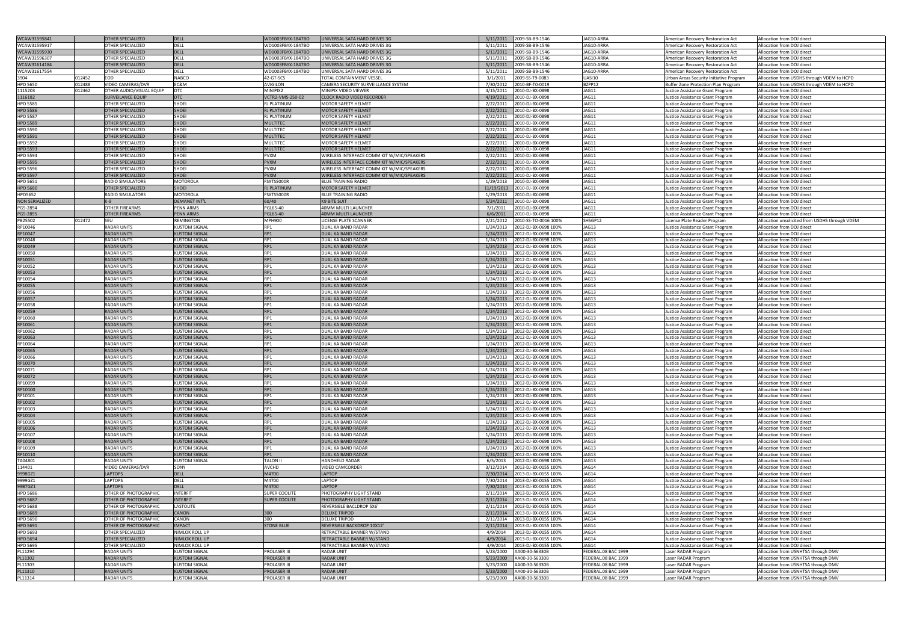| | | | | | | | | | | |
|---|---|---|---|---|---|---|---|---|---|---|
| WCAW31595841 | | OTHER SPECIALIZED | DELL | WD1003FBYX-1847BO | UNIVERSAL SATA HARD DRIVES 3G | 5/11/2011 | 2009-SB-B9-1546 | JAG10-ARRA | American Recovery Restoration Act | Allocation from DOJ direct |
| WCAW31595917 | | OTHER SPECIALIZED | DELL | WD1003FBYX-1847BO | UNIVERSAL SATA HARD DRIVES 3G | 5/11/2011 | 2009-SB-B9-1546 | JAG10-ARRA | American Recovery Restoration Act | Allocation from DOJ direct |
| WCAW31595930 | | OTHER SPECIALIZED | DELL | WD1003FBYX-1847BO | UNIVERSAL SATA HARD DRIVES 3G | 5/11/2011 | 2009-SB-B9-1546 | JAG10-ARRA | American Recovery Restoration Act | Allocation from DOJ direct |
| WCAW31596307 | | OTHER SPECIALIZED | DELL | WD1003FBYX-1847BO | UNIVERSAL SATA HARD DRIVES 3G | 5/11/2011 | 2009-SB-B9-1546 | JAG10-ARRA | American Recovery Restoration Act | Allocation from DOJ direct |
| WCAW31614184 | | OTHER SPECIALIZED | DELL | WD1003FBYX-1847BO | UNIVERSAL SATA HARD DRIVES 3G | 5/11/2011 | 2009-SB-B9-1546 | JAG10-ARRA | American Recovery Restoration Act | Allocation from DOJ direct |
| WCAW31617554 | | OTHER SPECIALIZED | DELL | WD1003FBYX-1847BO | UNIVERSAL SATA HARD DRIVES 3G | 5/11/2011 | 2009-SB-B9-1546 | JAG10-ARRA | American Recovery Restoration Act | Allocation from DOJ direct |
| 3904 | 012452 | EOD | NABCO | 42-GT-SCS | TOTAL CONTAINMENT VESSEL | 3/1/2011 | 2009-SS-T9-0083 | UASI10 | Urban Areas Security Initiative Program | Allocation from USDHS through VDEM to HCPD |
| HPD 5650 | 012488 | VIDEO CAMERAS/DVR | EC&M | AVIGILON | CAMERA SECURITY SURVEILLANCE SYSTEM | 7/30/2012 | 2010-BF-T0-0019 | BZPP12 | Buffer Zone Protection Plan Program | Allocation from USDHS through VDEM to HCPD |
| 1115203 | 012462 | OTHER AUDIO/VISUAL EQUIP | DTC | MINIPIX2 | MINIPIX VIDEO VIEWER | 4/15/2011 | 2010-DJ-BX-0898 | JAG11 | Justice Assistance Grant Program | Allocation from DOJ direct |
| 1116182 | | SURVEILANCE EQUIP | DTC | VCTR2-VMS-250-02 | CLOCK RADIO VIDEO RECORDER | 4/19/2011 | 2010-DJ-BX-0898 | JAG11 | Justice Assistance Grant Program | Allocation from DOJ direct |
| HPD 5585 | | OTHER SPECIALIZED | SHOEI | RJ PLATINUM | MOTOR SAFETY HELMET | 2/22/2011 | 2010-DJ-BX-0898 | JAG11 | Justice Assistance Grant Program | Allocation from DOJ direct |
| HPD 5586 | | OTHER SPECIALIZED | SHOEI | RJ PLATINUM | MOTOR SAFETY HELMET | 2/22/2011 | 2010-DJ-BX-0898 | JAG11 | Justice Assistance Grant Program | Allocation from DOJ direct |
| HPD 5587 | | OTHER SPECIALIZED | SHOEI | RJ PLATINUM | MOTOR SAFETY HELMET | 2/22/2011 | 2010-DJ-BX-0898 | JAG11 | Justice Assistance Grant Program | Allocation from DOJ direct |
| HPD 5589 | | OTHER SPECIALIZED | SHOEI | MULTITEC | MOTOR SAFETY HELMET | 2/22/2011 | 2010-DJ-BX-0898 | JAG11 | Justice Assistance Grant Program | Allocation from DOJ direct |
| HPD 5590 | | OTHER SPECIALIZED | SHOEI | MULTITEC | MOTOR SAFETY HELMET | 2/22/2011 | 2010-DJ-BX-0898 | JAG11 | Justice Assistance Grant Program | Allocation from DOJ direct |
| HPD 5591 | | OTHER SPECIALIZED | SHOEI | MULTITEC | MOTOR SAFETY HELMET | 2/22/2011 | 2010-DJ-BX-0898 | JAG11 | Justice Assistance Grant Program | Allocation from DOJ direct |
| HPD 5592 | | OTHER SPECIALIZED | SHOEI | MULTITEC | MOTOR SAFETY HELMET | 2/22/2011 | 2010-DJ-BX-0898 | JAG11 | Justice Assistance Grant Program | Allocation from DOJ direct |
| HPD 5593 | | OTHER SPECIALIZED | SHOEI | MULTITEC | MOTOR SAFETY HELMET | 2/22/2011 | 2010-DJ-BX-0898 | JAG11 | Justice Assistance Grant Program | Allocation from DOJ direct |
| HPD 5594 | | OTHER SPECIALIZED | SHOEI | PVXM | WIRELESS INTERFACE COMM KIT W/MIC/SPEAKERS | 2/22/2011 | 2010-DJ-BX-0898 | JAG11 | Justice Assistance Grant Program | Allocation from DOJ direct |
| HPD 5595 | | OTHER SPECIALIZED | SHOEI | PVXM | WIRELESS INTERFACE COMM KIT W/MIC/SPEAKERS | 2/22/2011 | 2010-DJ-BX-0898 | JAG11 | Justice Assistance Grant Program | Allocation from DOJ direct |
| HPD 5596 | | OTHER SPECIALIZED | SHOEI | PVXM | WIRELESS INTERFACE COMM KIT W/MIC/SPEAKERS | 2/22/2011 | 2010-DJ-BX-0898 | JAG11 | Justice Assistance Grant Program | Allocation from DOJ direct |
| HPD 5597 | | OTHER SPECIALIZED | SHOEI | PVXM | WIRELESS INTERFACE COMM KIT W/MIC/SPEAKERS | 2/22/2011 | 2010-DJ-BX-0898 | JAG11 | Justice Assistance Grant Program | Allocation from DOJ direct |
| HPD 5651 | | RADIO SIMULATORS | MOTOROLA | FSXTS5000R | BLUE TRAINING RADIO | 1/29/2013 | 2010-DJ-BX-0898 | JAG11 | Justice Assistance Grant Program | Allocation from DOJ direct |
| HPD 5680 | | OTHER SPECIALIZED | SHOEI | RJ PLATINUM | MOTOR SAFETY HELMET | 11/19/2013 | 2010-DJ-BX-0898 | JAG11 | Justice Assistance Grant Program | Allocation from DOJ direct |
| HPD5652 | | RADIO SIMULATORS | MOTOROLA | FSXTS5000R | BLUE TRAINING RADIO | 1/29/2013 | 2010-DJ-BX-0898 | JAG11 | Justice Assistance Grant Program | Allocation from DOJ direct |
| NON SERIALIZED | | K-9 | DEMANET INT'L | 60/40 | K9 BITE SUIT | 5/24/2011 | 2010-DJ-BX-0898 | JAG11 | Justice Assistance Grant Program | Allocation from DOJ direct |
| PG5-2894 | | OTHER FIREARMS | PENN ARMS | PGL65-40 | 40MM MULTI LAUNCHER | 7/1/2011 | 2010-DJ-BX-0898 | JAG11 | Justice Assistance Grant Program | Allocation from DOJ direct |
| PG5-2895 | | OTHER FIREARMS | PENN ARMS | PGL65-40 | 40MM MULTI LAUNCHER | 6/6/2011 | 2010-DJ-BX-0898 | JAG11 | Justice Assistance Grant Program | Allocation from DOJ direct |
| PB25502 | 012472 | SEU | REMINGTON | MPH900 | LICENSE PLATE SCANNER | 2/21/2012 | 2010-SS-TO-0016 100% | SHSGP12 | License Plate Reader Program | Allocation unsolicited from USDHS through VDEM |
| RP10046 | | RADAR UNITS | KUSTOM SIGNAL | RP1 | DUAL KA BAND RADAR | 1/24/2013 | 2012-DJ-BX-0698 100% | JAG13 | Justice Assistance Grant Program | Allocation from DOJ direct |
| RP10047 | | RADAR UNITS | KUSTOM SIGNAL | RP1 | DUAL KA BAND RADAR | 1/24/2013 | 2012-DJ-BX-0698 100% | JAG13 | Justice Assistance Grant Program | Allocation from DOJ direct |
| RP10048 | | RADAR UNITS | KUSTOM SIGNAL | RP1 | DUAL KA BAND RADAR | 1/24/2013 | 2012-DJ-BX-0698 100% | JAG13 | Justice Assistance Grant Program | Allocation from DOJ direct |
| RP10049 | | RADAR UNITS | KUSTOM SIGNAL | RP1 | DUAL KA BAND RADAR | 1/24/2013 | 2012-DJ-BX-0698 100% | JAG13 | Justice Assistance Grant Program | Allocation from DOJ direct |
| RP10050 | | RADAR UNITS | KUSTOM SIGNAL | RP1 | DUAL KA BAND RADAR | 1/24/2013 | 2012-DJ-BX-0698 100% | JAG13 | Justice Assistance Grant Program | Allocation from DOJ direct |
| RP10051 | | RADAR UNITS | KUSTOM SIGNAL | RP1 | DUAL KA BAND RADAR | 1/24/2013 | 2012-DJ-BX-0698 100% | JAG13 | Justice Assistance Grant Program | Allocation from DOJ direct |
| RP10052 | | RADAR UNITS | KUSTOM SIGNAL | RP1 | DUAL KA BAND RADAR | 1/24/2013 | 2012-DJ-BX-0698 100% | JAG13 | Justice Assistance Grant Program | Allocation from DOJ direct |
| RP10053 | | RADAR UNITS | KUSTOM SIGNAL | RP1 | DUAL KA BAND RADAR | 1/24/2013 | 2012-DJ-BX-0698 100% | JAG13 | Justice Assistance Grant Program | Allocation from DOJ direct |
| RP10054 | | RADAR UNITS | KUSTOM SIGNAL | RP1 | DUAL KA BAND RADAR | 1/24/2013 | 2012-DJ-BX-0698 100% | JAG13 | Justice Assistance Grant Program | Allocation from DOJ direct |
| RP10055 | | RADAR UNITS | KUSTOM SIGNAL | RP1 | DUAL KA BAND RADAR | 1/24/2013 | 2012-DJ-BX-0698 100% | JAG13 | Justice Assistance Grant Program | Allocation from DOJ direct |
| RP10056 | | RADAR UNITS | KUSTOM SIGNAL | RP1 | DUAL KA BAND RADAR | 1/24/2013 | 2012-DJ-BX-0698 100% | JAG13 | Justice Assistance Grant Program | Allocation from DOJ direct |
| RP10057 | | RADAR UNITS | KUSTOM SIGNAL | RP1 | DUAL KA BAND RADAR | 1/24/2013 | 2012-DJ-BX-0698 100% | JAG13 | Justice Assistance Grant Program | Allocation from DOJ direct |
| RP10058 | | RADAR UNITS | KUSTOM SIGNAL | RP1 | DUAL KA BAND RADAR | 1/24/2013 | 2012-DJ-BX-0698 100% | JAG13 | Justice Assistance Grant Program | Allocation from DOJ direct |
| RP10059 | | RADAR UNITS | KUSTOM SIGNAL | RP1 | DUAL KA BAND RADAR | 1/24/2013 | 2012-DJ-BX-0698 100% | JAG13 | Justice Assistance Grant Program | Allocation from DOJ direct |
| RP10060 | | RADAR UNITS | KUSTOM SIGNAL | RP1 | DUAL KA BAND RADAR | 1/24/2013 | 2012-DJ-BX-0698 100% | JAG13 | Justice Assistance Grant Program | Allocation from DOJ direct |
| RP10061 | | RADAR UNITS | KUSTOM SIGNAL | RP1 | DUAL KA BAND RADAR | 1/24/2013 | 2012-DJ-BX-0698 100% | JAG13 | Justice Assistance Grant Program | Allocation from DOJ direct |
| RP10062 | | RADAR UNITS | KUSTOM SIGNAL | RP1 | DUAL KA BAND RADAR | 1/24/2013 | 2012-DJ-BX-0698 100% | JAG13 | Justice Assistance Grant Program | Allocation from DOJ direct |
| RP10063 | | RADAR UNITS | KUSTOM SIGNAL | RP1 | DUAL KA BAND RADAR | 1/24/2013 | 2012-DJ-BX-0698 100% | JAG13 | Justice Assistance Grant Program | Allocation from DOJ direct |
| RP10064 | | RADAR UNITS | KUSTOM SIGNAL | RP1 | DUAL KA BAND RADAR | 1/24/2013 | 2012-DJ-BX-0698 100% | JAG13 | Justice Assistance Grant Program | Allocation from DOJ direct |
| RP10065 | | RADAR UNITS | KUSTOM SIGNAL | RP1 | DUAL KA BAND RADAR | 1/24/2013 | 2012-DJ-BX-0698 100% | JAG13 | Justice Assistance Grant Program | Allocation from DOJ direct |
| RP10066 | | RADAR UNITS | KUSTOM SIGNAL | RP1 | DUAL KA BAND RADAR | 1/24/2013 | 2012-DJ-BX-0698 100% | JAG13 | Justice Assistance Grant Program | Allocation from DOJ direct |
| RP10070 | | RADAR UNITS | KUSTOM SIGNAL | RP1 | DUAL KA BAND RADAR | 1/24/2013 | 2012-DJ-BX-0698 100% | JAG13 | Justice Assistance Grant Program | Allocation from DOJ direct |
| RP10071 | | RADAR UNITS | KUSTOM SIGNAL | RP1 | DUAL KA BAND RADAR | 1/24/2013 | 2012-DJ-BX-0698 100% | JAG13 | Justice Assistance Grant Program | Allocation from DOJ direct |
| RP10072 | | RADAR UNITS | KUSTOM SIGNAL | RP1 | DUAL KA BAND RADAR | 1/24/2013 | 2012-DJ-BX-0698 100% | JAG13 | Justice Assistance Grant Program | Allocation from DOJ direct |
| RP10099 | | RADAR UNITS | KUSTOM SIGNAL | RP1 | DUAL KA BAND RADAR | 1/24/2013 | 2012-DJ-BX-0698 100% | JAG13 | Justice Assistance Grant Program | Allocation from DOJ direct |
| RP10100 | | RADAR UNITS | KUSTOM SIGNAL | RP1 | DUAL KA BAND RADAR | 1/24/2013 | 2012-DJ-BX-0698 100% | JAG13 | Justice Assistance Grant Program | Allocation from DOJ direct |
| RP10101 | | RADAR UNITS | KUSTOM SIGNAL | RP1 | DUAL KA BAND RADAR | 1/24/2013 | 2012-DJ-BX-0698 100% | JAG13 | Justice Assistance Grant Program | Allocation from DOJ direct |
| RP10102 | | RADAR UNITS | KUSTOM SIGNAL | RP1 | DUAL KA BAND RADAR | 1/24/2013 | 2012-DJ-BX-0698 100% | JAG13 | Justice Assistance Grant Program | Allocation from DOJ direct |
| RP10103 | | RADAR UNITS | KUSTOM SIGNAL | RP1 | DUAL KA BAND RADAR | 1/24/2013 | 2012-DJ-BX-0698 100% | JAG13 | Justice Assistance Grant Program | Allocation from DOJ direct |
| RP10104 | | RADAR UNITS | KUSTOM SIGNAL | RP1 | DUAL KA BAND RADAR | 1/24/2013 | 2012-DJ-BX-0698 100% | JAG13 | Justice Assistance Grant Program | Allocation from DOJ direct |
| RP10105 | | RADAR UNITS | KUSTOM SIGNAL | RP1 | DUAL KA BAND RADAR | 1/24/2013 | 2012-DJ-BX-0698 100% | JAG13 | Justice Assistance Grant Program | Allocation from DOJ direct |
| RP10106 | | RADAR UNITS | KUSTOM SIGNAL | RP1 | DUAL KA BAND RADAR | 1/24/2013 | 2012-DJ-BX-0698 100% | JAG13 | Justice Assistance Grant Program | Allocation from DOJ direct |
| RP10107 | | RADAR UNITS | KUSTOM SIGNAL | RP1 | DUAL KA BAND RADAR | 1/24/2013 | 2012-DJ-BX-0698 100% | JAG13 | Justice Assistance Grant Program | Allocation from DOJ direct |
| RP10108 | | RADAR UNITS | KUSTOM SIGNAL | RP1 | DUAL KA BAND RADAR | 1/24/2013 | 2012-DJ-BX-0698 100% | JAG13 | Justice Assistance Grant Program | Allocation from DOJ direct |
| RP10109 | | RADAR UNITS | KUSTOM SIGNAL | RP1 | DUAL KA BAND RADAR | 1/24/2013 | 2012-DJ-BX-0698 100% | JAG13 | Justice Assistance Grant Program | Allocation from DOJ direct |
| RP10110 | | RADAR UNITS | KUSTOM SIGNAL | RP1 | DUAL KA BAND RADAR | 1/24/2013 | 2012-DJ-BX-0698 100% | JAG13 | Justice Assistance Grant Program | Allocation from DOJ direct |
| TA04801 | | RADAR UNITS | KUSTOM SIGNAL | TALON II | HANDHELD RADAR | 6/5/2013 | 2012-DJ-BX-0698 100% | JAG13 | Justice Assistance Grant Program | Allocation from DOJ direct |
| 114401 | | VIDEO CAMERAS/DVR | SONY | AVCHD | VIDEO CAMCORDER | 3/12/2014 | 2013-DJ-BX-0155 100% | JAG14 | Justice Assistance Grant Program | Allocation from DOJ direct |
| 9998GZ1 | | LAPTOPS | DELL | M4700 | LAPTOP | 7/30/2014 | 2013-DJ-BX-0155 100% | JAG14 | Justice Assistance Grant Program | Allocation from DOJ direct |
| 9999GZ1 | | LAPTOPS | DELL | M4700 | LAPTOP | 7/30/2014 | 2013-DJ-BX-0155 100% | JAG14 | Justice Assistance Grant Program | Allocation from DOJ direct |
| 99B7GZ1 | | LAPTOPS | DELL | M4700 | LAPTOP | 7/30/2014 | 2013-DJ-BX-0155 100% | JAG14 | Justice Assistance Grant Program | Allocation from DOJ direct |
| HPD 5686 | | OTHER OF PHOTOGRAPHIC | INTERFIT | SUPER COOLITE | PHOTOGRAPHY LIGHT STAND | 2/11/2014 | 2013-DJ-BX-0155 100% | JAG14 | Justice Assistance Grant Program | Allocation from DOJ direct |
| HPD 5687 | | OTHER OF PHOTOGRAPHIC | INTERFIT | SUPER COOLITE | PHOTOGRAPHY LIGHT STAND | 2/11/2014 | 2013-DJ-BX-0155 100% | JAG14 | Justice Assistance Grant Program | Allocation from DOJ direct |
| HPD 5688 | | OTHER OF PHOTOGRAPHIC | LASTOLITE | | REVERSIBLE BACLDROP 5X6' | 2/11/2014 | 2013-DJ-BX-0155 100% | JAG14 | Justice Assistance Grant Program | Allocation from DOJ direct |
| HPD 5689 | | OTHER OF PHOTOGRAPHIC | CANON | 300 | DELUXE TRIPOD | 2/11/2014 | 2013-DJ-BX-0155 100% | JAG14 | Justice Assistance Grant Program | Allocation from DOJ direct |
| HPD 5690 | | OTHER OF PHOTOGRAPHIC | CANON | 300 | DELUXE TRIPOD | 2/11/2014 | 2013-DJ-BX-0155 100% | JAG14 | Justice Assistance Grant Program | Allocation from DOJ direct |
| HPD 5691 | | OTHER OF PHOTOGRAPHIC | IMPACT | STONE BLUE | REVERSIBLE BACKDROP 10X12' | 2/11/2014 | 2013-DJ-BX-0155 100% | JAG14 | Justice Assistance Grant Program | Allocation from DOJ direct |
| HPD 5693 | | OTHER SPECIALIZED | NIMLOK ROLL UP | | RETRACTABLE BANNER W/STAND | 4/9/2014 | 2013-DJ-BX-0155 100% | JAG14 | Justice Assistance Grant Program | Allocation from DOJ direct |
| HPD 5694 | | OTHER SPECIALIZED | NIMLOK ROLL UP | | RETRACTABLE BANNER W/STAND | 4/9/2014 | 2013-DJ-BX-0155 100% | JAG14 | Justice Assistance Grant Program | Allocation from DOJ direct |
| HPD 5695 | | OTHER SPECIALIZED | NIMLOK ROLL UP | | RETRACTABLE BANNER W/STAND | 4/9/2014 | 2013-DJ-BX-0155 100% | JAG14 | Justice Assistance Grant Program | Allocation from DOJ direct |
| PL11294 | | RADAR UNITS | KUSTOM SIGNAL | PROLASER III | RADAR UNIT | 5/23/2000 | AA00-30-56330B | FEDERAL.08 BAC 1999 | Laser RADAR Program | Allocation from USNHTSA through DMV |
| PL11302 | | RADAR UNITS | KUSTOM SIGNAL | PROLASER III | RADAR UNIT | 5/23/2000 | AA00-30-56330B | FEDERAL.08 BAC 1999 | Laser RADAR Program | Allocation from USNHTSA through DMV |
| PL11303 | | RADAR UNITS | KUSTOM SIGNAL | PROLASER III | RADAR UNIT | 5/23/2000 | AA00-30-56330B | FEDERAL.08 BAC 1999 | Laser RADAR Program | Allocation from USNHTSA through DMV |
| PL11310 | | RADAR UNITS | KUSTOM SIGNAL | PROLASER III | RADAR UNIT | 5/23/2000 | AA00-30-56330B | FEDERAL.08 BAC 1999 | Laser RADAR Program | Allocation from USNHTSA through DMV |
| PL11314 | | RADAR UNITS | KUSTOM SIGNAL | PROLASER III | RADAR UNIT | 5/23/2000 | AA00-30-56330B | FEDERAL.08 BAC 1999 | Laser RADAR Program | Allocation from USNHTSA through DMV |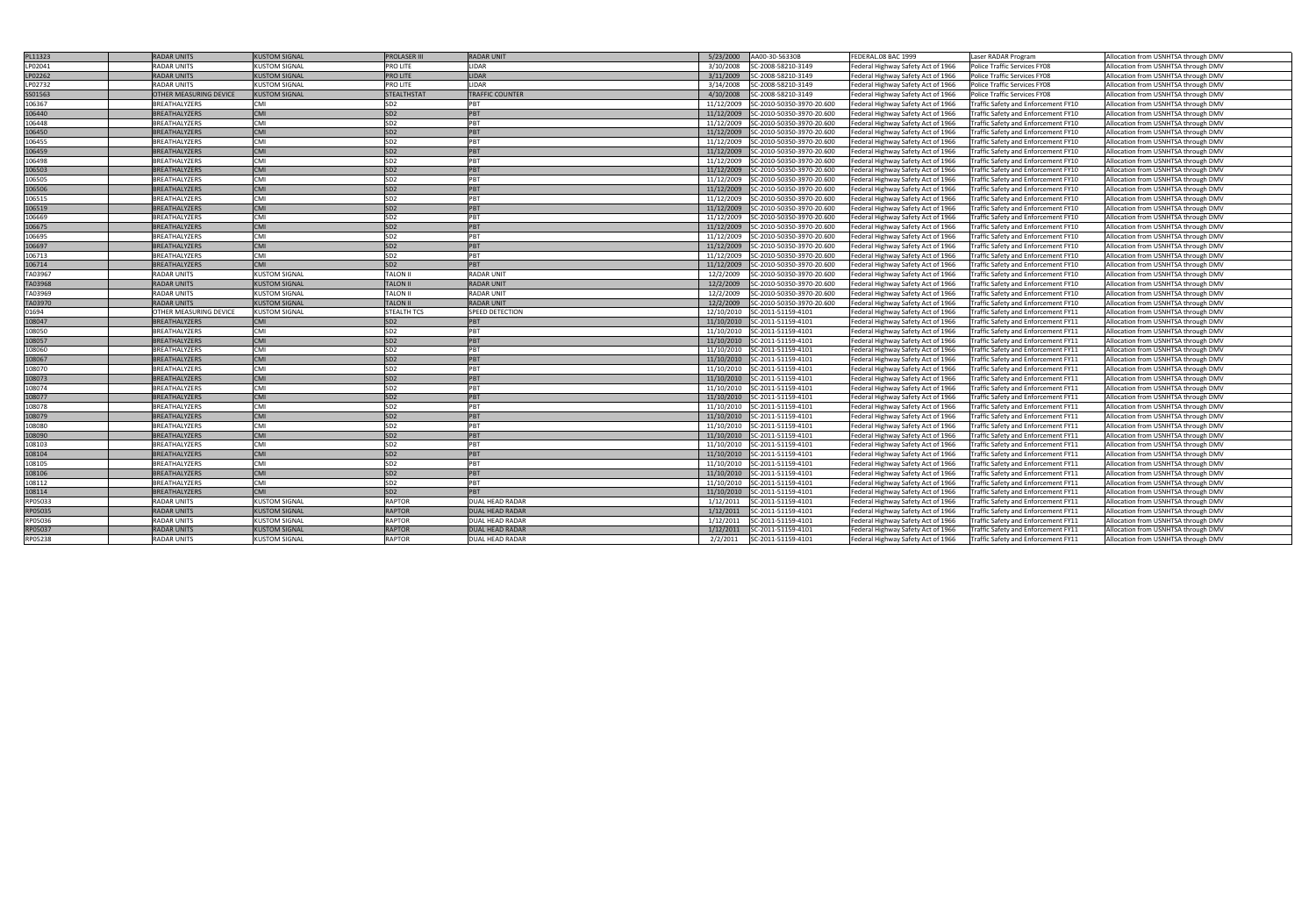| | | | | | | | | | | |
|---|---|---|---|---|---|---|---|---|---|---|
| PL11323 | | RADAR UNITS | KUSTOM SIGNAL | PROLASER III | RADAR UNIT | 5/23/2000 | AA00-30-56330B | FEDERAL.08 BAC 1999 | Laser RADAR Program | Allocation from USNHTSA through DMV |
| LP02041 | | RADAR UNITS | KUSTOM SIGNAL | PRO LITE | LIDAR | 3/10/2008 | SC-2008-58210-3149 | Federal Highway Safety Act of 1966 | Police Traffic Services FY08 | Allocation from USNHTSA through DMV |
| LP02262 | | RADAR UNITS | KUSTOM SIGNAL | PRO LITE | LIDAR | 3/11/2009 | SC-2008-58210-3149 | Federal Highway Safety Act of 1966 | Police Traffic Services FY08 | Allocation from USNHTSA through DMV |
| LP02732 | | RADAR UNITS | KUSTOM SIGNAL | PRO LITE | LIDAR | 3/14/2008 | SC-2008-58210-3149 | Federal Highway Safety Act of 1966 | Police Traffic Services FY08 | Allocation from USNHTSA through DMV |
| SS01563 | | OTHER MEASURING DEVICE | KUSTOM SIGNAL | STEALTHSTAT | TRAFFIC COUNTER | 4/10/2008 | SC-2008-58210-3149 | Federal Highway Safety Act of 1966 | Police Traffic Services FY08 | Allocation from USNHTSA through DMV |
| 106367 | | BREATHALYZERS | CMI | SD2 | PBT | 11/12/2009 | SC-2010-50350-3970-20.600 | Federal Highway Safety Act of 1966 | Traffic Safety and Enforcement FY10 | Allocation from USNHTSA through DMV |
| 106440 | | BREATHALYZERS | CMI | SD2 | PBT | 11/12/2009 | SC-2010-50350-3970-20.600 | Federal Highway Safety Act of 1966 | Traffic Safety and Enforcement FY10 | Allocation from USNHTSA through DMV |
| 106448 | | BREATHALYZERS | CMI | SD2 | PBT | 11/12/2009 | SC-2010-50350-3970-20.600 | Federal Highway Safety Act of 1966 | Traffic Safety and Enforcement FY10 | Allocation from USNHTSA through DMV |
| 106450 | | BREATHALYZERS | CMI | SD2 | PBT | 11/12/2009 | SC-2010-50350-3970-20.600 | Federal Highway Safety Act of 1966 | Traffic Safety and Enforcement FY10 | Allocation from USNHTSA through DMV |
| 106455 | | BREATHALYZERS | CMI | SD2 | PBT | 11/12/2009 | SC-2010-50350-3970-20.600 | Federal Highway Safety Act of 1966 | Traffic Safety and Enforcement FY10 | Allocation from USNHTSA through DMV |
| 106459 | | BREATHALYZERS | CMI | SD2 | PBT | 11/12/2009 | SC-2010-50350-3970-20.600 | Federal Highway Safety Act of 1966 | Traffic Safety and Enforcement FY10 | Allocation from USNHTSA through DMV |
| 106498 | | BREATHALYZERS | CMI | SD2 | PBT | 11/12/2009 | SC-2010-50350-3970-20.600 | Federal Highway Safety Act of 1966 | Traffic Safety and Enforcement FY10 | Allocation from USNHTSA through DMV |
| 106503 | | BREATHALYZERS | CMI | SD2 | PBT | 11/12/2009 | SC-2010-50350-3970-20.600 | Federal Highway Safety Act of 1966 | Traffic Safety and Enforcement FY10 | Allocation from USNHTSA through DMV |
| 106505 | | BREATHALYZERS | CMI | SD2 | PBT | 11/12/2009 | SC-2010-50350-3970-20.600 | Federal Highway Safety Act of 1966 | Traffic Safety and Enforcement FY10 | Allocation from USNHTSA through DMV |
| 106506 | | BREATHALYZERS | CMI | SD2 | PBT | 11/12/2009 | SC-2010-50350-3970-20.600 | Federal Highway Safety Act of 1966 | Traffic Safety and Enforcement FY10 | Allocation from USNHTSA through DMV |
| 106515 | | BREATHALYZERS | CMI | SD2 | PBT | 11/12/2009 | SC-2010-50350-3970-20.600 | Federal Highway Safety Act of 1966 | Traffic Safety and Enforcement FY10 | Allocation from USNHTSA through DMV |
| 106519 | | BREATHALYZERS | CMI | SD2 | PBT | 11/12/2009 | SC-2010-50350-3970-20.600 | Federal Highway Safety Act of 1966 | Traffic Safety and Enforcement FY10 | Allocation from USNHTSA through DMV |
| 106669 | | BREATHALYZERS | CMI | SD2 | PBT | 11/12/2009 | SC-2010-50350-3970-20.600 | Federal Highway Safety Act of 1966 | Traffic Safety and Enforcement FY10 | Allocation from USNHTSA through DMV |
| 106675 | | BREATHALYZERS | CMI | SD2 | PBT | 11/12/2009 | SC-2010-50350-3970-20.600 | Federal Highway Safety Act of 1966 | Traffic Safety and Enforcement FY10 | Allocation from USNHTSA through DMV |
| 106695 | | BREATHALYZERS | CMI | SD2 | PBT | 11/12/2009 | SC-2010-50350-3970-20.600 | Federal Highway Safety Act of 1966 | Traffic Safety and Enforcement FY10 | Allocation from USNHTSA through DMV |
| 106697 | | BREATHALYZERS | CMI | SD2 | PBT | 11/12/2009 | SC-2010-50350-3970-20.600 | Federal Highway Safety Act of 1966 | Traffic Safety and Enforcement FY10 | Allocation from USNHTSA through DMV |
| 106713 | | BREATHALYZERS | CMI | SD2 | PBT | 11/12/2009 | SC-2010-50350-3970-20.600 | Federal Highway Safety Act of 1966 | Traffic Safety and Enforcement FY10 | Allocation from USNHTSA through DMV |
| 106714 | | BREATHALYZERS | CMI | SD2 | PBT | 11/12/2009 | SC-2010-50350-3970-20.600 | Federal Highway Safety Act of 1966 | Traffic Safety and Enforcement FY10 | Allocation from USNHTSA through DMV |
| TA03967 | | RADAR UNITS | KUSTOM SIGNAL | TALON II | RADAR UNIT | 12/2/2009 | SC-2010-50350-3970-20.600 | Federal Highway Safety Act of 1966 | Traffic Safety and Enforcement FY10 | Allocation from USNHTSA through DMV |
| TA03968 | | RADAR UNITS | KUSTOM SIGNAL | TALON II | RADAR UNIT | 12/2/2009 | SC-2010-50350-3970-20.600 | Federal Highway Safety Act of 1966 | Traffic Safety and Enforcement FY10 | Allocation from USNHTSA through DMV |
| TA03969 | | RADAR UNITS | KUSTOM SIGNAL | TALON II | RADAR UNIT | 12/2/2009 | SC-2010-50350-3970-20.600 | Federal Highway Safety Act of 1966 | Traffic Safety and Enforcement FY10 | Allocation from USNHTSA through DMV |
| TA03970 | | RADAR UNITS | KUSTOM SIGNAL | TALON II | RADAR UNIT | 12/2/2009 | SC-2010-50350-3970-20.600 | Federal Highway Safety Act of 1966 | Traffic Safety and Enforcement FY10 | Allocation from USNHTSA through DMV |
| 01694 | | OTHER MEASURING DEVICE | KUSTOM SIGNAL | STEALTH TCS | SPEED DETECTION | 12/10/2010 | SC-2011-51159-4101 | Federal Highway Safety Act of 1966 | Traffic Safety and Enforcement FY11 | Allocation from USNHTSA through DMV |
| 108047 | | BREATHALYZERS | CMI | SD2 | PBT | 11/10/2010 | SC-2011-51159-4101 | Federal Highway Safety Act of 1966 | Traffic Safety and Enforcement FY11 | Allocation from USNHTSA through DMV |
| 108050 | | BREATHALYZERS | CMI | SD2 | PBT | 11/10/2010 | SC-2011-51159-4101 | Federal Highway Safety Act of 1966 | Traffic Safety and Enforcement FY11 | Allocation from USNHTSA through DMV |
| 108057 | | BREATHALYZERS | CMI | SD2 | PBT | 11/10/2010 | SC-2011-51159-4101 | Federal Highway Safety Act of 1966 | Traffic Safety and Enforcement FY11 | Allocation from USNHTSA through DMV |
| 108060 | | BREATHALYZERS | CMI | SD2 | PBT | 11/10/2010 | SC-2011-51159-4101 | Federal Highway Safety Act of 1966 | Traffic Safety and Enforcement FY11 | Allocation from USNHTSA through DMV |
| 108067 | | BREATHALYZERS | CMI | SD2 | PBT | 11/10/2010 | SC-2011-51159-4101 | Federal Highway Safety Act of 1966 | Traffic Safety and Enforcement FY11 | Allocation from USNHTSA through DMV |
| 108070 | | BREATHALYZERS | CMI | SD2 | PBT | 11/10/2010 | SC-2011-51159-4101 | Federal Highway Safety Act of 1966 | Traffic Safety and Enforcement FY11 | Allocation from USNHTSA through DMV |
| 108073 | | BREATHALYZERS | CMI | SD2 | PBT | 11/10/2010 | SC-2011-51159-4101 | Federal Highway Safety Act of 1966 | Traffic Safety and Enforcement FY11 | Allocation from USNHTSA through DMV |
| 108074 | | BREATHALYZERS | CMI | SD2 | PBT | 11/10/2010 | SC-2011-51159-4101 | Federal Highway Safety Act of 1966 | Traffic Safety and Enforcement FY11 | Allocation from USNHTSA through DMV |
| 108077 | | BREATHALYZERS | CMI | SD2 | PBT | 11/10/2010 | SC-2011-51159-4101 | Federal Highway Safety Act of 1966 | Traffic Safety and Enforcement FY11 | Allocation from USNHTSA through DMV |
| 108078 | | BREATHALYZERS | CMI | SD2 | PBT | 11/10/2010 | SC-2011-51159-4101 | Federal Highway Safety Act of 1966 | Traffic Safety and Enforcement FY11 | Allocation from USNHTSA through DMV |
| 108079 | | BREATHALYZERS | CMI | SD2 | PBT | 11/10/2010 | SC-2011-51159-4101 | Federal Highway Safety Act of 1966 | Traffic Safety and Enforcement FY11 | Allocation from USNHTSA through DMV |
| 108080 | | BREATHALYZERS | CMI | SD2 | PBT | 11/10/2010 | SC-2011-51159-4101 | Federal Highway Safety Act of 1966 | Traffic Safety and Enforcement FY11 | Allocation from USNHTSA through DMV |
| 108090 | | BREATHALYZERS | CMI | SD2 | PBT | 11/10/2010 | SC-2011-51159-4101 | Federal Highway Safety Act of 1966 | Traffic Safety and Enforcement FY11 | Allocation from USNHTSA through DMV |
| 108103 | | BREATHALYZERS | CMI | SD2 | PBT | 11/10/2010 | SC-2011-51159-4101 | Federal Highway Safety Act of 1966 | Traffic Safety and Enforcement FY11 | Allocation from USNHTSA through DMV |
| 108104 | | BREATHALYZERS | CMI | SD2 | PBT | 11/10/2010 | SC-2011-51159-4101 | Federal Highway Safety Act of 1966 | Traffic Safety and Enforcement FY11 | Allocation from USNHTSA through DMV |
| 108105 | | BREATHALYZERS | CMI | SD2 | PBT | 11/10/2010 | SC-2011-51159-4101 | Federal Highway Safety Act of 1966 | Traffic Safety and Enforcement FY11 | Allocation from USNHTSA through DMV |
| 108106 | | BREATHALYZERS | CMI | SD2 | PBT | 11/10/2010 | SC-2011-51159-4101 | Federal Highway Safety Act of 1966 | Traffic Safety and Enforcement FY11 | Allocation from USNHTSA through DMV |
| 108112 | | BREATHALYZERS | CMI | SD2 | PBT | 11/10/2010 | SC-2011-51159-4101 | Federal Highway Safety Act of 1966 | Traffic Safety and Enforcement FY11 | Allocation from USNHTSA through DMV |
| 108114 | | BREATHALYZERS | CMI | SD2 | PBT | 11/10/2010 | SC-2011-51159-4101 | Federal Highway Safety Act of 1966 | Traffic Safety and Enforcement FY11 | Allocation from USNHTSA through DMV |
| RP05033 | | RADAR UNITS | KUSTOM SIGNAL | RAPTOR | DUAL HEAD RADAR | 1/12/2011 | SC-2011-51159-4101 | Federal Highway Safety Act of 1966 | Traffic Safety and Enforcement FY11 | Allocation from USNHTSA through DMV |
| RP05035 | | RADAR UNITS | KUSTOM SIGNAL | RAPTOR | DUAL HEAD RADAR | 1/12/2011 | SC-2011-51159-4101 | Federal Highway Safety Act of 1966 | Traffic Safety and Enforcement FY11 | Allocation from USNHTSA through DMV |
| RP05036 | | RADAR UNITS | KUSTOM SIGNAL | RAPTOR | DUAL HEAD RADAR | 1/12/2011 | SC-2011-51159-4101 | Federal Highway Safety Act of 1966 | Traffic Safety and Enforcement FY11 | Allocation from USNHTSA through DMV |
| RP05037 | | RADAR UNITS | KUSTOM SIGNAL | RAPTOR | DUAL HEAD RADAR | 1/12/2011 | SC-2011-51159-4101 | Federal Highway Safety Act of 1966 | Traffic Safety and Enforcement FY11 | Allocation from USNHTSA through DMV |
| RP05238 | | RADAR UNITS | KUSTOM SIGNAL | RAPTOR | DUAL HEAD RADAR | 2/2/2011 | SC-2011-51159-4101 | Federal Highway Safety Act of 1966 | Traffic Safety and Enforcement FY11 | Allocation from USNHTSA through DMV |